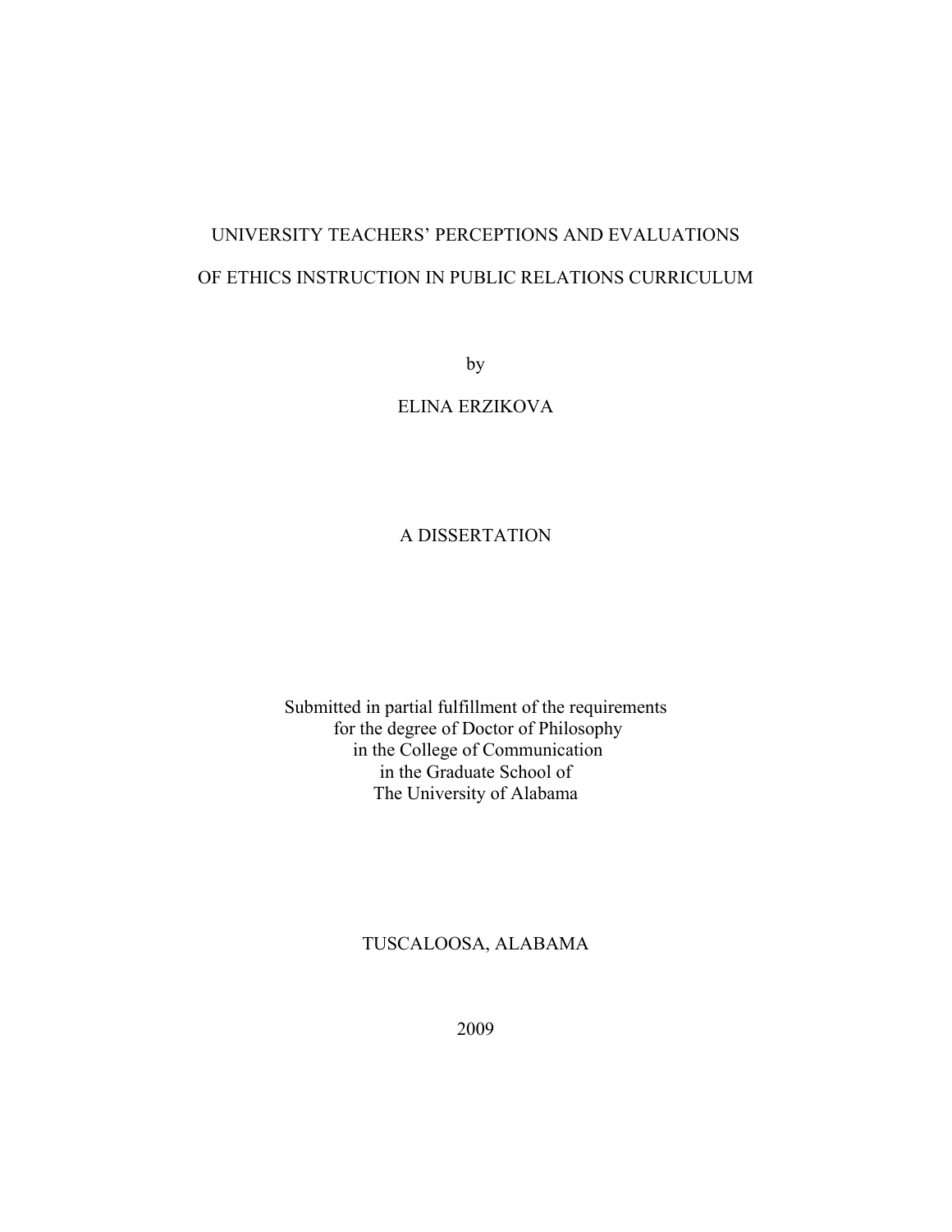# UNIVERSITY TEACHERS' PERCEPTIONS AND EVALUATIONS OF ETHICS INSTRUCTION IN PUBLIC RELATIONS CURRICULUM

by

ELINA ERZIKOVA

A DISSERTATION

Submitted in partial fulfillment of the requirements
for the degree of Doctor of Philosophy
in the College of Communication
in the Graduate School of
The University of Alabama

TUSCALOOSA, ALABAMA

2009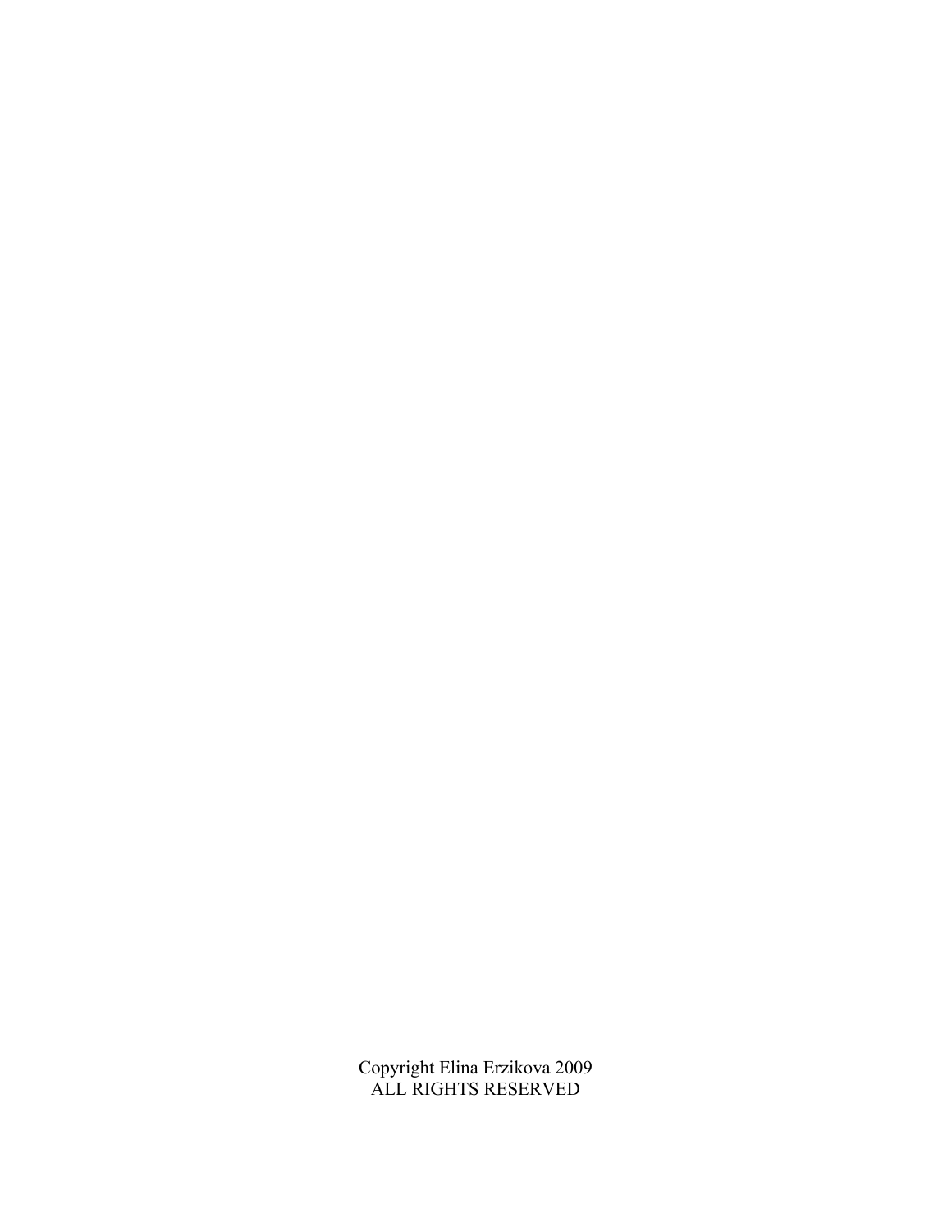Copyright Elina Erzikova 2009
ALL RIGHTS RESERVED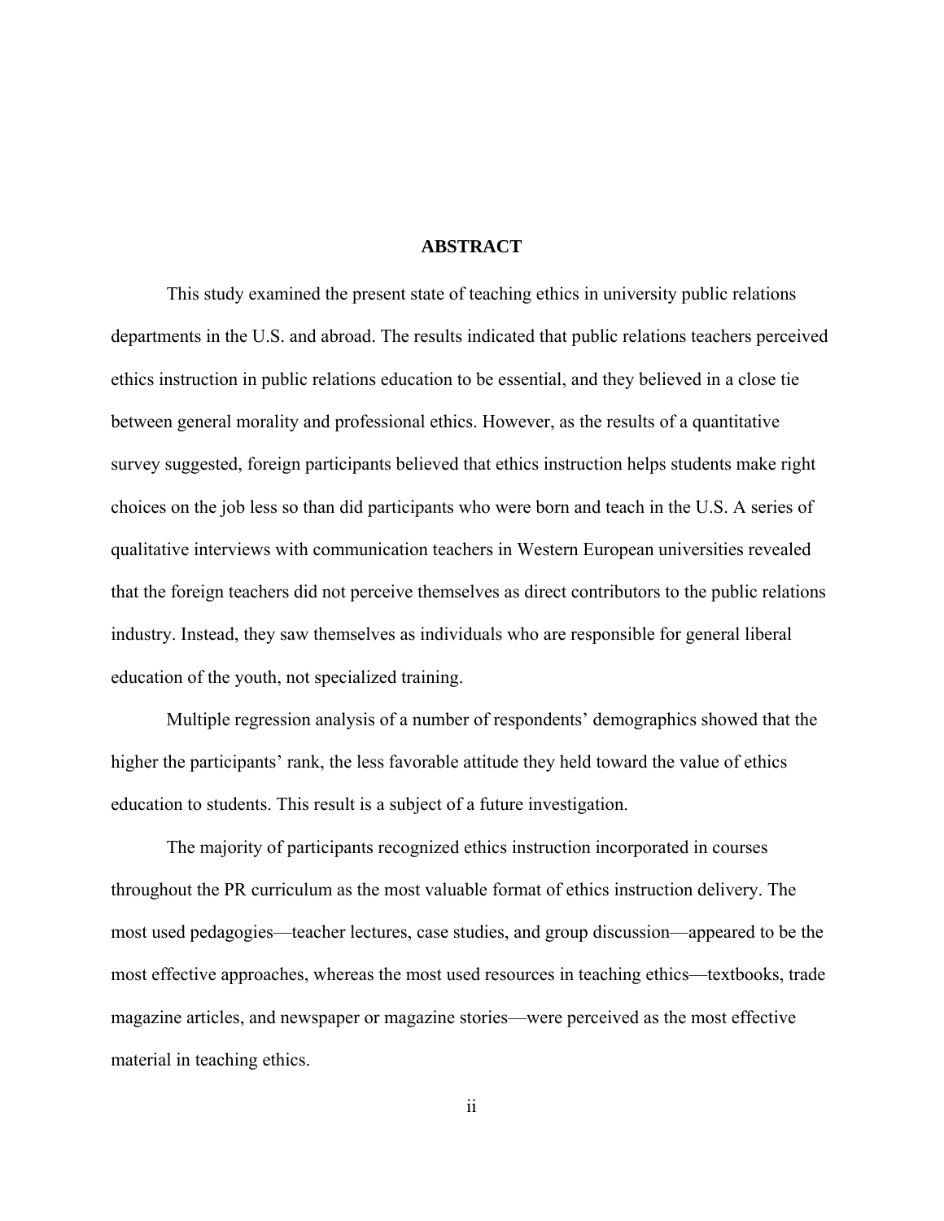# ABSTRACT

This study examined the present state of teaching ethics in university public relations departments in the U.S. and abroad. The results indicated that public relations teachers perceived ethics instruction in public relations education to be essential, and they believed in a close tie between general morality and professional ethics. However, as the results of a quantitative survey suggested, foreign participants believed that ethics instruction helps students make right choices on the job less so than did participants who were born and teach in the U.S. A series of qualitative interviews with communication teachers in Western European universities revealed that the foreign teachers did not perceive themselves as direct contributors to the public relations industry. Instead, they saw themselves as individuals who are responsible for general liberal education of the youth, not specialized training.

Multiple regression analysis of a number of respondents' demographics showed that the higher the participants' rank, the less favorable attitude they held toward the value of ethics education to students. This result is a subject of a future investigation.

The majority of participants recognized ethics instruction incorporated in courses throughout the PR curriculum as the most valuable format of ethics instruction delivery. The most used pedagogies—teacher lectures, case studies, and group discussion—appeared to be the most effective approaches, whereas the most used resources in teaching ethics—textbooks, trade magazine articles, and newspaper or magazine stories—were perceived as the most effective material in teaching ethics.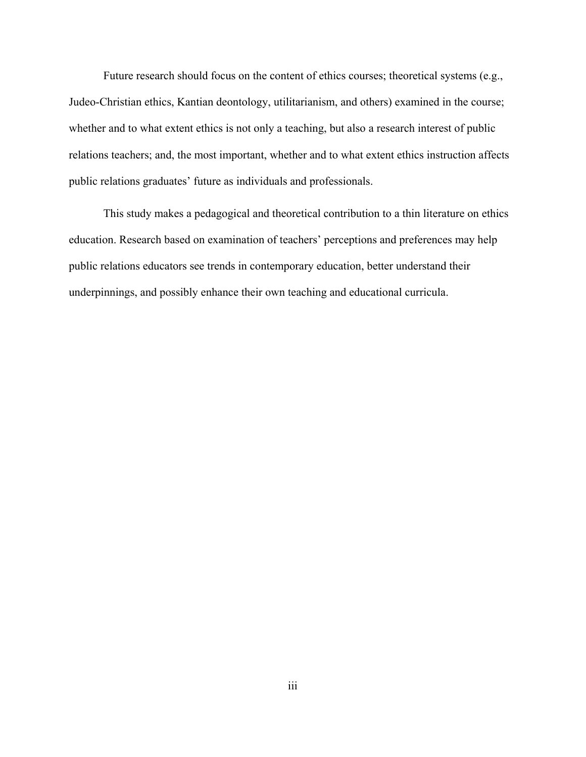Future research should focus on the content of ethics courses; theoretical systems (e.g., Judeo-Christian ethics, Kantian deontology, utilitarianism, and others) examined in the course; whether and to what extent ethics is not only a teaching, but also a research interest of public relations teachers; and, the most important, whether and to what extent ethics instruction affects public relations graduates' future as individuals and professionals.

This study makes a pedagogical and theoretical contribution to a thin literature on ethics education. Research based on examination of teachers' perceptions and preferences may help public relations educators see trends in contemporary education, better understand their underpinnings, and possibly enhance their own teaching and educational curricula.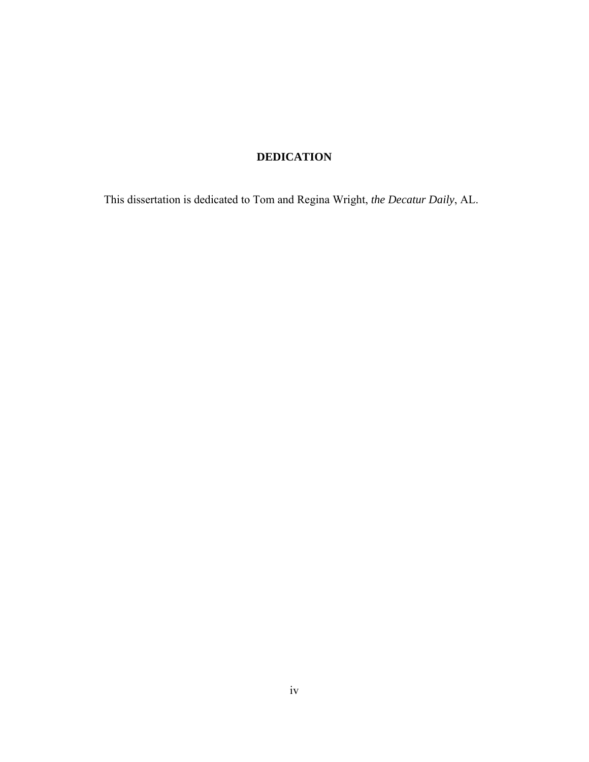# DEDICATION

This dissertation is dedicated to Tom and Regina Wright, *the Decatur Daily*, AL.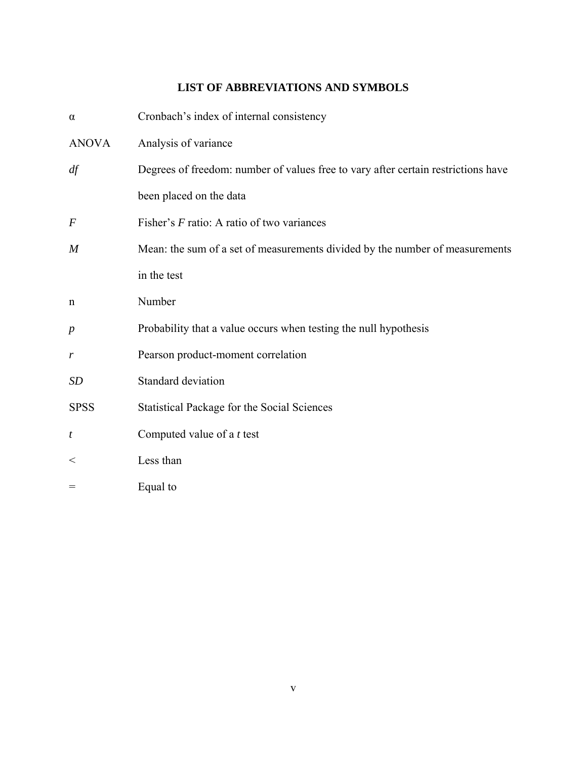# LIST OF ABBREVIATIONS AND SYMBOLS

| | |
|---|---|
| α | Cronbach's index of internal consistency |
| ANOVA | Analysis of variance |
| *df* | Degrees of freedom: number of values free to vary after certain restrictions have been placed on the data |
| *F* | Fisher's *F* ratio: A ratio of two variances |
| *M* | Mean: the sum of a set of measurements divided by the number of measurements in the test |
| n | Number |
| *p* | Probability that a value occurs when testing the null hypothesis |
| *r* | Pearson product-moment correlation |
| *SD* | Standard deviation |
| SPSS | Statistical Package for the Social Sciences |
| *t* | Computed value of a *t* test |
| < | Less than |
| = | Equal to |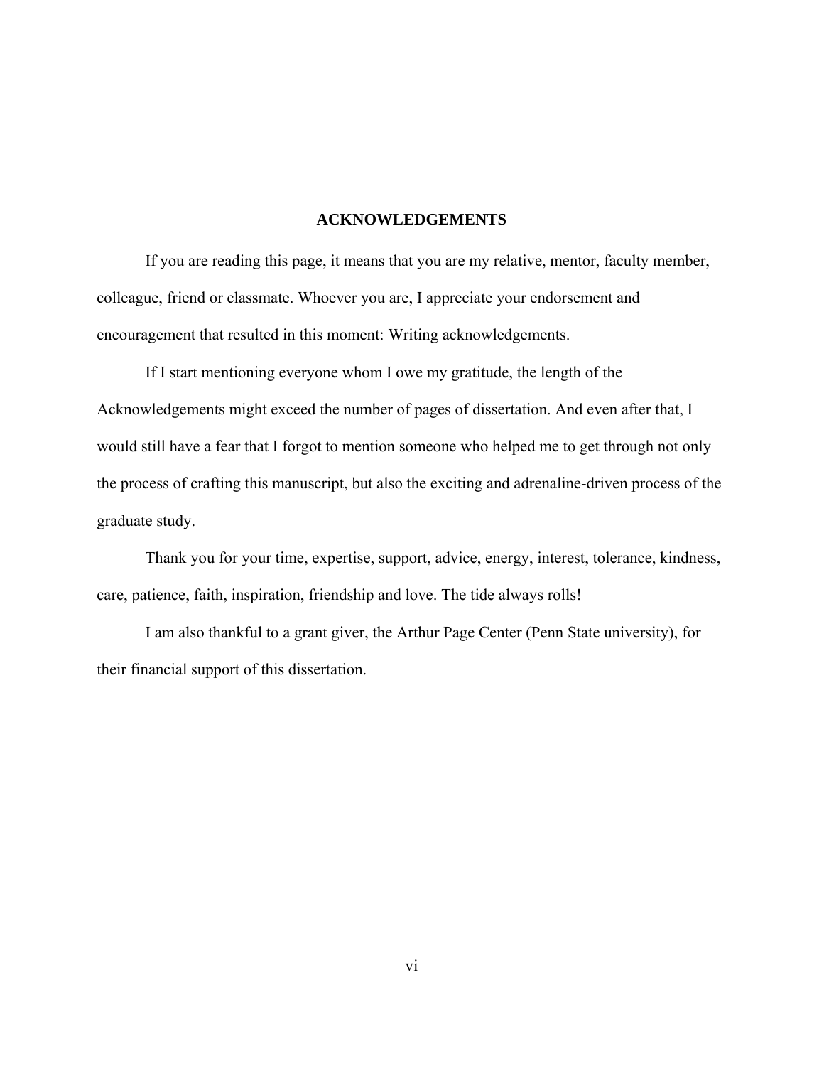# ACKNOWLEDGEMENTS

If you are reading this page, it means that you are my relative, mentor, faculty member, colleague, friend or classmate. Whoever you are, I appreciate your endorsement and encouragement that resulted in this moment: Writing acknowledgements.

If I start mentioning everyone whom I owe my gratitude, the length of the Acknowledgements might exceed the number of pages of dissertation. And even after that, I would still have a fear that I forgot to mention someone who helped me to get through not only the process of crafting this manuscript, but also the exciting and adrenaline-driven process of the graduate study.

Thank you for your time, expertise, support, advice, energy, interest, tolerance, kindness, care, patience, faith, inspiration, friendship and love. The tide always rolls!

I am also thankful to a grant giver, the Arthur Page Center (Penn State university), for their financial support of this dissertation.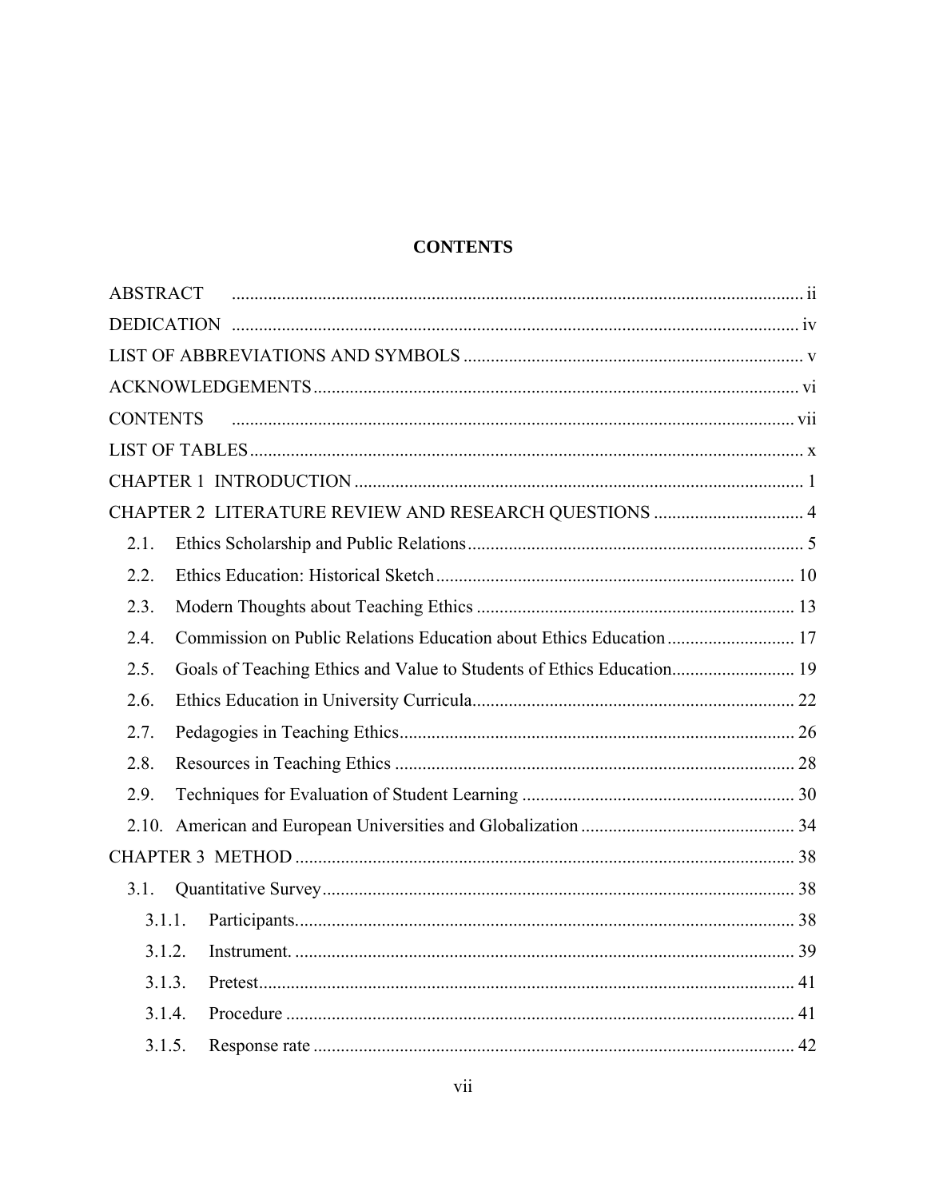# CONTENTS

ABSTRACT ..... ii

DEDICATION ..... iv

LIST OF ABBREVIATIONS AND SYMBOLS ..... v

ACKNOWLEDGEMENTS ..... vi

CONTENTS ..... vii

LIST OF TABLES ..... x

CHAPTER 1 INTRODUCTION ..... 1

CHAPTER 2 LITERATURE REVIEW AND RESEARCH QUESTIONS ..... 4

- 2.1. Ethics Scholarship and Public Relations ..... 5
- 2.2. Ethics Education: Historical Sketch ..... 10
- 2.3. Modern Thoughts about Teaching Ethics ..... 13
- 2.4. Commission on Public Relations Education about Ethics Education ..... 17
- 2.5. Goals of Teaching Ethics and Value to Students of Ethics Education ..... 19
- 2.6. Ethics Education in University Curricula ..... 22
- 2.7. Pedagogies in Teaching Ethics ..... 26
- 2.8. Resources in Teaching Ethics ..... 28
- 2.9. Techniques for Evaluation of Student Learning ..... 30
- 2.10. American and European Universities and Globalization ..... 34

CHAPTER 3 METHOD ..... 38

- 3.1. Quantitative Survey ..... 38
  - 3.1.1. Participants ..... 38
  - 3.1.2. Instrument. ..... 39
  - 3.1.3. Pretest ..... 41
  - 3.1.4. Procedure ..... 41
  - 3.1.5. Response rate ..... 42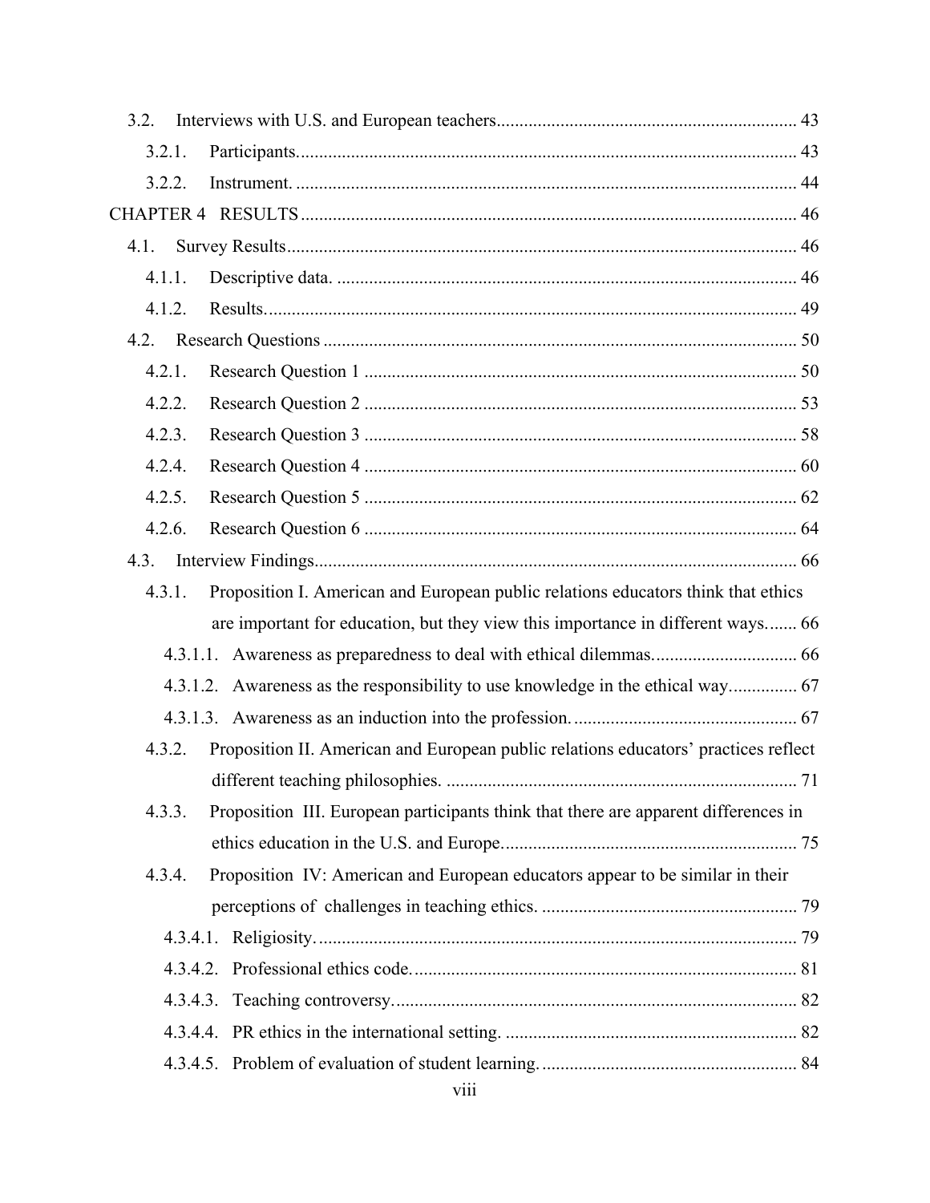3.2. Interviews with U.S. and European teachers ..... 43

3.2.1. Participants ..... 43

3.2.2. Instrument ..... 44

CHAPTER 4 RESULTS ..... 46

4.1. Survey Results ..... 46

4.1.1. Descriptive data ..... 46

4.1.2. Results ..... 49

4.2. Research Questions ..... 50

4.2.1. Research Question 1 ..... 50

4.2.2. Research Question 2 ..... 53

4.2.3. Research Question 3 ..... 58

4.2.4. Research Question 4 ..... 60

4.2.5. Research Question 5 ..... 62

4.2.6. Research Question 6 ..... 64

4.3. Interview Findings ..... 66

4.3.1. Proposition I. American and European public relations educators think that ethics are important for education, but they view this importance in different ways ..... 66

4.3.1.1. Awareness as preparedness to deal with ethical dilemmas ..... 66

4.3.1.2. Awareness as the responsibility to use knowledge in the ethical way ..... 67

4.3.1.3. Awareness as an induction into the profession ..... 67

4.3.2. Proposition II. American and European public relations educators' practices reflect different teaching philosophies ..... 71

4.3.3. Proposition III. European participants think that there are apparent differences in ethics education in the U.S. and Europe ..... 75

4.3.4. Proposition IV: American and European educators appear to be similar in their perceptions of challenges in teaching ethics ..... 79

4.3.4.1. Religiosity ..... 79

4.3.4.2. Professional ethics code ..... 81

4.3.4.3. Teaching controversy ..... 82

4.3.4.4. PR ethics in the international setting ..... 82

4.3.4.5. Problem of evaluation of student learning ..... 84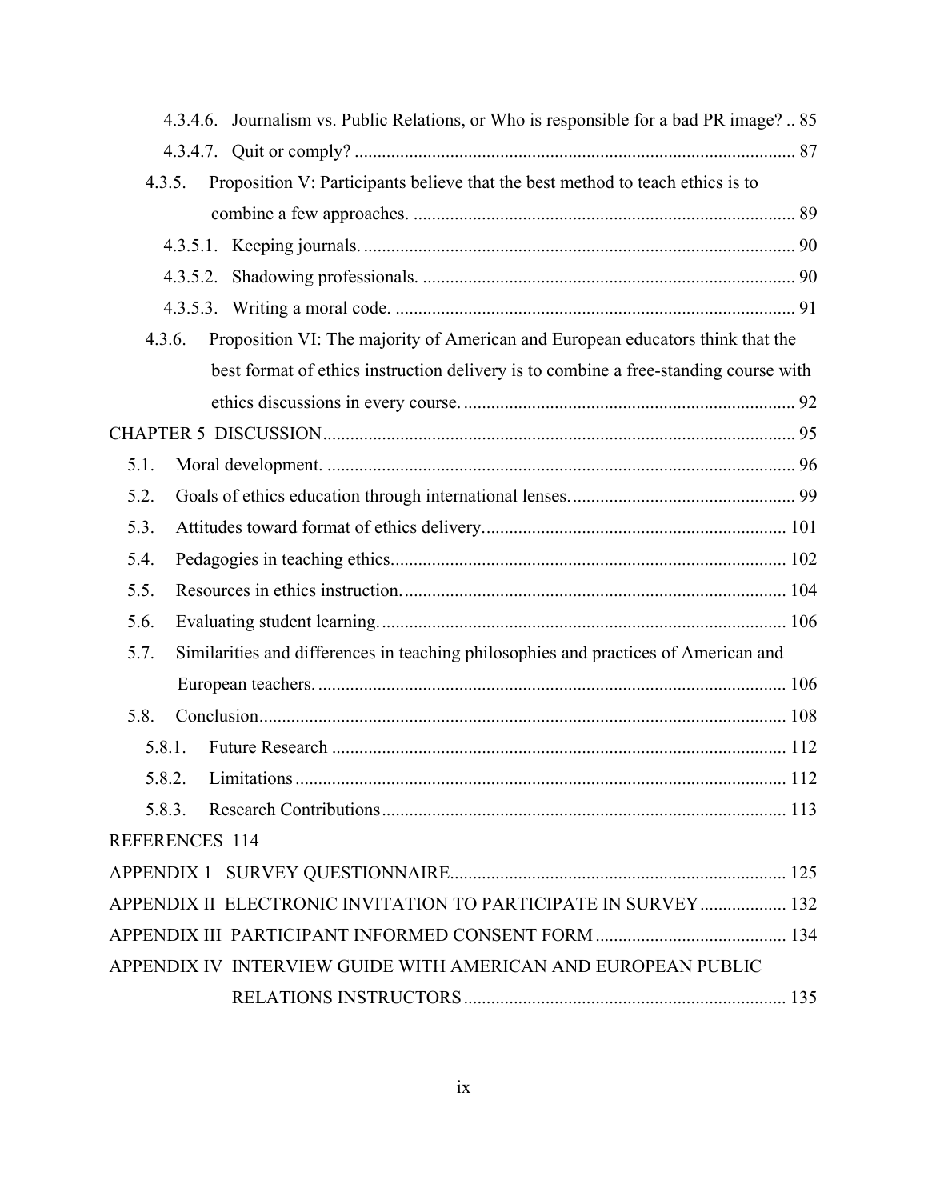4.3.4.6. Journalism vs. Public Relations, or Who is responsible for a bad PR image? .. 85

4.3.4.7. Quit or comply? ................................................................................................ 87

4.3.5. Proposition V: Participants believe that the best method to teach ethics is to combine a few approaches. .................................................................................. 89

4.3.5.1. Keeping journals. ............................................................................................. 90

4.3.5.2. Shadowing professionals. ................................................................................ 90

4.3.5.3. Writing a moral code. ...................................................................................... 91

4.3.6. Proposition VI: The majority of American and European educators think that the best format of ethics instruction delivery is to combine a free-standing course with ethics discussions in every course. ....................................................................... 92

CHAPTER 5 DISCUSSION ...................................................................................................... 95

5.1. Moral development. ..................................................................................................... 96

5.2. Goals of ethics education through international lenses. ................................................ 99

5.3. Attitudes toward format of ethics delivery. ................................................................. 101

5.4. Pedagogies in teaching ethics. ..................................................................................... 102

5.5. Resources in ethics instruction. ................................................................................... 104

5.6. Evaluating student learning. ........................................................................................ 106

5.7. Similarities and differences in teaching philosophies and practices of American and European teachers. ...................................................................................................... 106

5.8. Conclusion .................................................................................................................. 108

5.8.1. Future Research ..................................................................................................... 112

5.8.2. Limitations ............................................................................................................ 112

5.8.3. Research Contributions ......................................................................................... 113

REFERENCES 114

APPENDIX 1 SURVEY QUESTIONNAIRE ........................................................................ 125

APPENDIX II ELECTRONIC INVITATION TO PARTICIPATE IN SURVEY .................. 132

APPENDIX III PARTICIPANT INFORMED CONSENT FORM ........................................ 134

APPENDIX IV INTERVIEW GUIDE WITH AMERICAN AND EUROPEAN PUBLIC RELATIONS INSTRUCTORS ..................................................................... 135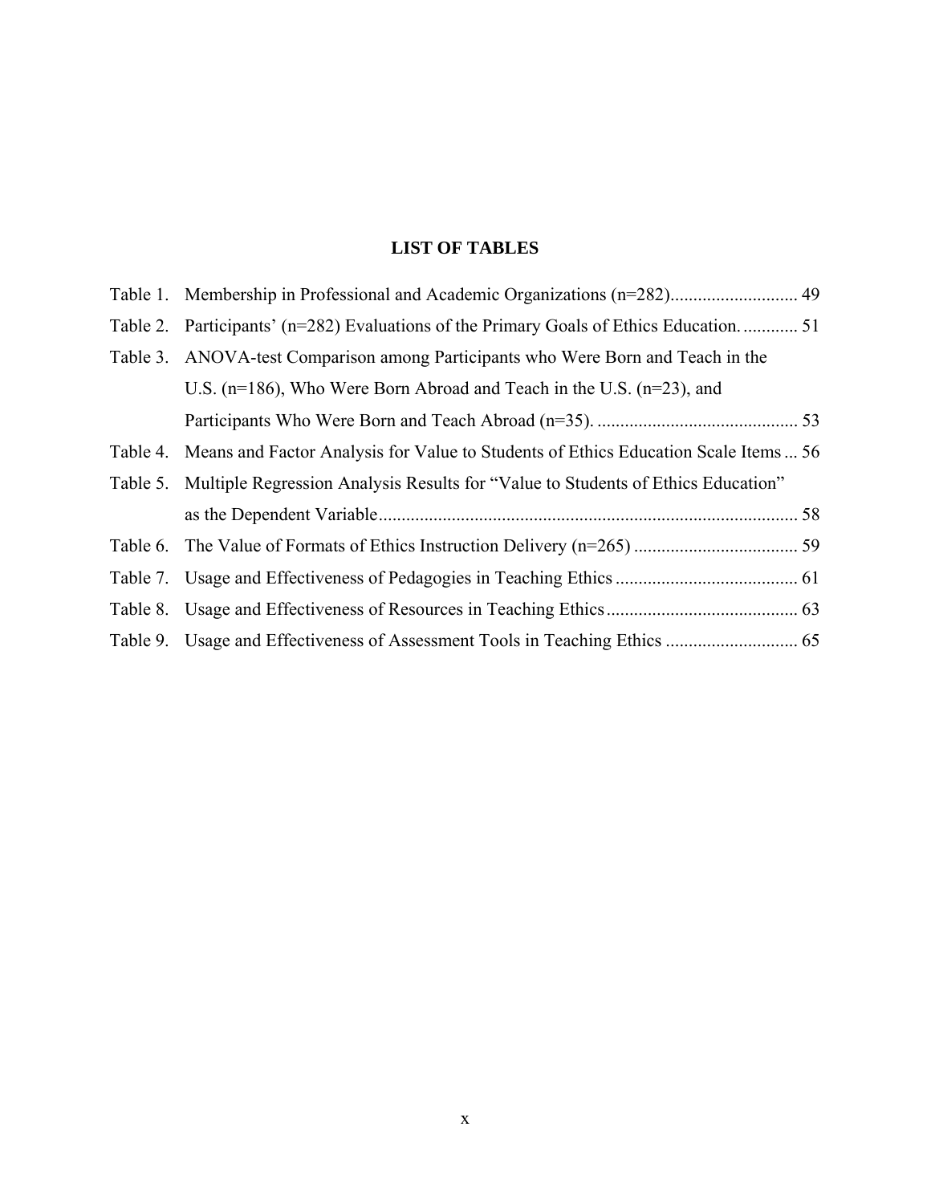# LIST OF TABLES

Table 1. Membership in Professional and Academic Organizations (n=282)............................ 49

Table 2. Participants' (n=282) Evaluations of the Primary Goals of Ethics Education. ........... 51

Table 3. ANOVA-test Comparison among Participants who Were Born and Teach in the U.S. (n=186), Who Were Born Abroad and Teach in the U.S. (n=23), and Participants Who Were Born and Teach Abroad (n=35). ............................................ 53

Table 4. Means and Factor Analysis for Value to Students of Ethics Education Scale Items ... 56

Table 5. Multiple Regression Analysis Results for "Value to Students of Ethics Education" as the Dependent Variable........................................................................................... 58

Table 6. The Value of Formats of Ethics Instruction Delivery (n=265) .................................... 59

Table 7. Usage and Effectiveness of Pedagogies in Teaching Ethics ........................................ 61

Table 8. Usage and Effectiveness of Resources in Teaching Ethics.......................................... 63

Table 9. Usage and Effectiveness of Assessment Tools in Teaching Ethics ............................. 65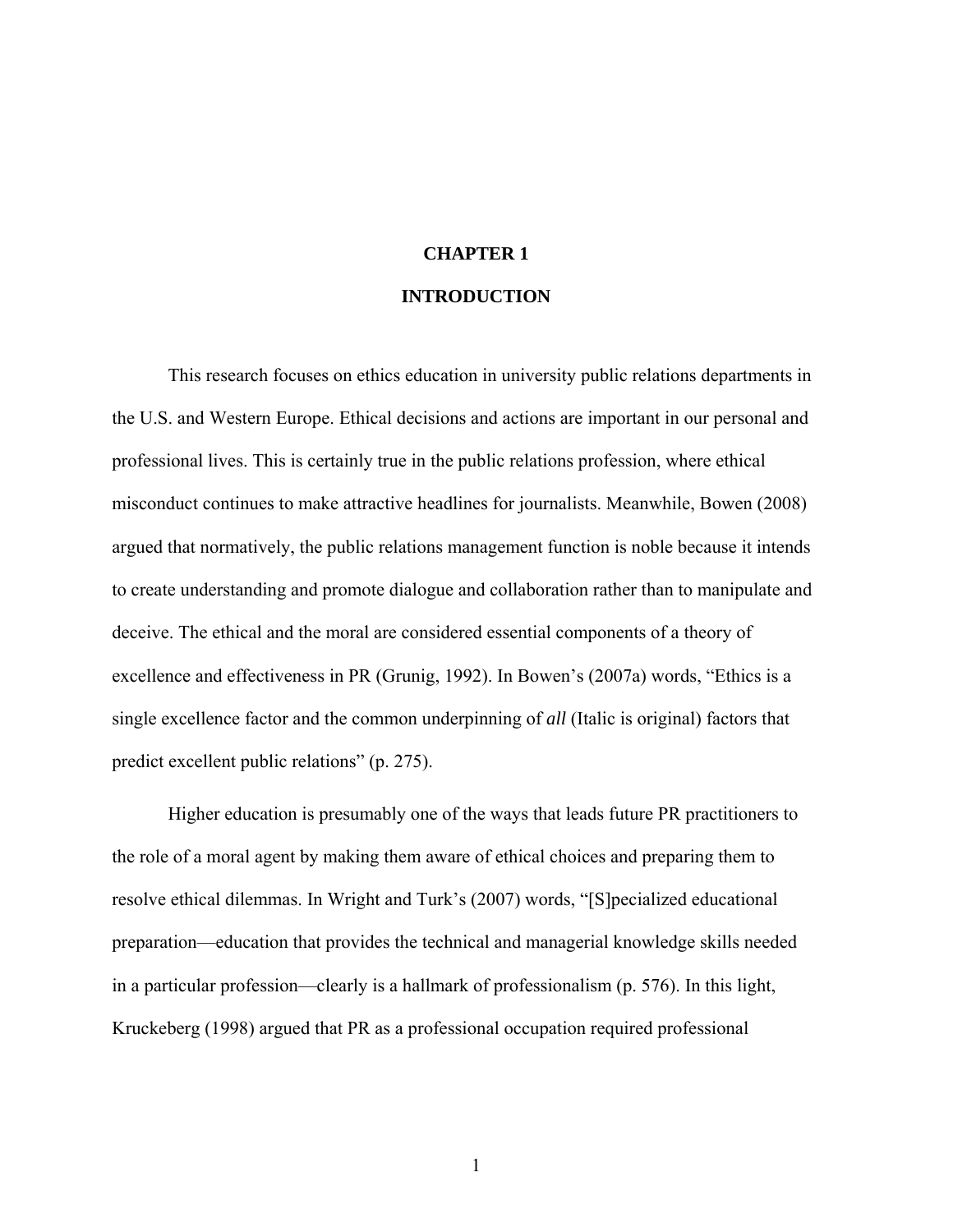# CHAPTER 1

# INTRODUCTION

This research focuses on ethics education in university public relations departments in the U.S. and Western Europe. Ethical decisions and actions are important in our personal and professional lives. This is certainly true in the public relations profession, where ethical misconduct continues to make attractive headlines for journalists. Meanwhile, Bowen (2008) argued that normatively, the public relations management function is noble because it intends to create understanding and promote dialogue and collaboration rather than to manipulate and deceive. The ethical and the moral are considered essential components of a theory of excellence and effectiveness in PR (Grunig, 1992). In Bowen's (2007a) words, "Ethics is a single excellence factor and the common underpinning of *all* (Italic is original) factors that predict excellent public relations" (p. 275).

Higher education is presumably one of the ways that leads future PR practitioners to the role of a moral agent by making them aware of ethical choices and preparing them to resolve ethical dilemmas. In Wright and Turk's (2007) words, "[S]pecialized educational preparation—education that provides the technical and managerial knowledge skills needed in a particular profession—clearly is a hallmark of professionalism (p. 576). In this light, Kruckeberg (1998) argued that PR as a professional occupation required professional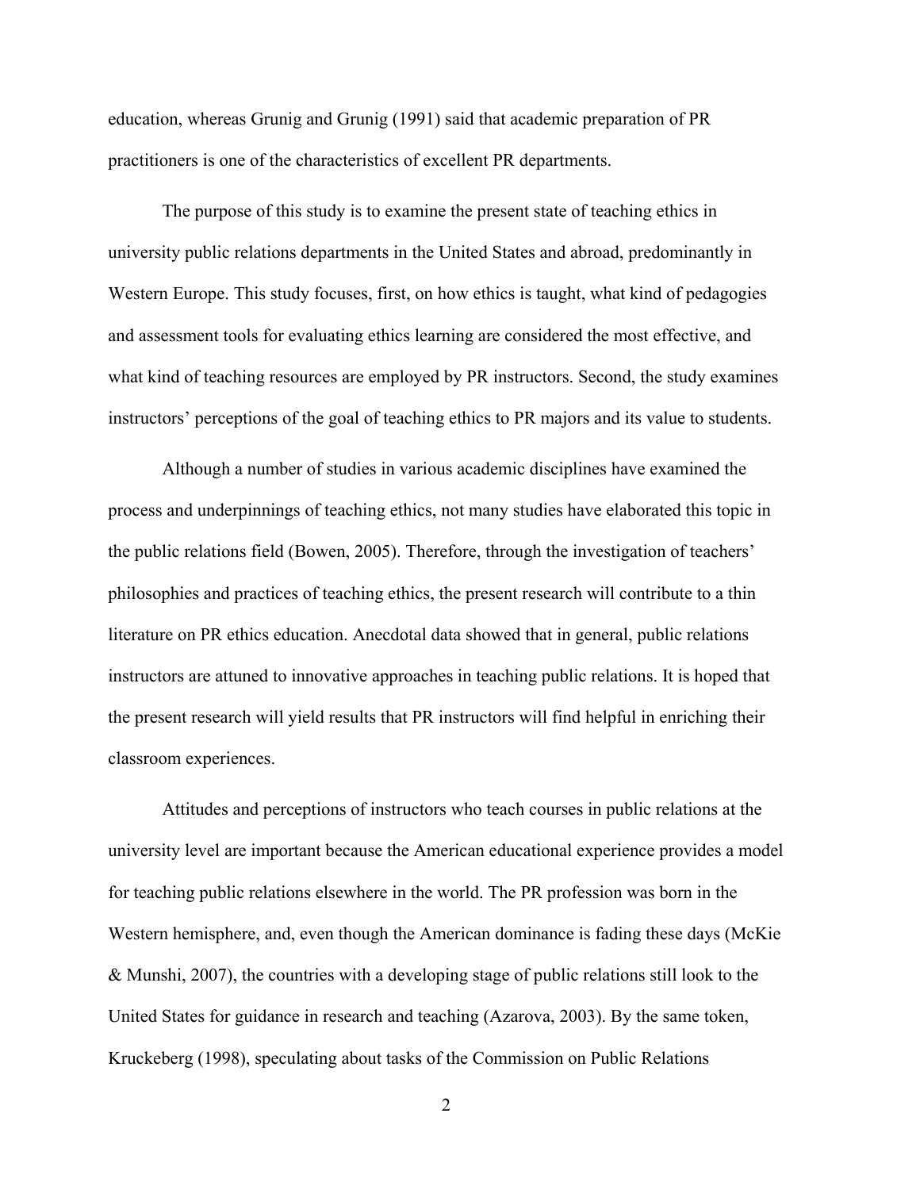education, whereas Grunig and Grunig (1991) said that academic preparation of PR practitioners is one of the characteristics of excellent PR departments.

The purpose of this study is to examine the present state of teaching ethics in university public relations departments in the United States and abroad, predominantly in Western Europe. This study focuses, first, on how ethics is taught, what kind of pedagogies and assessment tools for evaluating ethics learning are considered the most effective, and what kind of teaching resources are employed by PR instructors. Second, the study examines instructors' perceptions of the goal of teaching ethics to PR majors and its value to students.

Although a number of studies in various academic disciplines have examined the process and underpinnings of teaching ethics, not many studies have elaborated this topic in the public relations field (Bowen, 2005). Therefore, through the investigation of teachers' philosophies and practices of teaching ethics, the present research will contribute to a thin literature on PR ethics education. Anecdotal data showed that in general, public relations instructors are attuned to innovative approaches in teaching public relations. It is hoped that the present research will yield results that PR instructors will find helpful in enriching their classroom experiences.

Attitudes and perceptions of instructors who teach courses in public relations at the university level are important because the American educational experience provides a model for teaching public relations elsewhere in the world. The PR profession was born in the Western hemisphere, and, even though the American dominance is fading these days (McKie & Munshi, 2007), the countries with a developing stage of public relations still look to the United States for guidance in research and teaching (Azarova, 2003). By the same token, Kruckeberg (1998), speculating about tasks of the Commission on Public Relations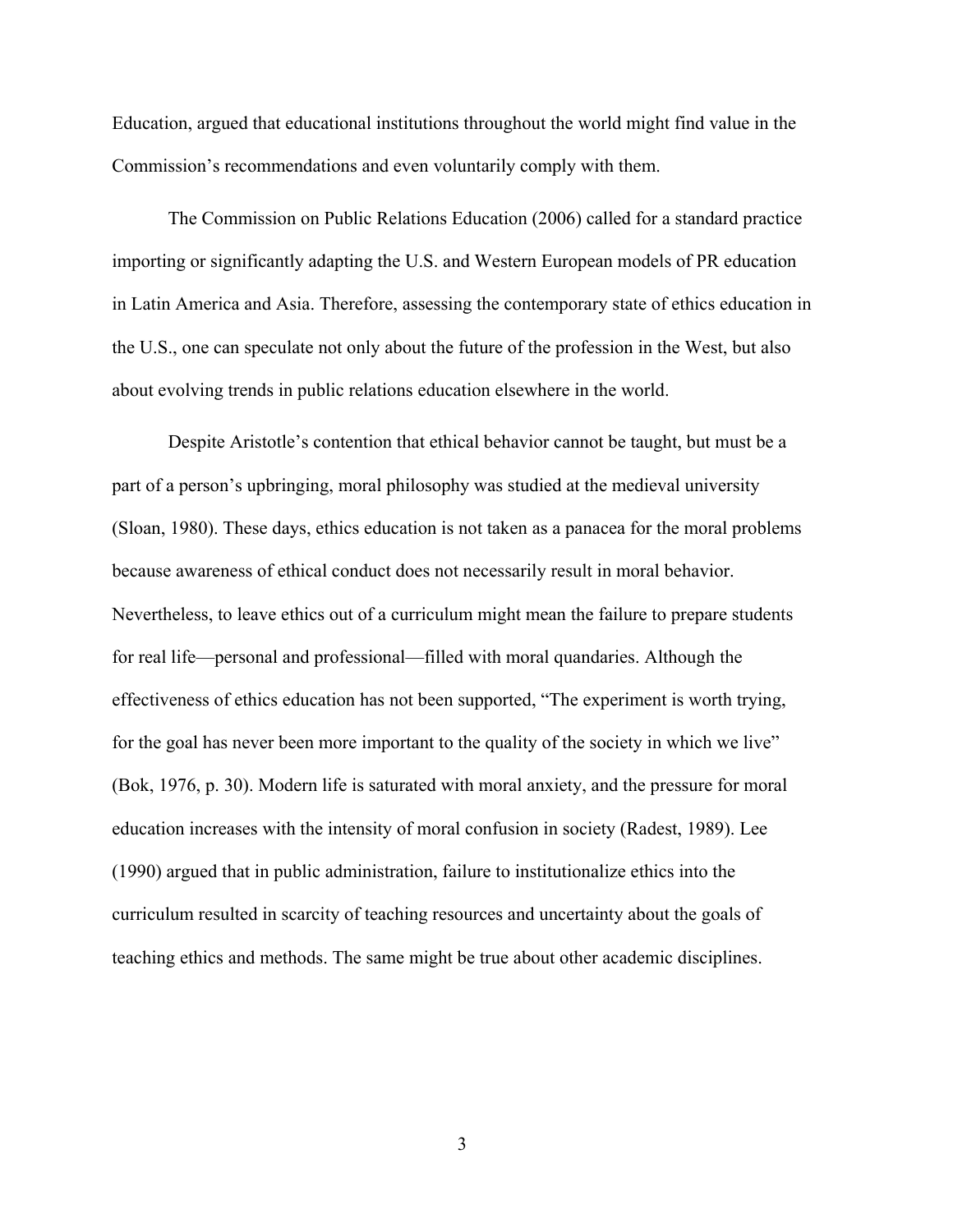Education, argued that educational institutions throughout the world might find value in the Commission's recommendations and even voluntarily comply with them.

The Commission on Public Relations Education (2006) called for a standard practice importing or significantly adapting the U.S. and Western European models of PR education in Latin America and Asia. Therefore, assessing the contemporary state of ethics education in the U.S., one can speculate not only about the future of the profession in the West, but also about evolving trends in public relations education elsewhere in the world.

Despite Aristotle's contention that ethical behavior cannot be taught, but must be a part of a person's upbringing, moral philosophy was studied at the medieval university (Sloan, 1980). These days, ethics education is not taken as a panacea for the moral problems because awareness of ethical conduct does not necessarily result in moral behavior. Nevertheless, to leave ethics out of a curriculum might mean the failure to prepare students for real life—personal and professional—filled with moral quandaries. Although the effectiveness of ethics education has not been supported, "The experiment is worth trying, for the goal has never been more important to the quality of the society in which we live" (Bok, 1976, p. 30). Modern life is saturated with moral anxiety, and the pressure for moral education increases with the intensity of moral confusion in society (Radest, 1989). Lee (1990) argued that in public administration, failure to institutionalize ethics into the curriculum resulted in scarcity of teaching resources and uncertainty about the goals of teaching ethics and methods. The same might be true about other academic disciplines.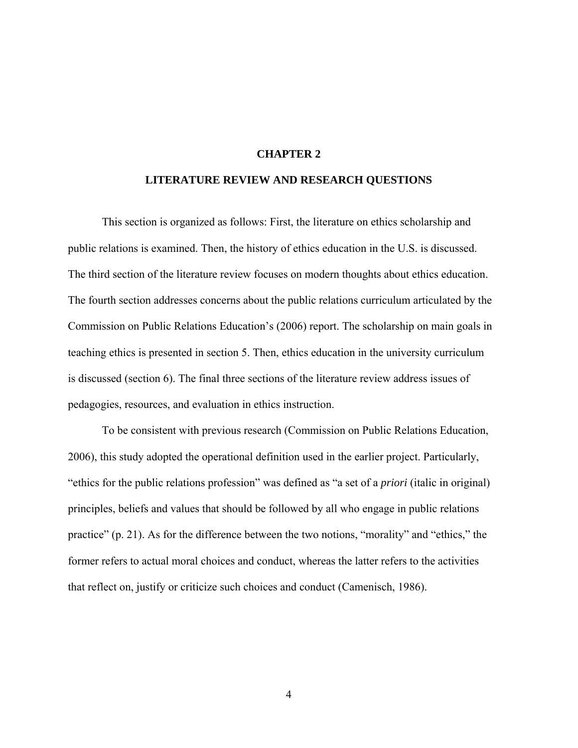# CHAPTER 2

## LITERATURE REVIEW AND RESEARCH QUESTIONS

This section is organized as follows: First, the literature on ethics scholarship and public relations is examined. Then, the history of ethics education in the U.S. is discussed. The third section of the literature review focuses on modern thoughts about ethics education. The fourth section addresses concerns about the public relations curriculum articulated by the Commission on Public Relations Education's (2006) report. The scholarship on main goals in teaching ethics is presented in section 5. Then, ethics education in the university curriculum is discussed (section 6). The final three sections of the literature review address issues of pedagogies, resources, and evaluation in ethics instruction.

To be consistent with previous research (Commission on Public Relations Education, 2006), this study adopted the operational definition used in the earlier project. Particularly, "ethics for the public relations profession" was defined as "a set of a *priori* (italic in original) principles, beliefs and values that should be followed by all who engage in public relations practice" (p. 21). As for the difference between the two notions, "morality" and "ethics," the former refers to actual moral choices and conduct, whereas the latter refers to the activities that reflect on, justify or criticize such choices and conduct (Camenisch, 1986).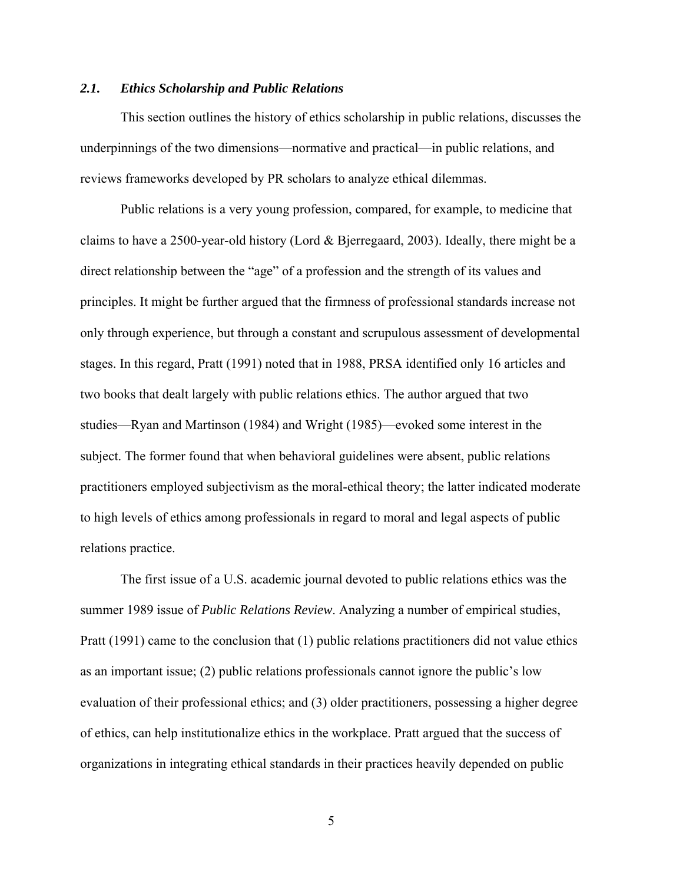### *2.1. Ethics Scholarship and Public Relations*

This section outlines the history of ethics scholarship in public relations, discusses the underpinnings of the two dimensions—normative and practical—in public relations, and reviews frameworks developed by PR scholars to analyze ethical dilemmas.

Public relations is a very young profession, compared, for example, to medicine that claims to have a 2500-year-old history (Lord & Bjerregaard, 2003). Ideally, there might be a direct relationship between the "age" of a profession and the strength of its values and principles. It might be further argued that the firmness of professional standards increase not only through experience, but through a constant and scrupulous assessment of developmental stages. In this regard, Pratt (1991) noted that in 1988, PRSA identified only 16 articles and two books that dealt largely with public relations ethics. The author argued that two studies—Ryan and Martinson (1984) and Wright (1985)—evoked some interest in the subject. The former found that when behavioral guidelines were absent, public relations practitioners employed subjectivism as the moral-ethical theory; the latter indicated moderate to high levels of ethics among professionals in regard to moral and legal aspects of public relations practice.

The first issue of a U.S. academic journal devoted to public relations ethics was the summer 1989 issue of *Public Relations Review*. Analyzing a number of empirical studies, Pratt (1991) came to the conclusion that (1) public relations practitioners did not value ethics as an important issue; (2) public relations professionals cannot ignore the public's low evaluation of their professional ethics; and (3) older practitioners, possessing a higher degree of ethics, can help institutionalize ethics in the workplace. Pratt argued that the success of organizations in integrating ethical standards in their practices heavily depended on public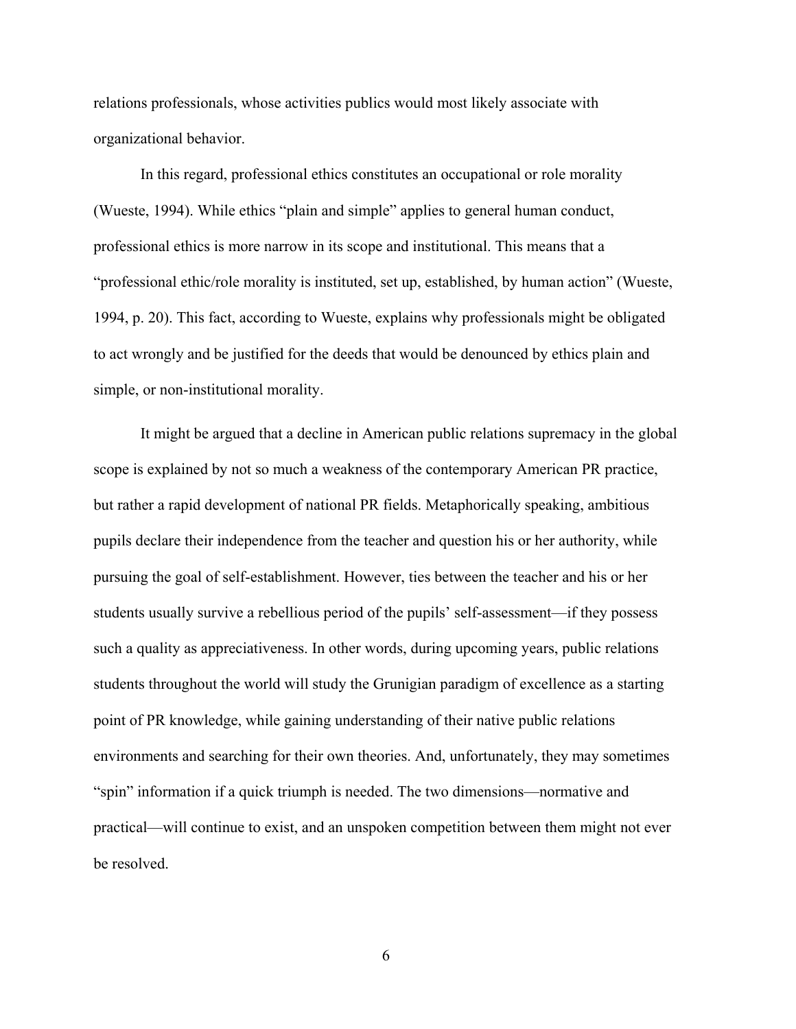relations professionals, whose activities publics would most likely associate with organizational behavior.

In this regard, professional ethics constitutes an occupational or role morality (Wueste, 1994). While ethics "plain and simple" applies to general human conduct, professional ethics is more narrow in its scope and institutional. This means that a "professional ethic/role morality is instituted, set up, established, by human action" (Wueste, 1994, p. 20). This fact, according to Wueste, explains why professionals might be obligated to act wrongly and be justified for the deeds that would be denounced by ethics plain and simple, or non-institutional morality.

It might be argued that a decline in American public relations supremacy in the global scope is explained by not so much a weakness of the contemporary American PR practice, but rather a rapid development of national PR fields. Metaphorically speaking, ambitious pupils declare their independence from the teacher and question his or her authority, while pursuing the goal of self-establishment. However, ties between the teacher and his or her students usually survive a rebellious period of the pupils' self-assessment—if they possess such a quality as appreciativeness. In other words, during upcoming years, public relations students throughout the world will study the Grunigian paradigm of excellence as a starting point of PR knowledge, while gaining understanding of their native public relations environments and searching for their own theories. And, unfortunately, they may sometimes "spin" information if a quick triumph is needed. The two dimensions—normative and practical—will continue to exist, and an unspoken competition between them might not ever be resolved.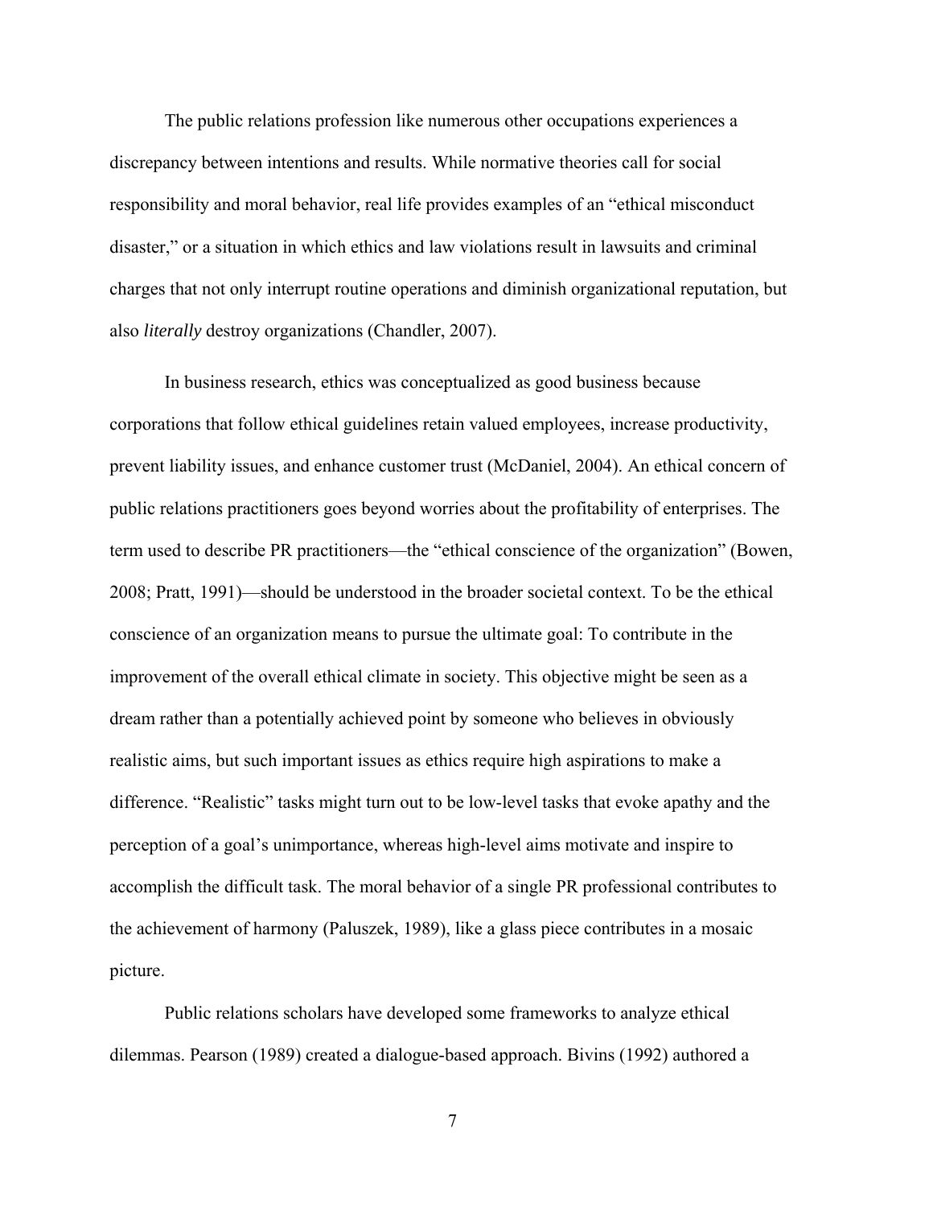The public relations profession like numerous other occupations experiences a discrepancy between intentions and results. While normative theories call for social responsibility and moral behavior, real life provides examples of an "ethical misconduct disaster," or a situation in which ethics and law violations result in lawsuits and criminal charges that not only interrupt routine operations and diminish organizational reputation, but also *literally* destroy organizations (Chandler, 2007).

In business research, ethics was conceptualized as good business because corporations that follow ethical guidelines retain valued employees, increase productivity, prevent liability issues, and enhance customer trust (McDaniel, 2004). An ethical concern of public relations practitioners goes beyond worries about the profitability of enterprises. The term used to describe PR practitioners—the "ethical conscience of the organization" (Bowen, 2008; Pratt, 1991)—should be understood in the broader societal context. To be the ethical conscience of an organization means to pursue the ultimate goal: To contribute in the improvement of the overall ethical climate in society. This objective might be seen as a dream rather than a potentially achieved point by someone who believes in obviously realistic aims, but such important issues as ethics require high aspirations to make a difference. "Realistic" tasks might turn out to be low-level tasks that evoke apathy and the perception of a goal's unimportance, whereas high-level aims motivate and inspire to accomplish the difficult task. The moral behavior of a single PR professional contributes to the achievement of harmony (Paluszek, 1989), like a glass piece contributes in a mosaic picture.

Public relations scholars have developed some frameworks to analyze ethical dilemmas. Pearson (1989) created a dialogue-based approach. Bivins (1992) authored a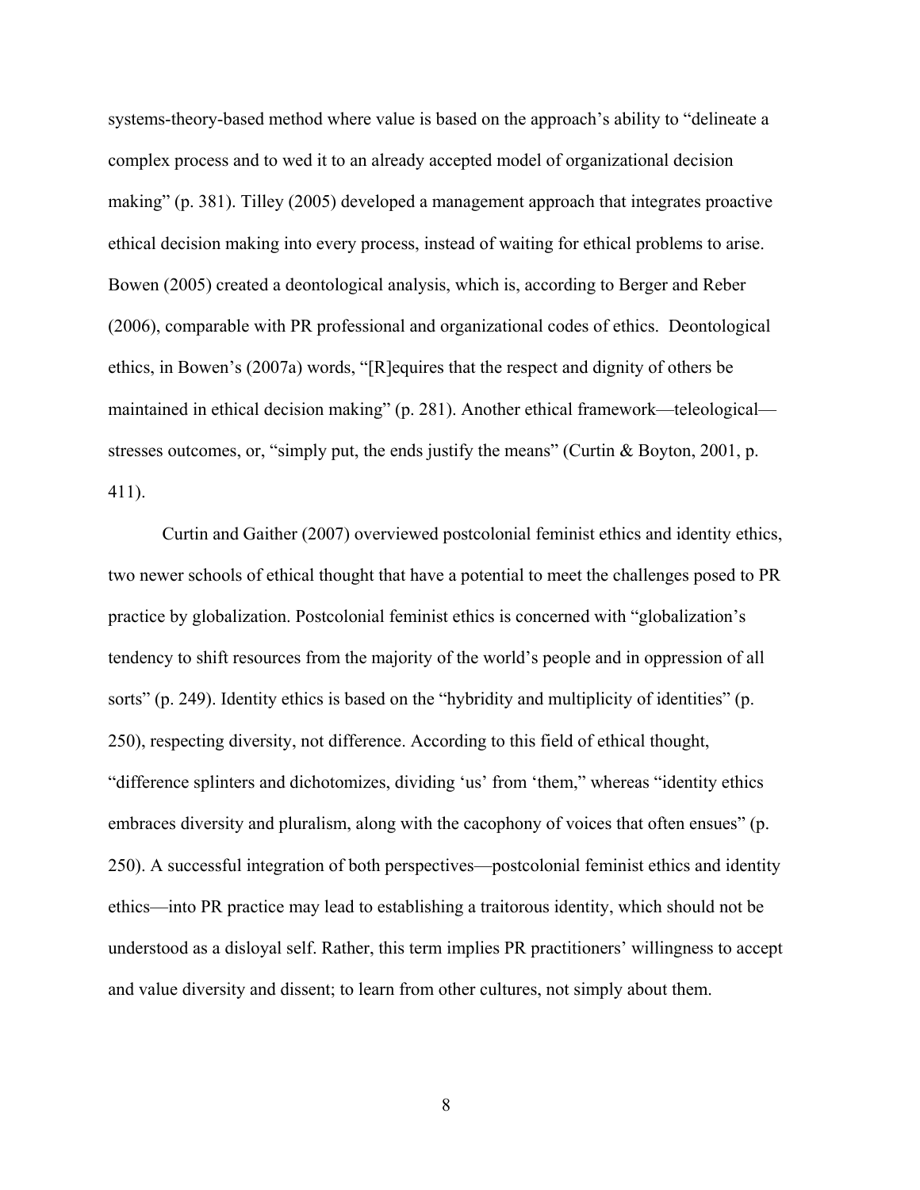systems-theory-based method where value is based on the approach's ability to "delineate a complex process and to wed it to an already accepted model of organizational decision making" (p. 381). Tilley (2005) developed a management approach that integrates proactive ethical decision making into every process, instead of waiting for ethical problems to arise. Bowen (2005) created a deontological analysis, which is, according to Berger and Reber (2006), comparable with PR professional and organizational codes of ethics. Deontological ethics, in Bowen's (2007a) words, "[R]equires that the respect and dignity of others be maintained in ethical decision making" (p. 281). Another ethical framework—teleological—stresses outcomes, or, "simply put, the ends justify the means" (Curtin & Boyton, 2001, p. 411).

Curtin and Gaither (2007) overviewed postcolonial feminist ethics and identity ethics, two newer schools of ethical thought that have a potential to meet the challenges posed to PR practice by globalization. Postcolonial feminist ethics is concerned with "globalization's tendency to shift resources from the majority of the world's people and in oppression of all sorts" (p. 249). Identity ethics is based on the "hybridity and multiplicity of identities" (p. 250), respecting diversity, not difference. According to this field of ethical thought, "difference splinters and dichotomizes, dividing 'us' from 'them," whereas "identity ethics embraces diversity and pluralism, along with the cacophony of voices that often ensues" (p. 250). A successful integration of both perspectives—postcolonial feminist ethics and identity ethics—into PR practice may lead to establishing a traitorous identity, which should not be understood as a disloyal self. Rather, this term implies PR practitioners' willingness to accept and value diversity and dissent; to learn from other cultures, not simply about them.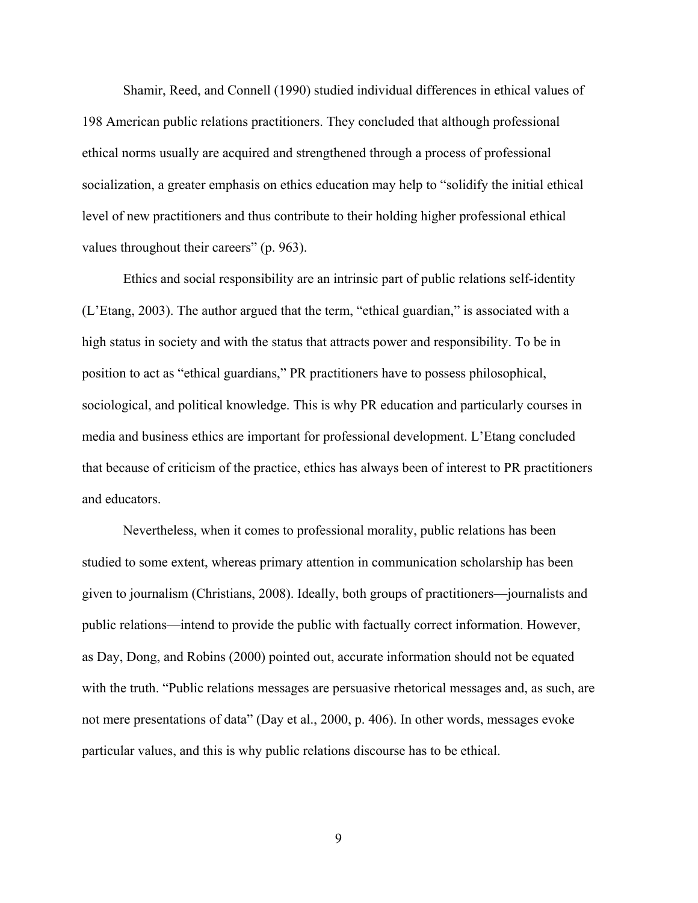Shamir, Reed, and Connell (1990) studied individual differences in ethical values of 198 American public relations practitioners. They concluded that although professional ethical norms usually are acquired and strengthened through a process of professional socialization, a greater emphasis on ethics education may help to "solidify the initial ethical level of new practitioners and thus contribute to their holding higher professional ethical values throughout their careers" (p. 963).

Ethics and social responsibility are an intrinsic part of public relations self-identity (L'Etang, 2003). The author argued that the term, "ethical guardian," is associated with a high status in society and with the status that attracts power and responsibility. To be in position to act as "ethical guardians," PR practitioners have to possess philosophical, sociological, and political knowledge. This is why PR education and particularly courses in media and business ethics are important for professional development. L'Etang concluded that because of criticism of the practice, ethics has always been of interest to PR practitioners and educators.

Nevertheless, when it comes to professional morality, public relations has been studied to some extent, whereas primary attention in communication scholarship has been given to journalism (Christians, 2008). Ideally, both groups of practitioners—journalists and public relations—intend to provide the public with factually correct information. However, as Day, Dong, and Robins (2000) pointed out, accurate information should not be equated with the truth. "Public relations messages are persuasive rhetorical messages and, as such, are not mere presentations of data" (Day et al., 2000, p. 406). In other words, messages evoke particular values, and this is why public relations discourse has to be ethical.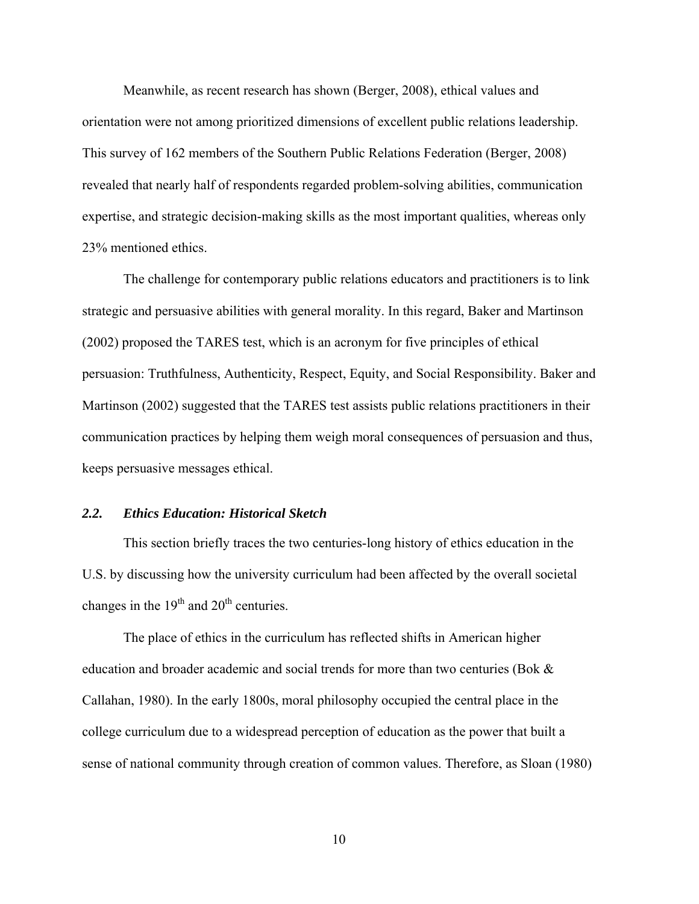Meanwhile, as recent research has shown (Berger, 2008), ethical values and orientation were not among prioritized dimensions of excellent public relations leadership. This survey of 162 members of the Southern Public Relations Federation (Berger, 2008) revealed that nearly half of respondents regarded problem-solving abilities, communication expertise, and strategic decision-making skills as the most important qualities, whereas only 23% mentioned ethics.

The challenge for contemporary public relations educators and practitioners is to link strategic and persuasive abilities with general morality. In this regard, Baker and Martinson (2002) proposed the TARES test, which is an acronym for five principles of ethical persuasion: Truthfulness, Authenticity, Respect, Equity, and Social Responsibility. Baker and Martinson (2002) suggested that the TARES test assists public relations practitioners in their communication practices by helping them weigh moral consequences of persuasion and thus, keeps persuasive messages ethical.

### *2.2. Ethics Education: Historical Sketch*

This section briefly traces the two centuries-long history of ethics education in the U.S. by discussing how the university curriculum had been affected by the overall societal changes in the 19th and 20th centuries.

The place of ethics in the curriculum has reflected shifts in American higher education and broader academic and social trends for more than two centuries (Bok & Callahan, 1980). In the early 1800s, moral philosophy occupied the central place in the college curriculum due to a widespread perception of education as the power that built a sense of national community through creation of common values. Therefore, as Sloan (1980)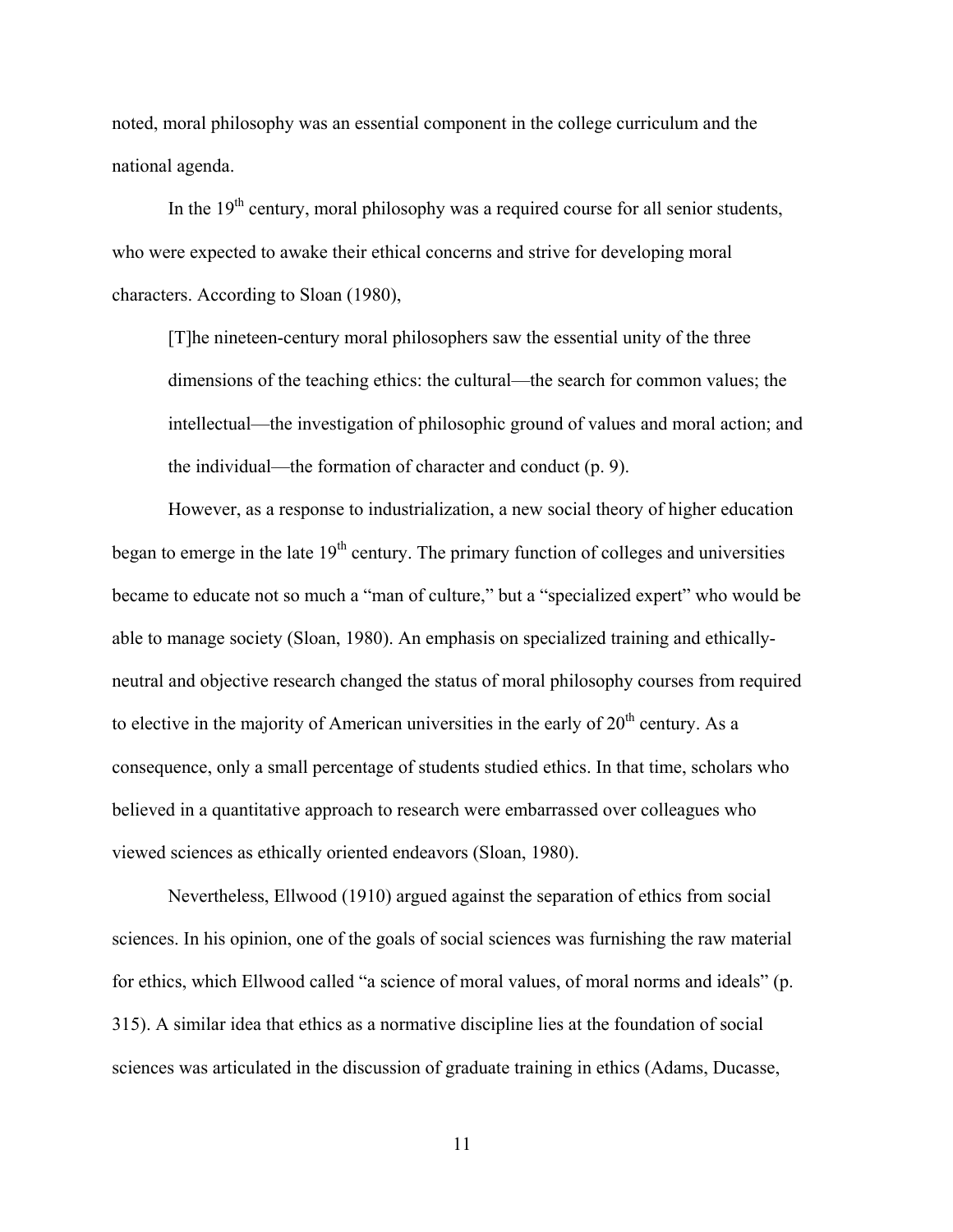noted, moral philosophy was an essential component in the college curriculum and the national agenda.

In the 19th century, moral philosophy was a required course for all senior students, who were expected to awake their ethical concerns and strive for developing moral characters. According to Sloan (1980),

> [T]he nineteen-century moral philosophers saw the essential unity of the three dimensions of the teaching ethics: the cultural—the search for common values; the intellectual—the investigation of philosophic ground of values and moral action; and the individual—the formation of character and conduct (p. 9).

However, as a response to industrialization, a new social theory of higher education began to emerge in the late 19th century. The primary function of colleges and universities became to educate not so much a "man of culture," but a "specialized expert" who would be able to manage society (Sloan, 1980). An emphasis on specialized training and ethically-neutral and objective research changed the status of moral philosophy courses from required to elective in the majority of American universities in the early of 20th century. As a consequence, only a small percentage of students studied ethics. In that time, scholars who believed in a quantitative approach to research were embarrassed over colleagues who viewed sciences as ethically oriented endeavors (Sloan, 1980).

Nevertheless, Ellwood (1910) argued against the separation of ethics from social sciences. In his opinion, one of the goals of social sciences was furnishing the raw material for ethics, which Ellwood called "a science of moral values, of moral norms and ideals" (p. 315). A similar idea that ethics as a normative discipline lies at the foundation of social sciences was articulated in the discussion of graduate training in ethics (Adams, Ducasse,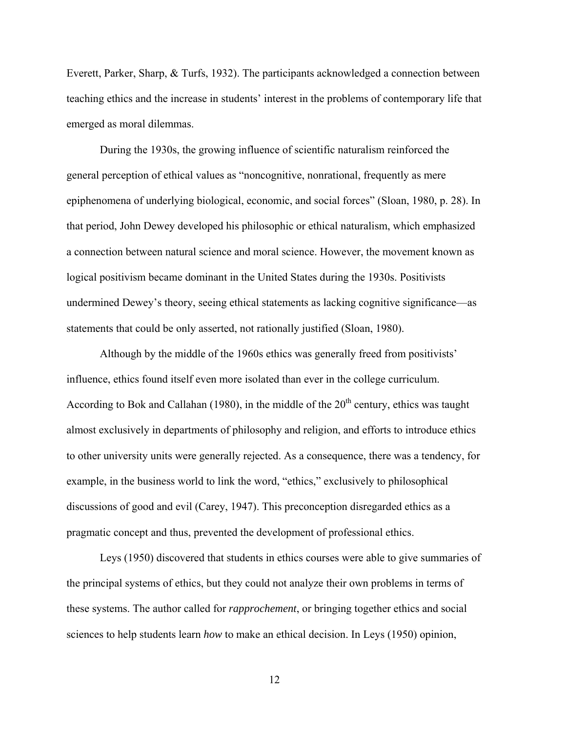Everett, Parker, Sharp, & Turfs, 1932). The participants acknowledged a connection between teaching ethics and the increase in students' interest in the problems of contemporary life that emerged as moral dilemmas.

During the 1930s, the growing influence of scientific naturalism reinforced the general perception of ethical values as "noncognitive, nonrational, frequently as mere epiphenomena of underlying biological, economic, and social forces" (Sloan, 1980, p. 28). In that period, John Dewey developed his philosophic or ethical naturalism, which emphasized a connection between natural science and moral science. However, the movement known as logical positivism became dominant in the United States during the 1930s. Positivists undermined Dewey's theory, seeing ethical statements as lacking cognitive significance—as statements that could be only asserted, not rationally justified (Sloan, 1980).

Although by the middle of the 1960s ethics was generally freed from positivists' influence, ethics found itself even more isolated than ever in the college curriculum. According to Bok and Callahan (1980), in the middle of the 20th century, ethics was taught almost exclusively in departments of philosophy and religion, and efforts to introduce ethics to other university units were generally rejected. As a consequence, there was a tendency, for example, in the business world to link the word, "ethics," exclusively to philosophical discussions of good and evil (Carey, 1947). This preconception disregarded ethics as a pragmatic concept and thus, prevented the development of professional ethics.

Leys (1950) discovered that students in ethics courses were able to give summaries of the principal systems of ethics, but they could not analyze their own problems in terms of these systems. The author called for *rapprochement*, or bringing together ethics and social sciences to help students learn *how* to make an ethical decision. In Leys (1950) opinion,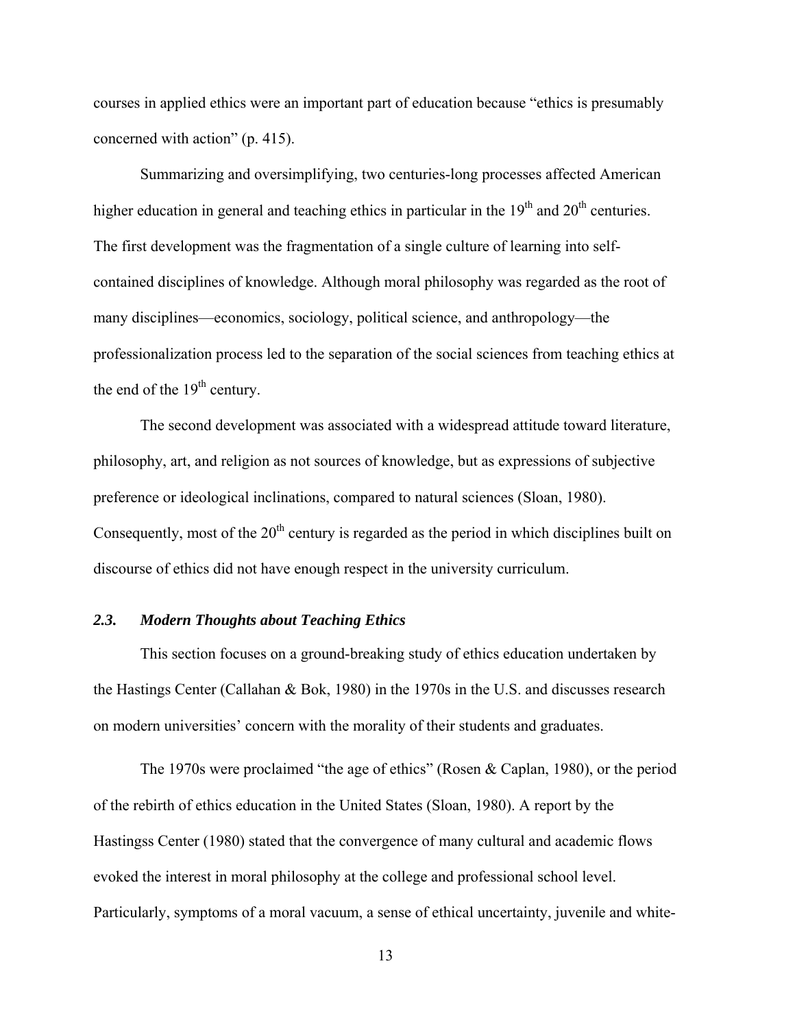courses in applied ethics were an important part of education because "ethics is presumably concerned with action" (p. 415).

Summarizing and oversimplifying, two centuries-long processes affected American higher education in general and teaching ethics in particular in the $19^{th}$ and $20^{th}$ centuries. The first development was the fragmentation of a single culture of learning into self-contained disciplines of knowledge. Although moral philosophy was regarded as the root of many disciplines—economics, sociology, political science, and anthropology—the professionalization process led to the separation of the social sciences from teaching ethics at the end of the $19^{th}$ century.

The second development was associated with a widespread attitude toward literature, philosophy, art, and religion as not sources of knowledge, but as expressions of subjective preference or ideological inclinations, compared to natural sciences (Sloan, 1980). Consequently, most of the $20^{th}$ century is regarded as the period in which disciplines built on discourse of ethics did not have enough respect in the university curriculum.

### *2.3. Modern Thoughts about Teaching Ethics*

This section focuses on a ground-breaking study of ethics education undertaken by the Hastings Center (Callahan & Bok, 1980) in the 1970s in the U.S. and discusses research on modern universities' concern with the morality of their students and graduates.

The 1970s were proclaimed "the age of ethics" (Rosen & Caplan, 1980), or the period of the rebirth of ethics education in the United States (Sloan, 1980). A report by the Hastingss Center (1980) stated that the convergence of many cultural and academic flows evoked the interest in moral philosophy at the college and professional school level. Particularly, symptoms of a moral vacuum, a sense of ethical uncertainty, juvenile and white-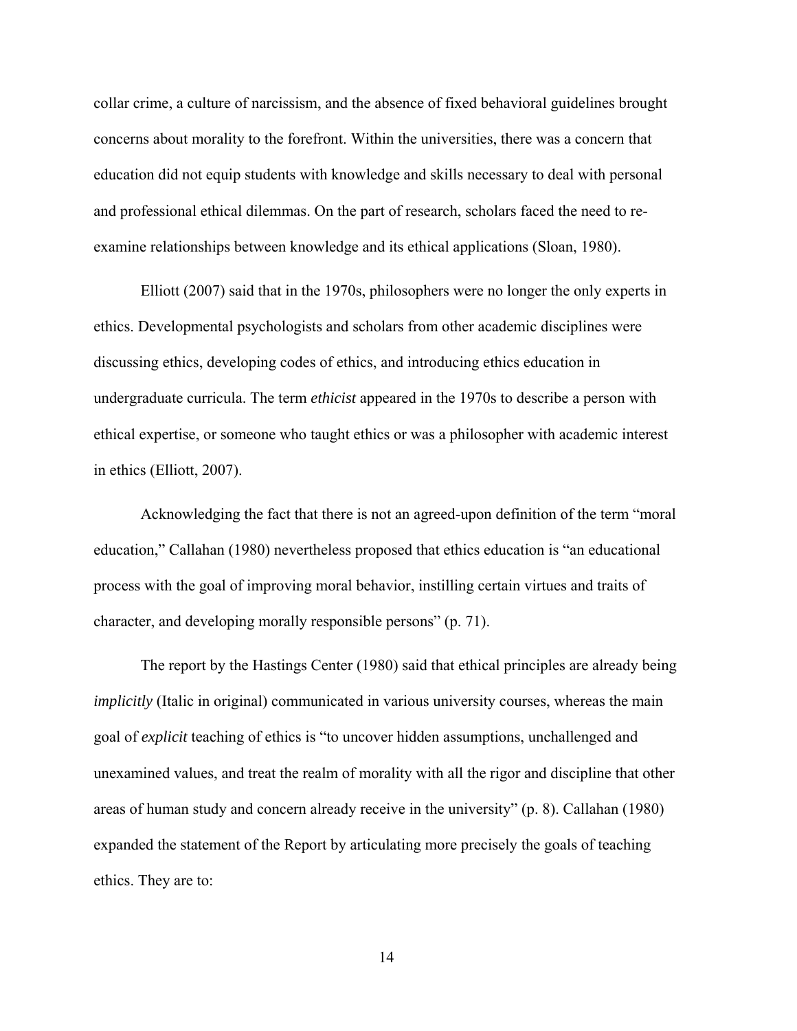collar crime, a culture of narcissism, and the absence of fixed behavioral guidelines brought concerns about morality to the forefront. Within the universities, there was a concern that education did not equip students with knowledge and skills necessary to deal with personal and professional ethical dilemmas. On the part of research, scholars faced the need to re-examine relationships between knowledge and its ethical applications (Sloan, 1980).

Elliott (2007) said that in the 1970s, philosophers were no longer the only experts in ethics. Developmental psychologists and scholars from other academic disciplines were discussing ethics, developing codes of ethics, and introducing ethics education in undergraduate curricula. The term *ethicist* appeared in the 1970s to describe a person with ethical expertise, or someone who taught ethics or was a philosopher with academic interest in ethics (Elliott, 2007).

Acknowledging the fact that there is not an agreed-upon definition of the term "moral education," Callahan (1980) nevertheless proposed that ethics education is "an educational process with the goal of improving moral behavior, instilling certain virtues and traits of character, and developing morally responsible persons" (p. 71).

The report by the Hastings Center (1980) said that ethical principles are already being *implicitly* (Italic in original) communicated in various university courses, whereas the main goal of *explicit* teaching of ethics is "to uncover hidden assumptions, unchallenged and unexamined values, and treat the realm of morality with all the rigor and discipline that other areas of human study and concern already receive in the university" (p. 8). Callahan (1980) expanded the statement of the Report by articulating more precisely the goals of teaching ethics. They are to: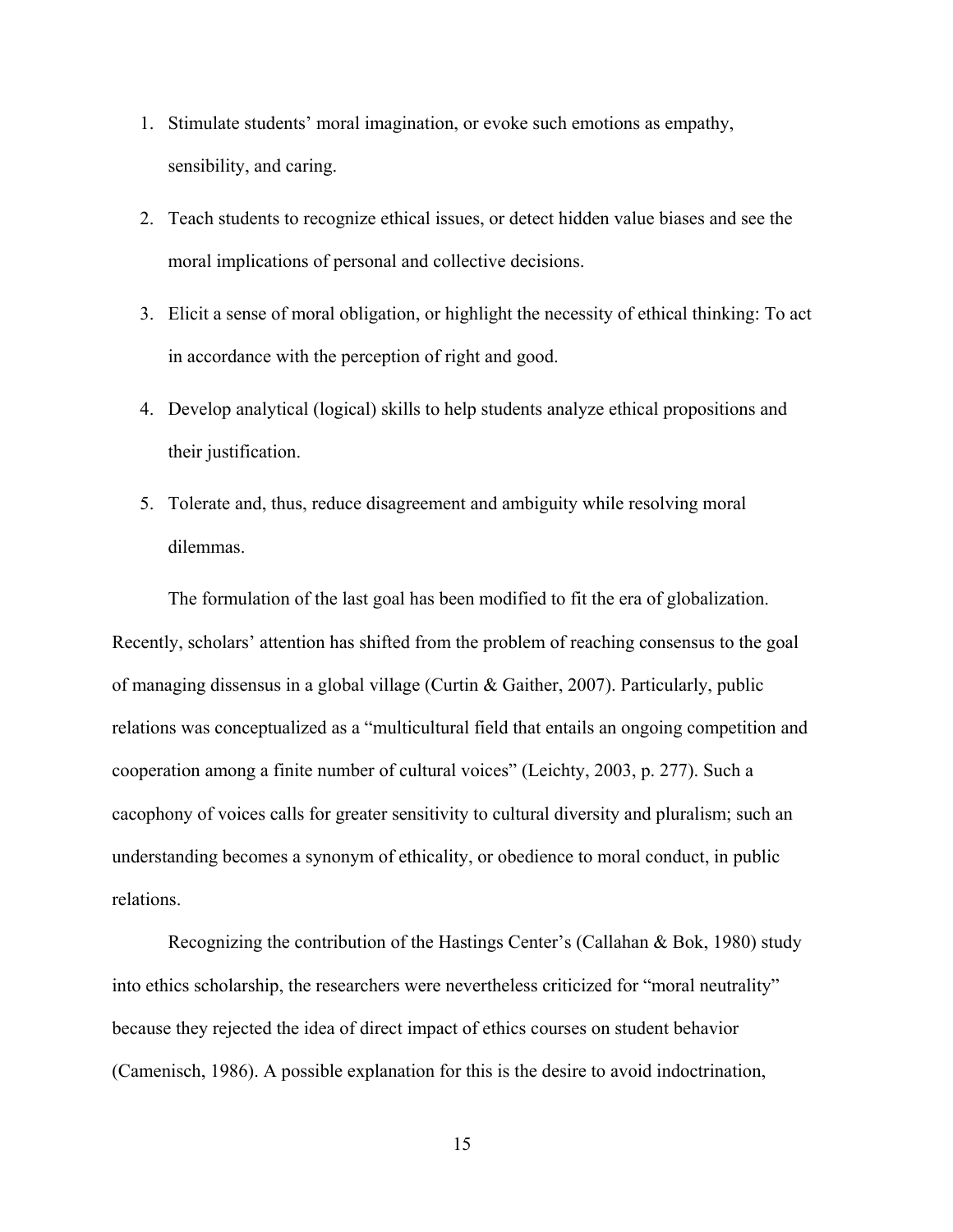1. Stimulate students' moral imagination, or evoke such emotions as empathy, sensibility, and caring.
2. Teach students to recognize ethical issues, or detect hidden value biases and see the moral implications of personal and collective decisions.
3. Elicit a sense of moral obligation, or highlight the necessity of ethical thinking: To act in accordance with the perception of right and good.
4. Develop analytical (logical) skills to help students analyze ethical propositions and their justification.
5. Tolerate and, thus, reduce disagreement and ambiguity while resolving moral dilemmas.

The formulation of the last goal has been modified to fit the era of globalization. Recently, scholars' attention has shifted from the problem of reaching consensus to the goal of managing dissensus in a global village (Curtin & Gaither, 2007). Particularly, public relations was conceptualized as a "multicultural field that entails an ongoing competition and cooperation among a finite number of cultural voices" (Leichty, 2003, p. 277). Such a cacophony of voices calls for greater sensitivity to cultural diversity and pluralism; such an understanding becomes a synonym of ethicality, or obedience to moral conduct, in public relations.

Recognizing the contribution of the Hastings Center's (Callahan & Bok, 1980) study into ethics scholarship, the researchers were nevertheless criticized for "moral neutrality" because they rejected the idea of direct impact of ethics courses on student behavior (Camenisch, 1986). A possible explanation for this is the desire to avoid indoctrination,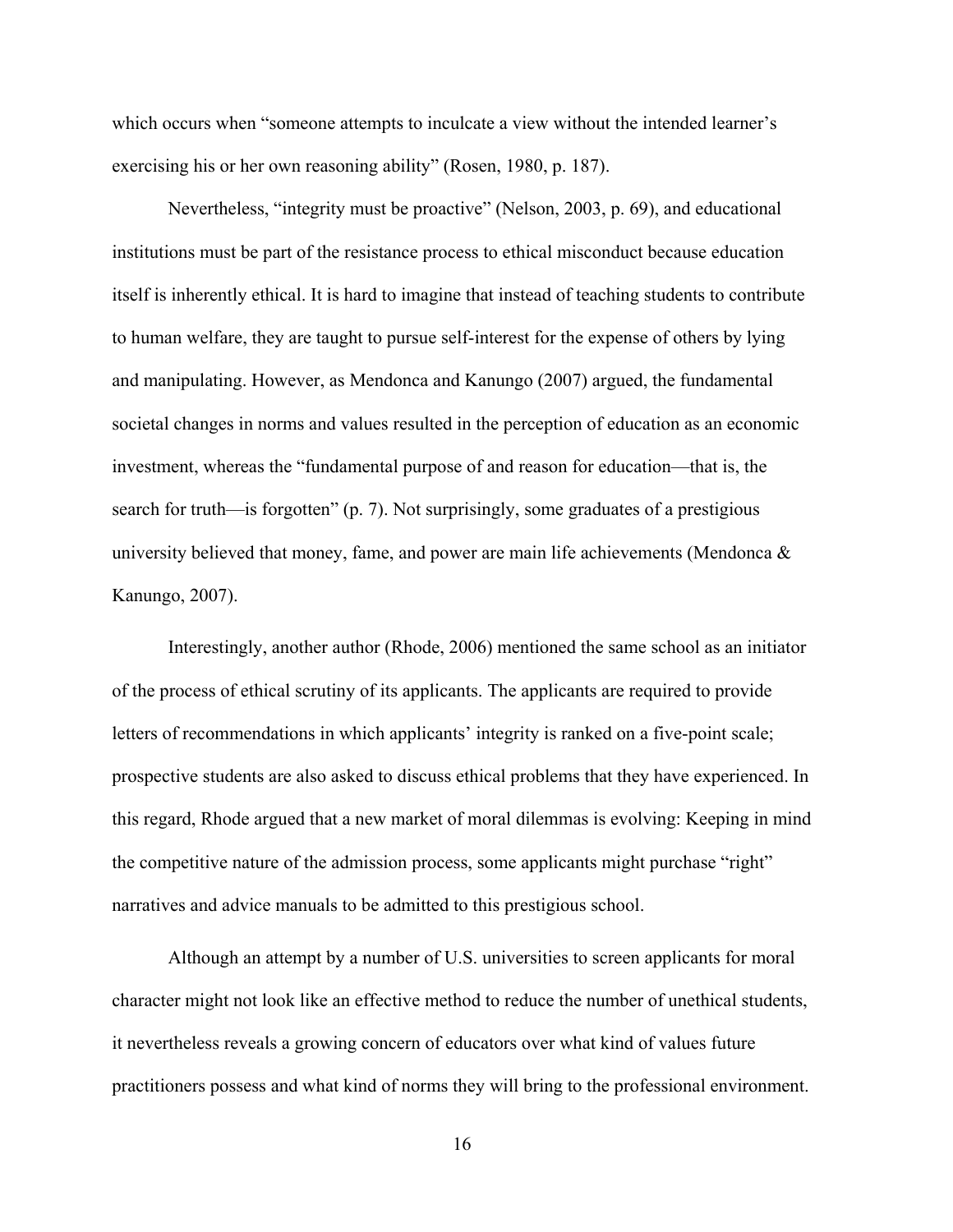which occurs when "someone attempts to inculcate a view without the intended learner's exercising his or her own reasoning ability" (Rosen, 1980, p. 187).

Nevertheless, "integrity must be proactive" (Nelson, 2003, p. 69), and educational institutions must be part of the resistance process to ethical misconduct because education itself is inherently ethical. It is hard to imagine that instead of teaching students to contribute to human welfare, they are taught to pursue self-interest for the expense of others by lying and manipulating. However, as Mendonca and Kanungo (2007) argued, the fundamental societal changes in norms and values resulted in the perception of education as an economic investment, whereas the "fundamental purpose of and reason for education—that is, the search for truth—is forgotten" (p. 7). Not surprisingly, some graduates of a prestigious university believed that money, fame, and power are main life achievements (Mendonca & Kanungo, 2007).

Interestingly, another author (Rhode, 2006) mentioned the same school as an initiator of the process of ethical scrutiny of its applicants. The applicants are required to provide letters of recommendations in which applicants' integrity is ranked on a five-point scale; prospective students are also asked to discuss ethical problems that they have experienced. In this regard, Rhode argued that a new market of moral dilemmas is evolving: Keeping in mind the competitive nature of the admission process, some applicants might purchase "right" narratives and advice manuals to be admitted to this prestigious school.

Although an attempt by a number of U.S. universities to screen applicants for moral character might not look like an effective method to reduce the number of unethical students, it nevertheless reveals a growing concern of educators over what kind of values future practitioners possess and what kind of norms they will bring to the professional environment.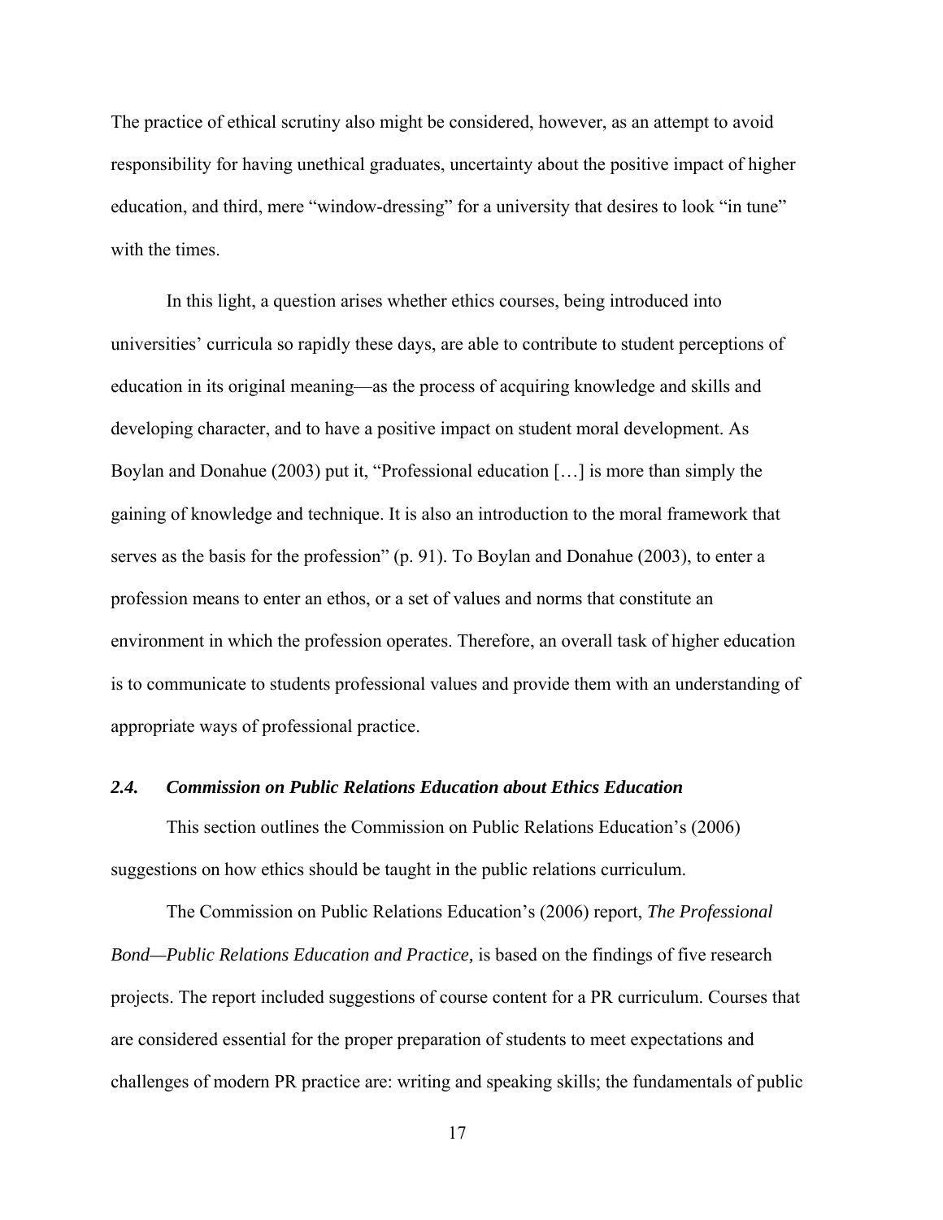The practice of ethical scrutiny also might be considered, however, as an attempt to avoid responsibility for having unethical graduates, uncertainty about the positive impact of higher education, and third, mere "window-dressing" for a university that desires to look "in tune" with the times.

In this light, a question arises whether ethics courses, being introduced into universities' curricula so rapidly these days, are able to contribute to student perceptions of education in its original meaning—as the process of acquiring knowledge and skills and developing character, and to have a positive impact on student moral development. As Boylan and Donahue (2003) put it, "Professional education […] is more than simply the gaining of knowledge and technique. It is also an introduction to the moral framework that serves as the basis for the profession" (p. 91). To Boylan and Donahue (2003), to enter a profession means to enter an ethos, or a set of values and norms that constitute an environment in which the profession operates. Therefore, an overall task of higher education is to communicate to students professional values and provide them with an understanding of appropriate ways of professional practice.

### *2.4. Commission on Public Relations Education about Ethics Education*

This section outlines the Commission on Public Relations Education's (2006) suggestions on how ethics should be taught in the public relations curriculum.

The Commission on Public Relations Education's (2006) report, *The Professional Bond—Public Relations Education and Practice,* is based on the findings of five research projects. The report included suggestions of course content for a PR curriculum. Courses that are considered essential for the proper preparation of students to meet expectations and challenges of modern PR practice are: writing and speaking skills; the fundamentals of public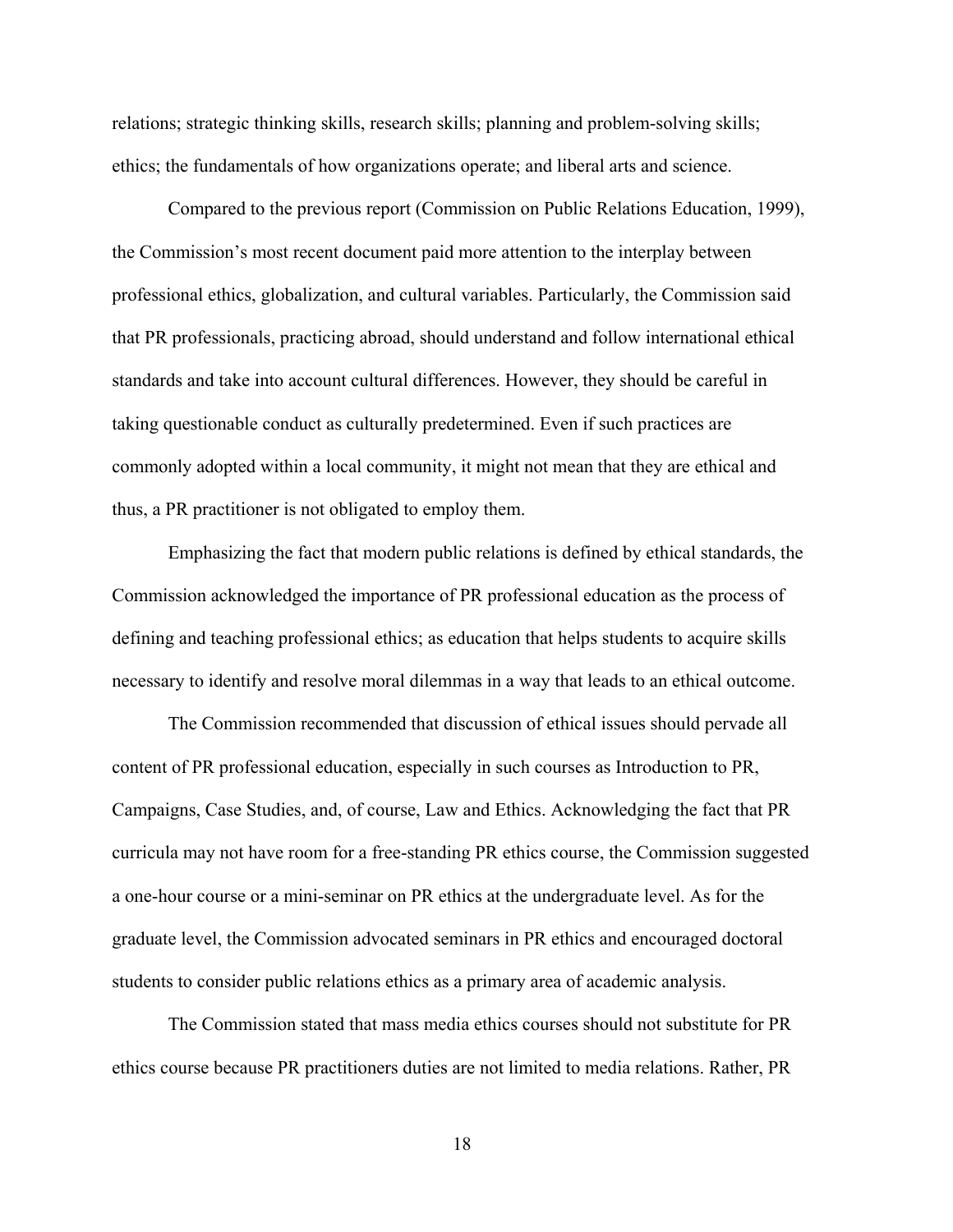relations; strategic thinking skills, research skills; planning and problem-solving skills; ethics; the fundamentals of how organizations operate; and liberal arts and science.

Compared to the previous report (Commission on Public Relations Education, 1999), the Commission's most recent document paid more attention to the interplay between professional ethics, globalization, and cultural variables. Particularly, the Commission said that PR professionals, practicing abroad, should understand and follow international ethical standards and take into account cultural differences. However, they should be careful in taking questionable conduct as culturally predetermined. Even if such practices are commonly adopted within a local community, it might not mean that they are ethical and thus, a PR practitioner is not obligated to employ them.

Emphasizing the fact that modern public relations is defined by ethical standards, the Commission acknowledged the importance of PR professional education as the process of defining and teaching professional ethics; as education that helps students to acquire skills necessary to identify and resolve moral dilemmas in a way that leads to an ethical outcome.

The Commission recommended that discussion of ethical issues should pervade all content of PR professional education, especially in such courses as Introduction to PR, Campaigns, Case Studies, and, of course, Law and Ethics. Acknowledging the fact that PR curricula may not have room for a free-standing PR ethics course, the Commission suggested a one-hour course or a mini-seminar on PR ethics at the undergraduate level. As for the graduate level, the Commission advocated seminars in PR ethics and encouraged doctoral students to consider public relations ethics as a primary area of academic analysis.

The Commission stated that mass media ethics courses should not substitute for PR ethics course because PR practitioners duties are not limited to media relations. Rather, PR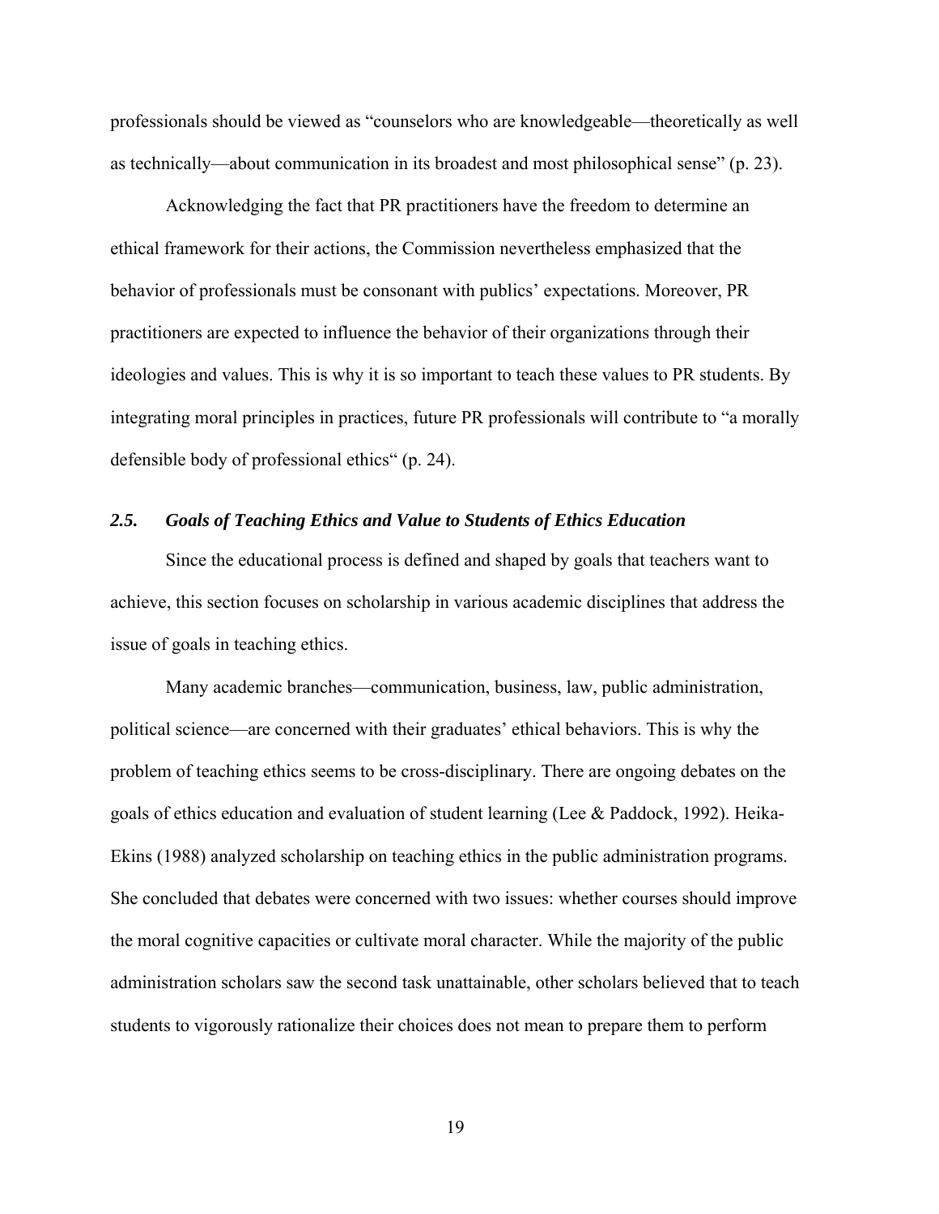professionals should be viewed as "counselors who are knowledgeable—theoretically as well as technically—about communication in its broadest and most philosophical sense" (p. 23).

Acknowledging the fact that PR practitioners have the freedom to determine an ethical framework for their actions, the Commission nevertheless emphasized that the behavior of professionals must be consonant with publics' expectations. Moreover, PR practitioners are expected to influence the behavior of their organizations through their ideologies and values. This is why it is so important to teach these values to PR students. By integrating moral principles in practices, future PR professionals will contribute to "a morally defensible body of professional ethics" (p. 24).

### *2.5. Goals of Teaching Ethics and Value to Students of Ethics Education*

Since the educational process is defined and shaped by goals that teachers want to achieve, this section focuses on scholarship in various academic disciplines that address the issue of goals in teaching ethics.

Many academic branches—communication, business, law, public administration, political science—are concerned with their graduates' ethical behaviors. This is why the problem of teaching ethics seems to be cross-disciplinary. There are ongoing debates on the goals of ethics education and evaluation of student learning (Lee & Paddock, 1992). Heika-Ekins (1988) analyzed scholarship on teaching ethics in the public administration programs. She concluded that debates were concerned with two issues: whether courses should improve the moral cognitive capacities or cultivate moral character. While the majority of the public administration scholars saw the second task unattainable, other scholars believed that to teach students to vigorously rationalize their choices does not mean to prepare them to perform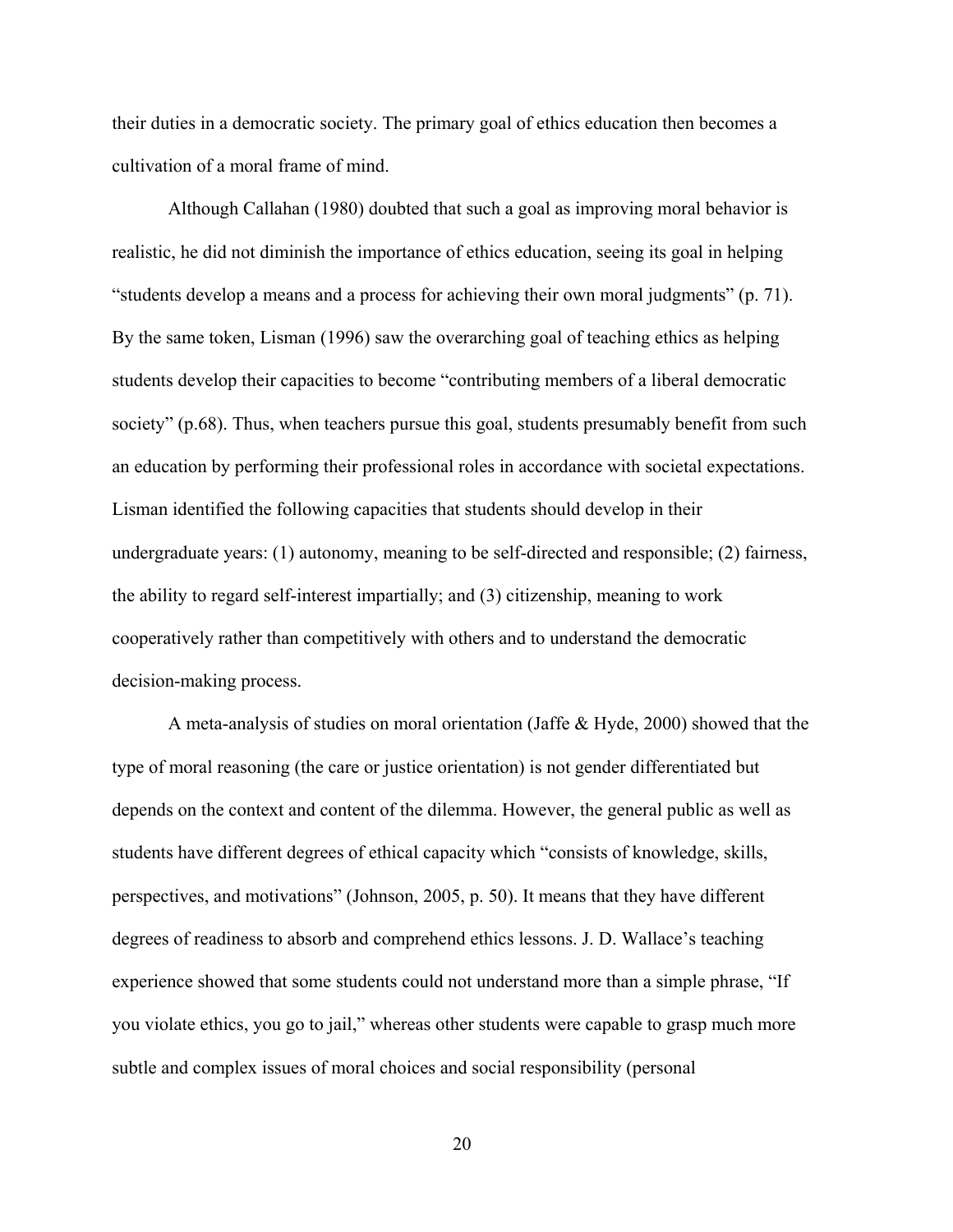their duties in a democratic society. The primary goal of ethics education then becomes a cultivation of a moral frame of mind.

Although Callahan (1980) doubted that such a goal as improving moral behavior is realistic, he did not diminish the importance of ethics education, seeing its goal in helping "students develop a means and a process for achieving their own moral judgments" (p. 71). By the same token, Lisman (1996) saw the overarching goal of teaching ethics as helping students develop their capacities to become "contributing members of a liberal democratic society" (p.68). Thus, when teachers pursue this goal, students presumably benefit from such an education by performing their professional roles in accordance with societal expectations. Lisman identified the following capacities that students should develop in their undergraduate years: (1) autonomy, meaning to be self-directed and responsible; (2) fairness, the ability to regard self-interest impartially; and (3) citizenship, meaning to work cooperatively rather than competitively with others and to understand the democratic decision-making process.

A meta-analysis of studies on moral orientation (Jaffe & Hyde, 2000) showed that the type of moral reasoning (the care or justice orientation) is not gender differentiated but depends on the context and content of the dilemma. However, the general public as well as students have different degrees of ethical capacity which "consists of knowledge, skills, perspectives, and motivations" (Johnson, 2005, p. 50). It means that they have different degrees of readiness to absorb and comprehend ethics lessons. J. D. Wallace's teaching experience showed that some students could not understand more than a simple phrase, "If you violate ethics, you go to jail," whereas other students were capable to grasp much more subtle and complex issues of moral choices and social responsibility (personal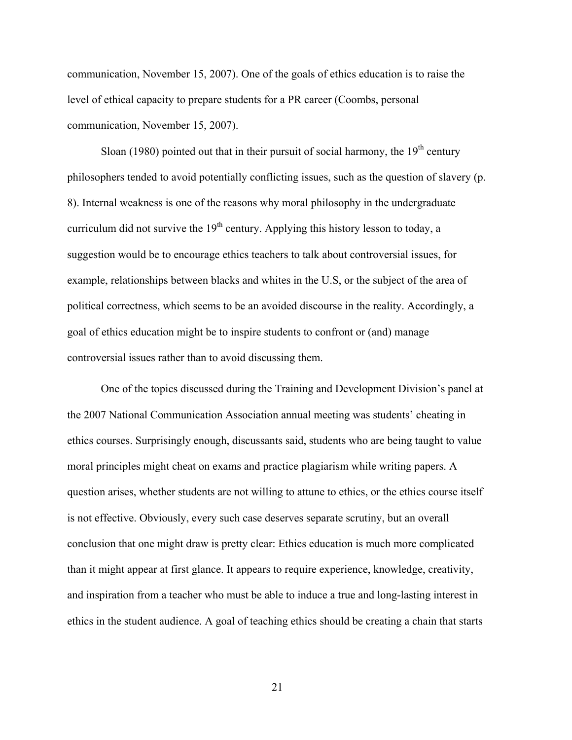communication, November 15, 2007). One of the goals of ethics education is to raise the level of ethical capacity to prepare students for a PR career (Coombs, personal communication, November 15, 2007).

Sloan (1980) pointed out that in their pursuit of social harmony, the 19th century philosophers tended to avoid potentially conflicting issues, such as the question of slavery (p. 8). Internal weakness is one of the reasons why moral philosophy in the undergraduate curriculum did not survive the 19th century. Applying this history lesson to today, a suggestion would be to encourage ethics teachers to talk about controversial issues, for example, relationships between blacks and whites in the U.S, or the subject of the area of political correctness, which seems to be an avoided discourse in the reality. Accordingly, a goal of ethics education might be to inspire students to confront or (and) manage controversial issues rather than to avoid discussing them.

One of the topics discussed during the Training and Development Division's panel at the 2007 National Communication Association annual meeting was students' cheating in ethics courses. Surprisingly enough, discussants said, students who are being taught to value moral principles might cheat on exams and practice plagiarism while writing papers. A question arises, whether students are not willing to attune to ethics, or the ethics course itself is not effective. Obviously, every such case deserves separate scrutiny, but an overall conclusion that one might draw is pretty clear: Ethics education is much more complicated than it might appear at first glance. It appears to require experience, knowledge, creativity, and inspiration from a teacher who must be able to induce a true and long-lasting interest in ethics in the student audience. A goal of teaching ethics should be creating a chain that starts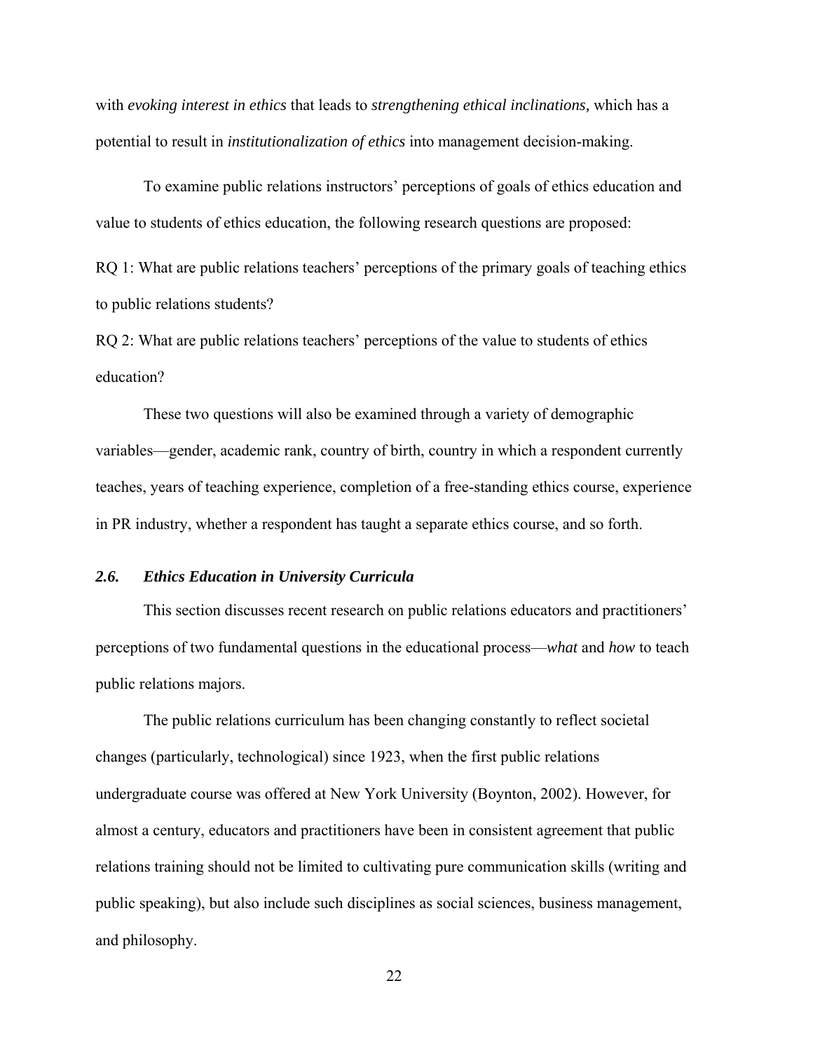with *evoking interest in ethics* that leads to *strengthening ethical inclinations,* which has a potential to result in *institutionalization of ethics* into management decision-making.

To examine public relations instructors' perceptions of goals of ethics education and value to students of ethics education, the following research questions are proposed:

RQ 1: What are public relations teachers' perceptions of the primary goals of teaching ethics to public relations students?

RQ 2: What are public relations teachers' perceptions of the value to students of ethics education?

These two questions will also be examined through a variety of demographic variables—gender, academic rank, country of birth, country in which a respondent currently teaches, years of teaching experience, completion of a free-standing ethics course, experience in PR industry, whether a respondent has taught a separate ethics course, and so forth.

### *2.6. Ethics Education in University Curricula*

This section discusses recent research on public relations educators and practitioners' perceptions of two fundamental questions in the educational process—*what* and *how* to teach public relations majors.

The public relations curriculum has been changing constantly to reflect societal changes (particularly, technological) since 1923, when the first public relations undergraduate course was offered at New York University (Boynton, 2002). However, for almost a century, educators and practitioners have been in consistent agreement that public relations training should not be limited to cultivating pure communication skills (writing and public speaking), but also include such disciplines as social sciences, business management, and philosophy.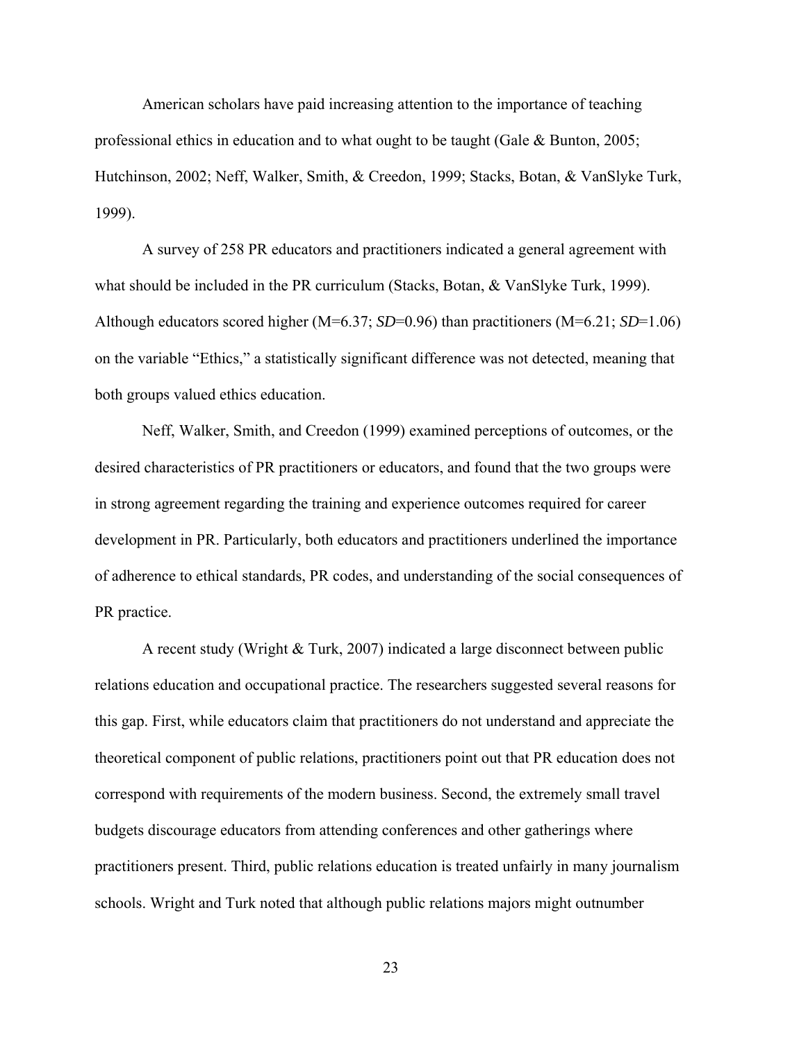American scholars have paid increasing attention to the importance of teaching professional ethics in education and to what ought to be taught (Gale & Bunton, 2005; Hutchinson, 2002; Neff, Walker, Smith, & Creedon, 1999; Stacks, Botan, & VanSlyke Turk, 1999).

A survey of 258 PR educators and practitioners indicated a general agreement with what should be included in the PR curriculum (Stacks, Botan, & VanSlyke Turk, 1999). Although educators scored higher ($M=6.37$; $SD=0.96$) than practitioners ($M=6.21$; $SD=1.06$) on the variable "Ethics," a statistically significant difference was not detected, meaning that both groups valued ethics education.

Neff, Walker, Smith, and Creedon (1999) examined perceptions of outcomes, or the desired characteristics of PR practitioners or educators, and found that the two groups were in strong agreement regarding the training and experience outcomes required for career development in PR. Particularly, both educators and practitioners underlined the importance of adherence to ethical standards, PR codes, and understanding of the social consequences of PR practice.

A recent study (Wright & Turk, 2007) indicated a large disconnect between public relations education and occupational practice. The researchers suggested several reasons for this gap. First, while educators claim that practitioners do not understand and appreciate the theoretical component of public relations, practitioners point out that PR education does not correspond with requirements of the modern business. Second, the extremely small travel budgets discourage educators from attending conferences and other gatherings where practitioners present. Third, public relations education is treated unfairly in many journalism schools. Wright and Turk noted that although public relations majors might outnumber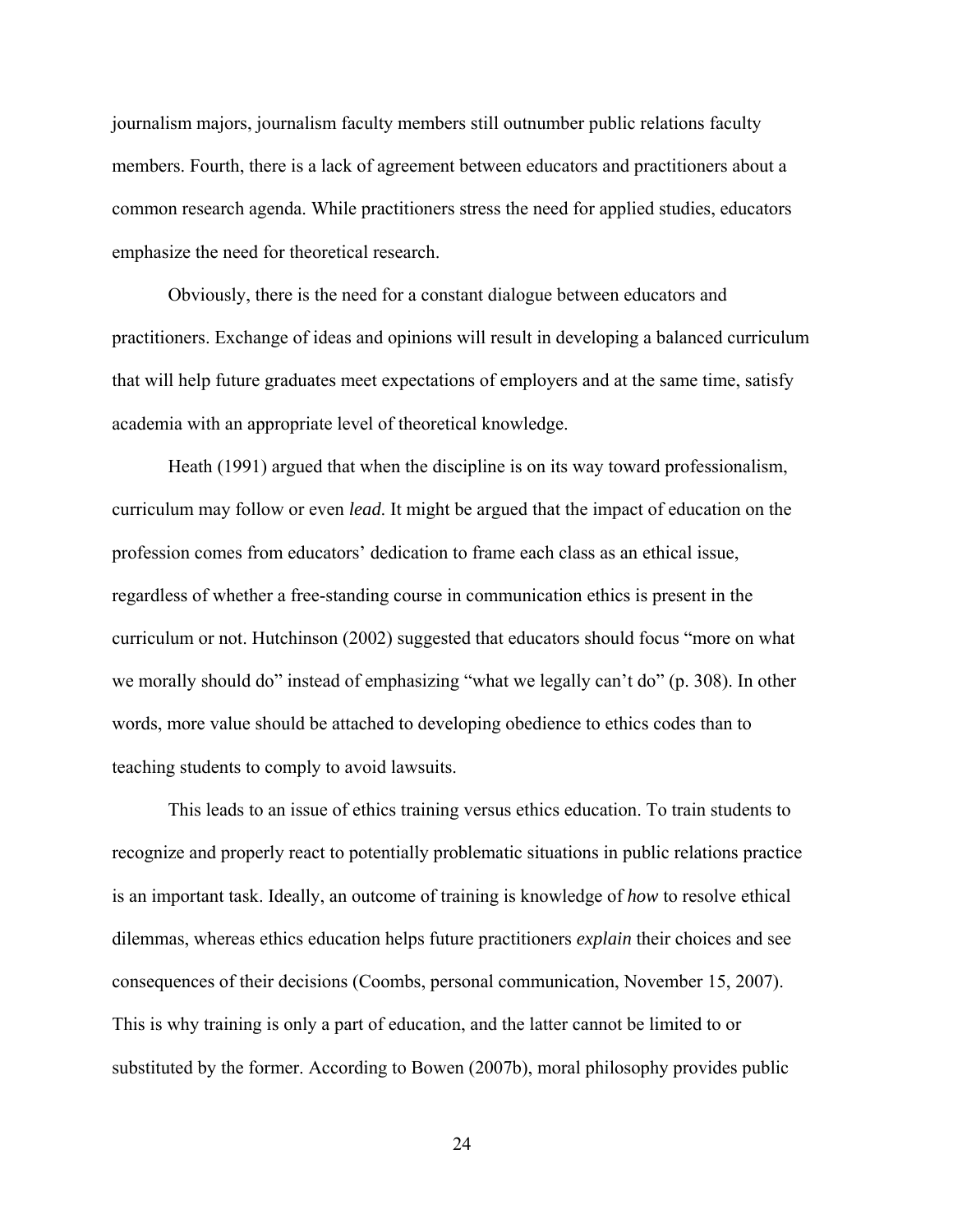journalism majors, journalism faculty members still outnumber public relations faculty members. Fourth, there is a lack of agreement between educators and practitioners about a common research agenda. While practitioners stress the need for applied studies, educators emphasize the need for theoretical research.

Obviously, there is the need for a constant dialogue between educators and practitioners. Exchange of ideas and opinions will result in developing a balanced curriculum that will help future graduates meet expectations of employers and at the same time, satisfy academia with an appropriate level of theoretical knowledge.

Heath (1991) argued that when the discipline is on its way toward professionalism, curriculum may follow or even *lead*. It might be argued that the impact of education on the profession comes from educators' dedication to frame each class as an ethical issue, regardless of whether a free-standing course in communication ethics is present in the curriculum or not. Hutchinson (2002) suggested that educators should focus "more on what we morally should do" instead of emphasizing "what we legally can't do" (p. 308). In other words, more value should be attached to developing obedience to ethics codes than to teaching students to comply to avoid lawsuits.

This leads to an issue of ethics training versus ethics education. To train students to recognize and properly react to potentially problematic situations in public relations practice is an important task. Ideally, an outcome of training is knowledge of *how* to resolve ethical dilemmas, whereas ethics education helps future practitioners *explain* their choices and see consequences of their decisions (Coombs, personal communication, November 15, 2007). This is why training is only a part of education, and the latter cannot be limited to or substituted by the former. According to Bowen (2007b), moral philosophy provides public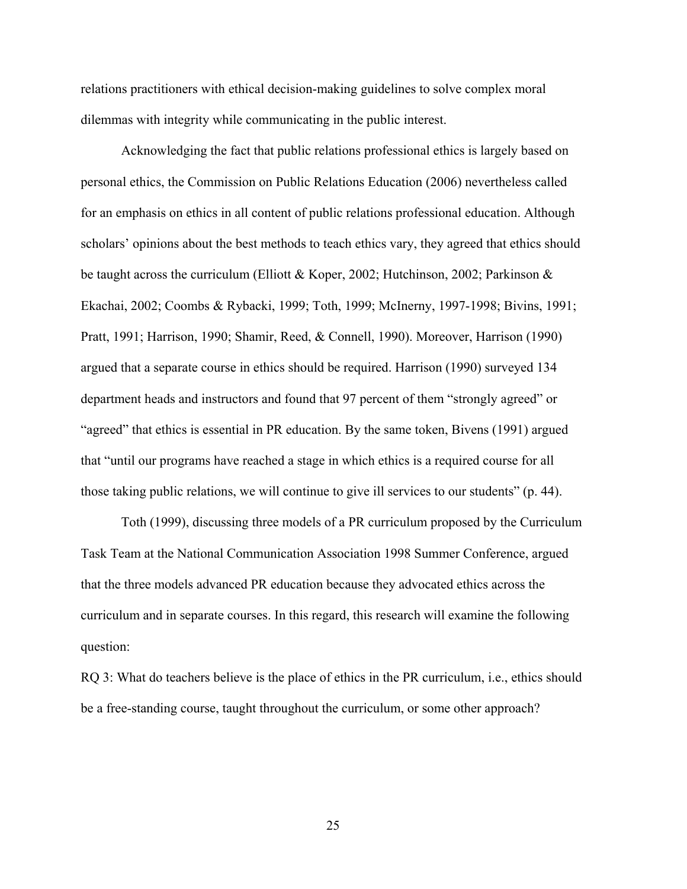relations practitioners with ethical decision-making guidelines to solve complex moral dilemmas with integrity while communicating in the public interest.

Acknowledging the fact that public relations professional ethics is largely based on personal ethics, the Commission on Public Relations Education (2006) nevertheless called for an emphasis on ethics in all content of public relations professional education. Although scholars' opinions about the best methods to teach ethics vary, they agreed that ethics should be taught across the curriculum (Elliott & Koper, 2002; Hutchinson, 2002; Parkinson & Ekachai, 2002; Coombs & Rybacki, 1999; Toth, 1999; McInerny, 1997-1998; Bivins, 1991; Pratt, 1991; Harrison, 1990; Shamir, Reed, & Connell, 1990). Moreover, Harrison (1990) argued that a separate course in ethics should be required. Harrison (1990) surveyed 134 department heads and instructors and found that 97 percent of them "strongly agreed" or "agreed" that ethics is essential in PR education. By the same token, Bivens (1991) argued that "until our programs have reached a stage in which ethics is a required course for all those taking public relations, we will continue to give ill services to our students" (p. 44).

Toth (1999), discussing three models of a PR curriculum proposed by the Curriculum Task Team at the National Communication Association 1998 Summer Conference, argued that the three models advanced PR education because they advocated ethics across the curriculum and in separate courses. In this regard, this research will examine the following question:

RQ 3: What do teachers believe is the place of ethics in the PR curriculum, i.e., ethics should be a free-standing course, taught throughout the curriculum, or some other approach?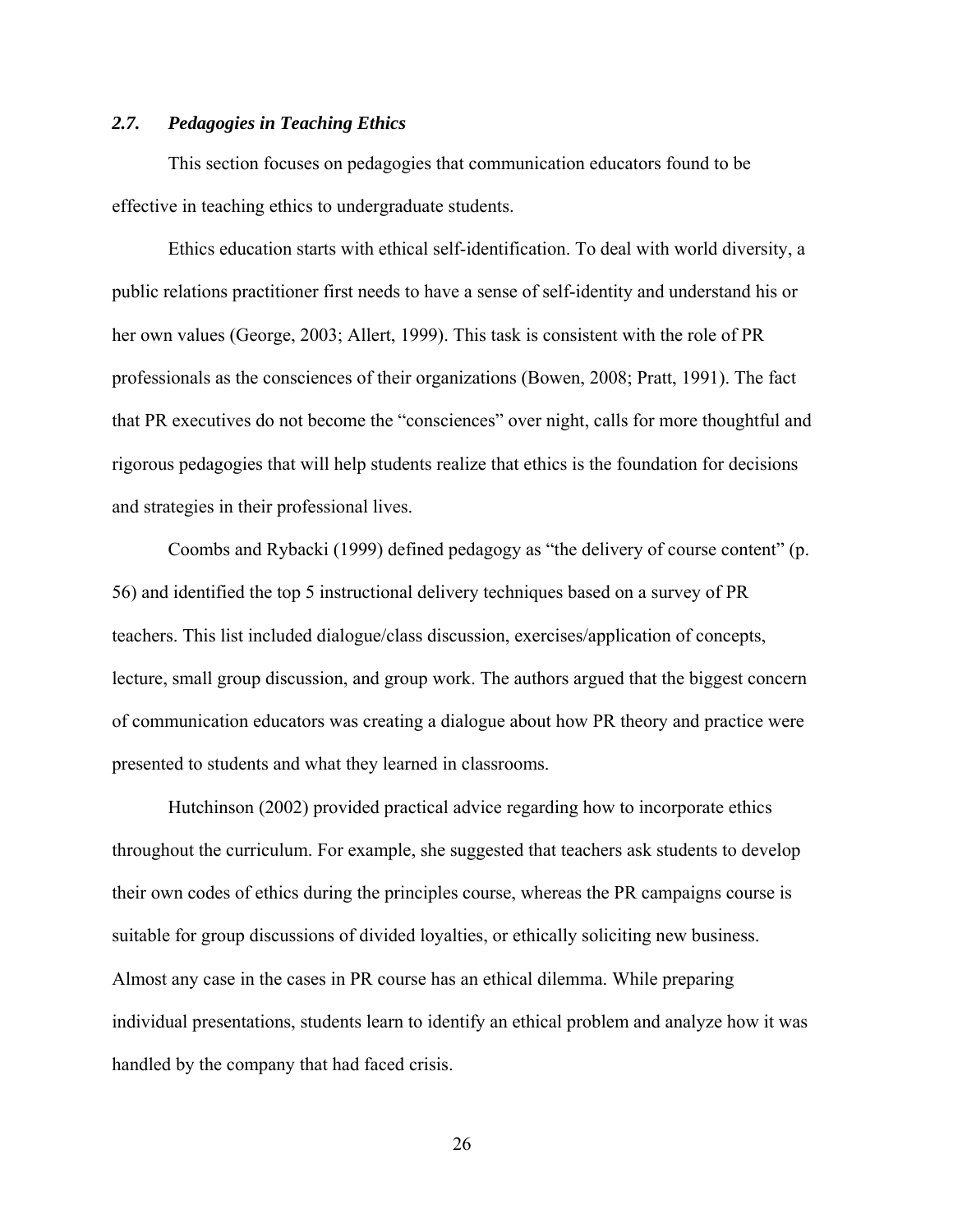### *2.7. Pedagogies in Teaching Ethics*

This section focuses on pedagogies that communication educators found to be effective in teaching ethics to undergraduate students.

Ethics education starts with ethical self-identification. To deal with world diversity, a public relations practitioner first needs to have a sense of self-identity and understand his or her own values (George, 2003; Allert, 1999). This task is consistent with the role of PR professionals as the consciences of their organizations (Bowen, 2008; Pratt, 1991). The fact that PR executives do not become the "consciences" over night, calls for more thoughtful and rigorous pedagogies that will help students realize that ethics is the foundation for decisions and strategies in their professional lives.

Coombs and Rybacki (1999) defined pedagogy as "the delivery of course content" (p. 56) and identified the top 5 instructional delivery techniques based on a survey of PR teachers. This list included dialogue/class discussion, exercises/application of concepts, lecture, small group discussion, and group work. The authors argued that the biggest concern of communication educators was creating a dialogue about how PR theory and practice were presented to students and what they learned in classrooms.

Hutchinson (2002) provided practical advice regarding how to incorporate ethics throughout the curriculum. For example, she suggested that teachers ask students to develop their own codes of ethics during the principles course, whereas the PR campaigns course is suitable for group discussions of divided loyalties, or ethically soliciting new business. Almost any case in the cases in PR course has an ethical dilemma. While preparing individual presentations, students learn to identify an ethical problem and analyze how it was handled by the company that had faced crisis.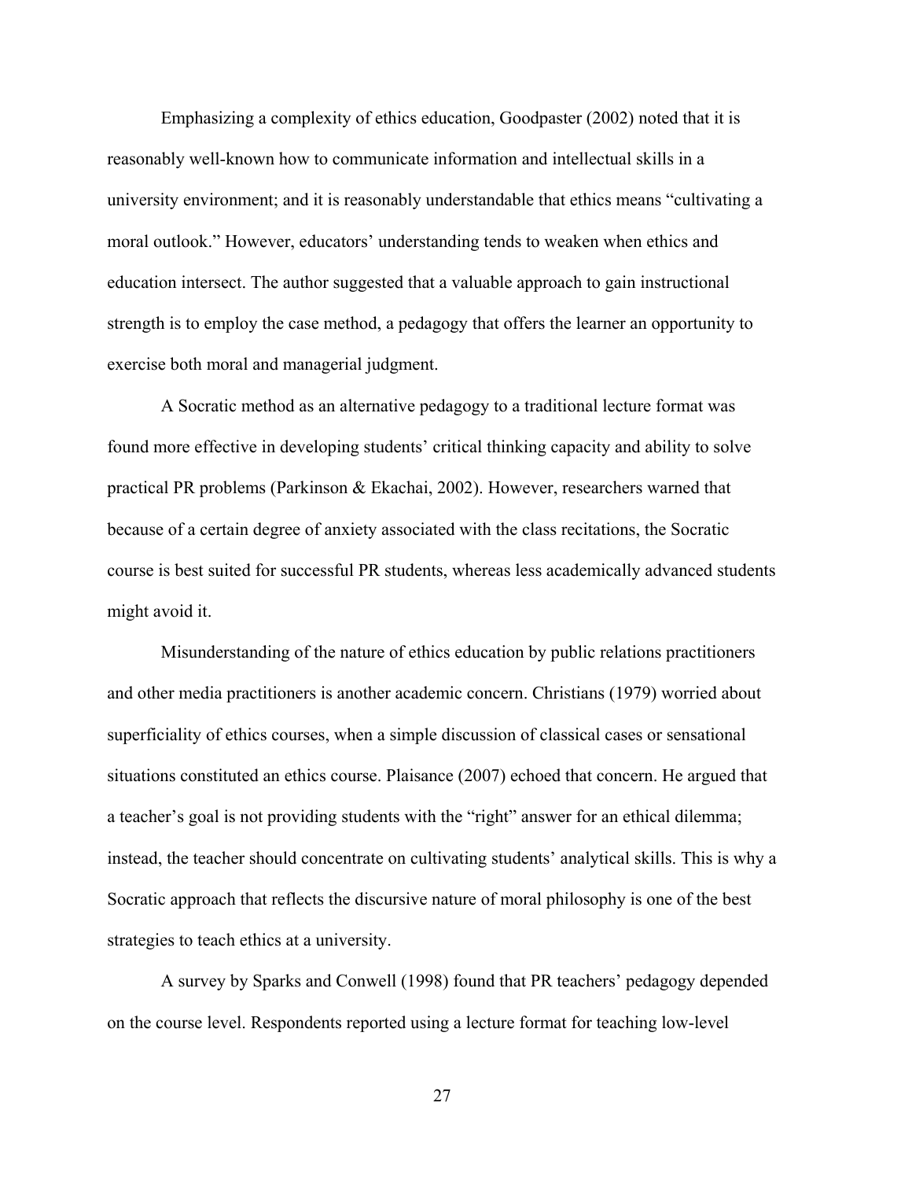Emphasizing a complexity of ethics education, Goodpaster (2002) noted that it is reasonably well-known how to communicate information and intellectual skills in a university environment; and it is reasonably understandable that ethics means "cultivating a moral outlook." However, educators' understanding tends to weaken when ethics and education intersect. The author suggested that a valuable approach to gain instructional strength is to employ the case method, a pedagogy that offers the learner an opportunity to exercise both moral and managerial judgment.

A Socratic method as an alternative pedagogy to a traditional lecture format was found more effective in developing students' critical thinking capacity and ability to solve practical PR problems (Parkinson & Ekachai, 2002). However, researchers warned that because of a certain degree of anxiety associated with the class recitations, the Socratic course is best suited for successful PR students, whereas less academically advanced students might avoid it.

Misunderstanding of the nature of ethics education by public relations practitioners and other media practitioners is another academic concern. Christians (1979) worried about superficiality of ethics courses, when a simple discussion of classical cases or sensational situations constituted an ethics course. Plaisance (2007) echoed that concern. He argued that a teacher's goal is not providing students with the "right" answer for an ethical dilemma; instead, the teacher should concentrate on cultivating students' analytical skills. This is why a Socratic approach that reflects the discursive nature of moral philosophy is one of the best strategies to teach ethics at a university.

A survey by Sparks and Conwell (1998) found that PR teachers' pedagogy depended on the course level. Respondents reported using a lecture format for teaching low-level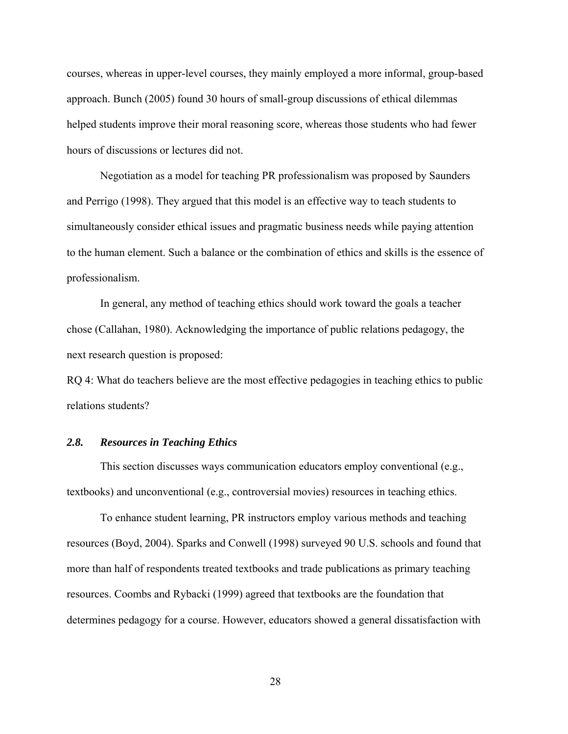courses, whereas in upper-level courses, they mainly employed a more informal, group-based approach. Bunch (2005) found 30 hours of small-group discussions of ethical dilemmas helped students improve their moral reasoning score, whereas those students who had fewer hours of discussions or lectures did not.

Negotiation as a model for teaching PR professionalism was proposed by Saunders and Perrigo (1998). They argued that this model is an effective way to teach students to simultaneously consider ethical issues and pragmatic business needs while paying attention to the human element. Such a balance or the combination of ethics and skills is the essence of professionalism.

In general, any method of teaching ethics should work toward the goals a teacher chose (Callahan, 1980). Acknowledging the importance of public relations pedagogy, the next research question is proposed:

RQ 4: What do teachers believe are the most effective pedagogies in teaching ethics to public relations students?

### *2.8. Resources in Teaching Ethics*

This section discusses ways communication educators employ conventional (e.g., textbooks) and unconventional (e.g., controversial movies) resources in teaching ethics.

To enhance student learning, PR instructors employ various methods and teaching resources (Boyd, 2004). Sparks and Conwell (1998) surveyed 90 U.S. schools and found that more than half of respondents treated textbooks and trade publications as primary teaching resources. Coombs and Rybacki (1999) agreed that textbooks are the foundation that determines pedagogy for a course. However, educators showed a general dissatisfaction with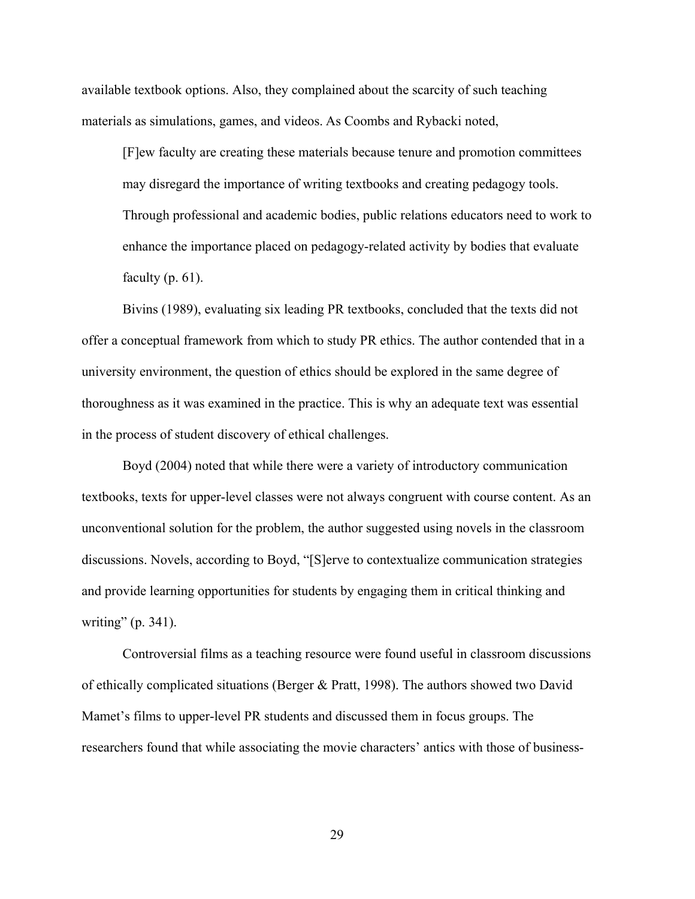available textbook options. Also, they complained about the scarcity of such teaching materials as simulations, games, and videos. As Coombs and Rybacki noted,

> [F]ew faculty are creating these materials because tenure and promotion committees may disregard the importance of writing textbooks and creating pedagogy tools. Through professional and academic bodies, public relations educators need to work to enhance the importance placed on pedagogy-related activity by bodies that evaluate faculty (p. 61).

Bivins (1989), evaluating six leading PR textbooks, concluded that the texts did not offer a conceptual framework from which to study PR ethics. The author contended that in a university environment, the question of ethics should be explored in the same degree of thoroughness as it was examined in the practice. This is why an adequate text was essential in the process of student discovery of ethical challenges.

Boyd (2004) noted that while there were a variety of introductory communication textbooks, texts for upper-level classes were not always congruent with course content. As an unconventional solution for the problem, the author suggested using novels in the classroom discussions. Novels, according to Boyd, "[S]erve to contextualize communication strategies and provide learning opportunities for students by engaging them in critical thinking and writing" (p. 341).

Controversial films as a teaching resource were found useful in classroom discussions of ethically complicated situations (Berger & Pratt, 1998). The authors showed two David Mamet's films to upper-level PR students and discussed them in focus groups. The researchers found that while associating the movie characters' antics with those of business-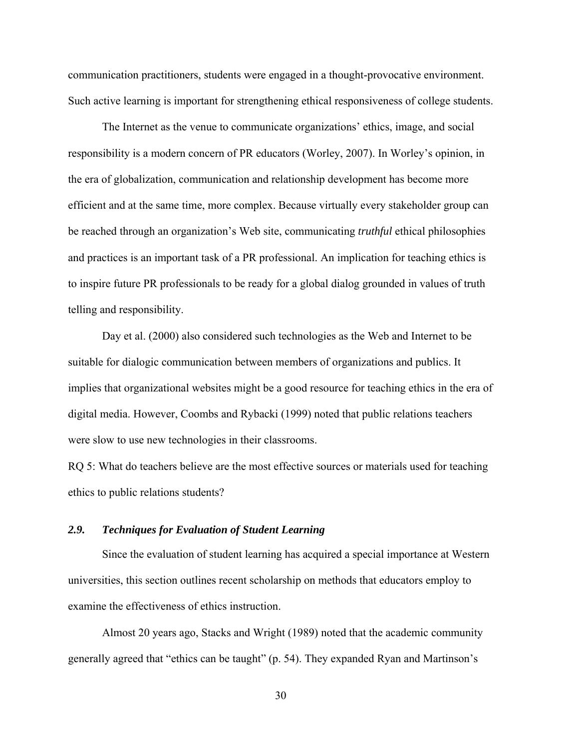communication practitioners, students were engaged in a thought-provocative environment. Such active learning is important for strengthening ethical responsiveness of college students.

The Internet as the venue to communicate organizations' ethics, image, and social responsibility is a modern concern of PR educators (Worley, 2007). In Worley's opinion, in the era of globalization, communication and relationship development has become more efficient and at the same time, more complex. Because virtually every stakeholder group can be reached through an organization's Web site, communicating *truthful* ethical philosophies and practices is an important task of a PR professional. An implication for teaching ethics is to inspire future PR professionals to be ready for a global dialog grounded in values of truth telling and responsibility.

Day et al. (2000) also considered such technologies as the Web and Internet to be suitable for dialogic communication between members of organizations and publics. It implies that organizational websites might be a good resource for teaching ethics in the era of digital media. However, Coombs and Rybacki (1999) noted that public relations teachers were slow to use new technologies in their classrooms.

RQ 5: What do teachers believe are the most effective sources or materials used for teaching ethics to public relations students?

### *2.9. Techniques for Evaluation of Student Learning*

Since the evaluation of student learning has acquired a special importance at Western universities, this section outlines recent scholarship on methods that educators employ to examine the effectiveness of ethics instruction.

Almost 20 years ago, Stacks and Wright (1989) noted that the academic community generally agreed that "ethics can be taught" (p. 54). They expanded Ryan and Martinson's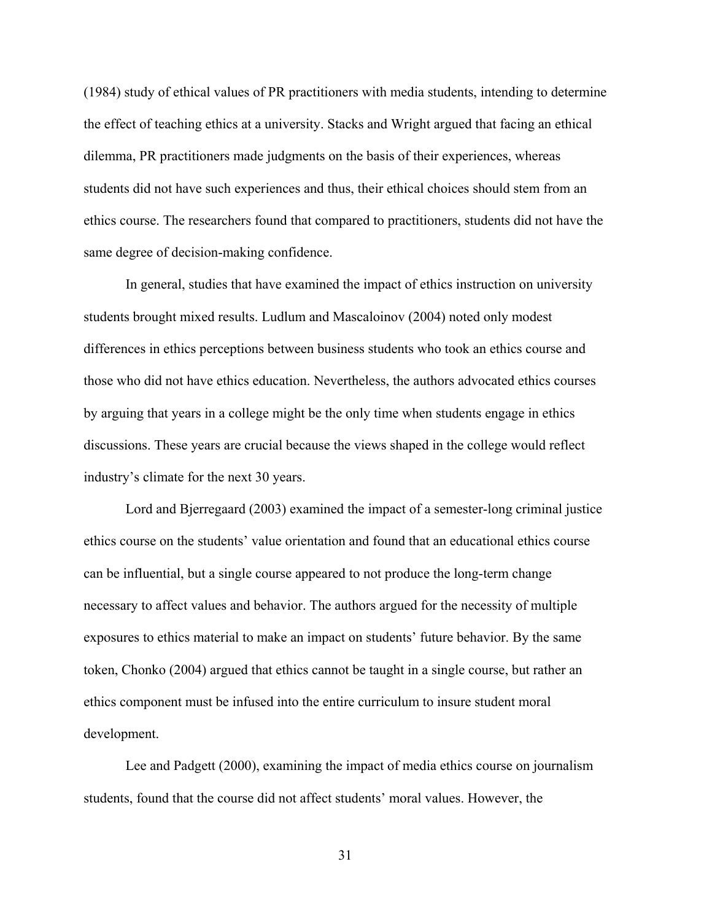(1984) study of ethical values of PR practitioners with media students, intending to determine the effect of teaching ethics at a university. Stacks and Wright argued that facing an ethical dilemma, PR practitioners made judgments on the basis of their experiences, whereas students did not have such experiences and thus, their ethical choices should stem from an ethics course. The researchers found that compared to practitioners, students did not have the same degree of decision-making confidence.

In general, studies that have examined the impact of ethics instruction on university students brought mixed results. Ludlum and Mascaloinov (2004) noted only modest differences in ethics perceptions between business students who took an ethics course and those who did not have ethics education. Nevertheless, the authors advocated ethics courses by arguing that years in a college might be the only time when students engage in ethics discussions. These years are crucial because the views shaped in the college would reflect industry's climate for the next 30 years.

Lord and Bjerregaard (2003) examined the impact of a semester-long criminal justice ethics course on the students' value orientation and found that an educational ethics course can be influential, but a single course appeared to not produce the long-term change necessary to affect values and behavior. The authors argued for the necessity of multiple exposures to ethics material to make an impact on students' future behavior. By the same token, Chonko (2004) argued that ethics cannot be taught in a single course, but rather an ethics component must be infused into the entire curriculum to insure student moral development.

Lee and Padgett (2000), examining the impact of media ethics course on journalism students, found that the course did not affect students' moral values. However, the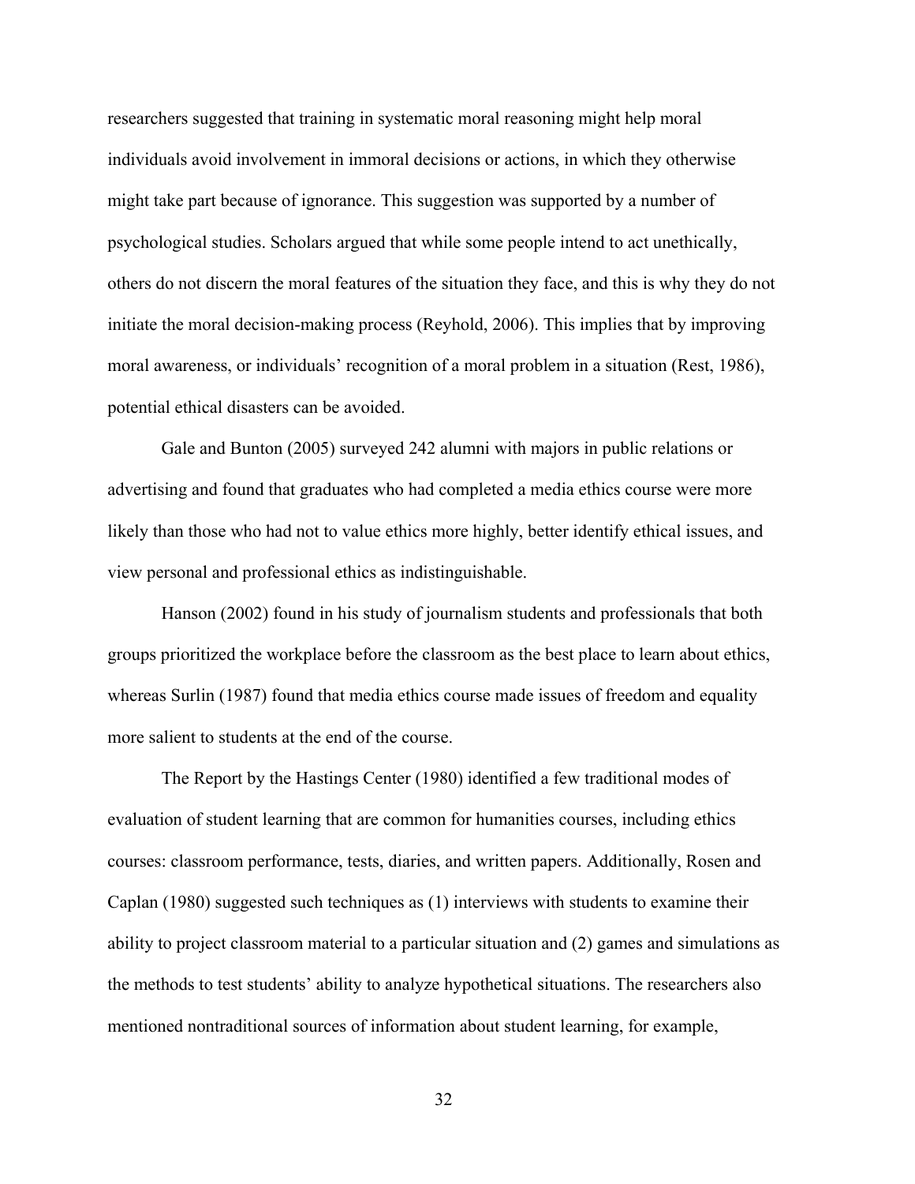researchers suggested that training in systematic moral reasoning might help moral individuals avoid involvement in immoral decisions or actions, in which they otherwise might take part because of ignorance. This suggestion was supported by a number of psychological studies. Scholars argued that while some people intend to act unethically, others do not discern the moral features of the situation they face, and this is why they do not initiate the moral decision-making process (Reyhold, 2006). This implies that by improving moral awareness, or individuals' recognition of a moral problem in a situation (Rest, 1986), potential ethical disasters can be avoided.

Gale and Bunton (2005) surveyed 242 alumni with majors in public relations or advertising and found that graduates who had completed a media ethics course were more likely than those who had not to value ethics more highly, better identify ethical issues, and view personal and professional ethics as indistinguishable.

Hanson (2002) found in his study of journalism students and professionals that both groups prioritized the workplace before the classroom as the best place to learn about ethics, whereas Surlin (1987) found that media ethics course made issues of freedom and equality more salient to students at the end of the course.

The Report by the Hastings Center (1980) identified a few traditional modes of evaluation of student learning that are common for humanities courses, including ethics courses: classroom performance, tests, diaries, and written papers. Additionally, Rosen and Caplan (1980) suggested such techniques as (1) interviews with students to examine their ability to project classroom material to a particular situation and (2) games and simulations as the methods to test students' ability to analyze hypothetical situations. The researchers also mentioned nontraditional sources of information about student learning, for example,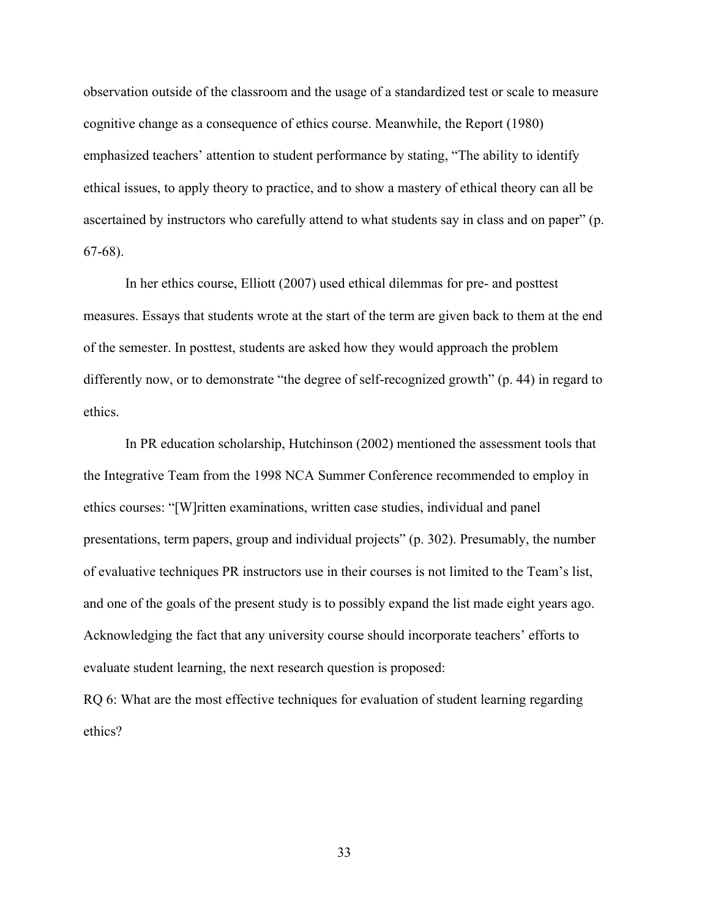observation outside of the classroom and the usage of a standardized test or scale to measure cognitive change as a consequence of ethics course. Meanwhile, the Report (1980) emphasized teachers' attention to student performance by stating, "The ability to identify ethical issues, to apply theory to practice, and to show a mastery of ethical theory can all be ascertained by instructors who carefully attend to what students say in class and on paper" (p. 67-68).

In her ethics course, Elliott (2007) used ethical dilemmas for pre- and posttest measures. Essays that students wrote at the start of the term are given back to them at the end of the semester. In posttest, students are asked how they would approach the problem differently now, or to demonstrate "the degree of self-recognized growth" (p. 44) in regard to ethics.

In PR education scholarship, Hutchinson (2002) mentioned the assessment tools that the Integrative Team from the 1998 NCA Summer Conference recommended to employ in ethics courses: "[W]ritten examinations, written case studies, individual and panel presentations, term papers, group and individual projects" (p. 302). Presumably, the number of evaluative techniques PR instructors use in their courses is not limited to the Team's list, and one of the goals of the present study is to possibly expand the list made eight years ago. Acknowledging the fact that any university course should incorporate teachers' efforts to evaluate student learning, the next research question is proposed:

RQ 6: What are the most effective techniques for evaluation of student learning regarding ethics?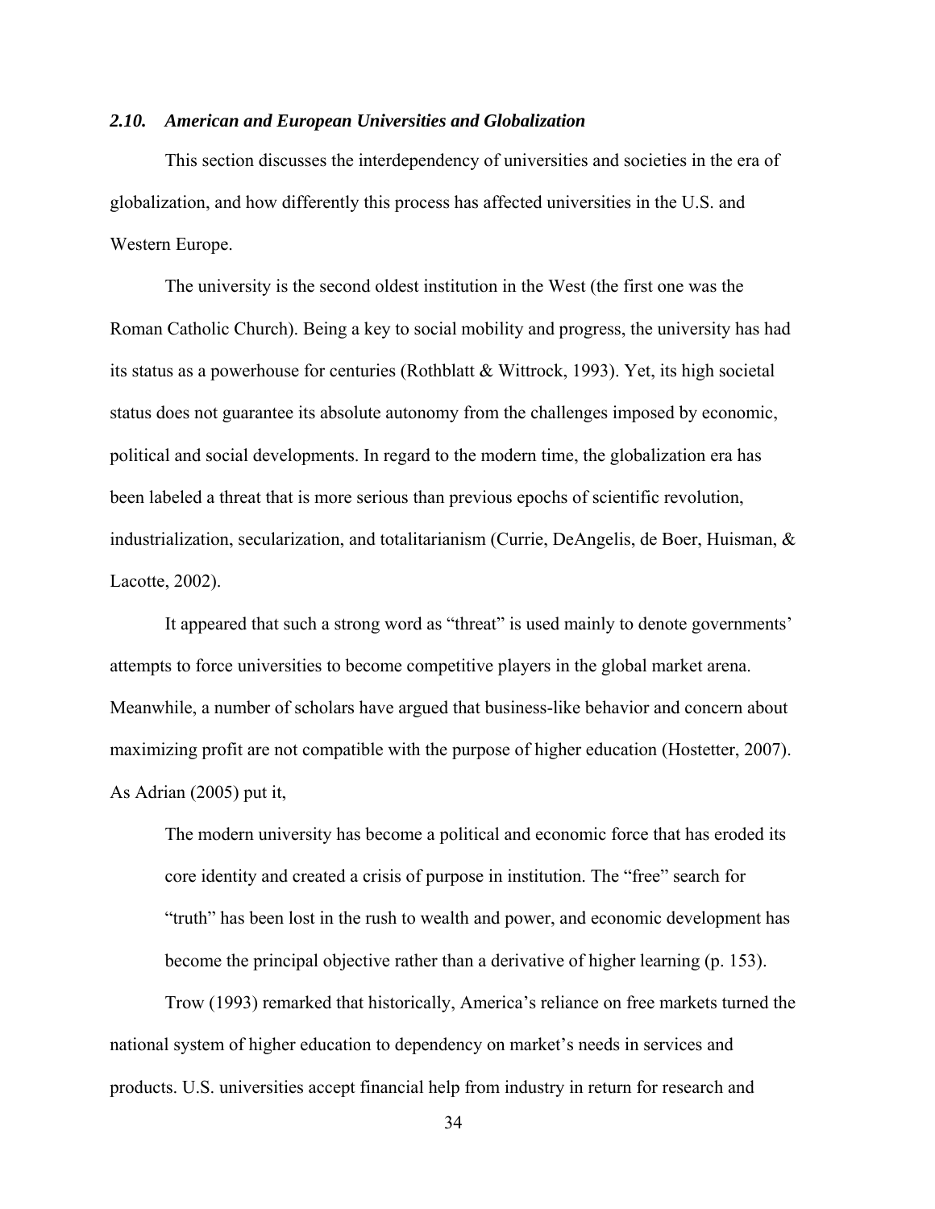### *2.10. American and European Universities and Globalization*

This section discusses the interdependency of universities and societies in the era of globalization, and how differently this process has affected universities in the U.S. and Western Europe.

The university is the second oldest institution in the West (the first one was the Roman Catholic Church). Being a key to social mobility and progress, the university has had its status as a powerhouse for centuries (Rothblatt & Wittrock, 1993). Yet, its high societal status does not guarantee its absolute autonomy from the challenges imposed by economic, political and social developments. In regard to the modern time, the globalization era has been labeled a threat that is more serious than previous epochs of scientific revolution, industrialization, secularization, and totalitarianism (Currie, DeAngelis, de Boer, Huisman, & Lacotte, 2002).

It appeared that such a strong word as "threat" is used mainly to denote governments' attempts to force universities to become competitive players in the global market arena. Meanwhile, a number of scholars have argued that business-like behavior and concern about maximizing profit are not compatible with the purpose of higher education (Hostetter, 2007). As Adrian (2005) put it,

> The modern university has become a political and economic force that has eroded its core identity and created a crisis of purpose in institution. The "free" search for "truth" has been lost in the rush to wealth and power, and economic development has become the principal objective rather than a derivative of higher learning (p. 153).

Trow (1993) remarked that historically, America's reliance on free markets turned the national system of higher education to dependency on market's needs in services and products. U.S. universities accept financial help from industry in return for research and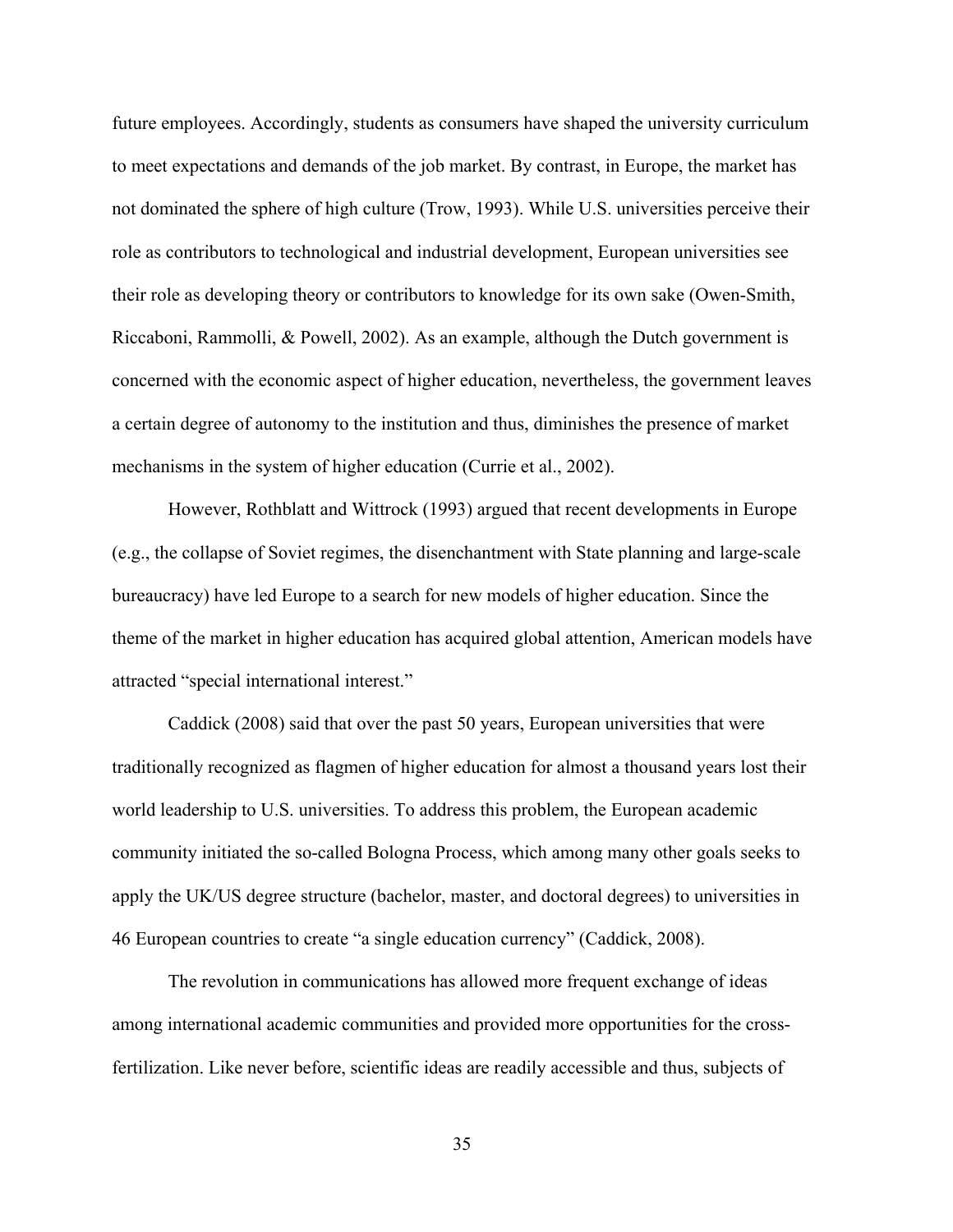future employees. Accordingly, students as consumers have shaped the university curriculum to meet expectations and demands of the job market. By contrast, in Europe, the market has not dominated the sphere of high culture (Trow, 1993). While U.S. universities perceive their role as contributors to technological and industrial development, European universities see their role as developing theory or contributors to knowledge for its own sake (Owen-Smith, Riccaboni, Rammolli, & Powell, 2002). As an example, although the Dutch government is concerned with the economic aspect of higher education, nevertheless, the government leaves a certain degree of autonomy to the institution and thus, diminishes the presence of market mechanisms in the system of higher education (Currie et al., 2002).

However, Rothblatt and Wittrock (1993) argued that recent developments in Europe (e.g., the collapse of Soviet regimes, the disenchantment with State planning and large-scale bureaucracy) have led Europe to a search for new models of higher education. Since the theme of the market in higher education has acquired global attention, American models have attracted "special international interest."

Caddick (2008) said that over the past 50 years, European universities that were traditionally recognized as flagmen of higher education for almost a thousand years lost their world leadership to U.S. universities. To address this problem, the European academic community initiated the so-called Bologna Process, which among many other goals seeks to apply the UK/US degree structure (bachelor, master, and doctoral degrees) to universities in 46 European countries to create "a single education currency" (Caddick, 2008).

The revolution in communications has allowed more frequent exchange of ideas among international academic communities and provided more opportunities for the cross-fertilization. Like never before, scientific ideas are readily accessible and thus, subjects of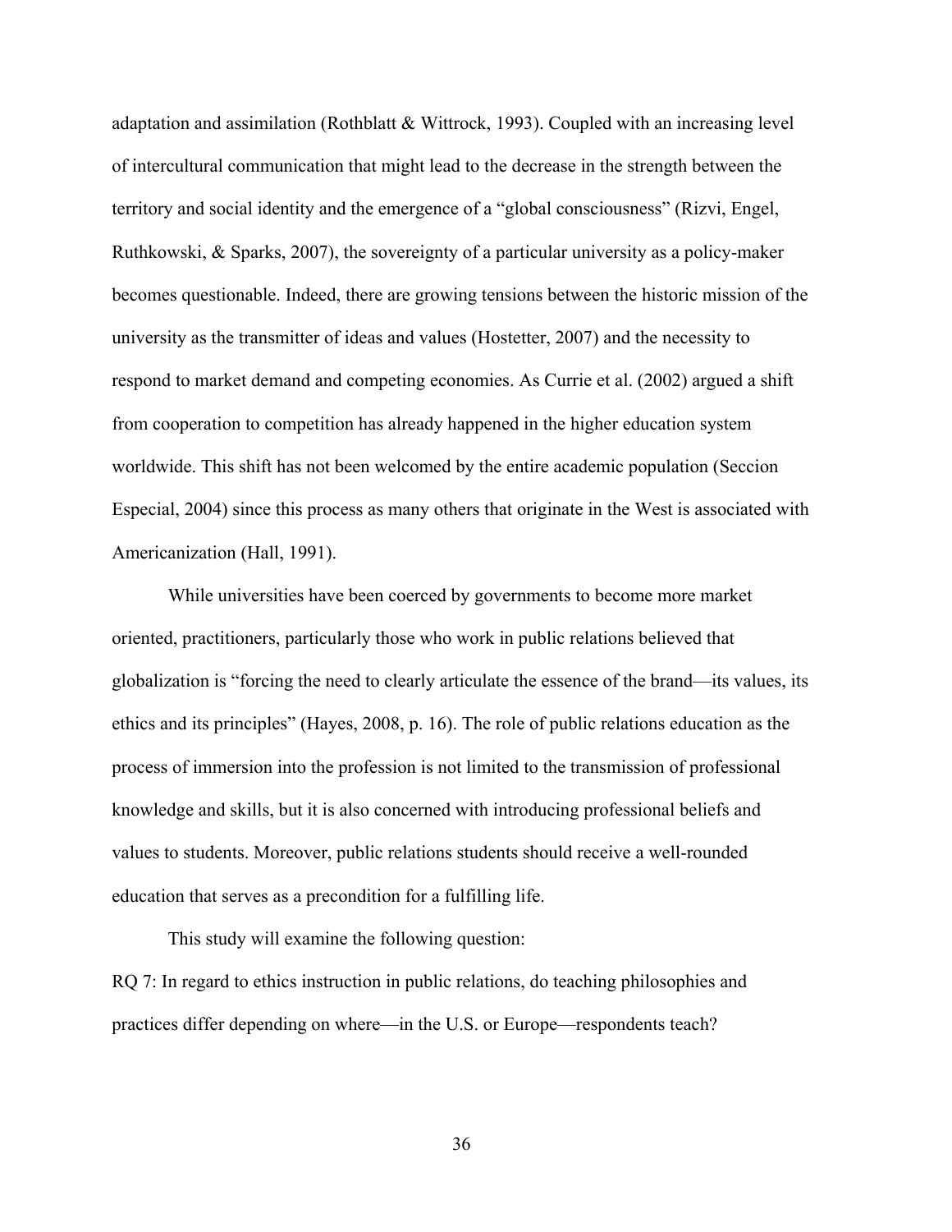adaptation and assimilation (Rothblatt & Wittrock, 1993). Coupled with an increasing level of intercultural communication that might lead to the decrease in the strength between the territory and social identity and the emergence of a "global consciousness" (Rizvi, Engel, Ruthkowski, & Sparks, 2007), the sovereignty of a particular university as a policy-maker becomes questionable. Indeed, there are growing tensions between the historic mission of the university as the transmitter of ideas and values (Hostetter, 2007) and the necessity to respond to market demand and competing economies. As Currie et al. (2002) argued a shift from cooperation to competition has already happened in the higher education system worldwide. This shift has not been welcomed by the entire academic population (Seccion Especial, 2004) since this process as many others that originate in the West is associated with Americanization (Hall, 1991).

While universities have been coerced by governments to become more market oriented, practitioners, particularly those who work in public relations believed that globalization is "forcing the need to clearly articulate the essence of the brand—its values, its ethics and its principles" (Hayes, 2008, p. 16). The role of public relations education as the process of immersion into the profession is not limited to the transmission of professional knowledge and skills, but it is also concerned with introducing professional beliefs and values to students. Moreover, public relations students should receive a well-rounded education that serves as a precondition for a fulfilling life.

This study will examine the following question:

RQ 7: In regard to ethics instruction in public relations, do teaching philosophies and practices differ depending on where—in the U.S. or Europe—respondents teach?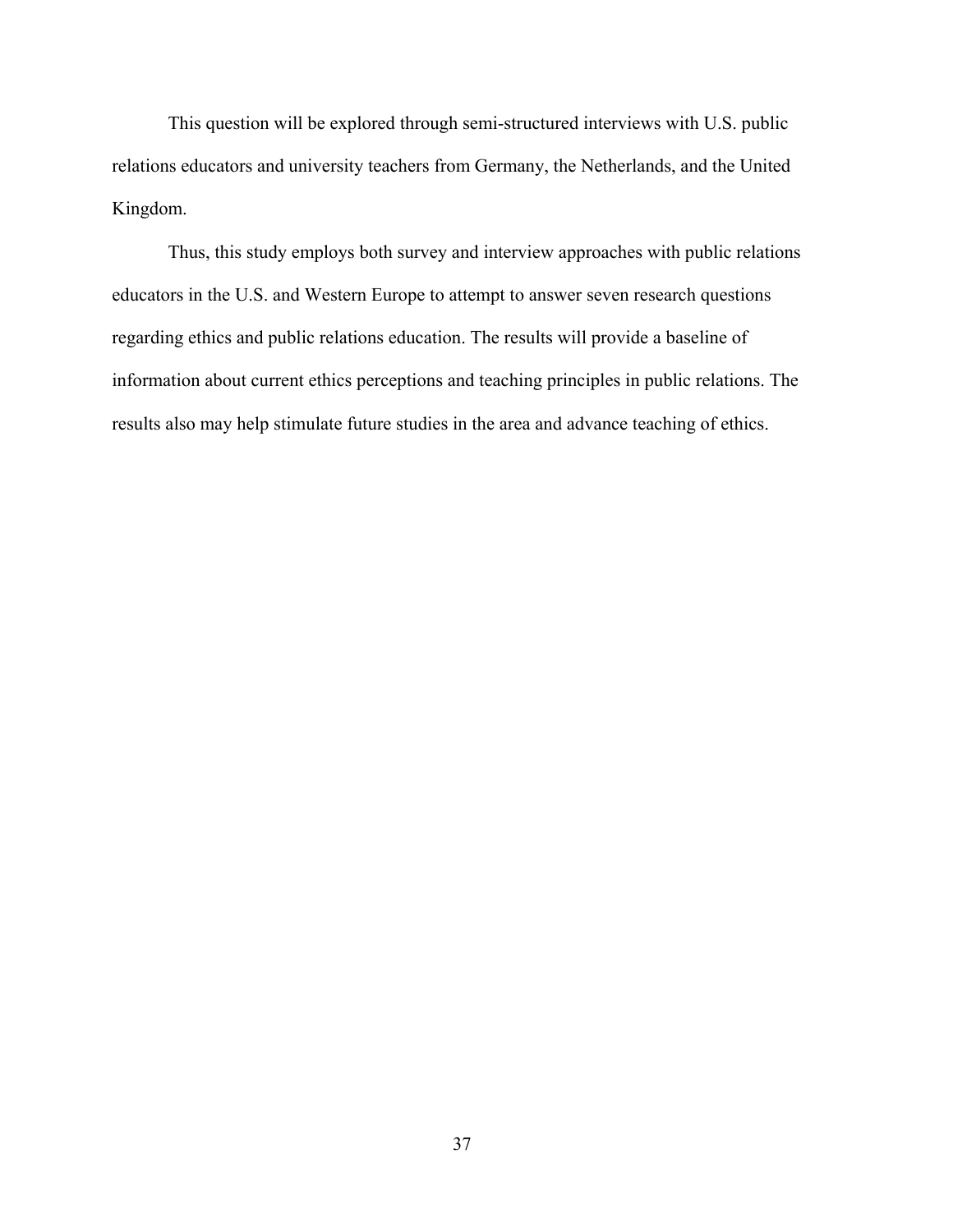This question will be explored through semi-structured interviews with U.S. public relations educators and university teachers from Germany, the Netherlands, and the United Kingdom.

Thus, this study employs both survey and interview approaches with public relations educators in the U.S. and Western Europe to attempt to answer seven research questions regarding ethics and public relations education. The results will provide a baseline of information about current ethics perceptions and teaching principles in public relations. The results also may help stimulate future studies in the area and advance teaching of ethics.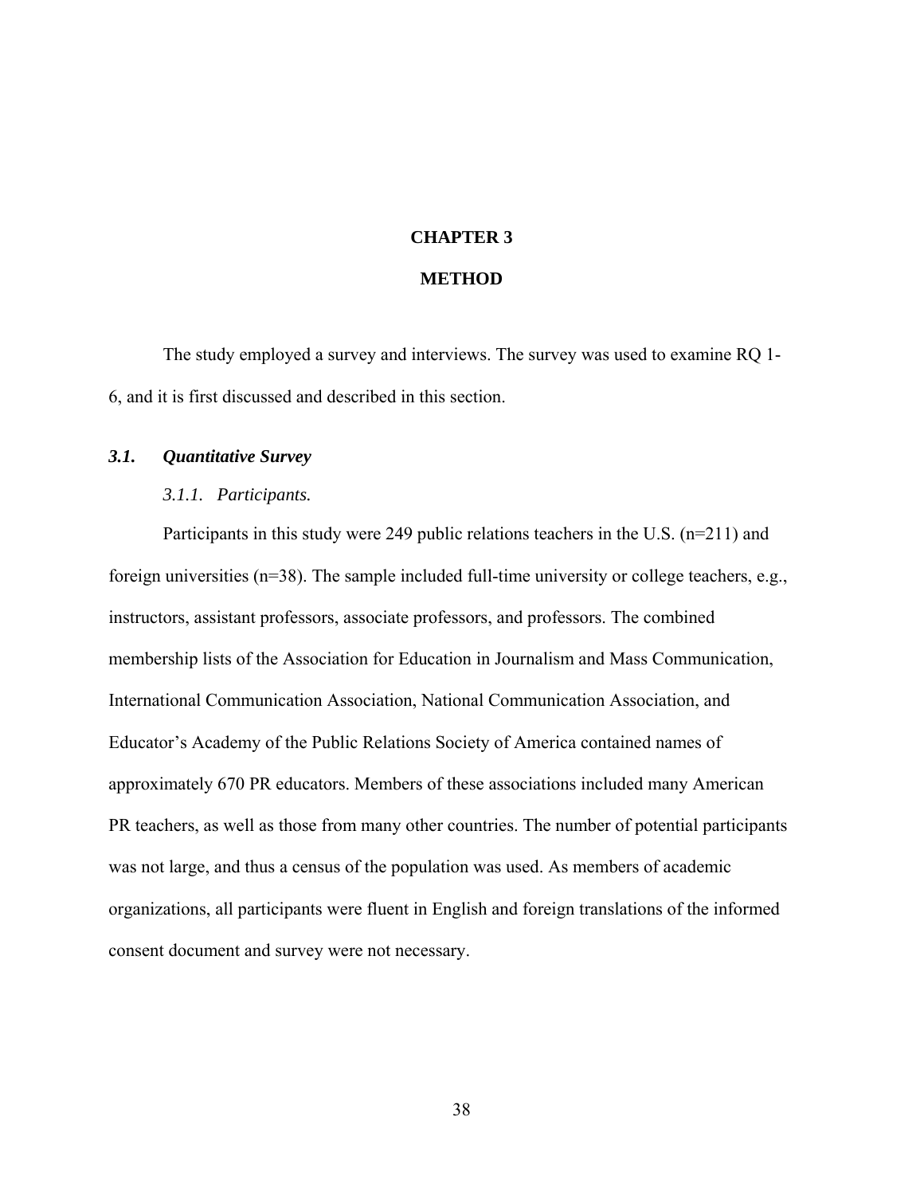# CHAPTER 3

# METHOD

The study employed a survey and interviews. The survey was used to examine RQ 1-6, and it is first discussed and described in this section.

## *3.1. Quantitative Survey*

### *3.1.1. Participants.*

Participants in this study were 249 public relations teachers in the U.S. (n=211) and foreign universities (n=38). The sample included full-time university or college teachers, e.g., instructors, assistant professors, associate professors, and professors. The combined membership lists of the Association for Education in Journalism and Mass Communication, International Communication Association, National Communication Association, and Educator's Academy of the Public Relations Society of America contained names of approximately 670 PR educators. Members of these associations included many American PR teachers, as well as those from many other countries. The number of potential participants was not large, and thus a census of the population was used. As members of academic organizations, all participants were fluent in English and foreign translations of the informed consent document and survey were not necessary.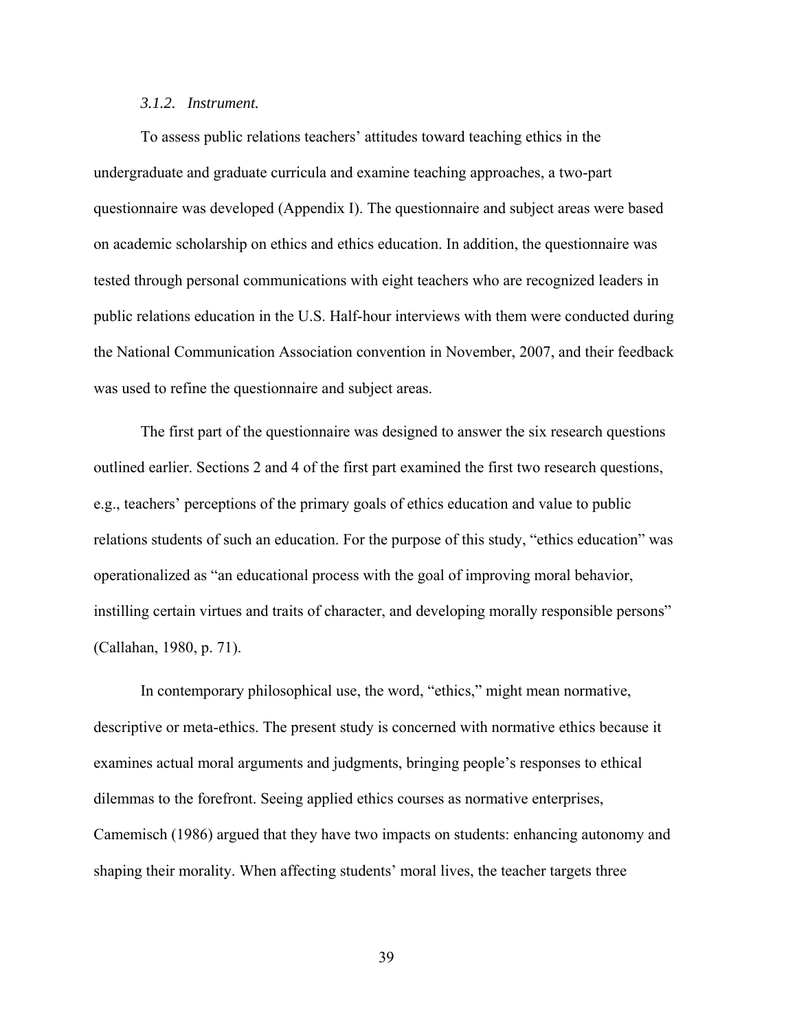#### *3.1.2. Instrument.*

To assess public relations teachers' attitudes toward teaching ethics in the undergraduate and graduate curricula and examine teaching approaches, a two-part questionnaire was developed (Appendix I). The questionnaire and subject areas were based on academic scholarship on ethics and ethics education. In addition, the questionnaire was tested through personal communications with eight teachers who are recognized leaders in public relations education in the U.S. Half-hour interviews with them were conducted during the National Communication Association convention in November, 2007, and their feedback was used to refine the questionnaire and subject areas.

The first part of the questionnaire was designed to answer the six research questions outlined earlier. Sections 2 and 4 of the first part examined the first two research questions, e.g., teachers' perceptions of the primary goals of ethics education and value to public relations students of such an education. For the purpose of this study, "ethics education" was operationalized as "an educational process with the goal of improving moral behavior, instilling certain virtues and traits of character, and developing morally responsible persons" (Callahan, 1980, p. 71).

In contemporary philosophical use, the word, "ethics," might mean normative, descriptive or meta-ethics. The present study is concerned with normative ethics because it examines actual moral arguments and judgments, bringing people's responses to ethical dilemmas to the forefront. Seeing applied ethics courses as normative enterprises, Camemisch (1986) argued that they have two impacts on students: enhancing autonomy and shaping their morality. When affecting students' moral lives, the teacher targets three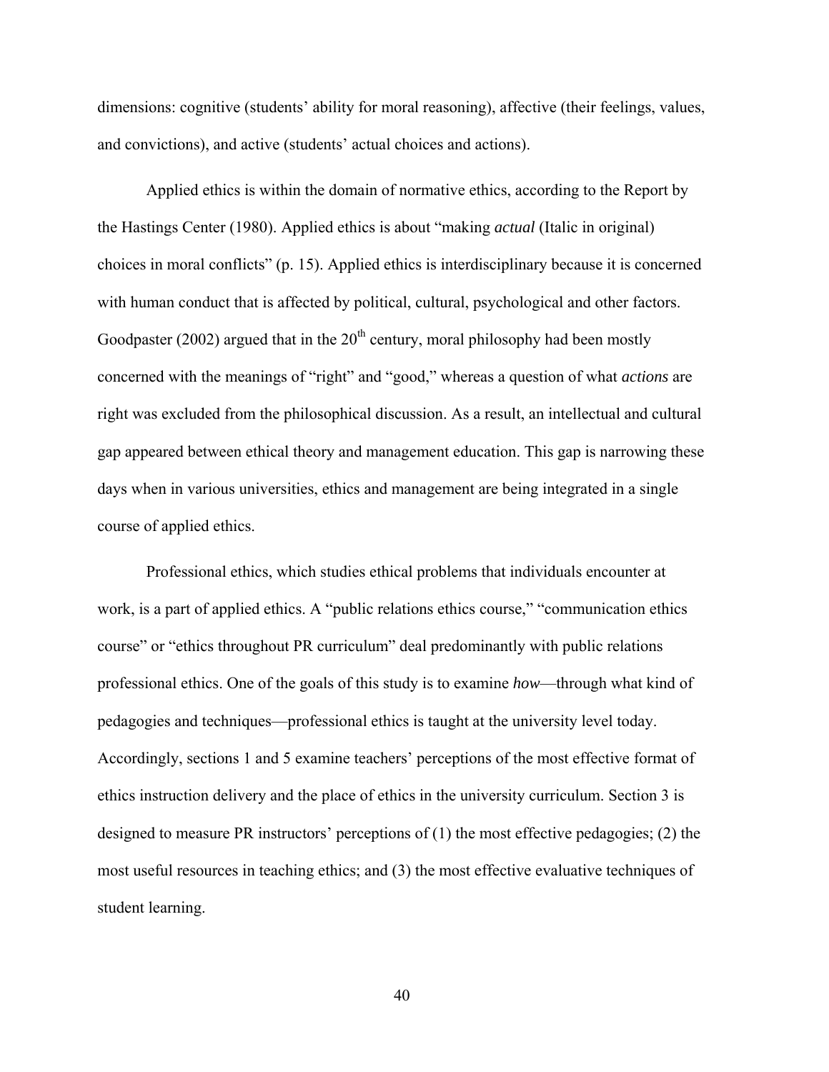dimensions: cognitive (students' ability for moral reasoning), affective (their feelings, values, and convictions), and active (students' actual choices and actions).

Applied ethics is within the domain of normative ethics, according to the Report by the Hastings Center (1980). Applied ethics is about "making *actual* (Italic in original) choices in moral conflicts" (p. 15). Applied ethics is interdisciplinary because it is concerned with human conduct that is affected by political, cultural, psychological and other factors. Goodpaster (2002) argued that in the $20^{th}$ century, moral philosophy had been mostly concerned with the meanings of "right" and "good," whereas a question of what *actions* are right was excluded from the philosophical discussion. As a result, an intellectual and cultural gap appeared between ethical theory and management education. This gap is narrowing these days when in various universities, ethics and management are being integrated in a single course of applied ethics.

Professional ethics, which studies ethical problems that individuals encounter at work, is a part of applied ethics. A "public relations ethics course," "communication ethics course" or "ethics throughout PR curriculum" deal predominantly with public relations professional ethics. One of the goals of this study is to examine *how*—through what kind of pedagogies and techniques—professional ethics is taught at the university level today. Accordingly, sections 1 and 5 examine teachers' perceptions of the most effective format of ethics instruction delivery and the place of ethics in the university curriculum. Section 3 is designed to measure PR instructors' perceptions of (1) the most effective pedagogies; (2) the most useful resources in teaching ethics; and (3) the most effective evaluative techniques of student learning.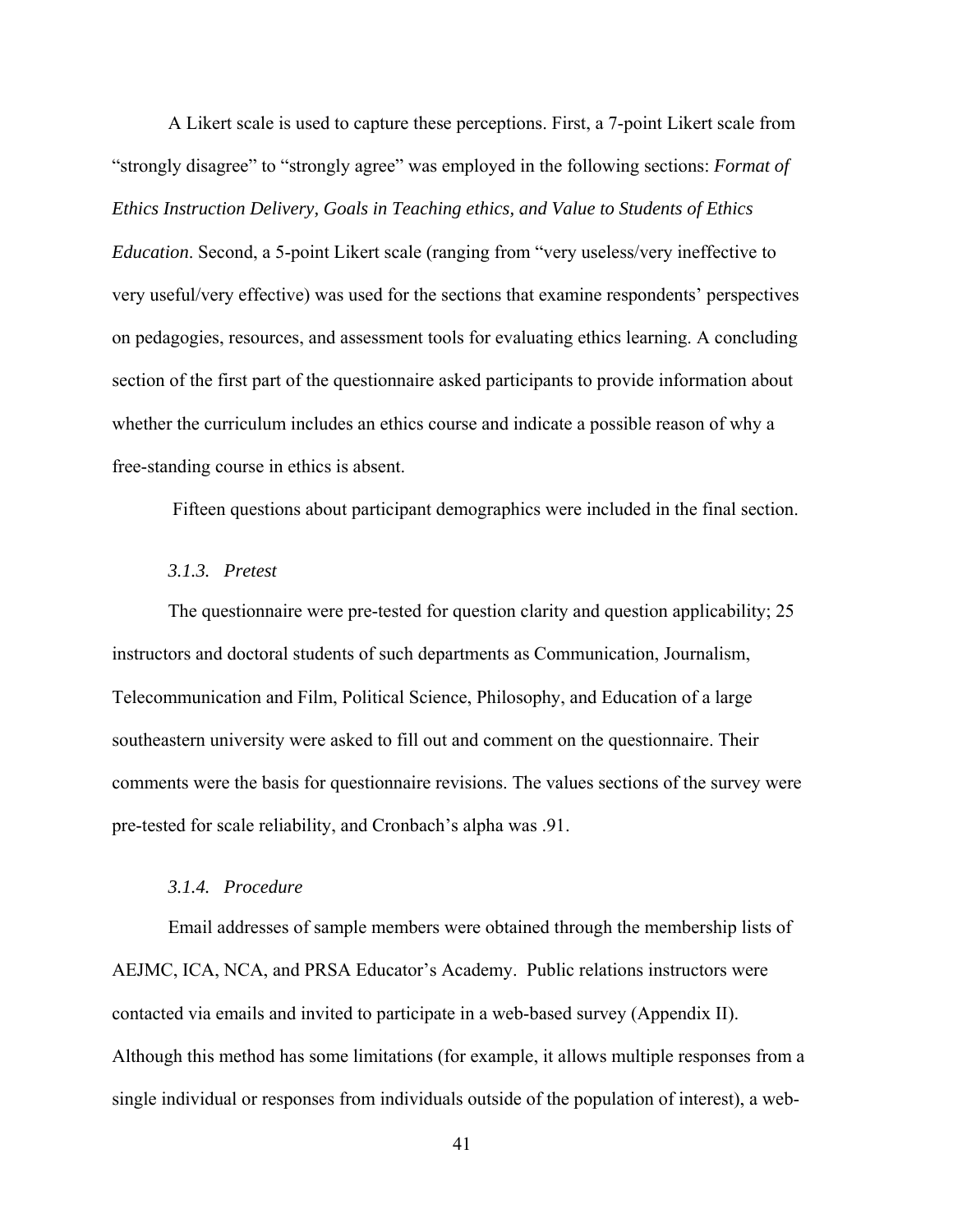A Likert scale is used to capture these perceptions. First, a 7-point Likert scale from "strongly disagree" to "strongly agree" was employed in the following sections: *Format of Ethics Instruction Delivery, Goals in Teaching ethics, and Value to Students of Ethics Education*. Second, a 5-point Likert scale (ranging from "very useless/very ineffective to very useful/very effective) was used for the sections that examine respondents' perspectives on pedagogies, resources, and assessment tools for evaluating ethics learning. A concluding section of the first part of the questionnaire asked participants to provide information about whether the curriculum includes an ethics course and indicate a possible reason of why a free-standing course in ethics is absent.

Fifteen questions about participant demographics were included in the final section.

### *3.1.3. Pretest*

The questionnaire were pre-tested for question clarity and question applicability; 25 instructors and doctoral students of such departments as Communication, Journalism, Telecommunication and Film, Political Science, Philosophy, and Education of a large southeastern university were asked to fill out and comment on the questionnaire. Their comments were the basis for questionnaire revisions. The values sections of the survey were pre-tested for scale reliability, and Cronbach's alpha was .91.

### *3.1.4. Procedure*

Email addresses of sample members were obtained through the membership lists of AEJMC, ICA, NCA, and PRSA Educator's Academy. Public relations instructors were contacted via emails and invited to participate in a web-based survey (Appendix II). Although this method has some limitations (for example, it allows multiple responses from a single individual or responses from individuals outside of the population of interest), a web-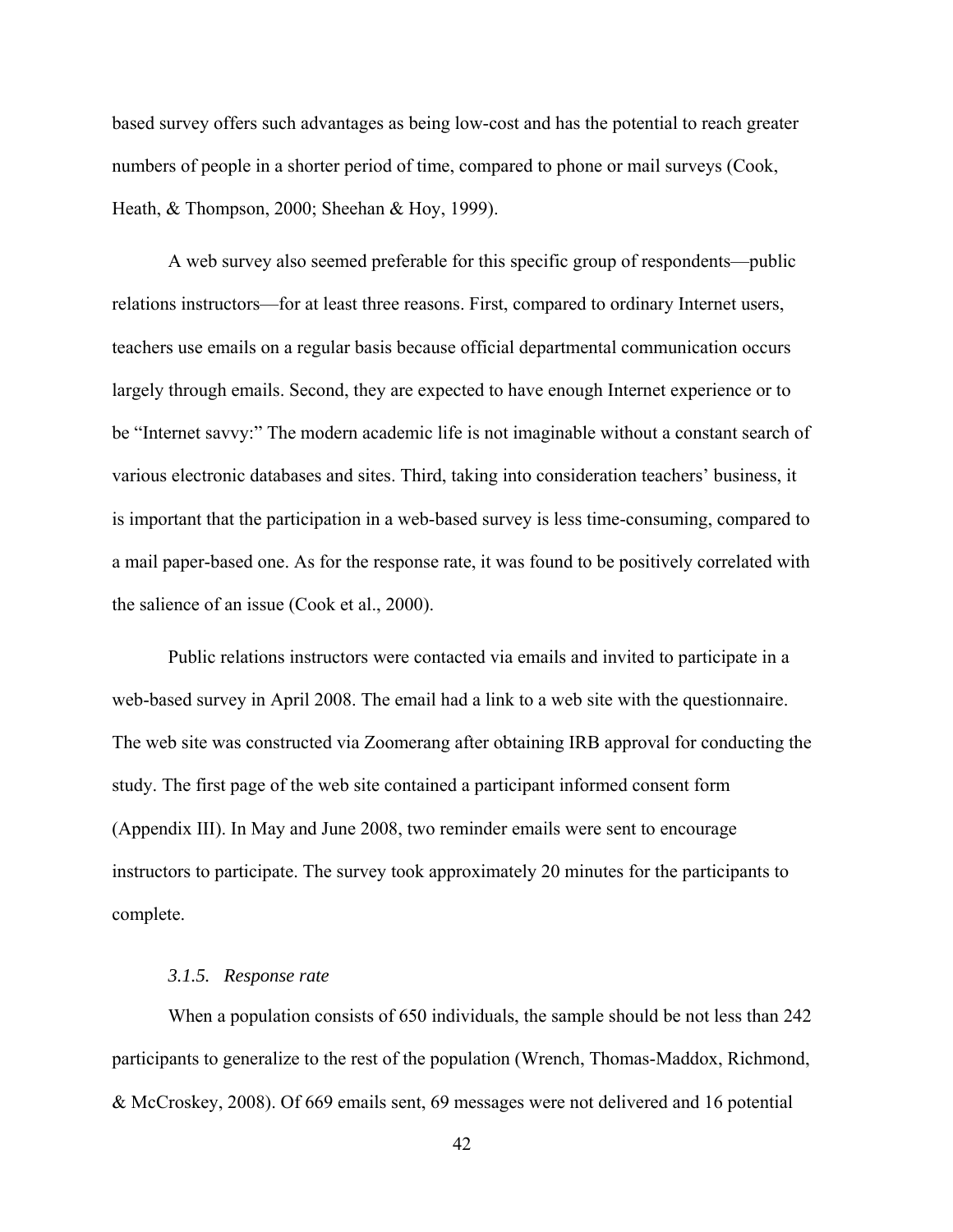based survey offers such advantages as being low-cost and has the potential to reach greater numbers of people in a shorter period of time, compared to phone or mail surveys (Cook, Heath, & Thompson, 2000; Sheehan & Hoy, 1999).

A web survey also seemed preferable for this specific group of respondents—public relations instructors—for at least three reasons. First, compared to ordinary Internet users, teachers use emails on a regular basis because official departmental communication occurs largely through emails. Second, they are expected to have enough Internet experience or to be "Internet savvy:" The modern academic life is not imaginable without a constant search of various electronic databases and sites. Third, taking into consideration teachers' business, it is important that the participation in a web-based survey is less time-consuming, compared to a mail paper-based one. As for the response rate, it was found to be positively correlated with the salience of an issue (Cook et al., 2000).

Public relations instructors were contacted via emails and invited to participate in a web-based survey in April 2008. The email had a link to a web site with the questionnaire. The web site was constructed via Zoomerang after obtaining IRB approval for conducting the study. The first page of the web site contained a participant informed consent form (Appendix III). In May and June 2008, two reminder emails were sent to encourage instructors to participate. The survey took approximately 20 minutes for the participants to complete.

### *3.1.5. Response rate*

When a population consists of 650 individuals, the sample should be not less than 242 participants to generalize to the rest of the population (Wrench, Thomas-Maddox, Richmond, & McCroskey, 2008). Of 669 emails sent, 69 messages were not delivered and 16 potential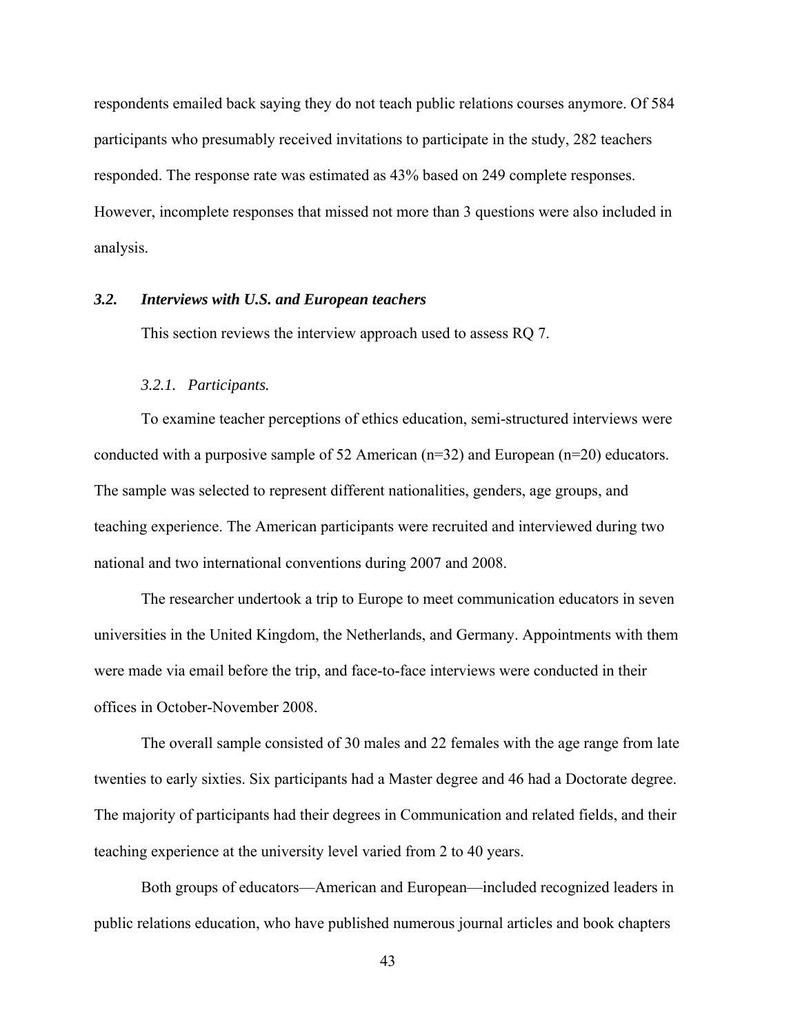respondents emailed back saying they do not teach public relations courses anymore. Of 584 participants who presumably received invitations to participate in the study, 282 teachers responded. The response rate was estimated as 43% based on 249 complete responses. However, incomplete responses that missed not more than 3 questions were also included in analysis.

### *3.2. Interviews with U.S. and European teachers*

This section reviews the interview approach used to assess RQ 7.

#### *3.2.1. Participants.*

To examine teacher perceptions of ethics education, semi-structured interviews were conducted with a purposive sample of 52 American (n=32) and European (n=20) educators. The sample was selected to represent different nationalities, genders, age groups, and teaching experience. The American participants were recruited and interviewed during two national and two international conventions during 2007 and 2008.

The researcher undertook a trip to Europe to meet communication educators in seven universities in the United Kingdom, the Netherlands, and Germany. Appointments with them were made via email before the trip, and face-to-face interviews were conducted in their offices in October-November 2008.

The overall sample consisted of 30 males and 22 females with the age range from late twenties to early sixties. Six participants had a Master degree and 46 had a Doctorate degree. The majority of participants had their degrees in Communication and related fields, and their teaching experience at the university level varied from 2 to 40 years.

Both groups of educators—American and European—included recognized leaders in public relations education, who have published numerous journal articles and book chapters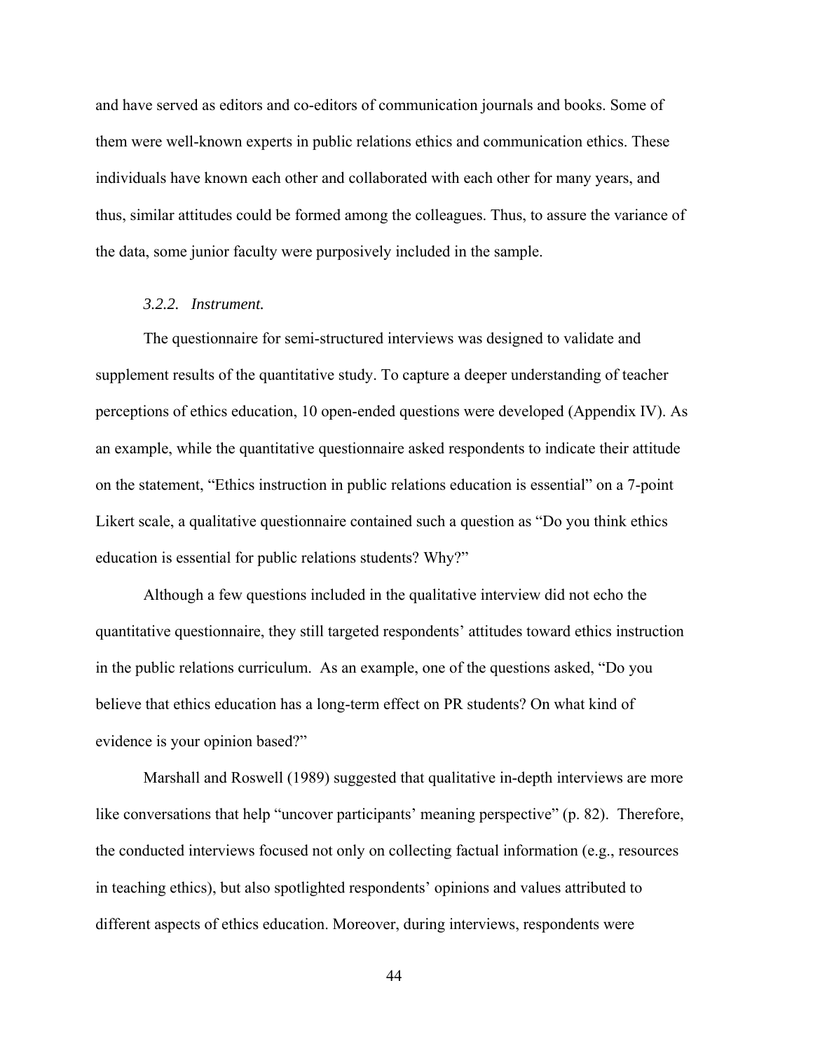and have served as editors and co-editors of communication journals and books. Some of them were well-known experts in public relations ethics and communication ethics. These individuals have known each other and collaborated with each other for many years, and thus, similar attitudes could be formed among the colleagues. Thus, to assure the variance of the data, some junior faculty were purposively included in the sample.

### *3.2.2. Instrument.*

The questionnaire for semi-structured interviews was designed to validate and supplement results of the quantitative study. To capture a deeper understanding of teacher perceptions of ethics education, 10 open-ended questions were developed (Appendix IV). As an example, while the quantitative questionnaire asked respondents to indicate their attitude on the statement, "Ethics instruction in public relations education is essential" on a 7-point Likert scale, a qualitative questionnaire contained such a question as "Do you think ethics education is essential for public relations students? Why?"

Although a few questions included in the qualitative interview did not echo the quantitative questionnaire, they still targeted respondents' attitudes toward ethics instruction in the public relations curriculum. As an example, one of the questions asked, "Do you believe that ethics education has a long-term effect on PR students? On what kind of evidence is your opinion based?"

Marshall and Roswell (1989) suggested that qualitative in-depth interviews are more like conversations that help "uncover participants' meaning perspective" (p. 82). Therefore, the conducted interviews focused not only on collecting factual information (e.g., resources in teaching ethics), but also spotlighted respondents' opinions and values attributed to different aspects of ethics education. Moreover, during interviews, respondents were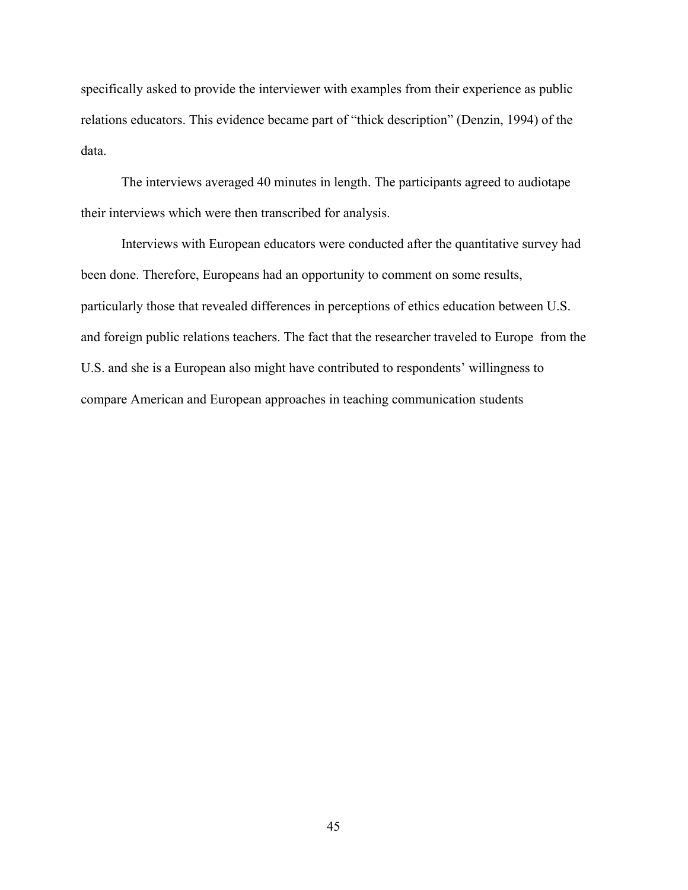specifically asked to provide the interviewer with examples from their experience as public relations educators. This evidence became part of "thick description" (Denzin, 1994) of the data.

The interviews averaged 40 minutes in length. The participants agreed to audiotape their interviews which were then transcribed for analysis.

Interviews with European educators were conducted after the quantitative survey had been done. Therefore, Europeans had an opportunity to comment on some results, particularly those that revealed differences in perceptions of ethics education between U.S. and foreign public relations teachers. The fact that the researcher traveled to Europe from the U.S. and she is a European also might have contributed to respondents' willingness to compare American and European approaches in teaching communication students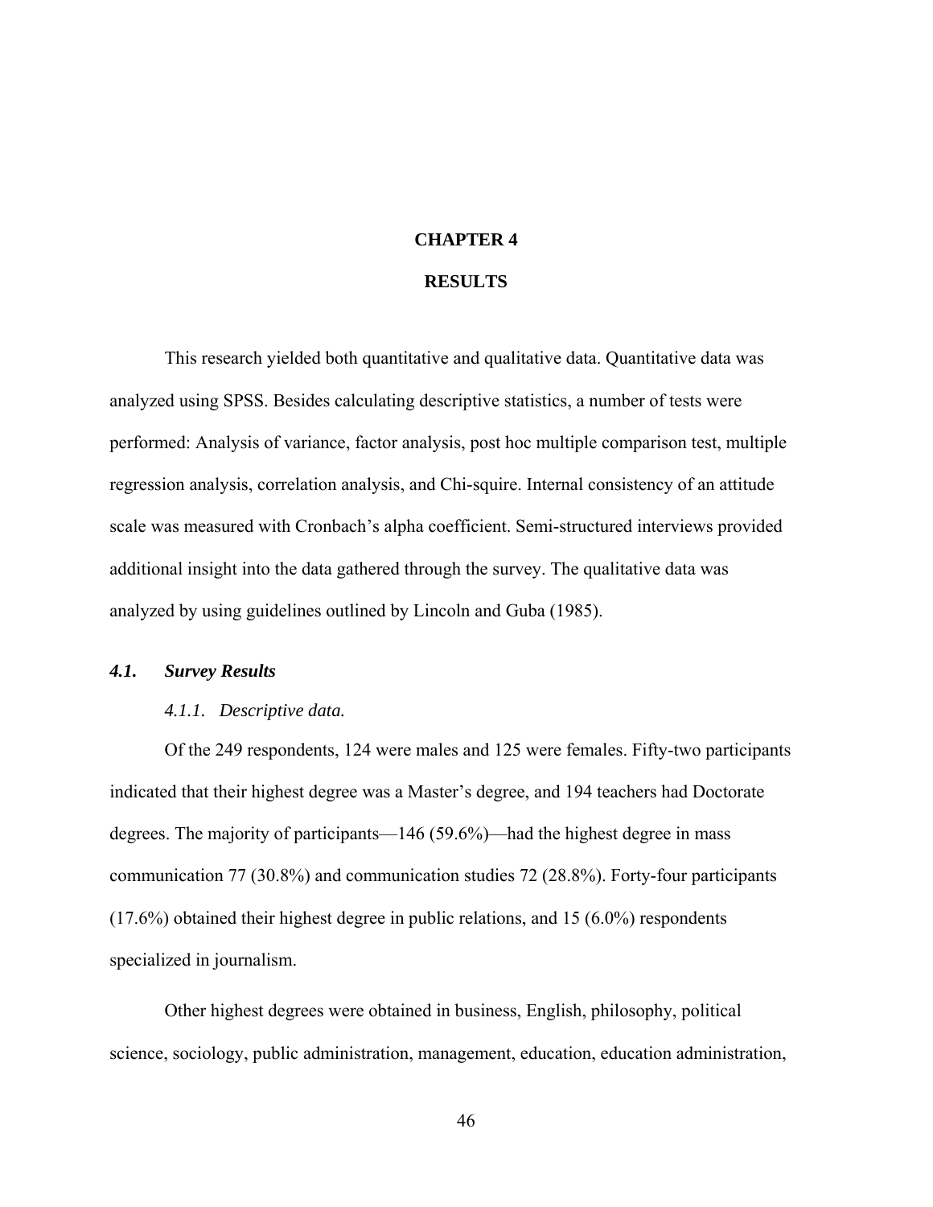# CHAPTER 4

# RESULTS

This research yielded both quantitative and qualitative data. Quantitative data was analyzed using SPSS. Besides calculating descriptive statistics, a number of tests were performed: Analysis of variance, factor analysis, post hoc multiple comparison test, multiple regression analysis, correlation analysis, and Chi-squire. Internal consistency of an attitude scale was measured with Cronbach's alpha coefficient. Semi-structured interviews provided additional insight into the data gathered through the survey. The qualitative data was analyzed by using guidelines outlined by Lincoln and Guba (1985).

## *4.1. Survey Results*

### *4.1.1. Descriptive data.*

Of the 249 respondents, 124 were males and 125 were females. Fifty-two participants indicated that their highest degree was a Master's degree, and 194 teachers had Doctorate degrees. The majority of participants—146 (59.6%)—had the highest degree in mass communication 77 (30.8%) and communication studies 72 (28.8%). Forty-four participants (17.6%) obtained their highest degree in public relations, and 15 (6.0%) respondents specialized in journalism.

Other highest degrees were obtained in business, English, philosophy, political science, sociology, public administration, management, education, education administration,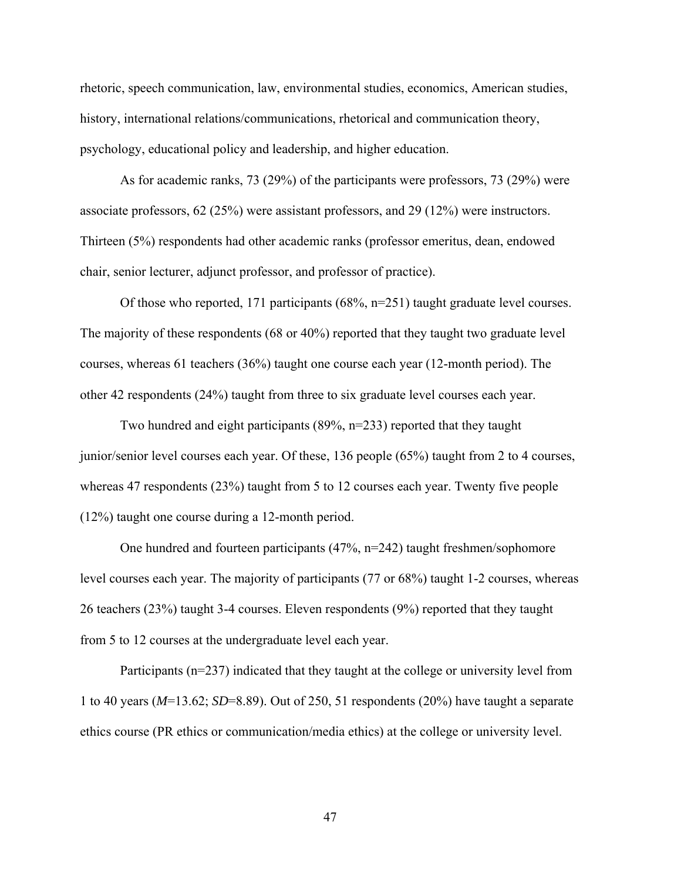rhetoric, speech communication, law, environmental studies, economics, American studies, history, international relations/communications, rhetorical and communication theory, psychology, educational policy and leadership, and higher education.

As for academic ranks, 73 (29%) of the participants were professors, 73 (29%) were associate professors, 62 (25%) were assistant professors, and 29 (12%) were instructors. Thirteen (5%) respondents had other academic ranks (professor emeritus, dean, endowed chair, senior lecturer, adjunct professor, and professor of practice).

Of those who reported, 171 participants (68%, n=251) taught graduate level courses. The majority of these respondents (68 or 40%) reported that they taught two graduate level courses, whereas 61 teachers (36%) taught one course each year (12-month period). The other 42 respondents (24%) taught from three to six graduate level courses each year.

Two hundred and eight participants (89%, n=233) reported that they taught junior/senior level courses each year. Of these, 136 people (65%) taught from 2 to 4 courses, whereas 47 respondents (23%) taught from 5 to 12 courses each year. Twenty five people (12%) taught one course during a 12-month period.

One hundred and fourteen participants (47%, n=242) taught freshmen/sophomore level courses each year. The majority of participants (77 or 68%) taught 1-2 courses, whereas 26 teachers (23%) taught 3-4 courses. Eleven respondents (9%) reported that they taught from 5 to 12 courses at the undergraduate level each year.

Participants (n=237) indicated that they taught at the college or university level from 1 to 40 years ($M$=13.62; $SD$=8.89). Out of 250, 51 respondents (20%) have taught a separate ethics course (PR ethics or communication/media ethics) at the college or university level.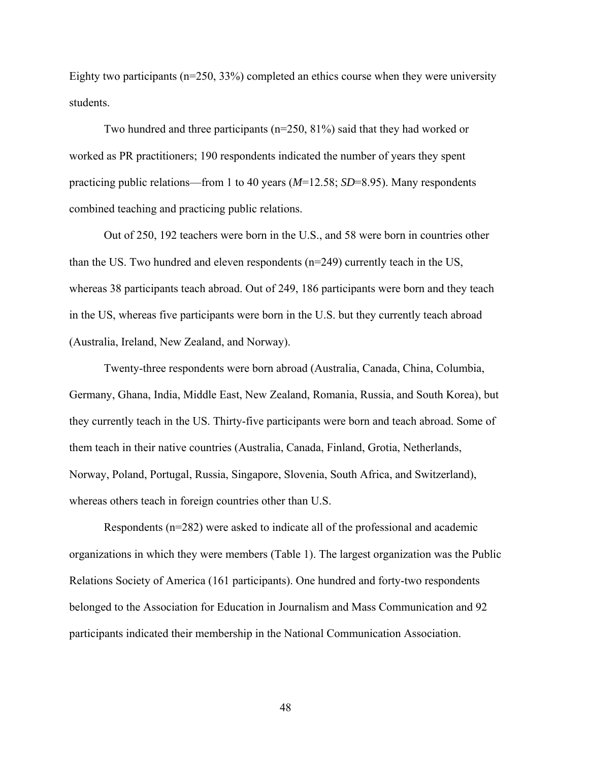Eighty two participants (n=250, 33%) completed an ethics course when they were university students.

Two hundred and three participants (n=250, 81%) said that they had worked or worked as PR practitioners; 190 respondents indicated the number of years they spent practicing public relations—from 1 to 40 years (*M*=12.58; *SD*=8.95). Many respondents combined teaching and practicing public relations.

Out of 250, 192 teachers were born in the U.S., and 58 were born in countries other than the US. Two hundred and eleven respondents (n=249) currently teach in the US, whereas 38 participants teach abroad. Out of 249, 186 participants were born and they teach in the US, whereas five participants were born in the U.S. but they currently teach abroad (Australia, Ireland, New Zealand, and Norway).

Twenty-three respondents were born abroad (Australia, Canada, China, Columbia, Germany, Ghana, India, Middle East, New Zealand, Romania, Russia, and South Korea), but they currently teach in the US. Thirty-five participants were born and teach abroad. Some of them teach in their native countries (Australia, Canada, Finland, Grotia, Netherlands, Norway, Poland, Portugal, Russia, Singapore, Slovenia, South Africa, and Switzerland), whereas others teach in foreign countries other than U.S.

Respondents (n=282) were asked to indicate all of the professional and academic organizations in which they were members (Table 1). The largest organization was the Public Relations Society of America (161 participants). One hundred and forty-two respondents belonged to the Association for Education in Journalism and Mass Communication and 92 participants indicated their membership in the National Communication Association.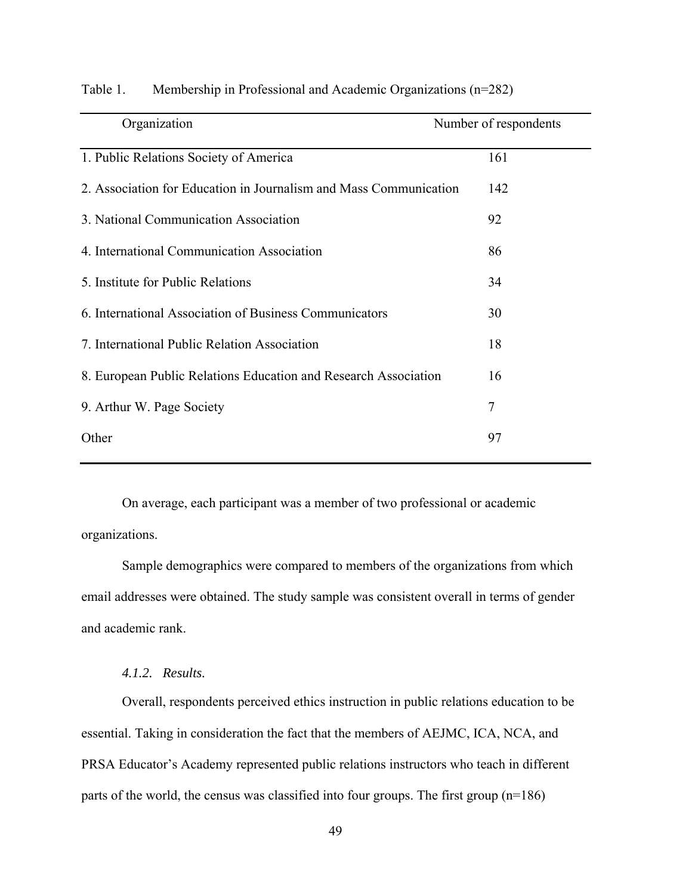Table 1. Membership in Professional and Academic Organizations (n=282)

| Organization | Number of respondents |
|---|---|
| 1. Public Relations Society of America | 161 |
| 2. Association for Education in Journalism and Mass Communication | 142 |
| 3. National Communication Association | 92 |
| 4. International Communication Association | 86 |
| 5. Institute for Public Relations | 34 |
| 6. International Association of Business Communicators | 30 |
| 7. International Public Relation Association | 18 |
| 8. European Public Relations Education and Research Association | 16 |
| 9. Arthur W. Page Society | 7 |
| Other | 97 |

On average, each participant was a member of two professional or academic organizations.

Sample demographics were compared to members of the organizations from which email addresses were obtained. The study sample was consistent overall in terms of gender and academic rank.

#### *4.1.2. Results.*

Overall, respondents perceived ethics instruction in public relations education to be essential. Taking in consideration the fact that the members of AEJMC, ICA, NCA, and PRSA Educator's Academy represented public relations instructors who teach in different parts of the world, the census was classified into four groups. The first group (n=186)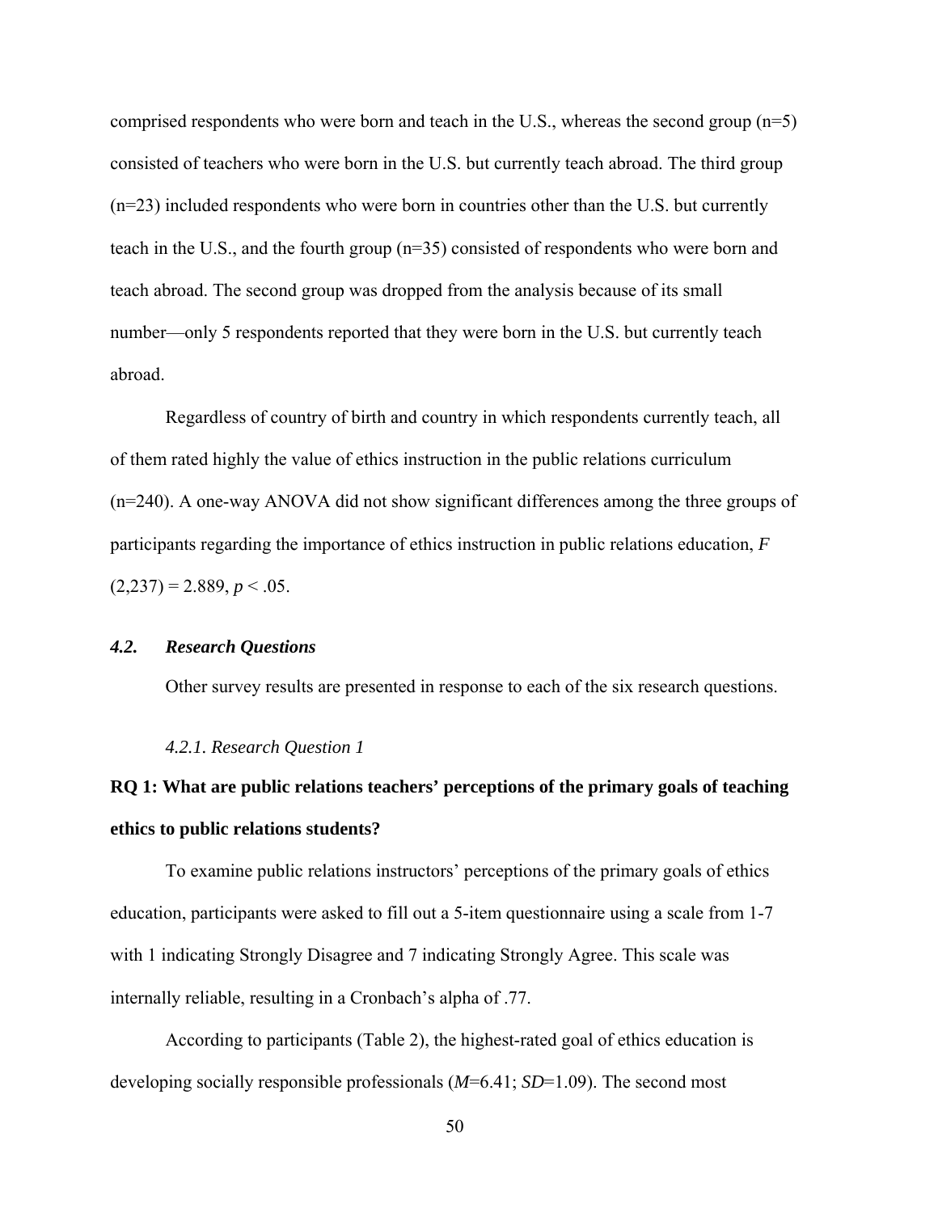comprised respondents who were born and teach in the U.S., whereas the second group (n=5) consisted of teachers who were born in the U.S. but currently teach abroad. The third group (n=23) included respondents who were born in countries other than the U.S. but currently teach in the U.S., and the fourth group (n=35) consisted of respondents who were born and teach abroad. The second group was dropped from the analysis because of its small number—only 5 respondents reported that they were born in the U.S. but currently teach abroad.

Regardless of country of birth and country in which respondents currently teach, all of them rated highly the value of ethics instruction in the public relations curriculum (n=240). A one-way ANOVA did not show significant differences among the three groups of participants regarding the importance of ethics instruction in public relations education, $F(2,237) = 2.889$, $p < .05$.

### *4.2. Research Questions*

Other survey results are presented in response to each of the six research questions.

#### *4.2.1. Research Question 1*

**RQ 1: What are public relations teachers' perceptions of the primary goals of teaching ethics to public relations students?**

To examine public relations instructors' perceptions of the primary goals of ethics education, participants were asked to fill out a 5-item questionnaire using a scale from 1-7 with 1 indicating Strongly Disagree and 7 indicating Strongly Agree. This scale was internally reliable, resulting in a Cronbach's alpha of .77.

According to participants (Table 2), the highest-rated goal of ethics education is developing socially responsible professionals ($M$=6.41; $SD$=1.09). The second most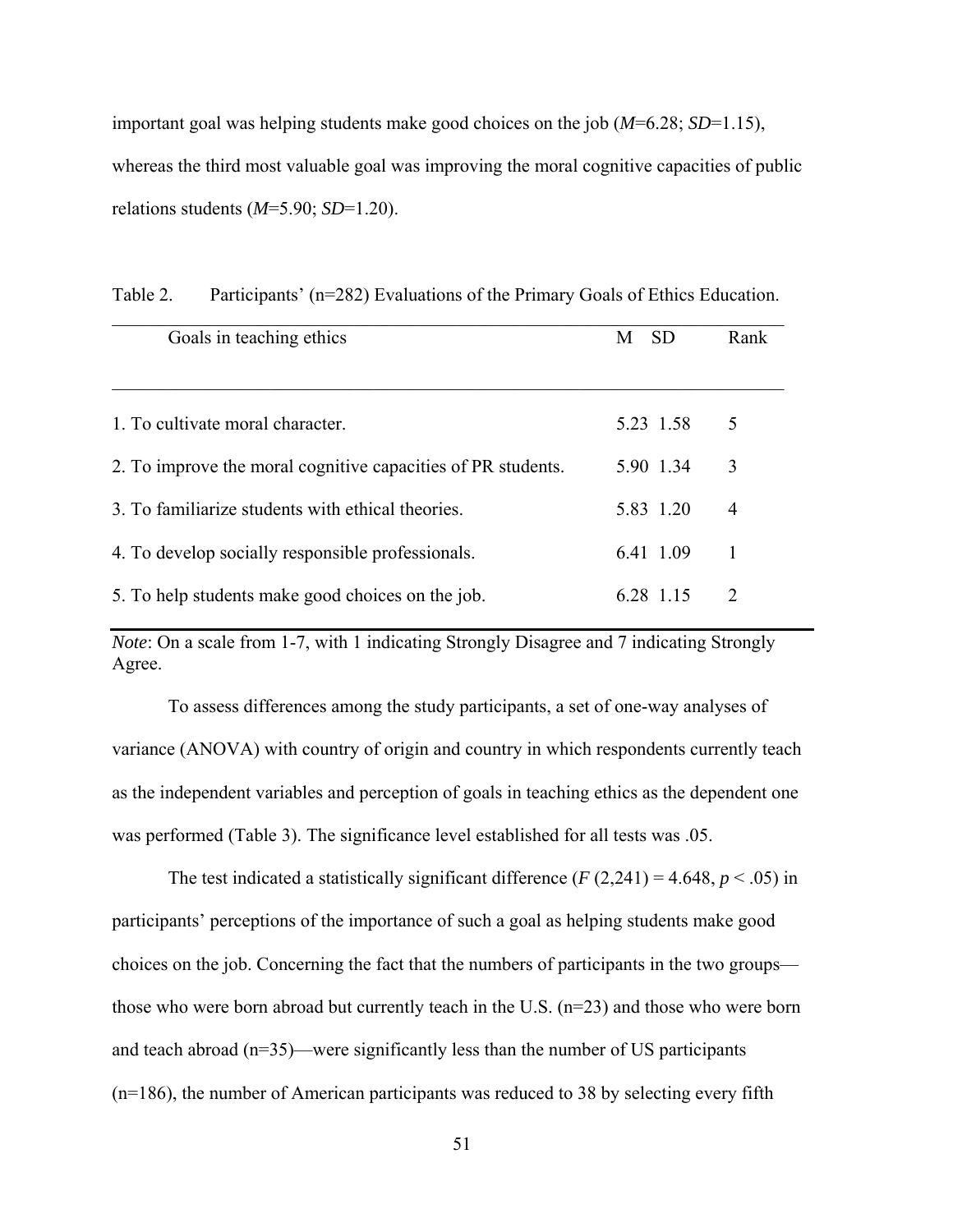important goal was helping students make good choices on the job (*M*=6.28; *SD*=1.15), whereas the third most valuable goal was improving the moral cognitive capacities of public relations students (*M*=5.90; *SD*=1.20).

Table 2. Participants' (n=282) Evaluations of the Primary Goals of Ethics Education.

| Goals in teaching ethics | M | SD | Rank |
|---|---|---|---|
| 1. To cultivate moral character. | 5.23 | 1.58 | 5 |
| 2. To improve the moral cognitive capacities of PR students. | 5.90 | 1.34 | 3 |
| 3. To familiarize students with ethical theories. | 5.83 | 1.20 | 4 |
| 4. To develop socially responsible professionals. | 6.41 | 1.09 | 1 |
| 5. To help students make good choices on the job. | 6.28 | 1.15 | 2 |

*Note*: On a scale from 1-7, with 1 indicating Strongly Disagree and 7 indicating Strongly Agree.

To assess differences among the study participants, a set of one-way analyses of variance (ANOVA) with country of origin and country in which respondents currently teach as the independent variables and perception of goals in teaching ethics as the dependent one was performed (Table 3). The significance level established for all tests was .05.

The test indicated a statistically significant difference ($F$ (2,241) = 4.648, $p < .05$) in participants' perceptions of the importance of such a goal as helping students make good choices on the job. Concerning the fact that the numbers of participants in the two groups—those who were born abroad but currently teach in the U.S. (n=23) and those who were born and teach abroad (n=35)—were significantly less than the number of US participants (n=186), the number of American participants was reduced to 38 by selecting every fifth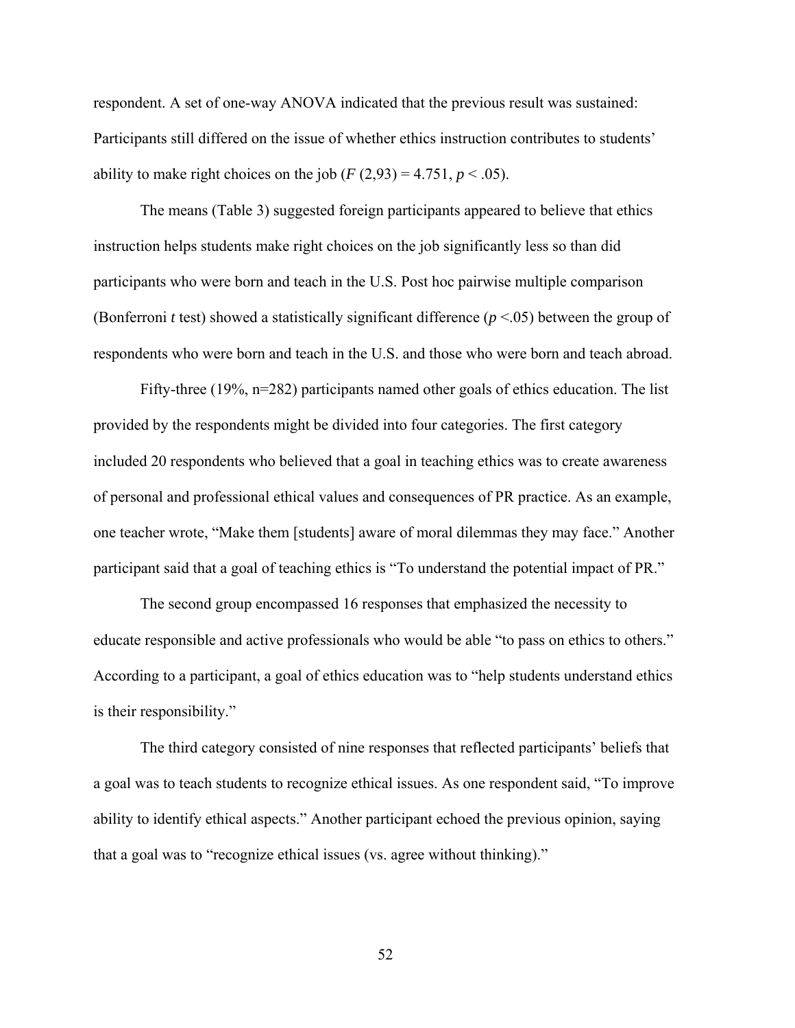respondent. A set of one-way ANOVA indicated that the previous result was sustained: Participants still differed on the issue of whether ethics instruction contributes to students' ability to make right choices on the job ($F$ (2,93) = 4.751, $p$ < .05).

The means (Table 3) suggested foreign participants appeared to believe that ethics instruction helps students make right choices on the job significantly less so than did participants who were born and teach in the U.S. Post hoc pairwise multiple comparison (Bonferroni $t$ test) showed a statistically significant difference ($p$ <.05) between the group of respondents who were born and teach in the U.S. and those who were born and teach abroad.

Fifty-three (19%, n=282) participants named other goals of ethics education. The list provided by the respondents might be divided into four categories. The first category included 20 respondents who believed that a goal in teaching ethics was to create awareness of personal and professional ethical values and consequences of PR practice. As an example, one teacher wrote, "Make them [students] aware of moral dilemmas they may face." Another participant said that a goal of teaching ethics is "To understand the potential impact of PR."

The second group encompassed 16 responses that emphasized the necessity to educate responsible and active professionals who would be able "to pass on ethics to others." According to a participant, a goal of ethics education was to "help students understand ethics is their responsibility."

The third category consisted of nine responses that reflected participants' beliefs that a goal was to teach students to recognize ethical issues. As one respondent said, "To improve ability to identify ethical aspects." Another participant echoed the previous opinion, saying that a goal was to "recognize ethical issues (vs. agree without thinking)."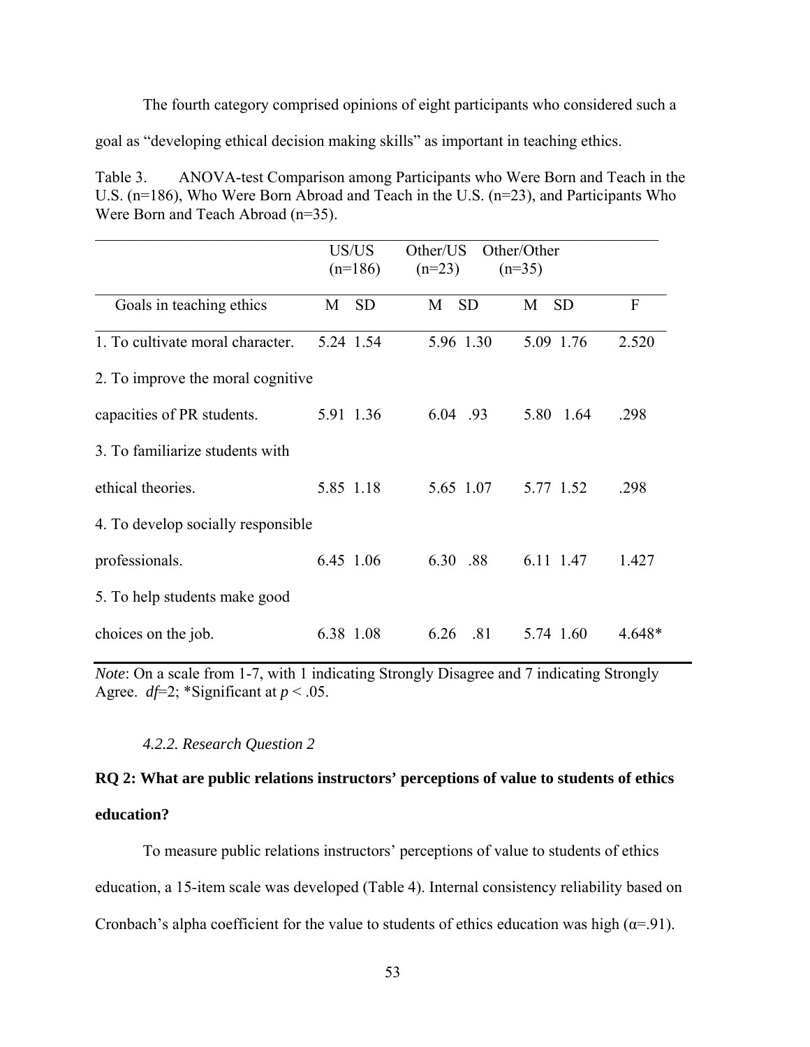The fourth category comprised opinions of eight participants who considered such a goal as “developing ethical decision making skills” as important in teaching ethics.

Table 3. ANOVA-test Comparison among Participants who Were Born and Teach in the U.S. (n=186), Who Were Born Abroad and Teach in the U.S. (n=23), and Participants Who Were Born and Teach Abroad (n=35).

| | US/US (n=186) | | Other/US (n=23) | | Other/Other (n=35) | | |
|---|---|---|---|---|---|---|---|
| Goals in teaching ethics | M | SD | M | SD | M | SD | F |
| 1. To cultivate moral character. | 5.24 | 1.54 | 5.96 | 1.30 | 5.09 | 1.76 | 2.520 |
| 2. To improve the moral cognitive capacities of PR students. | 5.91 | 1.36 | 6.04 | .93 | 5.80 | 1.64 | .298 |
| 3. To familiarize students with ethical theories. | 5.85 | 1.18 | 5.65 | 1.07 | 5.77 | 1.52 | .298 |
| 4. To develop socially responsible professionals. | 6.45 | 1.06 | 6.30 | .88 | 6.11 | 1.47 | 1.427 |
| 5. To help students make good choices on the job. | 6.38 | 1.08 | 6.26 | .81 | 5.74 | 1.60 | 4.648* |

*Note*: On a scale from 1-7, with 1 indicating Strongly Disagree and 7 indicating Strongly Agree. *df*=2; *Significant at $p < .05$.

*4.2.2. Research Question 2*

**RQ 2: What are public relations instructors’ perceptions of value to students of ethics education?**

To measure public relations instructors’ perceptions of value to students of ethics education, a 15-item scale was developed (Table 4). Internal consistency reliability based on Cronbach’s alpha coefficient for the value to students of ethics education was high ($\alpha$=.91).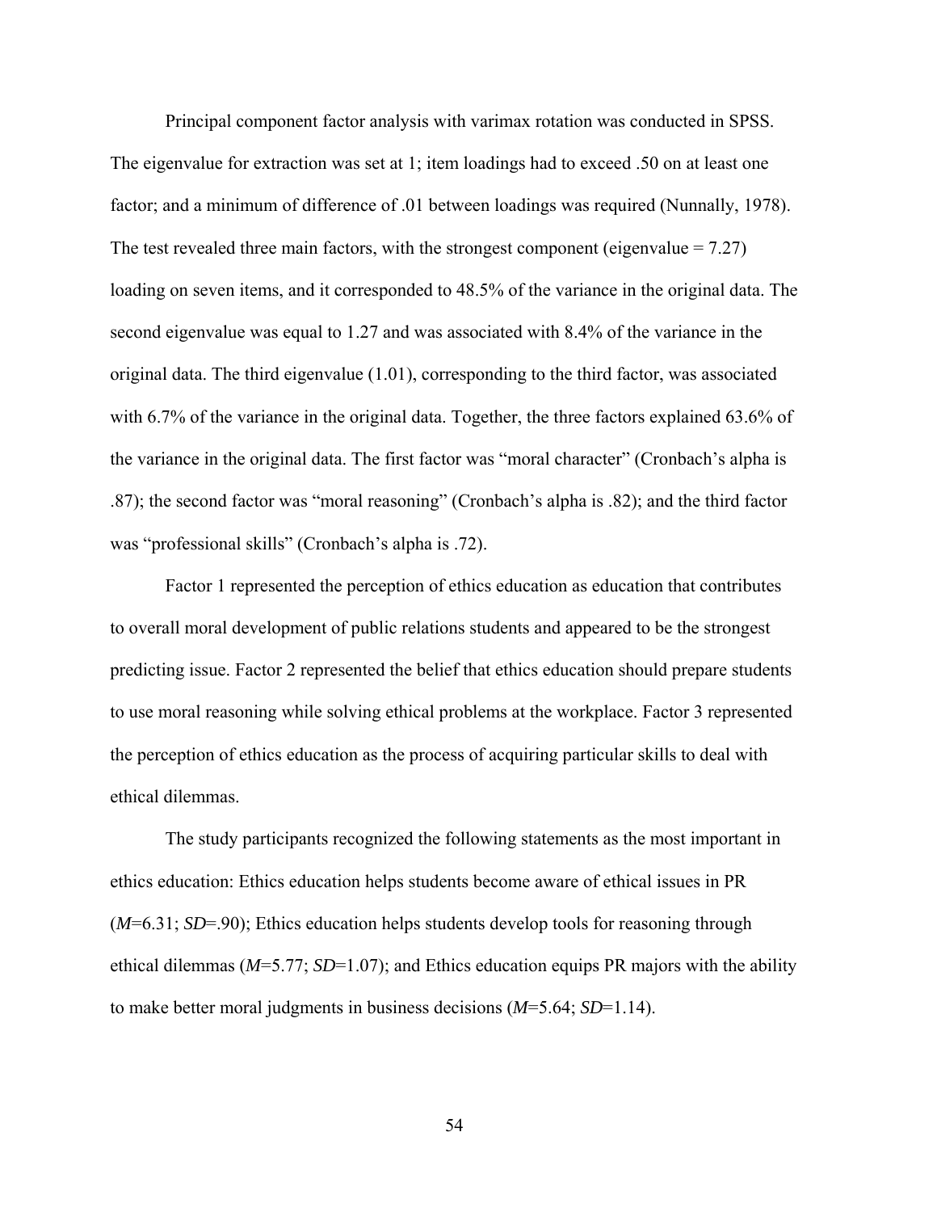Principal component factor analysis with varimax rotation was conducted in SPSS. The eigenvalue for extraction was set at 1; item loadings had to exceed .50 on at least one factor; and a minimum of difference of .01 between loadings was required (Nunnally, 1978). The test revealed three main factors, with the strongest component (eigenvalue = 7.27) loading on seven items, and it corresponded to 48.5% of the variance in the original data. The second eigenvalue was equal to 1.27 and was associated with 8.4% of the variance in the original data. The third eigenvalue (1.01), corresponding to the third factor, was associated with 6.7% of the variance in the original data. Together, the three factors explained 63.6% of the variance in the original data. The first factor was "moral character" (Cronbach's alpha is .87); the second factor was "moral reasoning" (Cronbach's alpha is .82); and the third factor was "professional skills" (Cronbach's alpha is .72).

Factor 1 represented the perception of ethics education as education that contributes to overall moral development of public relations students and appeared to be the strongest predicting issue. Factor 2 represented the belief that ethics education should prepare students to use moral reasoning while solving ethical problems at the workplace. Factor 3 represented the perception of ethics education as the process of acquiring particular skills to deal with ethical dilemmas.

The study participants recognized the following statements as the most important in ethics education: Ethics education helps students become aware of ethical issues in PR (*M*=6.31; *SD*=.90); Ethics education helps students develop tools for reasoning through ethical dilemmas (*M*=5.77; *SD*=1.07); and Ethics education equips PR majors with the ability to make better moral judgments in business decisions (*M*=5.64; *SD*=1.14).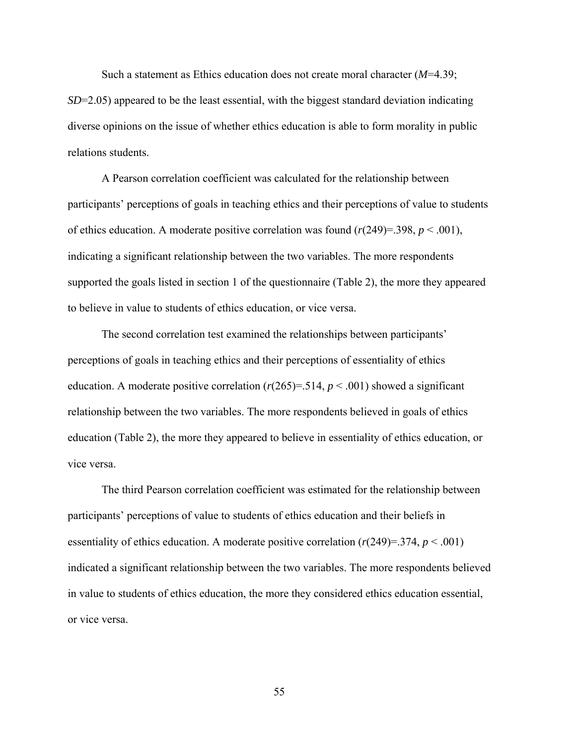Such a statement as Ethics education does not create moral character ($M$=4.39; $SD$=2.05) appeared to be the least essential, with the biggest standard deviation indicating diverse opinions on the issue of whether ethics education is able to form morality in public relations students.

A Pearson correlation coefficient was calculated for the relationship between participants' perceptions of goals in teaching ethics and their perceptions of value to students of ethics education. A moderate positive correlation was found ($r(249)$=.398, $p < .001$), indicating a significant relationship between the two variables. The more respondents supported the goals listed in section 1 of the questionnaire (Table 2), the more they appeared to believe in value to students of ethics education, or vice versa.

The second correlation test examined the relationships between participants' perceptions of goals in teaching ethics and their perceptions of essentiality of ethics education. A moderate positive correlation ($r(265)$=.514, $p < .001$) showed a significant relationship between the two variables. The more respondents believed in goals of ethics education (Table 2), the more they appeared to believe in essentiality of ethics education, or vice versa.

The third Pearson correlation coefficient was estimated for the relationship between participants' perceptions of value to students of ethics education and their beliefs in essentiality of ethics education. A moderate positive correlation ($r(249)$=.374, $p < .001$) indicated a significant relationship between the two variables. The more respondents believed in value to students of ethics education, the more they considered ethics education essential, or vice versa.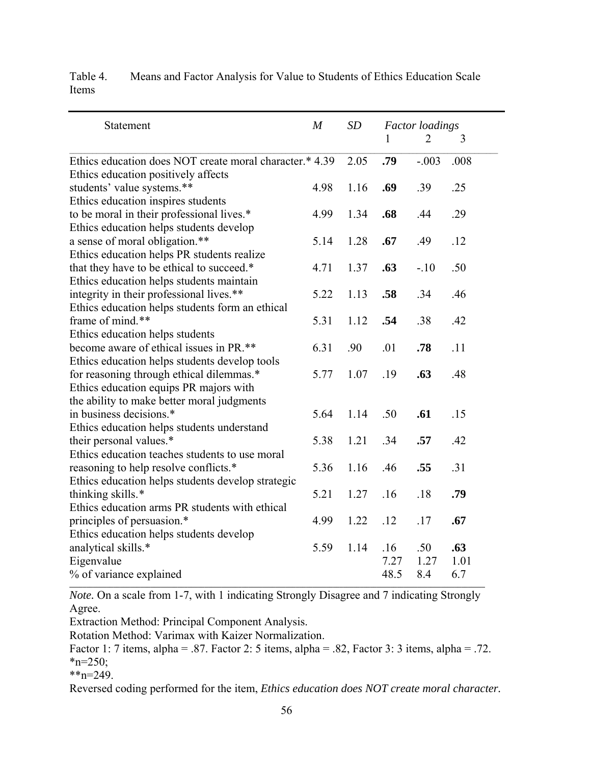Table 4. Means and Factor Analysis for Value to Students of Ethics Education Scale Items

| Statement | *M* | *SD* | *Factor loadings* | | |
|---|---|---|---|---|---|
| | | | 1 | 2 | 3 |
| Ethics education does NOT create moral character.* | 4.39 | 2.05 | **.79** | -.003 | .008 |
| Ethics education positively affects students' value systems.** | 4.98 | 1.16 | **.69** | .39 | .25 |
| Ethics education inspires students to be moral in their professional lives.* | 4.99 | 1.34 | **.68** | .44 | .29 |
| Ethics education helps students develop a sense of moral obligation.** | 5.14 | 1.28 | **.67** | .49 | .12 |
| Ethics education helps PR students realize that they have to be ethical to succeed.* | 4.71 | 1.37 | **.63** | -.10 | .50 |
| Ethics education helps students maintain integrity in their professional lives.** | 5.22 | 1.13 | **.58** | .34 | .46 |
| Ethics education helps students form an ethical frame of mind.** | 5.31 | 1.12 | **.54** | .38 | .42 |
| Ethics education helps students become aware of ethical issues in PR.** | 6.31 | .90 | .01 | **.78** | .11 |
| Ethics education helps students develop tools for reasoning through ethical dilemmas.* | 5.77 | 1.07 | .19 | **.63** | .48 |
| Ethics education equips PR majors with the ability to make better moral judgments in business decisions.* | 5.64 | 1.14 | .50 | **.61** | .15 |
| Ethics education helps students understand their personal values.* | 5.38 | 1.21 | .34 | **.57** | .42 |
| Ethics education teaches students to use moral reasoning to help resolve conflicts.* | 5.36 | 1.16 | .46 | **.55** | .31 |
| Ethics education helps students develop strategic thinking skills.* | 5.21 | 1.27 | .16 | .18 | **.79** |
| Ethics education arms PR students with ethical principles of persuasion.* | 4.99 | 1.22 | .12 | .17 | **.67** |
| Ethics education helps students develop analytical skills.* | 5.59 | 1.14 | .16 | .50 | **.63** |
| Eigenvalue | | | 7.27 | 1.27 | 1.01 |
| % of variance explained | | | 48.5 | 8.4 | 6.7 |

*Note.* On a scale from 1-7, with 1 indicating Strongly Disagree and 7 indicating Strongly Agree.

Extraction Method: Principal Component Analysis.

Rotation Method: Varimax with Kaizer Normalization.

Factor 1: 7 items, alpha = .87. Factor 2: 5 items, alpha = .82, Factor 3: 3 items, alpha = .72.

*n=250;

**n=249.

Reversed coding performed for the item, *Ethics education does NOT create moral character*.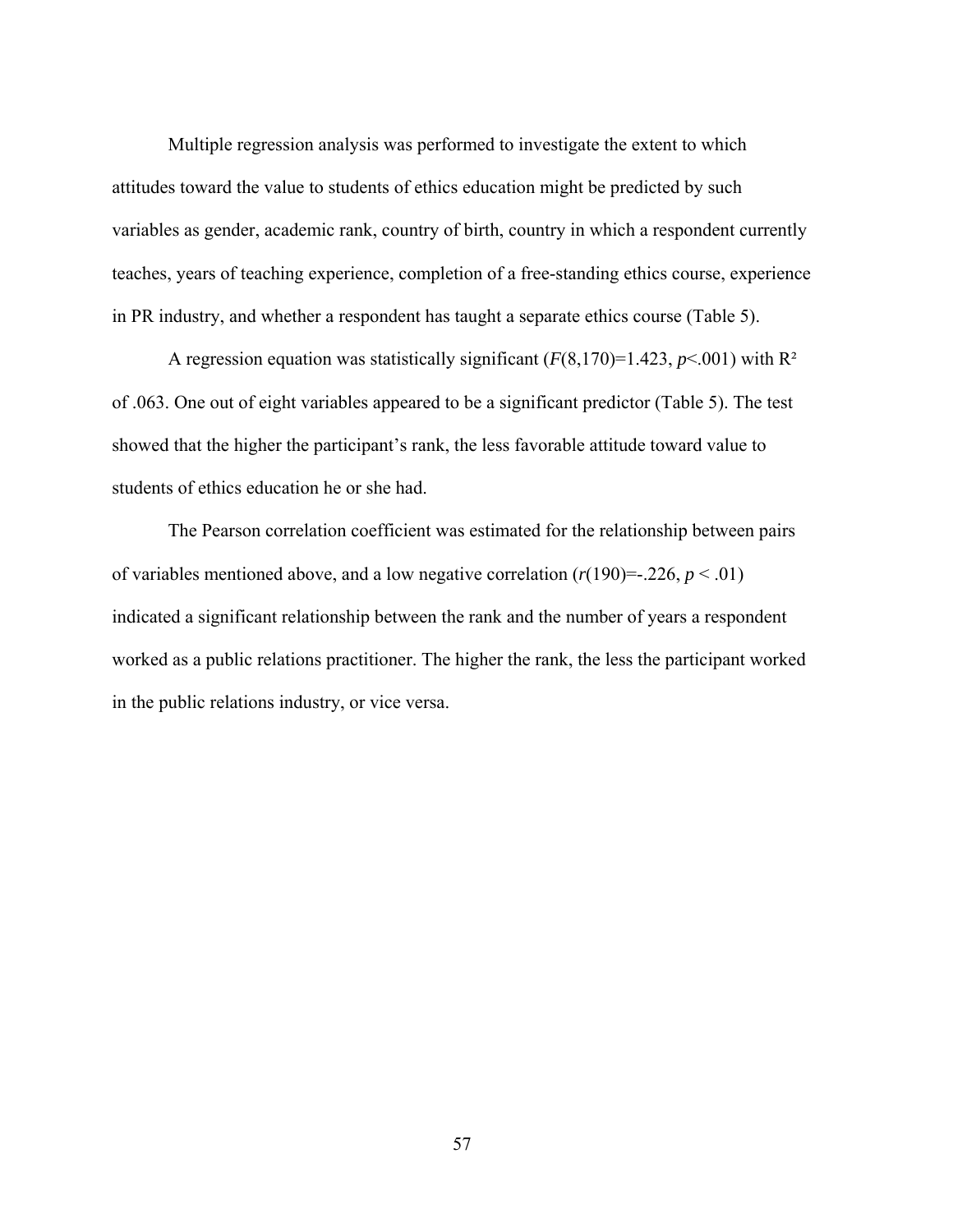Multiple regression analysis was performed to investigate the extent to which attitudes toward the value to students of ethics education might be predicted by such variables as gender, academic rank, country of birth, country in which a respondent currently teaches, years of teaching experience, completion of a free-standing ethics course, experience in PR industry, and whether a respondent has taught a separate ethics course (Table 5).

A regression equation was statistically significant ($F(8,170)=1.423$, $p<.001$) with $R^2$ of .063. One out of eight variables appeared to be a significant predictor (Table 5). The test showed that the higher the participant's rank, the less favorable attitude toward value to students of ethics education he or she had.

The Pearson correlation coefficient was estimated for the relationship between pairs of variables mentioned above, and a low negative correlation ($r(190)=-.226$, $p < .01$) indicated a significant relationship between the rank and the number of years a respondent worked as a public relations practitioner. The higher the rank, the less the participant worked in the public relations industry, or vice versa.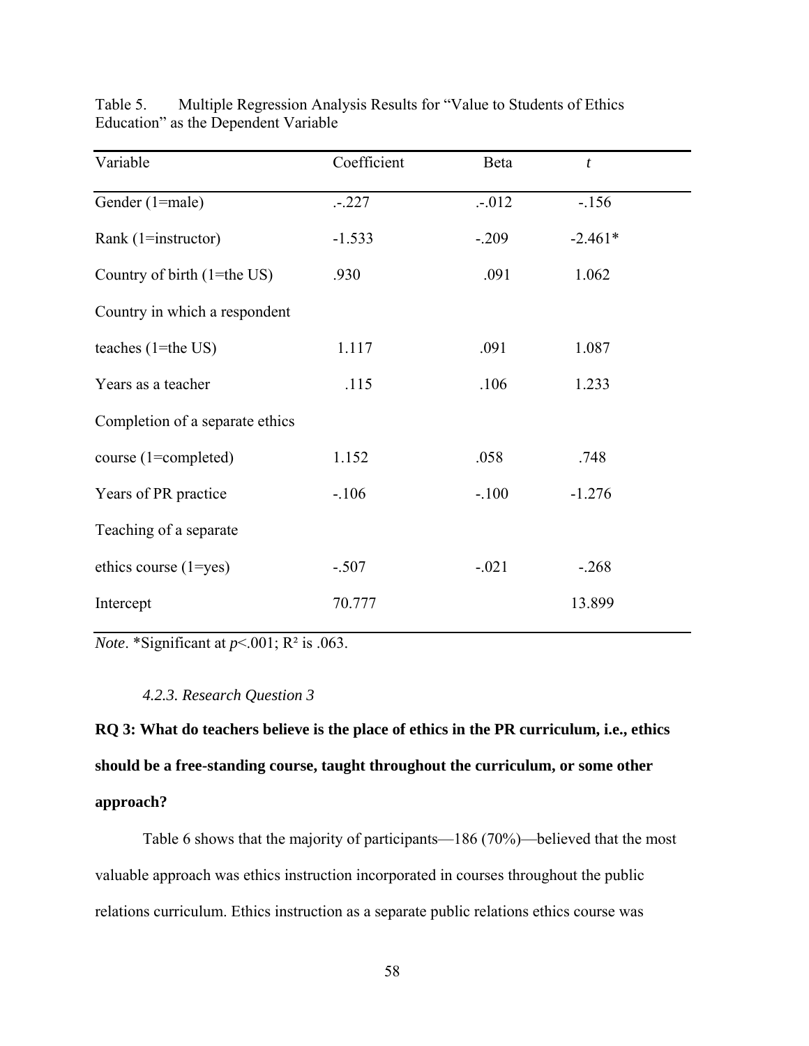Table 5. Multiple Regression Analysis Results for "Value to Students of Ethics Education" as the Dependent Variable

| Variable | Coefficient | Beta | *t* |
|---|---|---|---|
| Gender (1=male) | .-.227 | .-.012 | -.156 |
| Rank (1=instructor) | -1.533 | -.209 | -2.461* |
| Country of birth (1=the US) | .930 | .091 | 1.062 |
| Country in which a respondent teaches (1=the US) | 1.117 | .091 | 1.087 |
| Years as a teacher | .115 | .106 | 1.233 |
| Completion of a separate ethics course (1=completed) | 1.152 | .058 | .748 |
| Years of PR practice | -.106 | -.100 | -1.276 |
| Teaching of a separate ethics course (1=yes) | -.507 | -.021 | -.268 |
| Intercept | 70.777 | | 13.899 |

*Note*. *Significant at $p<.001$; $R^2$ is .063.

### *4.2.3. Research Question 3*

**RQ 3: What do teachers believe is the place of ethics in the PR curriculum, i.e., ethics should be a free-standing course, taught throughout the curriculum, or some other approach?**

Table 6 shows that the majority of participants—186 (70%)—believed that the most valuable approach was ethics instruction incorporated in courses throughout the public relations curriculum. Ethics instruction as a separate public relations ethics course was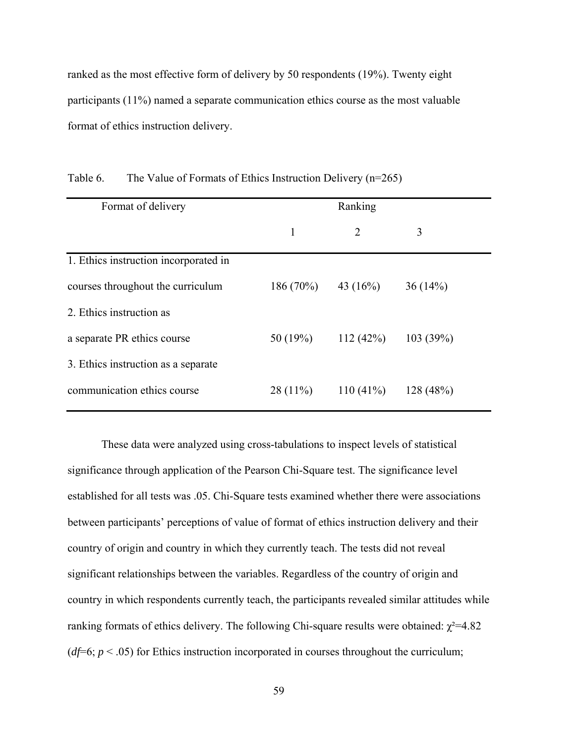ranked as the most effective form of delivery by 50 respondents (19%). Twenty eight participants (11%) named a separate communication ethics course as the most valuable format of ethics instruction delivery.

Table 6. The Value of Formats of Ethics Instruction Delivery (n=265)

| Format of delivery | Ranking | | |
|---|---|---|---|
| | 1 | 2 | 3 |
| 1. Ethics instruction incorporated in courses throughout the curriculum | 186 (70%) | 43 (16%) | 36 (14%) |
| 2. Ethics instruction as a separate PR ethics course | 50 (19%) | 112 (42%) | 103 (39%) |
| 3. Ethics instruction as a separate communication ethics course | 28 (11%) | 110 (41%) | 128 (48%) |

These data were analyzed using cross-tabulations to inspect levels of statistical significance through application of the Pearson Chi-Square test. The significance level established for all tests was .05. Chi-Square tests examined whether there were associations between participants' perceptions of value of format of ethics instruction delivery and their country of origin and country in which they currently teach. The tests did not reveal significant relationships between the variables. Regardless of the country of origin and country in which respondents currently teach, the participants revealed similar attitudes while ranking formats of ethics delivery. The following Chi-square results were obtained: $\chi^2=4.82$ ($df=6$; $p < .05$) for Ethics instruction incorporated in courses throughout the curriculum;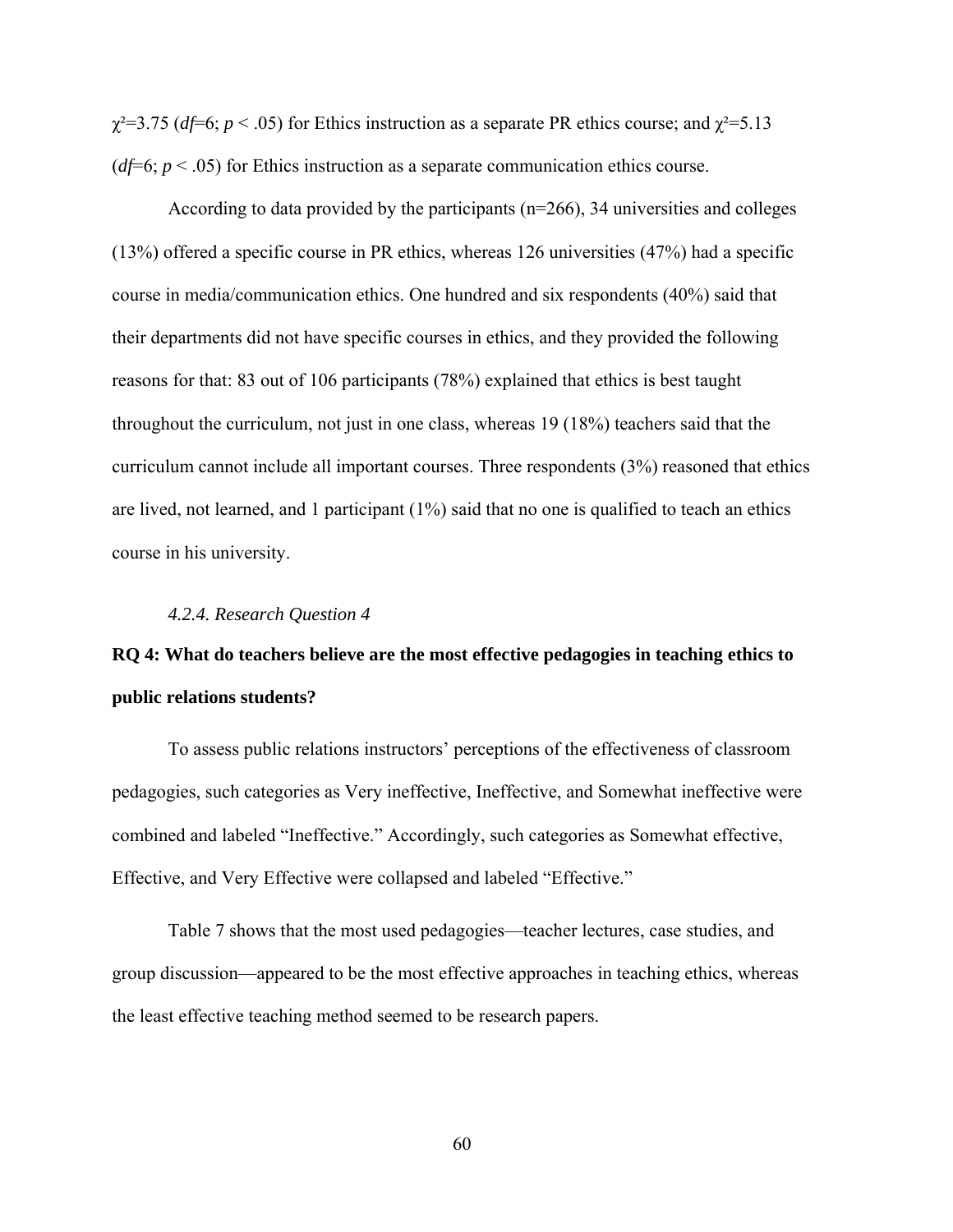$\chi^2$=3.75 ($df$=6; $p < .05$) for Ethics instruction as a separate PR ethics course; and $\chi^2$=5.13 ($df$=6; $p < .05$) for Ethics instruction as a separate communication ethics course.

According to data provided by the participants (n=266), 34 universities and colleges (13%) offered a specific course in PR ethics, whereas 126 universities (47%) had a specific course in media/communication ethics. One hundred and six respondents (40%) said that their departments did not have specific courses in ethics, and they provided the following reasons for that: 83 out of 106 participants (78%) explained that ethics is best taught throughout the curriculum, not just in one class, whereas 19 (18%) teachers said that the curriculum cannot include all important courses. Three respondents (3%) reasoned that ethics are lived, not learned, and 1 participant (1%) said that no one is qualified to teach an ethics course in his university.

#### *4.2.4. Research Question 4*

**RQ 4: What do teachers believe are the most effective pedagogies in teaching ethics to public relations students?**

To assess public relations instructors' perceptions of the effectiveness of classroom pedagogies, such categories as Very ineffective, Ineffective, and Somewhat ineffective were combined and labeled "Ineffective." Accordingly, such categories as Somewhat effective, Effective, and Very Effective were collapsed and labeled "Effective."

Table 7 shows that the most used pedagogies—teacher lectures, case studies, and group discussion—appeared to be the most effective approaches in teaching ethics, whereas the least effective teaching method seemed to be research papers.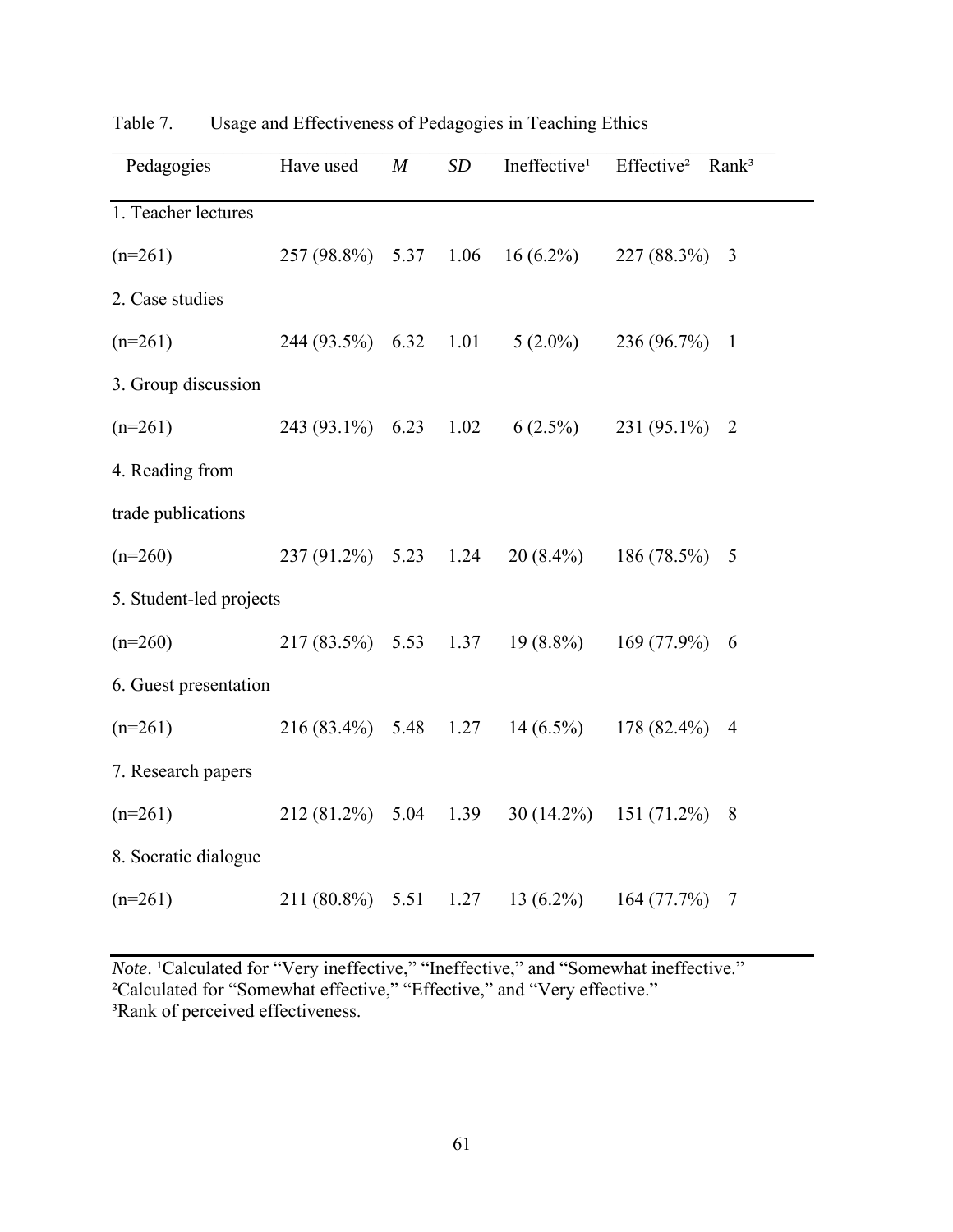Table 7. Usage and Effectiveness of Pedagogies in Teaching Ethics

| Pedagogies | Have used | *M* | *SD* | Ineffective[1] | Effective[2] | Rank[3] |
|---|---|---|---|---|---|---|
| 1. Teacher lectures (n=261) | 257 (98.8%) | 5.37 | 1.06 | 16 (6.2%) | 227 (88.3%) | 3 |
| 2. Case studies (n=261) | 244 (93.5%) | 6.32 | 1.01 | 5 (2.0%) | 236 (96.7%) | 1 |
| 3. Group discussion (n=261) | 243 (93.1%) | 6.23 | 1.02 | 6 (2.5%) | 231 (95.1%) | 2 |
| 4. Reading from trade publications (n=260) | 237 (91.2%) | 5.23 | 1.24 | 20 (8.4%) | 186 (78.5%) | 5 |
| 5. Student-led projects (n=260) | 217 (83.5%) | 5.53 | 1.37 | 19 (8.8%) | 169 (77.9%) | 6 |
| 6. Guest presentation (n=261) | 216 (83.4%) | 5.48 | 1.27 | 14 (6.5%) | 178 (82.4%) | 4 |
| 7. Research papers (n=261) | 212 (81.2%) | 5.04 | 1.39 | 30 (14.2%) | 151 (71.2%) | 8 |
| 8. Socratic dialogue (n=261) | 211 (80.8%) | 5.51 | 1.27 | 13 (6.2%) | 164 (77.7%) | 7 |

*Note*. [1]Calculated for "Very ineffective," "Ineffective," and "Somewhat ineffective."
[2]Calculated for "Somewhat effective," "Effective," and "Very effective."
[3]Rank of perceived effectiveness.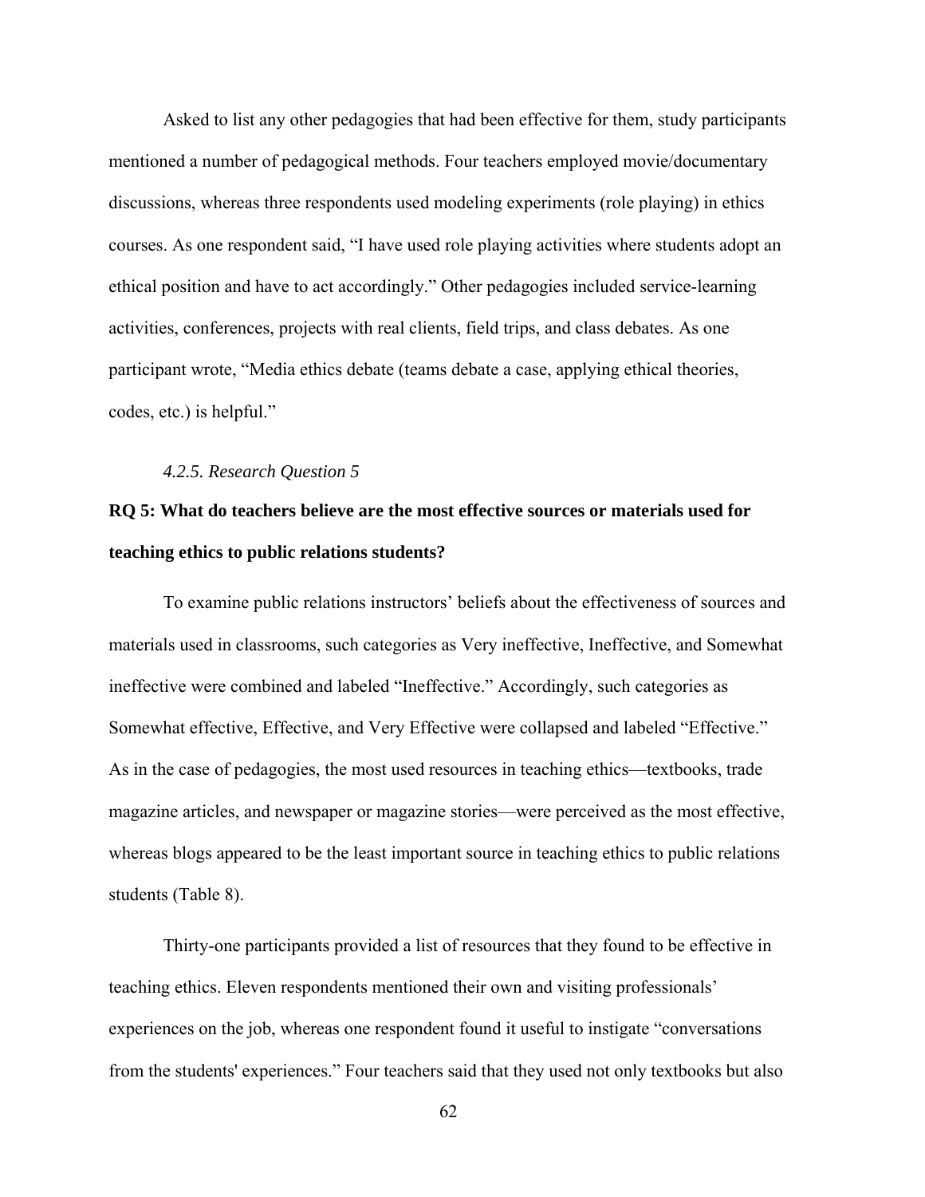Asked to list any other pedagogies that had been effective for them, study participants mentioned a number of pedagogical methods. Four teachers employed movie/documentary discussions, whereas three respondents used modeling experiments (role playing) in ethics courses. As one respondent said, “I have used role playing activities where students adopt an ethical position and have to act accordingly.” Other pedagogies included service-learning activities, conferences, projects with real clients, field trips, and class debates. As one participant wrote, “Media ethics debate (teams debate a case, applying ethical theories, codes, etc.) is helpful.”

#### *4.2.5. Research Question 5*

**RQ 5: What do teachers believe are the most effective sources or materials used for teaching ethics to public relations students?**

To examine public relations instructors’ beliefs about the effectiveness of sources and materials used in classrooms, such categories as Very ineffective, Ineffective, and Somewhat ineffective were combined and labeled “Ineffective.” Accordingly, such categories as Somewhat effective, Effective, and Very Effective were collapsed and labeled “Effective.” As in the case of pedagogies, the most used resources in teaching ethics—textbooks, trade magazine articles, and newspaper or magazine stories—were perceived as the most effective, whereas blogs appeared to be the least important source in teaching ethics to public relations students (Table 8).

Thirty-one participants provided a list of resources that they found to be effective in teaching ethics. Eleven respondents mentioned their own and visiting professionals’ experiences on the job, whereas one respondent found it useful to instigate “conversations from the students' experiences.” Four teachers said that they used not only textbooks but also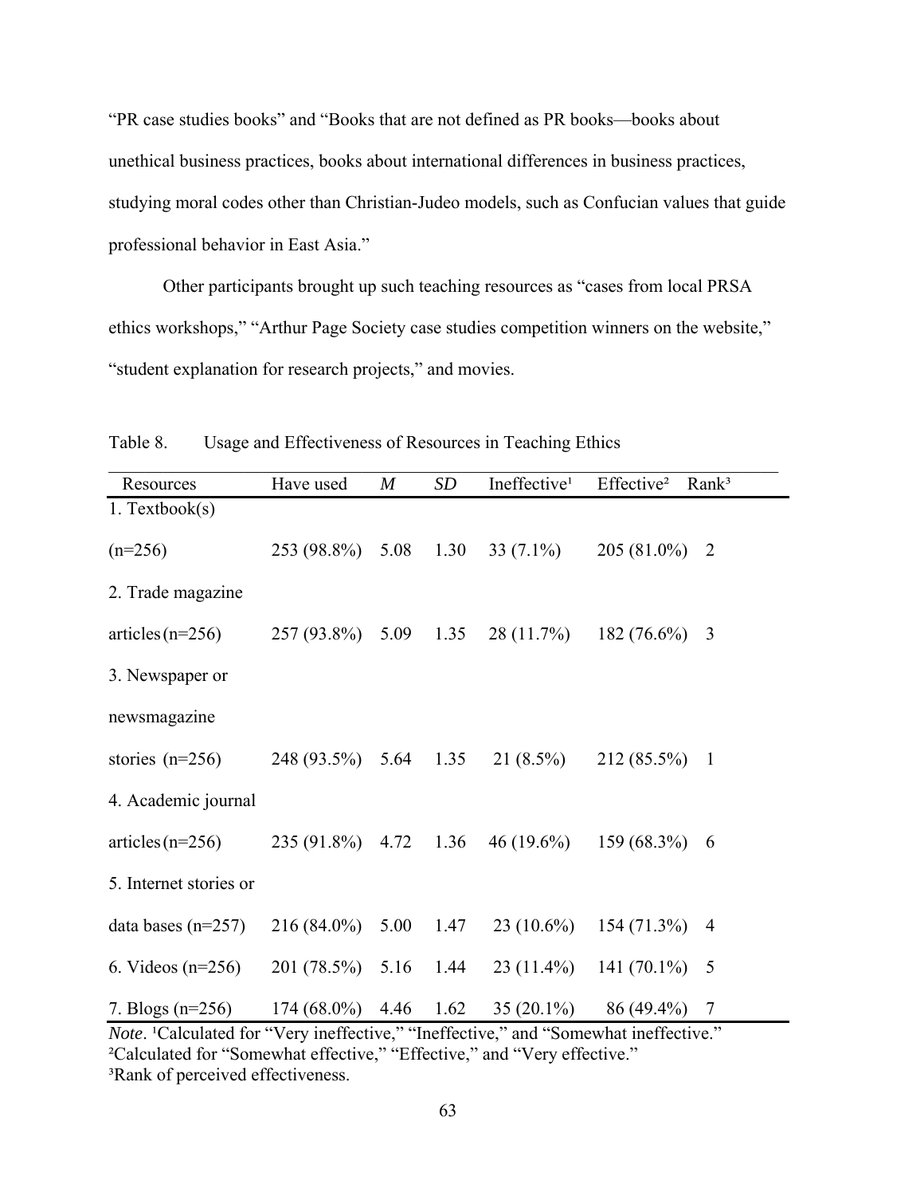"PR case studies books" and "Books that are not defined as PR books—books about unethical business practices, books about international differences in business practices, studying moral codes other than Christian-Judeo models, such as Confucian values that guide professional behavior in East Asia."

Other participants brought up such teaching resources as "cases from local PRSA ethics workshops," "Arthur Page Society case studies competition winners on the website," "student explanation for research projects," and movies.

Table 8. Usage and Effectiveness of Resources in Teaching Ethics

| Resources | Have used | *M* | *SD* | Ineffective[1] | Effective[2] | Rank[3] |
|---|---|---|---|---|---|---|
| 1. Textbook(s) (n=256) | 253 (98.8%) | 5.08 | 1.30 | 33 (7.1%) | 205 (81.0%) | 2 |
| 2. Trade magazine articles (n=256) | 257 (93.8%) | 5.09 | 1.35 | 28 (11.7%) | 182 (76.6%) | 3 |
| 3. Newspaper or newsmagazine stories (n=256) | 248 (93.5%) | 5.64 | 1.35 | 21 (8.5%) | 212 (85.5%) | 1 |
| 4. Academic journal articles (n=256) | 235 (91.8%) | 4.72 | 1.36 | 46 (19.6%) | 159 (68.3%) | 6 |
| 5. Internet stories or data bases (n=257) | 216 (84.0%) | 5.00 | 1.47 | 23 (10.6%) | 154 (71.3%) | 4 |
| 6. Videos (n=256) | 201 (78.5%) | 5.16 | 1.44 | 23 (11.4%) | 141 (70.1%) | 5 |
| 7. Blogs (n=256) | 174 (68.0%) | 4.46 | 1.62 | 35 (20.1%) | 86 (49.4%) | 7 |

*Note*. [1]Calculated for "Very ineffective," "Ineffective," and "Somewhat ineffective."
[2]Calculated for "Somewhat effective," "Effective," and "Very effective."
[3]Rank of perceived effectiveness.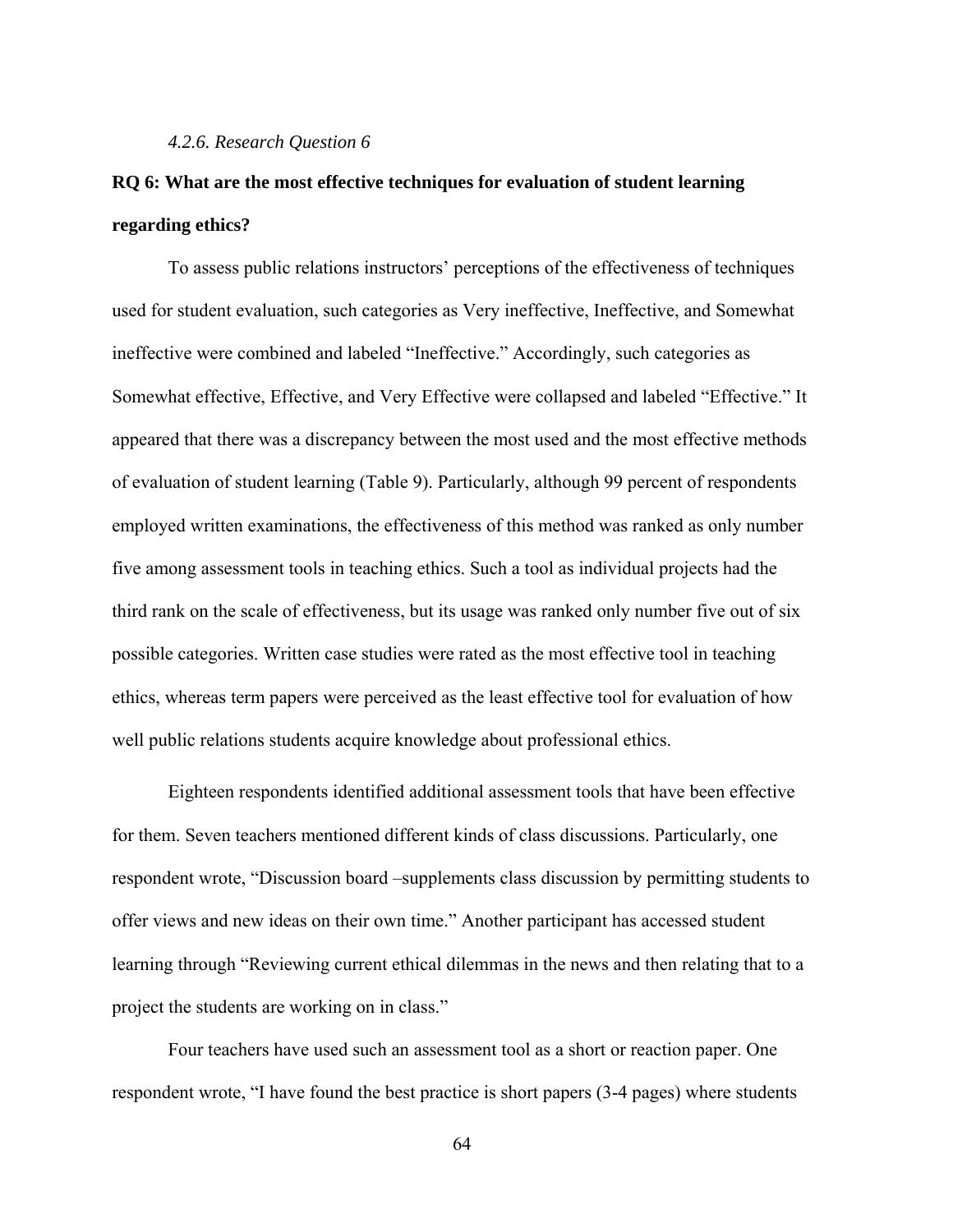#### *4.2.6. Research Question 6*

**RQ 6: What are the most effective techniques for evaluation of student learning regarding ethics?**

To assess public relations instructors' perceptions of the effectiveness of techniques used for student evaluation, such categories as Very ineffective, Ineffective, and Somewhat ineffective were combined and labeled "Ineffective." Accordingly, such categories as Somewhat effective, Effective, and Very Effective were collapsed and labeled "Effective." It appeared that there was a discrepancy between the most used and the most effective methods of evaluation of student learning (Table 9). Particularly, although 99 percent of respondents employed written examinations, the effectiveness of this method was ranked as only number five among assessment tools in teaching ethics. Such a tool as individual projects had the third rank on the scale of effectiveness, but its usage was ranked only number five out of six possible categories. Written case studies were rated as the most effective tool in teaching ethics, whereas term papers were perceived as the least effective tool for evaluation of how well public relations students acquire knowledge about professional ethics.

Eighteen respondents identified additional assessment tools that have been effective for them. Seven teachers mentioned different kinds of class discussions. Particularly, one respondent wrote, "Discussion board –supplements class discussion by permitting students to offer views and new ideas on their own time." Another participant has accessed student learning through "Reviewing current ethical dilemmas in the news and then relating that to a project the students are working on in class."

Four teachers have used such an assessment tool as a short or reaction paper. One respondent wrote, "I have found the best practice is short papers (3-4 pages) where students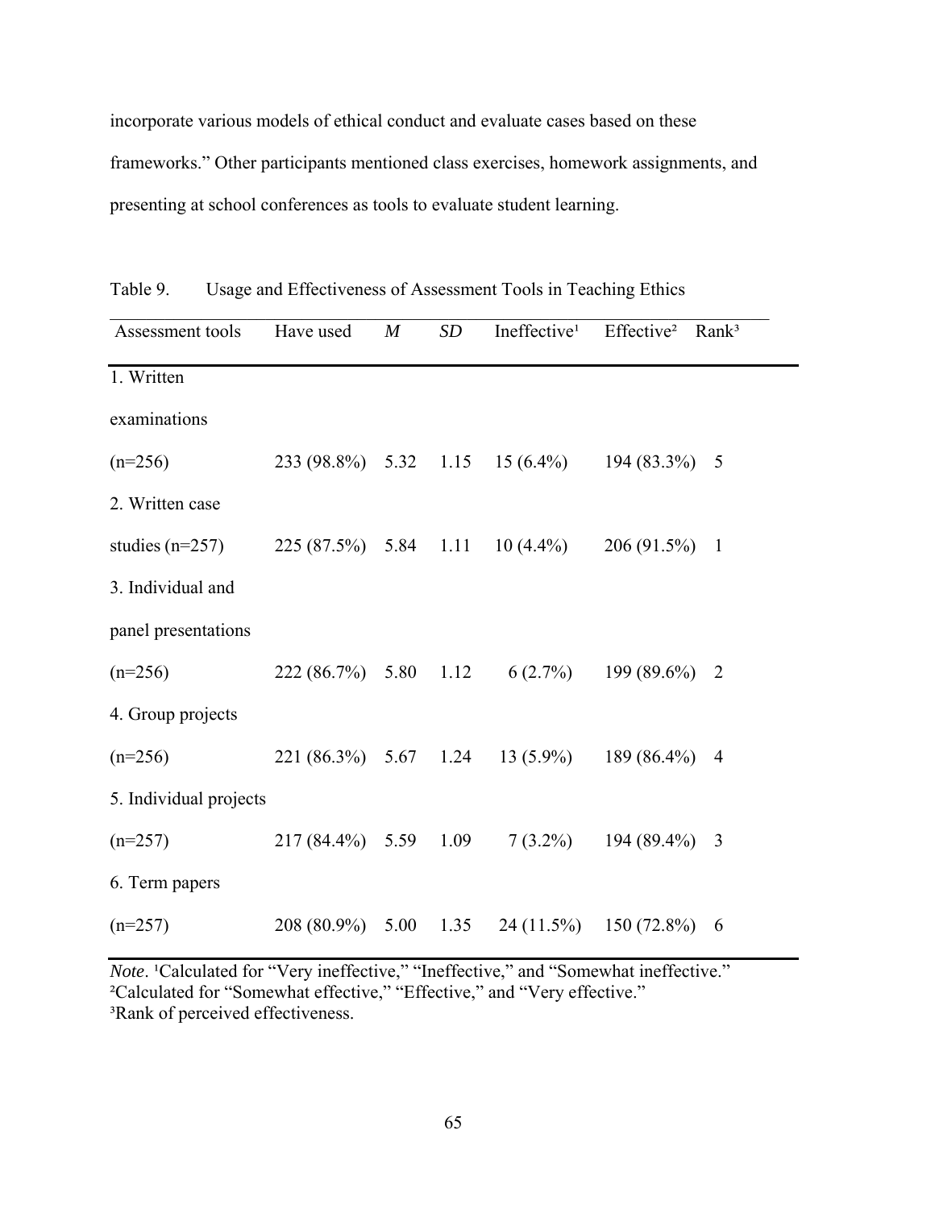incorporate various models of ethical conduct and evaluate cases based on these frameworks." Other participants mentioned class exercises, homework assignments, and presenting at school conferences as tools to evaluate student learning.

Table 9. Usage and Effectiveness of Assessment Tools in Teaching Ethics

| Assessment tools | Have used | *M* | *SD* | Ineffective[1] | Effective[2] | Rank[3] |
|---|---|---|---|---|---|---|
| 1. Written examinations (n=256) | 233 (98.8%) | 5.32 | 1.15 | 15 (6.4%) | 194 (83.3%) | 5 |
| 2. Written case studies (n=257) | 225 (87.5%) | 5.84 | 1.11 | 10 (4.4%) | 206 (91.5%) | 1 |
| 3. Individual and panel presentations (n=256) | 222 (86.7%) | 5.80 | 1.12 | 6 (2.7%) | 199 (89.6%) | 2 |
| 4. Group projects (n=256) | 221 (86.3%) | 5.67 | 1.24 | 13 (5.9%) | 189 (86.4%) | 4 |
| 5. Individual projects (n=257) | 217 (84.4%) | 5.59 | 1.09 | 7 (3.2%) | 194 (89.4%) | 3 |
| 6. Term papers (n=257) | 208 (80.9%) | 5.00 | 1.35 | 24 (11.5%) | 150 (72.8%) | 6 |

*Note*. [1]Calculated for "Very ineffective," "Ineffective," and "Somewhat ineffective."
[2]Calculated for "Somewhat effective," "Effective," and "Very effective."
[3]Rank of perceived effectiveness.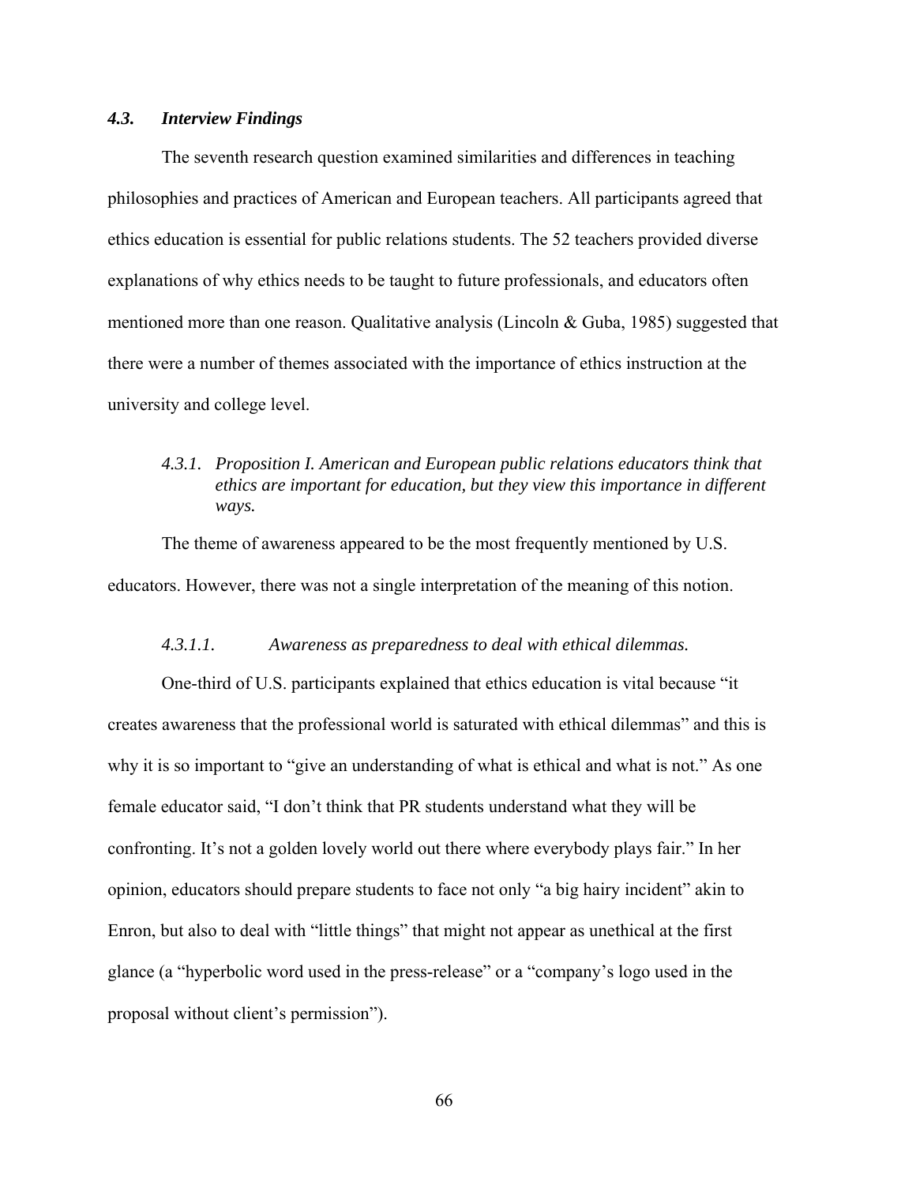### *4.3. Interview Findings*

The seventh research question examined similarities and differences in teaching philosophies and practices of American and European teachers. All participants agreed that ethics education is essential for public relations students. The 52 teachers provided diverse explanations of why ethics needs to be taught to future professionals, and educators often mentioned more than one reason. Qualitative analysis (Lincoln & Guba, 1985) suggested that there were a number of themes associated with the importance of ethics instruction at the university and college level.

#### *4.3.1. Proposition I. American and European public relations educators think that ethics are important for education, but they view this importance in different ways.*

The theme of awareness appeared to be the most frequently mentioned by U.S. educators. However, there was not a single interpretation of the meaning of this notion.

##### *4.3.1.1. Awareness as preparedness to deal with ethical dilemmas.*

One-third of U.S. participants explained that ethics education is vital because "it creates awareness that the professional world is saturated with ethical dilemmas" and this is why it is so important to "give an understanding of what is ethical and what is not." As one female educator said, "I don't think that PR students understand what they will be confronting. It's not a golden lovely world out there where everybody plays fair." In her opinion, educators should prepare students to face not only "a big hairy incident" akin to Enron, but also to deal with "little things" that might not appear as unethical at the first glance (a "hyperbolic word used in the press-release" or a "company's logo used in the proposal without client's permission").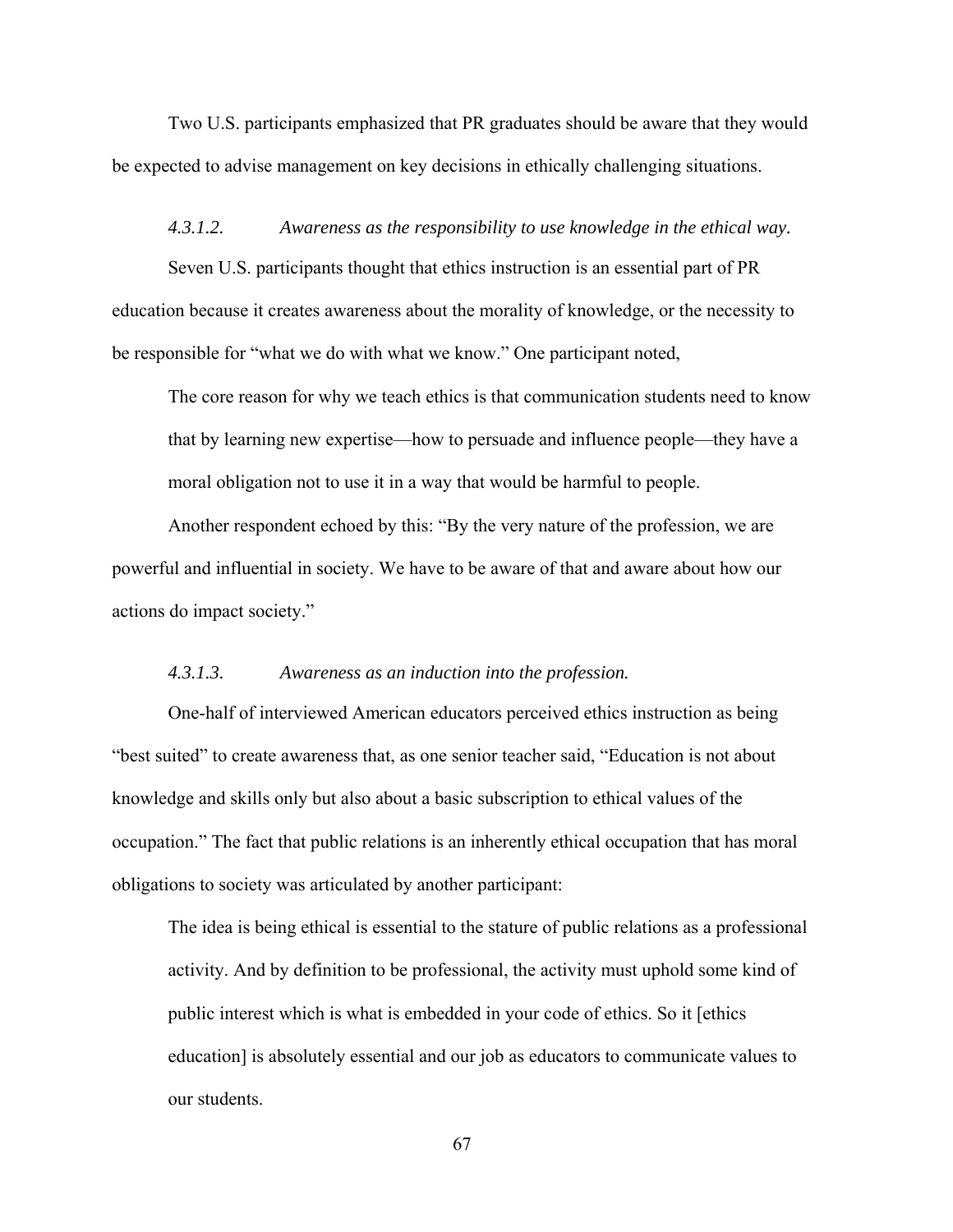Two U.S. participants emphasized that PR graduates should be aware that they would be expected to advise management on key decisions in ethically challenging situations.

#### *4.3.1.2. Awareness as the responsibility to use knowledge in the ethical way.*

Seven U.S. participants thought that ethics instruction is an essential part of PR education because it creates awareness about the morality of knowledge, or the necessity to be responsible for "what we do with what we know." One participant noted,

> The core reason for why we teach ethics is that communication students need to know that by learning new expertise—how to persuade and influence people—they have a moral obligation not to use it in a way that would be harmful to people.

Another respondent echoed by this: "By the very nature of the profession, we are powerful and influential in society. We have to be aware of that and aware about how our actions do impact society."

#### *4.3.1.3. Awareness as an induction into the profession.*

One-half of interviewed American educators perceived ethics instruction as being "best suited" to create awareness that, as one senior teacher said, "Education is not about knowledge and skills only but also about a basic subscription to ethical values of the occupation." The fact that public relations is an inherently ethical occupation that has moral obligations to society was articulated by another participant:

> The idea is being ethical is essential to the stature of public relations as a professional activity. And by definition to be professional, the activity must uphold some kind of public interest which is what is embedded in your code of ethics. So it [ethics education] is absolutely essential and our job as educators to communicate values to our students.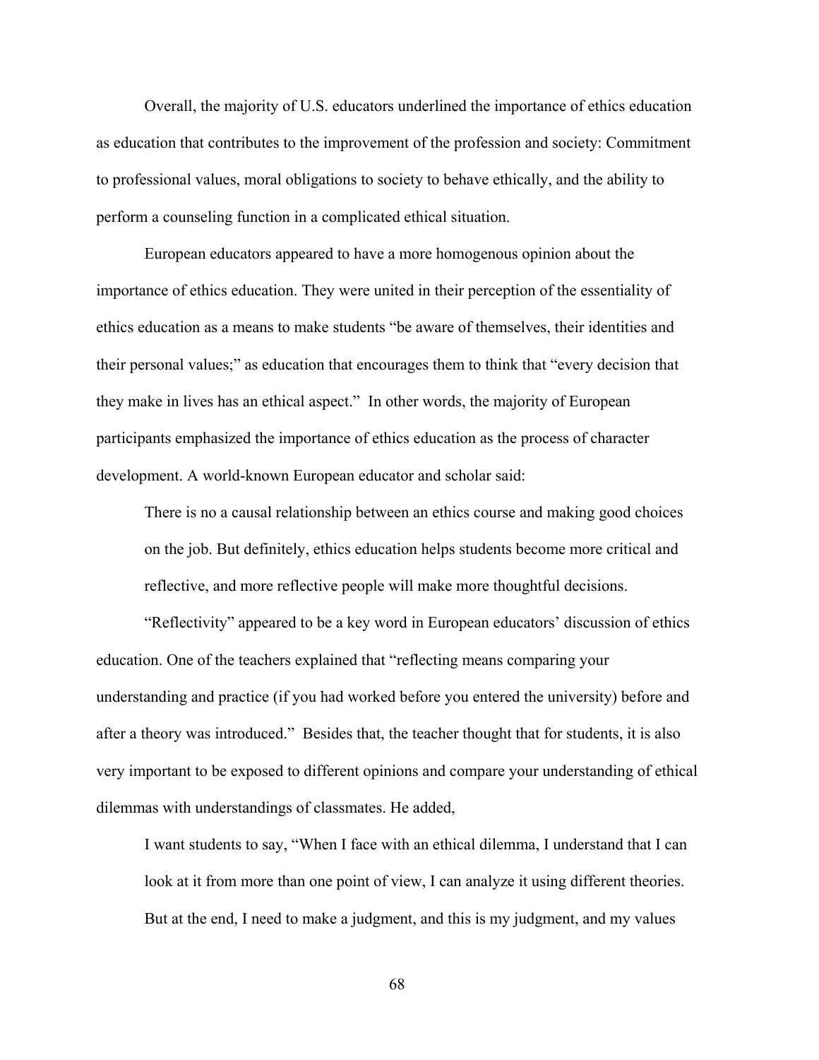Overall, the majority of U.S. educators underlined the importance of ethics education as education that contributes to the improvement of the profession and society: Commitment to professional values, moral obligations to society to behave ethically, and the ability to perform a counseling function in a complicated ethical situation.

European educators appeared to have a more homogenous opinion about the importance of ethics education. They were united in their perception of the essentiality of ethics education as a means to make students "be aware of themselves, their identities and their personal values;" as education that encourages them to think that "every decision that they make in lives has an ethical aspect." In other words, the majority of European participants emphasized the importance of ethics education as the process of character development. A world-known European educator and scholar said:

> There is no a causal relationship between an ethics course and making good choices on the job. But definitely, ethics education helps students become more critical and reflective, and more reflective people will make more thoughtful decisions.

"Reflectivity" appeared to be a key word in European educators' discussion of ethics education. One of the teachers explained that "reflecting means comparing your understanding and practice (if you had worked before you entered the university) before and after a theory was introduced." Besides that, the teacher thought that for students, it is also very important to be exposed to different opinions and compare your understanding of ethical dilemmas with understandings of classmates. He added,

> I want students to say, "When I face with an ethical dilemma, I understand that I can look at it from more than one point of view, I can analyze it using different theories. But at the end, I need to make a judgment, and this is my judgment, and my values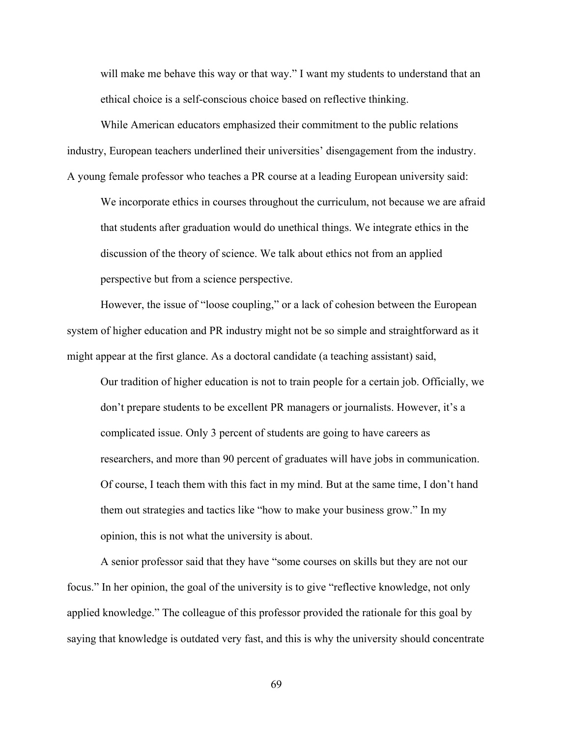> will make me behave this way or that way." I want my students to understand that an ethical choice is a self-conscious choice based on reflective thinking.

While American educators emphasized their commitment to the public relations industry, European teachers underlined their universities' disengagement from the industry. A young female professor who teaches a PR course at a leading European university said:

> We incorporate ethics in courses throughout the curriculum, not because we are afraid that students after graduation would do unethical things. We integrate ethics in the discussion of the theory of science. We talk about ethics not from an applied perspective but from a science perspective.

However, the issue of "loose coupling," or a lack of cohesion between the European system of higher education and PR industry might not be so simple and straightforward as it might appear at the first glance. As a doctoral candidate (a teaching assistant) said,

> Our tradition of higher education is not to train people for a certain job. Officially, we don't prepare students to be excellent PR managers or journalists. However, it's a complicated issue. Only 3 percent of students are going to have careers as researchers, and more than 90 percent of graduates will have jobs in communication. Of course, I teach them with this fact in my mind. But at the same time, I don't hand them out strategies and tactics like "how to make your business grow." In my opinion, this is not what the university is about.

A senior professor said that they have "some courses on skills but they are not our focus." In her opinion, the goal of the university is to give "reflective knowledge, not only applied knowledge." The colleague of this professor provided the rationale for this goal by saying that knowledge is outdated very fast, and this is why the university should concentrate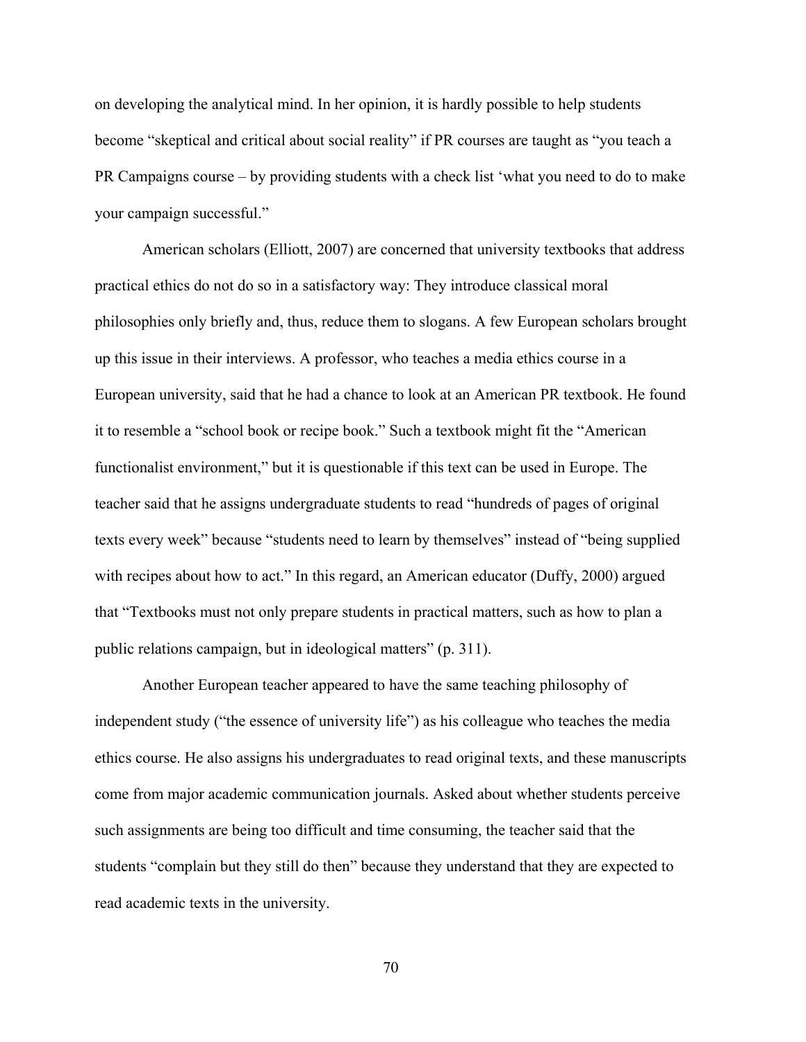on developing the analytical mind. In her opinion, it is hardly possible to help students become "skeptical and critical about social reality" if PR courses are taught as "you teach a PR Campaigns course – by providing students with a check list 'what you need to do to make your campaign successful."

American scholars (Elliott, 2007) are concerned that university textbooks that address practical ethics do not do so in a satisfactory way: They introduce classical moral philosophies only briefly and, thus, reduce them to slogans. A few European scholars brought up this issue in their interviews. A professor, who teaches a media ethics course in a European university, said that he had a chance to look at an American PR textbook. He found it to resemble a "school book or recipe book." Such a textbook might fit the "American functionalist environment," but it is questionable if this text can be used in Europe. The teacher said that he assigns undergraduate students to read "hundreds of pages of original texts every week" because "students need to learn by themselves" instead of "being supplied with recipes about how to act." In this regard, an American educator (Duffy, 2000) argued that "Textbooks must not only prepare students in practical matters, such as how to plan a public relations campaign, but in ideological matters" (p. 311).

Another European teacher appeared to have the same teaching philosophy of independent study ("the essence of university life") as his colleague who teaches the media ethics course. He also assigns his undergraduates to read original texts, and these manuscripts come from major academic communication journals. Asked about whether students perceive such assignments are being too difficult and time consuming, the teacher said that the students "complain but they still do then" because they understand that they are expected to read academic texts in the university.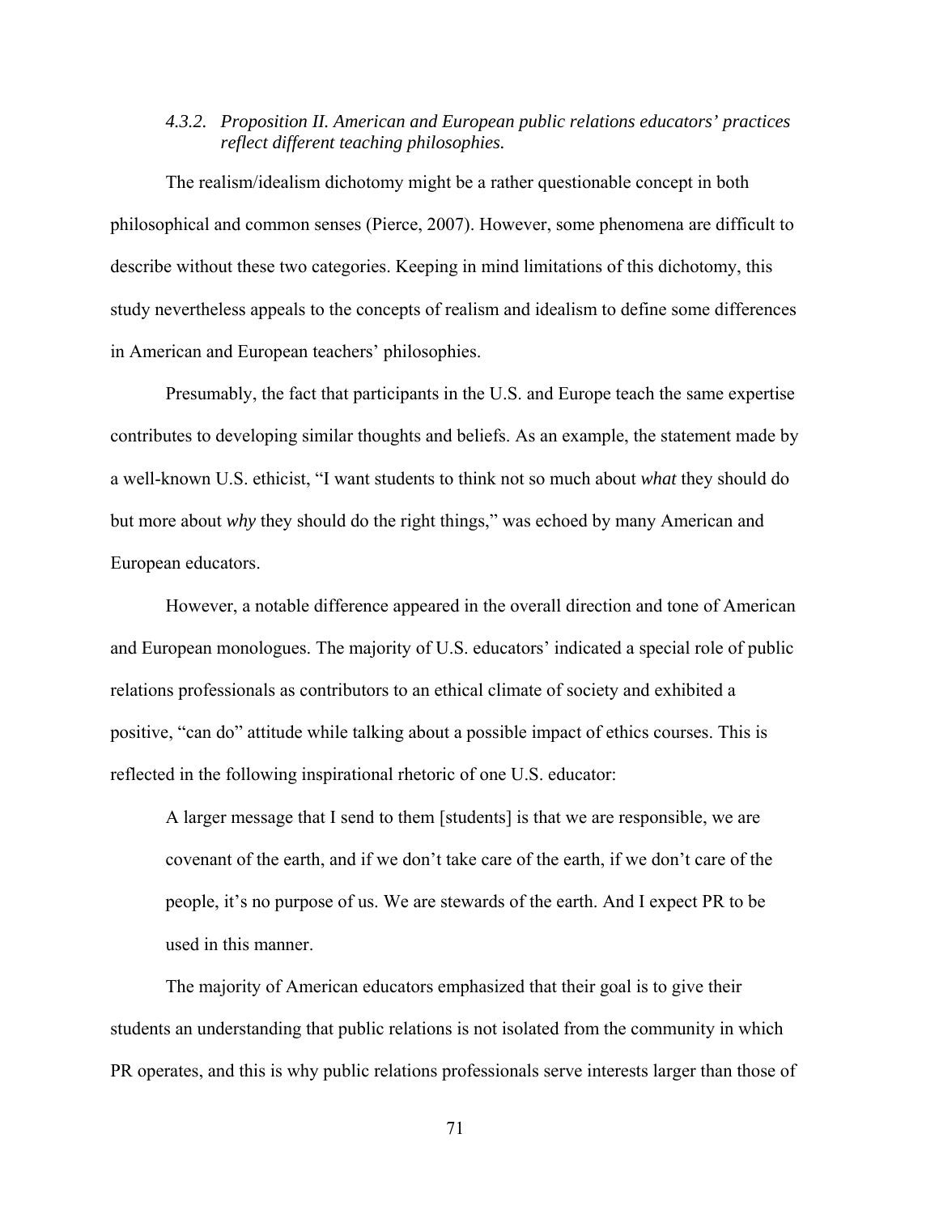#### *4.3.2. Proposition II. American and European public relations educators' practices reflect different teaching philosophies.*

The realism/idealism dichotomy might be a rather questionable concept in both philosophical and common senses (Pierce, 2007). However, some phenomena are difficult to describe without these two categories. Keeping in mind limitations of this dichotomy, this study nevertheless appeals to the concepts of realism and idealism to define some differences in American and European teachers' philosophies.

Presumably, the fact that participants in the U.S. and Europe teach the same expertise contributes to developing similar thoughts and beliefs. As an example, the statement made by a well-known U.S. ethicist, "I want students to think not so much about *what* they should do but more about *why* they should do the right things," was echoed by many American and European educators.

However, a notable difference appeared in the overall direction and tone of American and European monologues. The majority of U.S. educators' indicated a special role of public relations professionals as contributors to an ethical climate of society and exhibited a positive, "can do" attitude while talking about a possible impact of ethics courses. This is reflected in the following inspirational rhetoric of one U.S. educator:

> A larger message that I send to them [students] is that we are responsible, we are covenant of the earth, and if we don't take care of the earth, if we don't care of the people, it's no purpose of us. We are stewards of the earth. And I expect PR to be used in this manner.

The majority of American educators emphasized that their goal is to give their students an understanding that public relations is not isolated from the community in which PR operates, and this is why public relations professionals serve interests larger than those of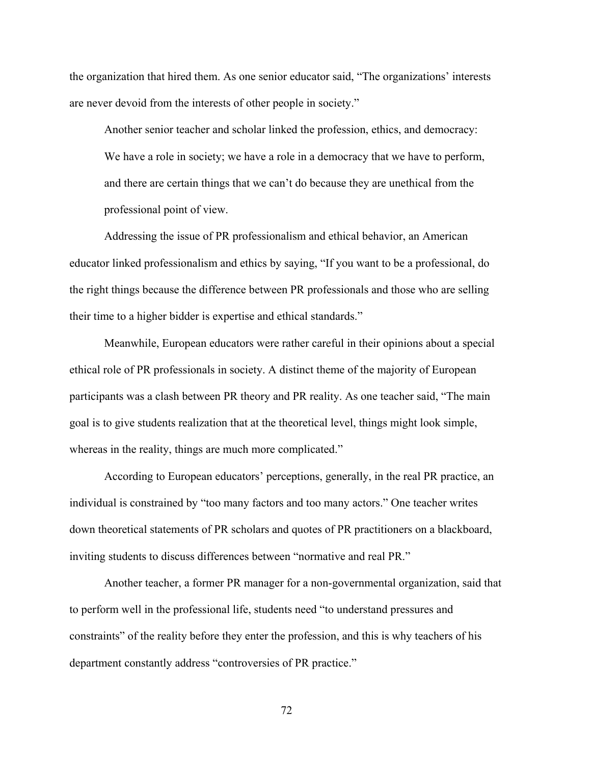the organization that hired them. As one senior educator said, "The organizations' interests are never devoid from the interests of other people in society."

Another senior teacher and scholar linked the profession, ethics, and democracy:

> We have a role in society; we have a role in a democracy that we have to perform, and there are certain things that we can't do because they are unethical from the professional point of view.

Addressing the issue of PR professionalism and ethical behavior, an American educator linked professionalism and ethics by saying, "If you want to be a professional, do the right things because the difference between PR professionals and those who are selling their time to a higher bidder is expertise and ethical standards."

Meanwhile, European educators were rather careful in their opinions about a special ethical role of PR professionals in society. A distinct theme of the majority of European participants was a clash between PR theory and PR reality. As one teacher said, "The main goal is to give students realization that at the theoretical level, things might look simple, whereas in the reality, things are much more complicated."

According to European educators' perceptions, generally, in the real PR practice, an individual is constrained by "too many factors and too many actors." One teacher writes down theoretical statements of PR scholars and quotes of PR practitioners on a blackboard, inviting students to discuss differences between "normative and real PR."

Another teacher, a former PR manager for a non-governmental organization, said that to perform well in the professional life, students need "to understand pressures and constraints" of the reality before they enter the profession, and this is why teachers of his department constantly address "controversies of PR practice."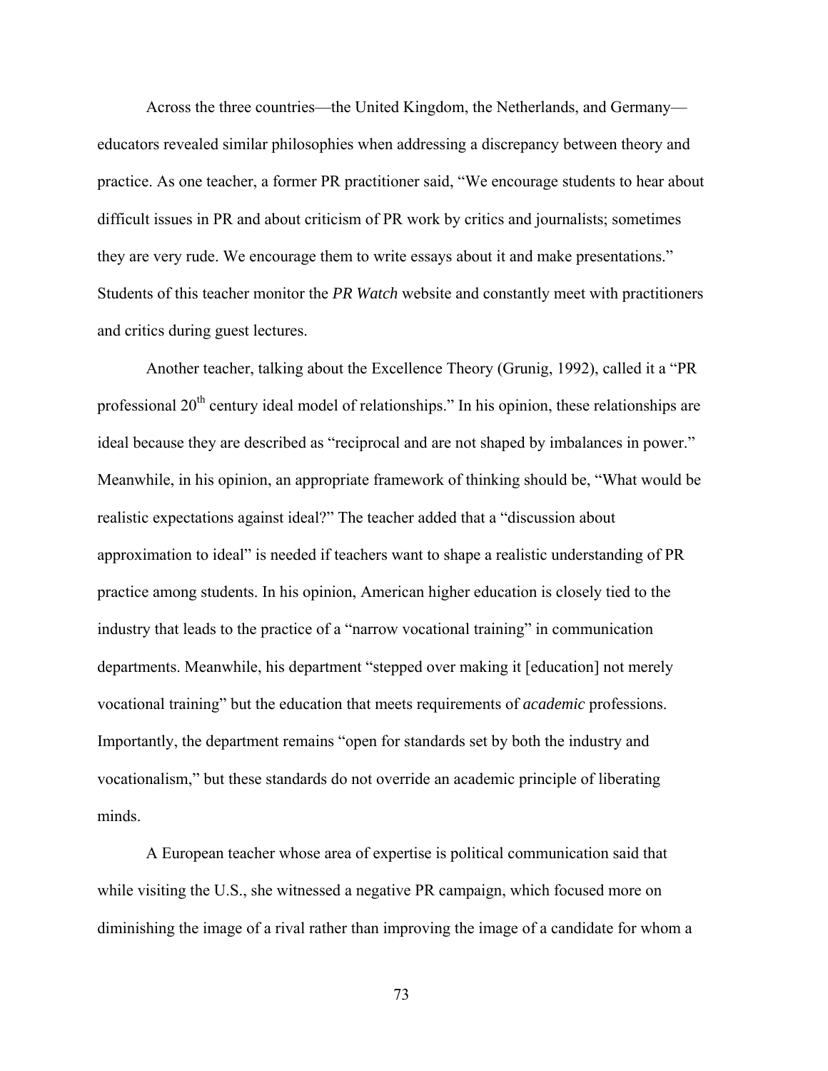Across the three countries—the United Kingdom, the Netherlands, and Germany—educators revealed similar philosophies when addressing a discrepancy between theory and practice. As one teacher, a former PR practitioner said, "We encourage students to hear about difficult issues in PR and about criticism of PR work by critics and journalists; sometimes they are very rude. We encourage them to write essays about it and make presentations." Students of this teacher monitor the *PR Watch* website and constantly meet with practitioners and critics during guest lectures.

Another teacher, talking about the Excellence Theory (Grunig, 1992), called it a "PR professional 20th century ideal model of relationships." In his opinion, these relationships are ideal because they are described as "reciprocal and are not shaped by imbalances in power." Meanwhile, in his opinion, an appropriate framework of thinking should be, "What would be realistic expectations against ideal?" The teacher added that a "discussion about approximation to ideal" is needed if teachers want to shape a realistic understanding of PR practice among students. In his opinion, American higher education is closely tied to the industry that leads to the practice of a "narrow vocational training" in communication departments. Meanwhile, his department "stepped over making it [education] not merely vocational training" but the education that meets requirements of *academic* professions. Importantly, the department remains "open for standards set by both the industry and vocationalism," but these standards do not override an academic principle of liberating minds.

A European teacher whose area of expertise is political communication said that while visiting the U.S., she witnessed a negative PR campaign, which focused more on diminishing the image of a rival rather than improving the image of a candidate for whom a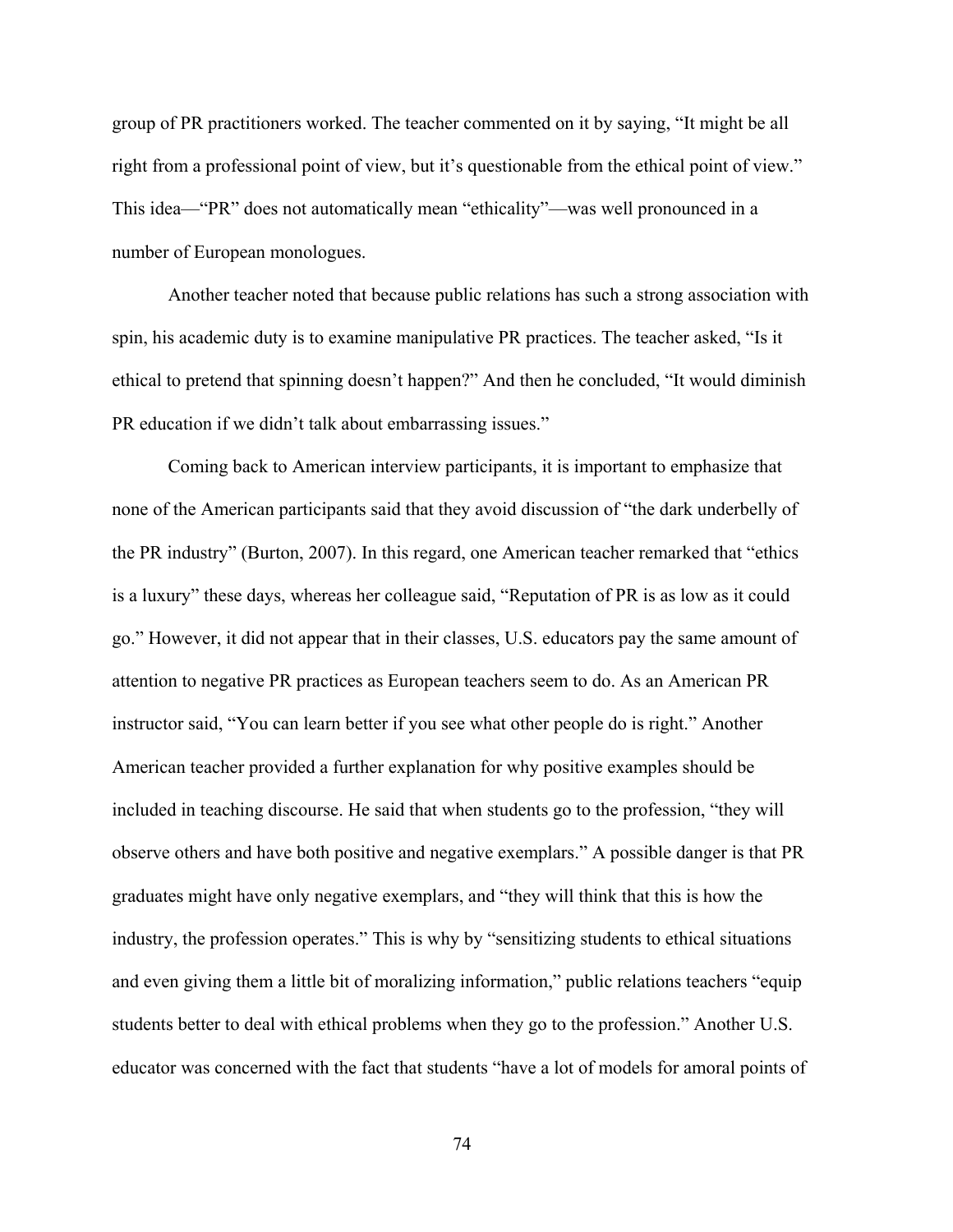group of PR practitioners worked. The teacher commented on it by saying, "It might be all right from a professional point of view, but it's questionable from the ethical point of view." This idea—"PR" does not automatically mean "ethicality"—was well pronounced in a number of European monologues.

Another teacher noted that because public relations has such a strong association with spin, his academic duty is to examine manipulative PR practices. The teacher asked, "Is it ethical to pretend that spinning doesn't happen?" And then he concluded, "It would diminish PR education if we didn't talk about embarrassing issues."

Coming back to American interview participants, it is important to emphasize that none of the American participants said that they avoid discussion of "the dark underbelly of the PR industry" (Burton, 2007). In this regard, one American teacher remarked that "ethics is a luxury" these days, whereas her colleague said, "Reputation of PR is as low as it could go." However, it did not appear that in their classes, U.S. educators pay the same amount of attention to negative PR practices as European teachers seem to do. As an American PR instructor said, "You can learn better if you see what other people do is right." Another American teacher provided a further explanation for why positive examples should be included in teaching discourse. He said that when students go to the profession, "they will observe others and have both positive and negative exemplars." A possible danger is that PR graduates might have only negative exemplars, and "they will think that this is how the industry, the profession operates." This is why by "sensitizing students to ethical situations and even giving them a little bit of moralizing information," public relations teachers "equip students better to deal with ethical problems when they go to the profession." Another U.S. educator was concerned with the fact that students "have a lot of models for amoral points of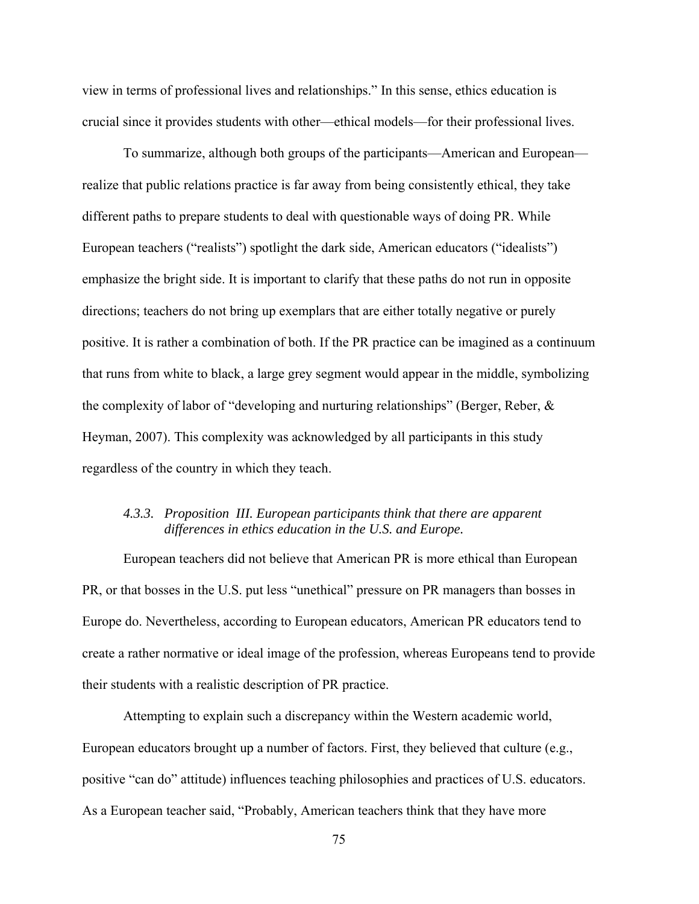view in terms of professional lives and relationships." In this sense, ethics education is crucial since it provides students with other—ethical models—for their professional lives.

To summarize, although both groups of the participants—American and European—realize that public relations practice is far away from being consistently ethical, they take different paths to prepare students to deal with questionable ways of doing PR. While European teachers ("realists") spotlight the dark side, American educators ("idealists") emphasize the bright side. It is important to clarify that these paths do not run in opposite directions; teachers do not bring up exemplars that are either totally negative or purely positive. It is rather a combination of both. If the PR practice can be imagined as a continuum that runs from white to black, a large grey segment would appear in the middle, symbolizing the complexity of labor of "developing and nurturing relationships" (Berger, Reber, & Heyman, 2007). This complexity was acknowledged by all participants in this study regardless of the country in which they teach.

### *4.3.3. Proposition III. European participants think that there are apparent differences in ethics education in the U.S. and Europe.*

European teachers did not believe that American PR is more ethical than European PR, or that bosses in the U.S. put less "unethical" pressure on PR managers than bosses in Europe do. Nevertheless, according to European educators, American PR educators tend to create a rather normative or ideal image of the profession, whereas Europeans tend to provide their students with a realistic description of PR practice.

Attempting to explain such a discrepancy within the Western academic world, European educators brought up a number of factors. First, they believed that culture (e.g., positive "can do" attitude) influences teaching philosophies and practices of U.S. educators. As a European teacher said, "Probably, American teachers think that they have more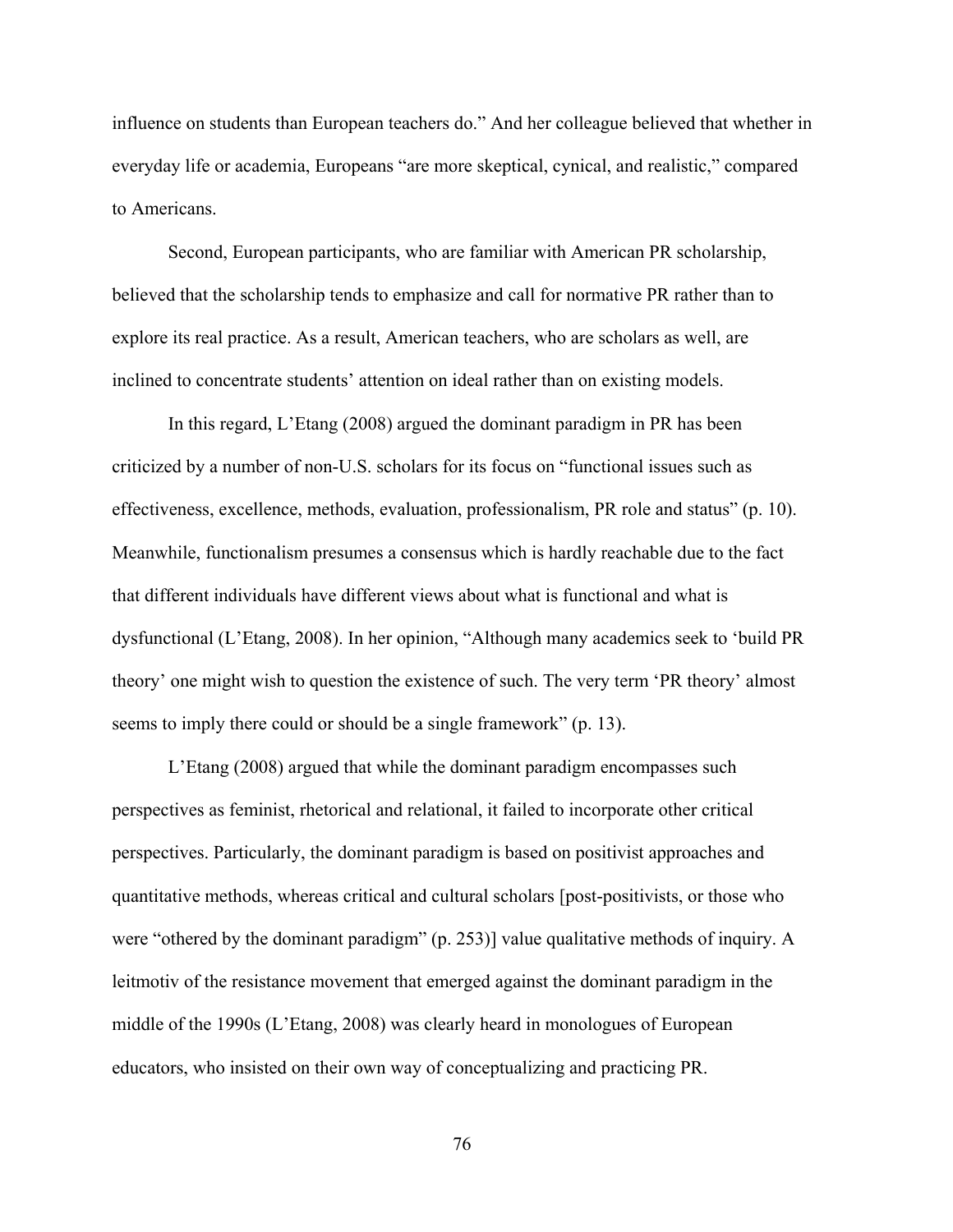influence on students than European teachers do." And her colleague believed that whether in everyday life or academia, Europeans "are more skeptical, cynical, and realistic," compared to Americans.

Second, European participants, who are familiar with American PR scholarship, believed that the scholarship tends to emphasize and call for normative PR rather than to explore its real practice. As a result, American teachers, who are scholars as well, are inclined to concentrate students' attention on ideal rather than on existing models.

In this regard, L'Etang (2008) argued the dominant paradigm in PR has been criticized by a number of non-U.S. scholars for its focus on "functional issues such as effectiveness, excellence, methods, evaluation, professionalism, PR role and status" (p. 10). Meanwhile, functionalism presumes a consensus which is hardly reachable due to the fact that different individuals have different views about what is functional and what is dysfunctional (L'Etang, 2008). In her opinion, "Although many academics seek to 'build PR theory' one might wish to question the existence of such. The very term 'PR theory' almost seems to imply there could or should be a single framework" (p. 13).

L'Etang (2008) argued that while the dominant paradigm encompasses such perspectives as feminist, rhetorical and relational, it failed to incorporate other critical perspectives. Particularly, the dominant paradigm is based on positivist approaches and quantitative methods, whereas critical and cultural scholars [post-positivists, or those who were "othered by the dominant paradigm" (p. 253)] value qualitative methods of inquiry. A leitmotiv of the resistance movement that emerged against the dominant paradigm in the middle of the 1990s (L'Etang, 2008) was clearly heard in monologues of European educators, who insisted on their own way of conceptualizing and practicing PR.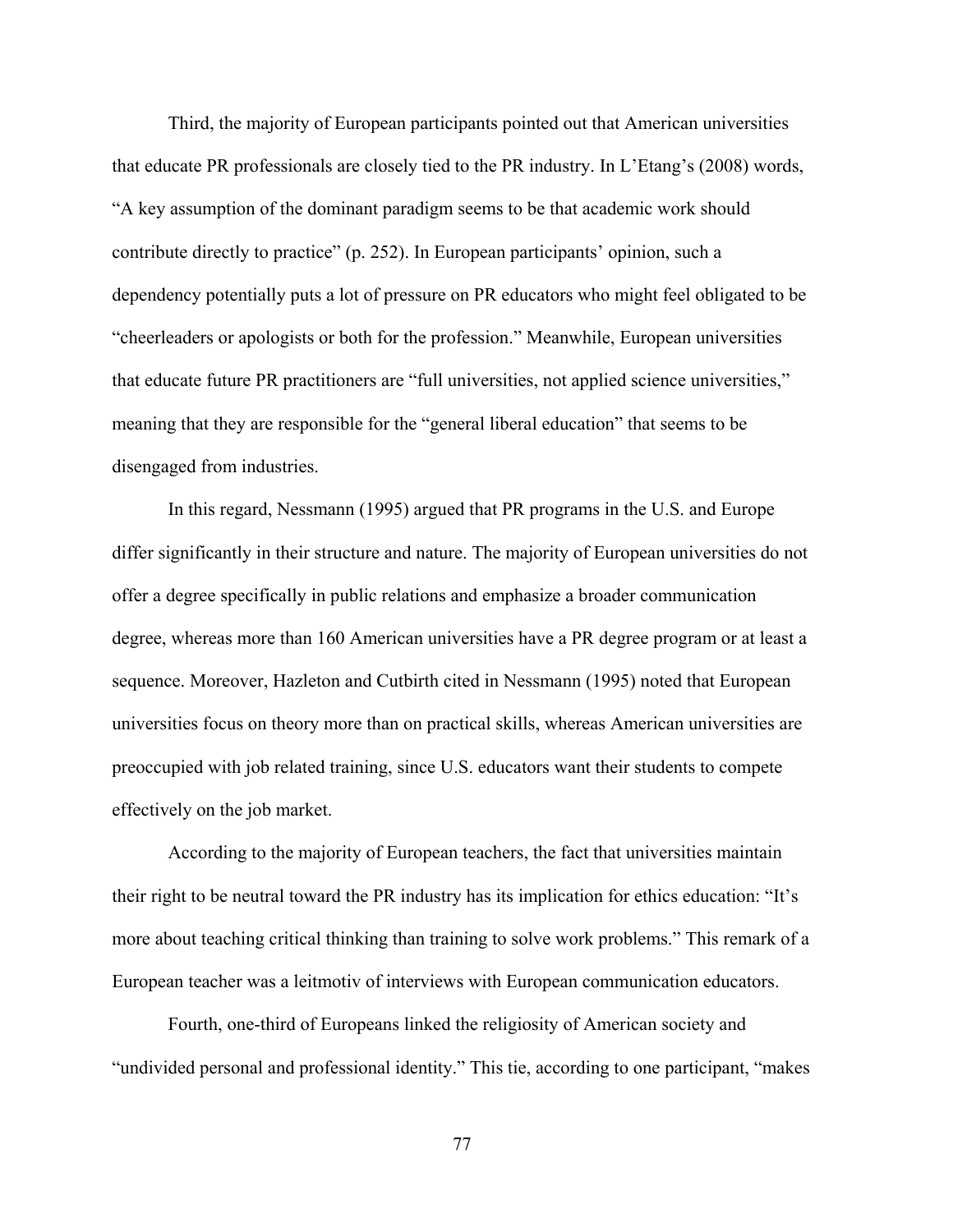Third, the majority of European participants pointed out that American universities that educate PR professionals are closely tied to the PR industry. In L'Etang's (2008) words, "A key assumption of the dominant paradigm seems to be that academic work should contribute directly to practice" (p. 252). In European participants' opinion, such a dependency potentially puts a lot of pressure on PR educators who might feel obligated to be "cheerleaders or apologists or both for the profession." Meanwhile, European universities that educate future PR practitioners are "full universities, not applied science universities," meaning that they are responsible for the "general liberal education" that seems to be disengaged from industries.

In this regard, Nessmann (1995) argued that PR programs in the U.S. and Europe differ significantly in their structure and nature. The majority of European universities do not offer a degree specifically in public relations and emphasize a broader communication degree, whereas more than 160 American universities have a PR degree program or at least a sequence. Moreover, Hazleton and Cutbirth cited in Nessmann (1995) noted that European universities focus on theory more than on practical skills, whereas American universities are preoccupied with job related training, since U.S. educators want their students to compete effectively on the job market.

According to the majority of European teachers, the fact that universities maintain their right to be neutral toward the PR industry has its implication for ethics education: "It's more about teaching critical thinking than training to solve work problems." This remark of a European teacher was a leitmotiv of interviews with European communication educators.

Fourth, one-third of Europeans linked the religiosity of American society and "undivided personal and professional identity." This tie, according to one participant, "makes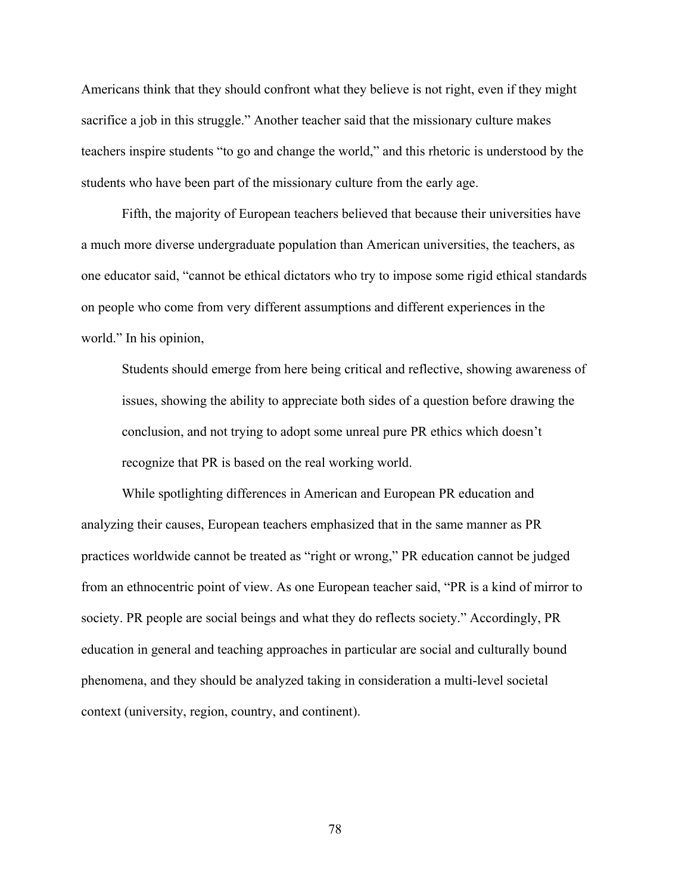Americans think that they should confront what they believe is not right, even if they might sacrifice a job in this struggle." Another teacher said that the missionary culture makes teachers inspire students "to go and change the world," and this rhetoric is understood by the students who have been part of the missionary culture from the early age.

Fifth, the majority of European teachers believed that because their universities have a much more diverse undergraduate population than American universities, the teachers, as one educator said, "cannot be ethical dictators who try to impose some rigid ethical standards on people who come from very different assumptions and different experiences in the world." In his opinion,

> Students should emerge from here being critical and reflective, showing awareness of issues, showing the ability to appreciate both sides of a question before drawing the conclusion, and not trying to adopt some unreal pure PR ethics which doesn't recognize that PR is based on the real working world.

While spotlighting differences in American and European PR education and analyzing their causes, European teachers emphasized that in the same manner as PR practices worldwide cannot be treated as "right or wrong," PR education cannot be judged from an ethnocentric point of view. As one European teacher said, "PR is a kind of mirror to society. PR people are social beings and what they do reflects society." Accordingly, PR education in general and teaching approaches in particular are social and culturally bound phenomena, and they should be analyzed taking in consideration a multi-level societal context (university, region, country, and continent).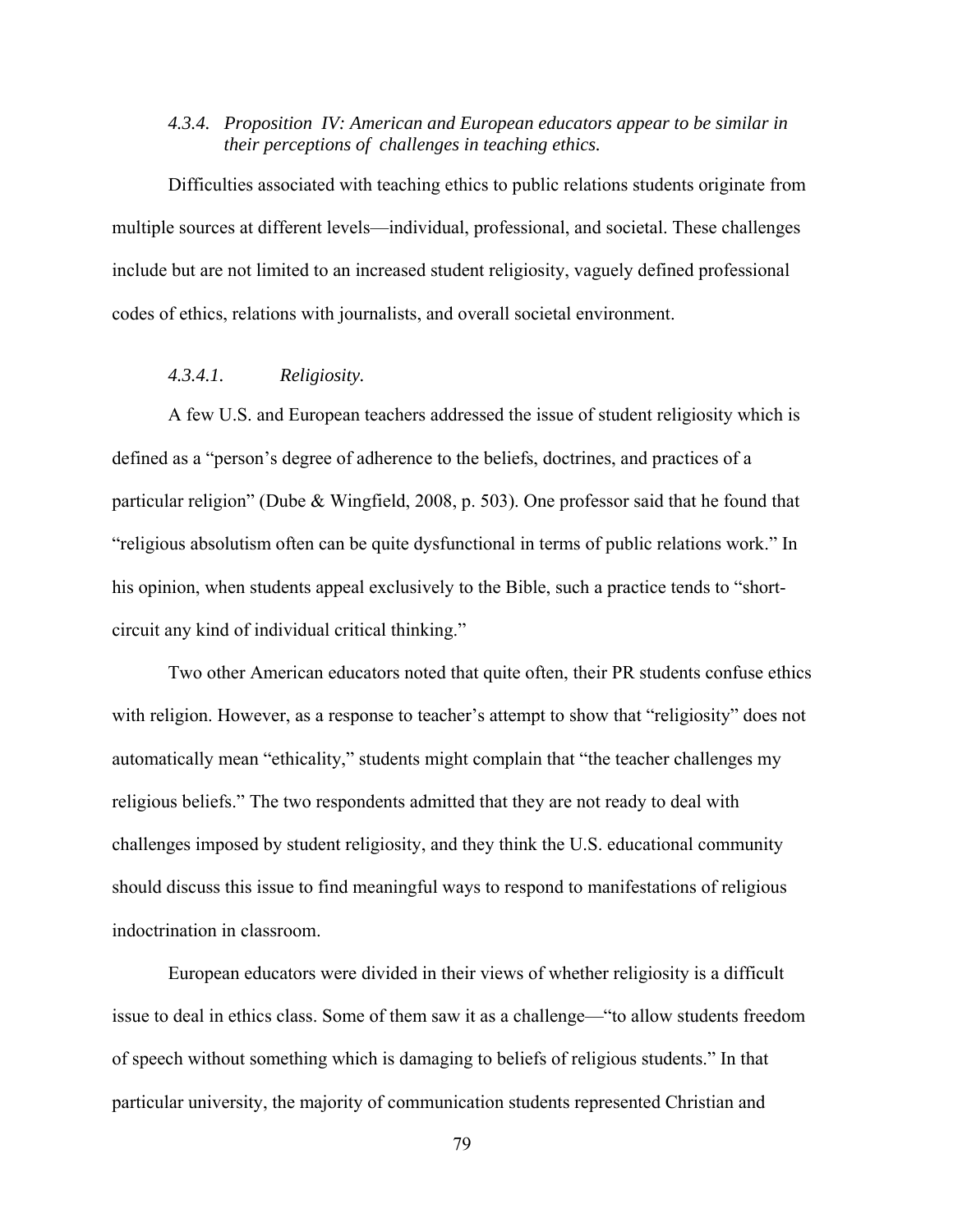#### *4.3.4. Proposition IV: American and European educators appear to be similar in their perceptions of challenges in teaching ethics.*

Difficulties associated with teaching ethics to public relations students originate from multiple sources at different levels—individual, professional, and societal. These challenges include but are not limited to an increased student religiosity, vaguely defined professional codes of ethics, relations with journalists, and overall societal environment.

##### *4.3.4.1. Religiosity.*

A few U.S. and European teachers addressed the issue of student religiosity which is defined as a "person's degree of adherence to the beliefs, doctrines, and practices of a particular religion" (Dube & Wingfield, 2008, p. 503). One professor said that he found that "religious absolutism often can be quite dysfunctional in terms of public relations work." In his opinion, when students appeal exclusively to the Bible, such a practice tends to "short-circuit any kind of individual critical thinking."

Two other American educators noted that quite often, their PR students confuse ethics with religion. However, as a response to teacher's attempt to show that "religiosity" does not automatically mean "ethicality," students might complain that "the teacher challenges my religious beliefs." The two respondents admitted that they are not ready to deal with challenges imposed by student religiosity, and they think the U.S. educational community should discuss this issue to find meaningful ways to respond to manifestations of religious indoctrination in classroom.

European educators were divided in their views of whether religiosity is a difficult issue to deal in ethics class. Some of them saw it as a challenge—"to allow students freedom of speech without something which is damaging to beliefs of religious students." In that particular university, the majority of communication students represented Christian and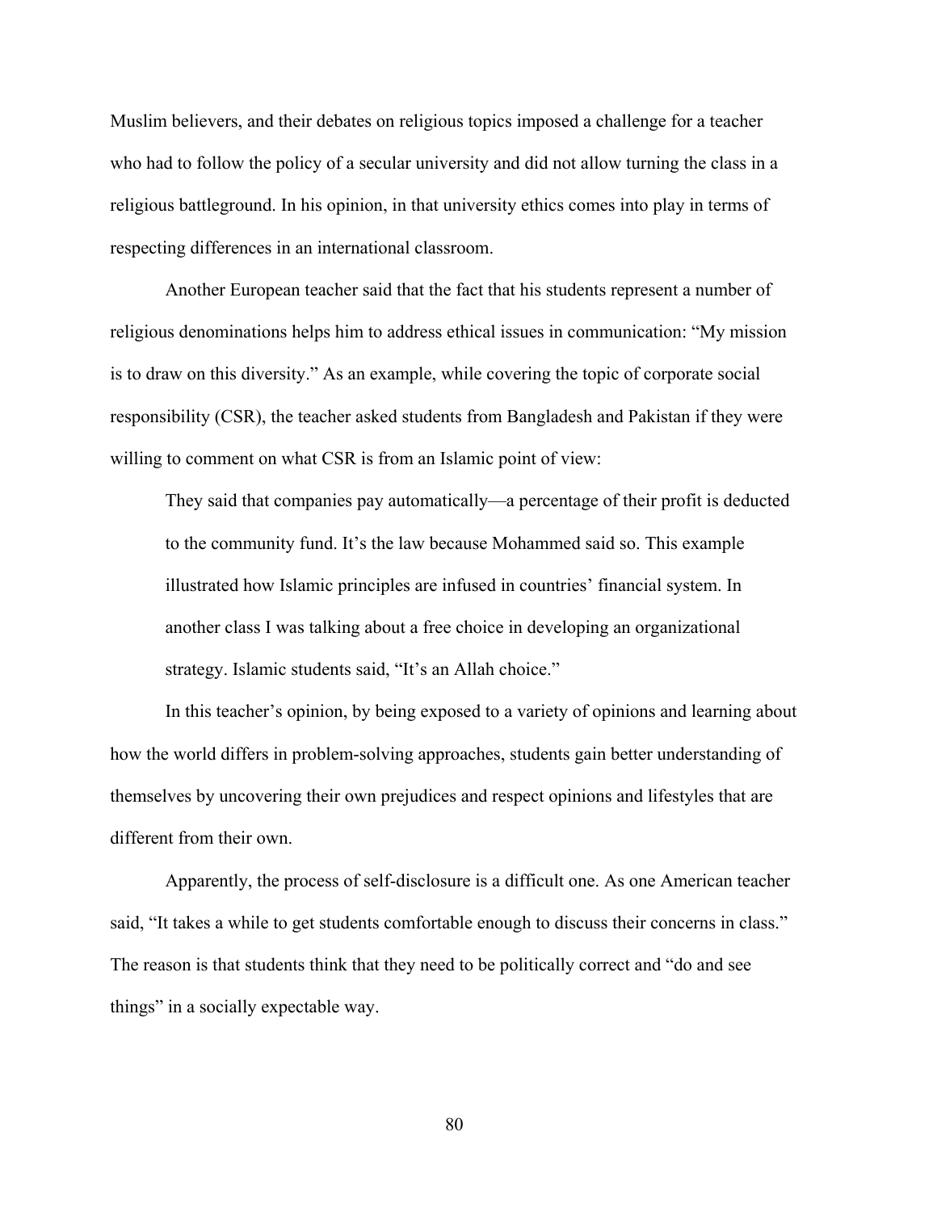Muslim believers, and their debates on religious topics imposed a challenge for a teacher who had to follow the policy of a secular university and did not allow turning the class in a religious battleground. In his opinion, in that university ethics comes into play in terms of respecting differences in an international classroom.

Another European teacher said that the fact that his students represent a number of religious denominations helps him to address ethical issues in communication: "My mission is to draw on this diversity." As an example, while covering the topic of corporate social responsibility (CSR), the teacher asked students from Bangladesh and Pakistan if they were willing to comment on what CSR is from an Islamic point of view:

> They said that companies pay automatically—a percentage of their profit is deducted to the community fund. It's the law because Mohammed said so. This example illustrated how Islamic principles are infused in countries' financial system. In another class I was talking about a free choice in developing an organizational strategy. Islamic students said, "It's an Allah choice."

In this teacher's opinion, by being exposed to a variety of opinions and learning about how the world differs in problem-solving approaches, students gain better understanding of themselves by uncovering their own prejudices and respect opinions and lifestyles that are different from their own.

Apparently, the process of self-disclosure is a difficult one. As one American teacher said, "It takes a while to get students comfortable enough to discuss their concerns in class." The reason is that students think that they need to be politically correct and "do and see things" in a socially expectable way.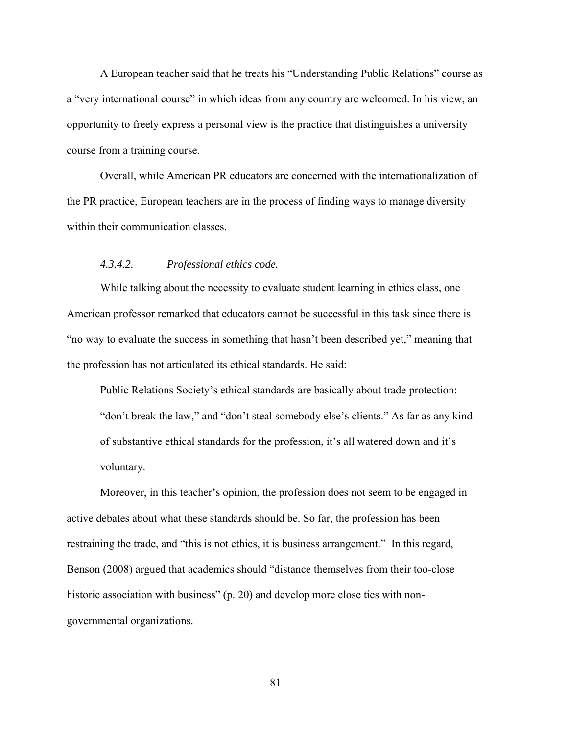A European teacher said that he treats his "Understanding Public Relations" course as a "very international course" in which ideas from any country are welcomed. In his view, an opportunity to freely express a personal view is the practice that distinguishes a university course from a training course.

Overall, while American PR educators are concerned with the internationalization of the PR practice, European teachers are in the process of finding ways to manage diversity within their communication classes.

#### *4.3.4.2. Professional ethics code.*

While talking about the necessity to evaluate student learning in ethics class, one American professor remarked that educators cannot be successful in this task since there is "no way to evaluate the success in something that hasn't been described yet," meaning that the profession has not articulated its ethical standards. He said:

> Public Relations Society's ethical standards are basically about trade protection: "don't break the law," and "don't steal somebody else's clients." As far as any kind of substantive ethical standards for the profession, it's all watered down and it's voluntary.

Moreover, in this teacher's opinion, the profession does not seem to be engaged in active debates about what these standards should be. So far, the profession has been restraining the trade, and "this is not ethics, it is business arrangement." In this regard, Benson (2008) argued that academics should "distance themselves from their too-close historic association with business" (p. 20) and develop more close ties with non-governmental organizations.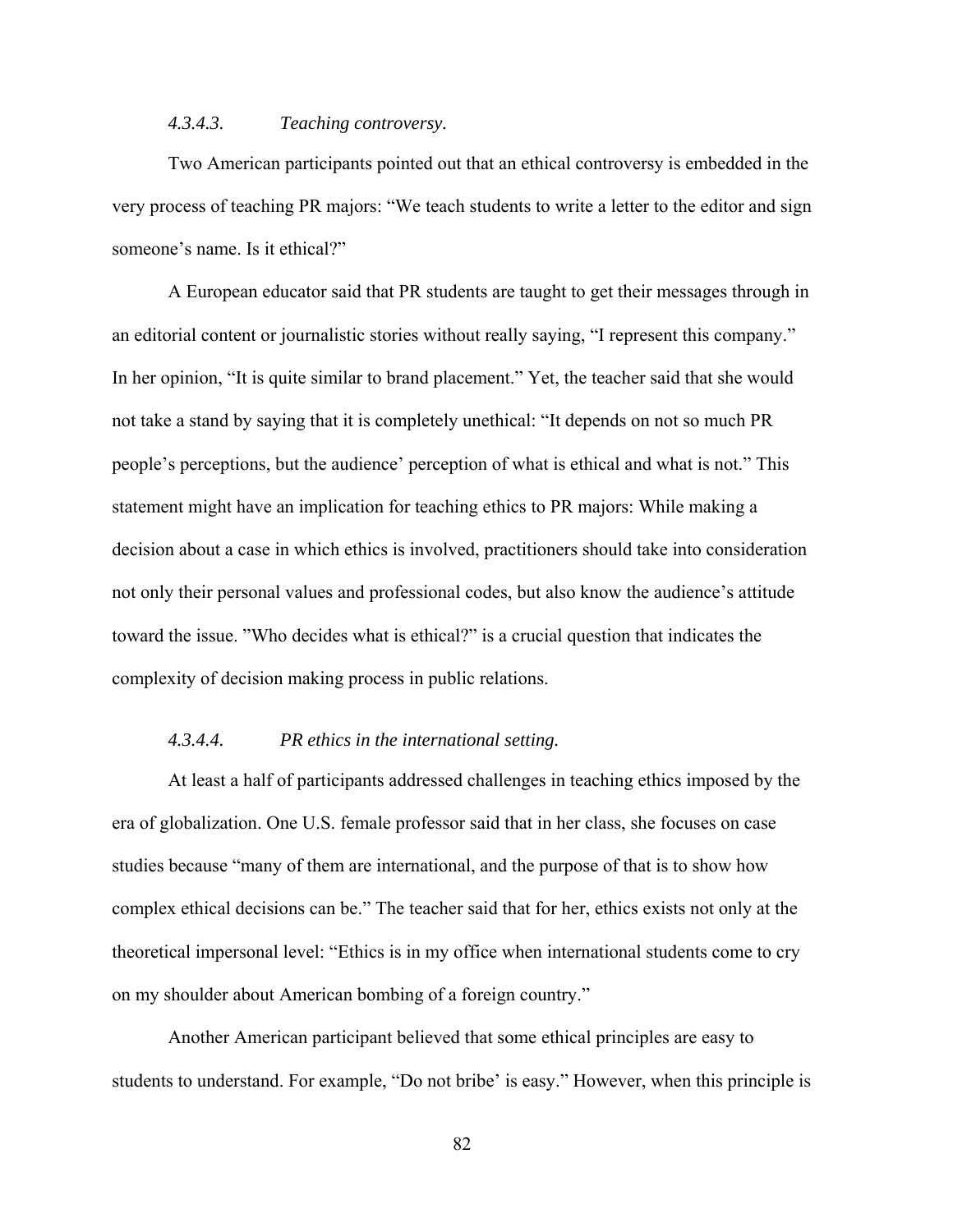#### *4.3.4.3. Teaching controversy.*

Two American participants pointed out that an ethical controversy is embedded in the very process of teaching PR majors: "We teach students to write a letter to the editor and sign someone's name. Is it ethical?"

A European educator said that PR students are taught to get their messages through in an editorial content or journalistic stories without really saying, "I represent this company." In her opinion, "It is quite similar to brand placement." Yet, the teacher said that she would not take a stand by saying that it is completely unethical: "It depends on not so much PR people's perceptions, but the audience' perception of what is ethical and what is not." This statement might have an implication for teaching ethics to PR majors: While making a decision about a case in which ethics is involved, practitioners should take into consideration not only their personal values and professional codes, but also know the audience's attitude toward the issue. "Who decides what is ethical?" is a crucial question that indicates the complexity of decision making process in public relations.

#### *4.3.4.4. PR ethics in the international setting.*

At least a half of participants addressed challenges in teaching ethics imposed by the era of globalization. One U.S. female professor said that in her class, she focuses on case studies because "many of them are international, and the purpose of that is to show how complex ethical decisions can be." The teacher said that for her, ethics exists not only at the theoretical impersonal level: "Ethics is in my office when international students come to cry on my shoulder about American bombing of a foreign country."

Another American participant believed that some ethical principles are easy to students to understand. For example, "Do not bribe' is easy." However, when this principle is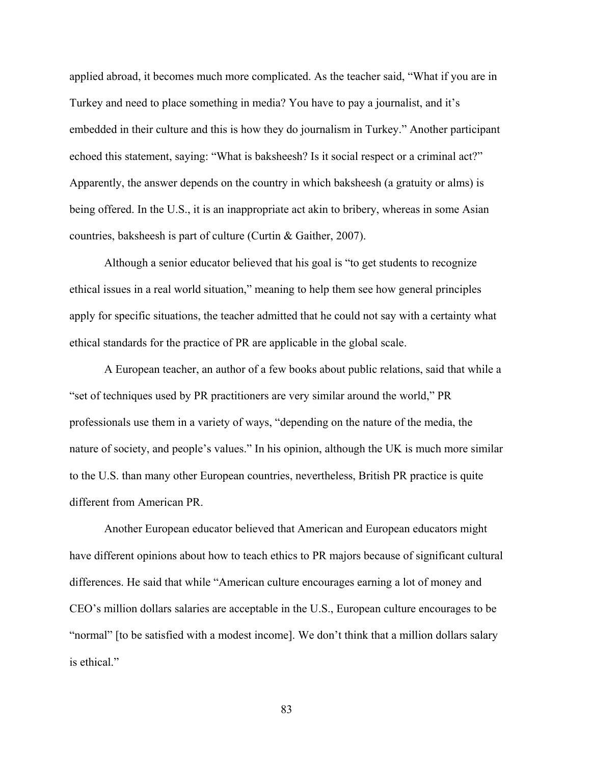applied abroad, it becomes much more complicated. As the teacher said, "What if you are in Turkey and need to place something in media? You have to pay a journalist, and it's embedded in their culture and this is how they do journalism in Turkey." Another participant echoed this statement, saying: "What is baksheesh? Is it social respect or a criminal act?" Apparently, the answer depends on the country in which baksheesh (a gratuity or alms) is being offered. In the U.S., it is an inappropriate act akin to bribery, whereas in some Asian countries, baksheesh is part of culture (Curtin & Gaither, 2007).

Although a senior educator believed that his goal is "to get students to recognize ethical issues in a real world situation," meaning to help them see how general principles apply for specific situations, the teacher admitted that he could not say with a certainty what ethical standards for the practice of PR are applicable in the global scale.

A European teacher, an author of a few books about public relations, said that while a "set of techniques used by PR practitioners are very similar around the world," PR professionals use them in a variety of ways, "depending on the nature of the media, the nature of society, and people's values." In his opinion, although the UK is much more similar to the U.S. than many other European countries, nevertheless, British PR practice is quite different from American PR.

Another European educator believed that American and European educators might have different opinions about how to teach ethics to PR majors because of significant cultural differences. He said that while "American culture encourages earning a lot of money and CEO's million dollars salaries are acceptable in the U.S., European culture encourages to be "normal" [to be satisfied with a modest income]. We don't think that a million dollars salary is ethical."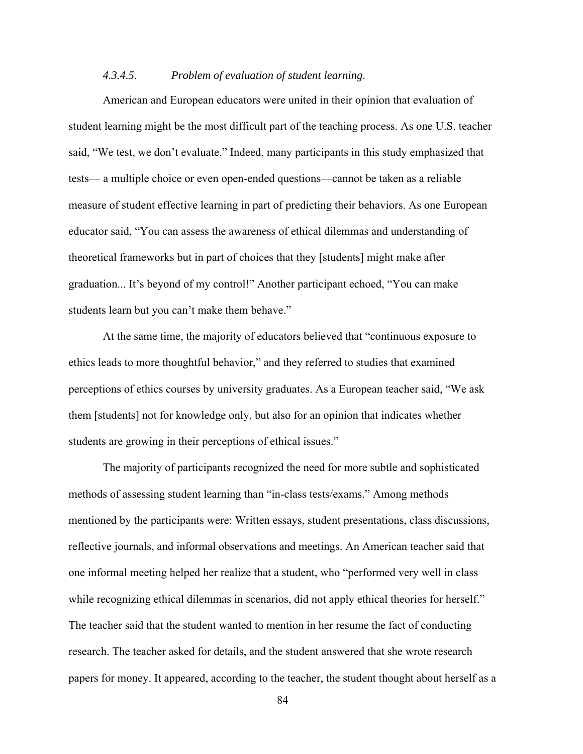#### *4.3.4.5. Problem of evaluation of student learning.*

American and European educators were united in their opinion that evaluation of student learning might be the most difficult part of the teaching process. As one U.S. teacher said, "We test, we don't evaluate." Indeed, many participants in this study emphasized that tests— a multiple choice or even open-ended questions—cannot be taken as a reliable measure of student effective learning in part of predicting their behaviors. As one European educator said, "You can assess the awareness of ethical dilemmas and understanding of theoretical frameworks but in part of choices that they [students] might make after graduation... It's beyond of my control!" Another participant echoed, "You can make students learn but you can't make them behave."

At the same time, the majority of educators believed that "continuous exposure to ethics leads to more thoughtful behavior," and they referred to studies that examined perceptions of ethics courses by university graduates. As a European teacher said, "We ask them [students] not for knowledge only, but also for an opinion that indicates whether students are growing in their perceptions of ethical issues."

The majority of participants recognized the need for more subtle and sophisticated methods of assessing student learning than "in-class tests/exams." Among methods mentioned by the participants were: Written essays, student presentations, class discussions, reflective journals, and informal observations and meetings. An American teacher said that one informal meeting helped her realize that a student, who "performed very well in class while recognizing ethical dilemmas in scenarios, did not apply ethical theories for herself." The teacher said that the student wanted to mention in her resume the fact of conducting research. The teacher asked for details, and the student answered that she wrote research papers for money. It appeared, according to the teacher, the student thought about herself as a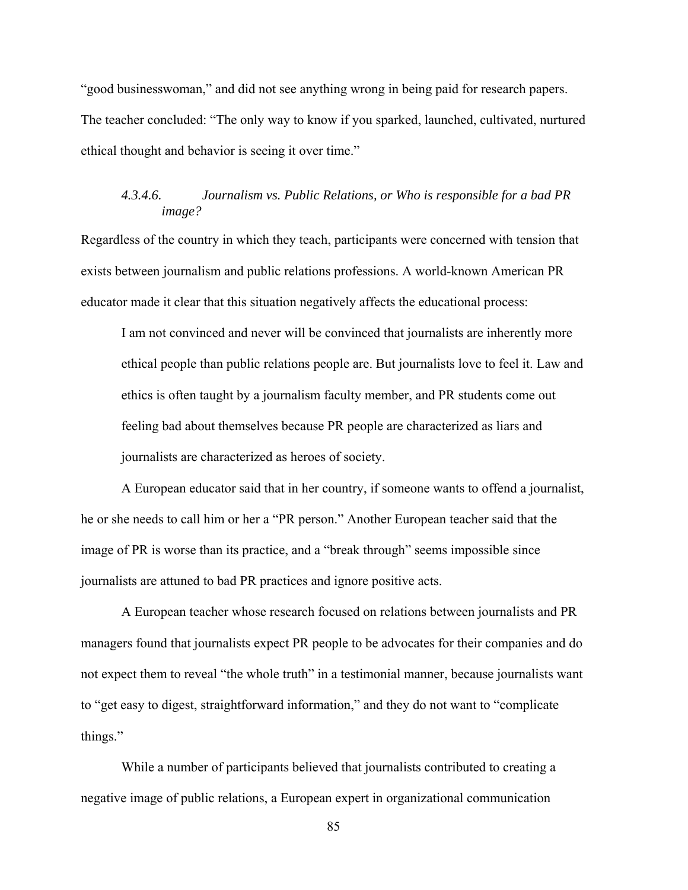"good businesswoman," and did not see anything wrong in being paid for research papers. The teacher concluded: "The only way to know if you sparked, launched, cultivated, nurtured ethical thought and behavior is seeing it over time."

#### *4.3.4.6. Journalism vs. Public Relations, or Who is responsible for a bad PR image?*

Regardless of the country in which they teach, participants were concerned with tension that exists between journalism and public relations professions. A world-known American PR educator made it clear that this situation negatively affects the educational process:

> I am not convinced and never will be convinced that journalists are inherently more ethical people than public relations people are. But journalists love to feel it. Law and ethics is often taught by a journalism faculty member, and PR students come out feeling bad about themselves because PR people are characterized as liars and journalists are characterized as heroes of society.

A European educator said that in her country, if someone wants to offend a journalist, he or she needs to call him or her a "PR person." Another European teacher said that the image of PR is worse than its practice, and a "break through" seems impossible since journalists are attuned to bad PR practices and ignore positive acts.

A European teacher whose research focused on relations between journalists and PR managers found that journalists expect PR people to be advocates for their companies and do not expect them to reveal "the whole truth" in a testimonial manner, because journalists want to "get easy to digest, straightforward information," and they do not want to "complicate things."

While a number of participants believed that journalists contributed to creating a negative image of public relations, a European expert in organizational communication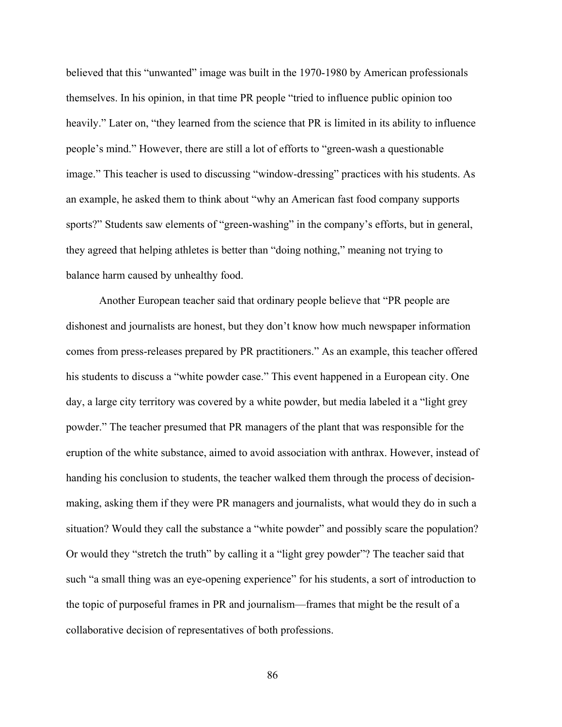believed that this "unwanted" image was built in the 1970-1980 by American professionals themselves. In his opinion, in that time PR people "tried to influence public opinion too heavily." Later on, "they learned from the science that PR is limited in its ability to influence people's mind." However, there are still a lot of efforts to "green-wash a questionable image." This teacher is used to discussing "window-dressing" practices with his students. As an example, he asked them to think about "why an American fast food company supports sports?" Students saw elements of "green-washing" in the company's efforts, but in general, they agreed that helping athletes is better than "doing nothing," meaning not trying to balance harm caused by unhealthy food.

Another European teacher said that ordinary people believe that "PR people are dishonest and journalists are honest, but they don't know how much newspaper information comes from press-releases prepared by PR practitioners." As an example, this teacher offered his students to discuss a "white powder case." This event happened in a European city. One day, a large city territory was covered by a white powder, but media labeled it a "light grey powder." The teacher presumed that PR managers of the plant that was responsible for the eruption of the white substance, aimed to avoid association with anthrax. However, instead of handing his conclusion to students, the teacher walked them through the process of decision-making, asking them if they were PR managers and journalists, what would they do in such a situation? Would they call the substance a "white powder" and possibly scare the population? Or would they "stretch the truth" by calling it a "light grey powder"? The teacher said that such "a small thing was an eye-opening experience" for his students, a sort of introduction to the topic of purposeful frames in PR and journalism—frames that might be the result of a collaborative decision of representatives of both professions.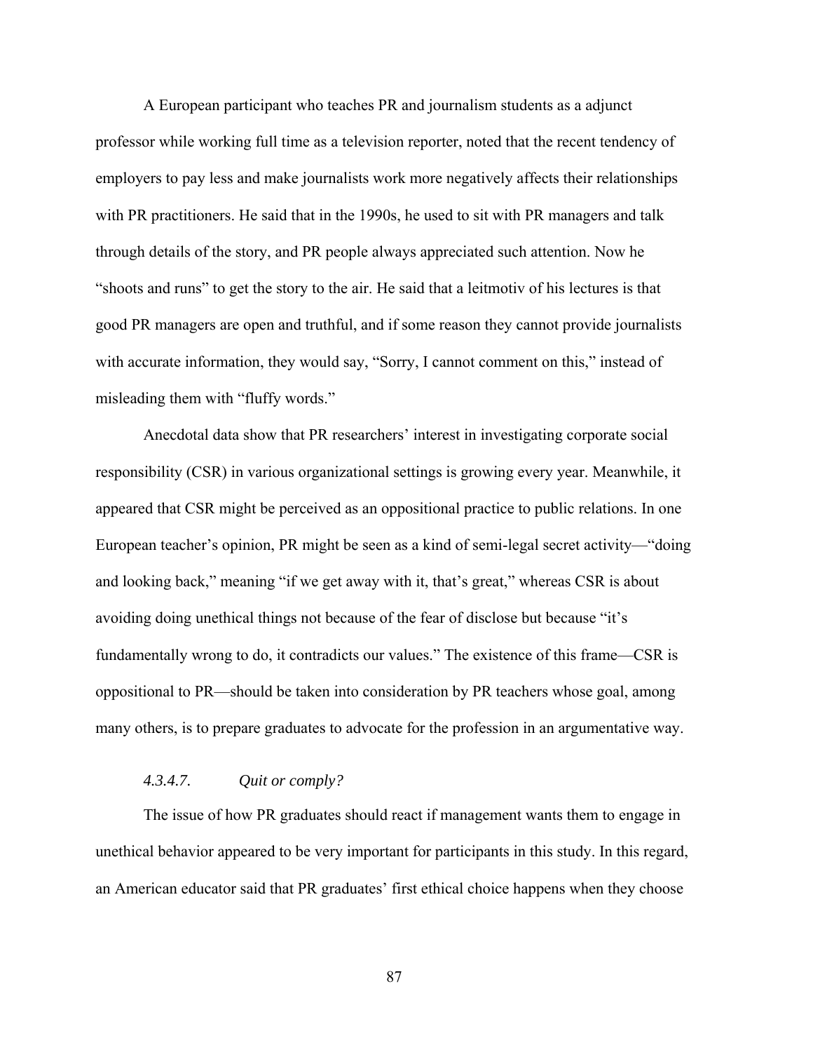A European participant who teaches PR and journalism students as a adjunct professor while working full time as a television reporter, noted that the recent tendency of employers to pay less and make journalists work more negatively affects their relationships with PR practitioners. He said that in the 1990s, he used to sit with PR managers and talk through details of the story, and PR people always appreciated such attention. Now he "shoots and runs" to get the story to the air. He said that a leitmotiv of his lectures is that good PR managers are open and truthful, and if some reason they cannot provide journalists with accurate information, they would say, "Sorry, I cannot comment on this," instead of misleading them with "fluffy words."

Anecdotal data show that PR researchers' interest in investigating corporate social responsibility (CSR) in various organizational settings is growing every year. Meanwhile, it appeared that CSR might be perceived as an oppositional practice to public relations. In one European teacher's opinion, PR might be seen as a kind of semi-legal secret activity—"doing and looking back," meaning "if we get away with it, that's great," whereas CSR is about avoiding doing unethical things not because of the fear of disclose but because "it's fundamentally wrong to do, it contradicts our values." The existence of this frame—CSR is oppositional to PR—should be taken into consideration by PR teachers whose goal, among many others, is to prepare graduates to advocate for the profession in an argumentative way.

#### *4.3.4.7. Quit or comply?*

The issue of how PR graduates should react if management wants them to engage in unethical behavior appeared to be very important for participants in this study. In this regard, an American educator said that PR graduates' first ethical choice happens when they choose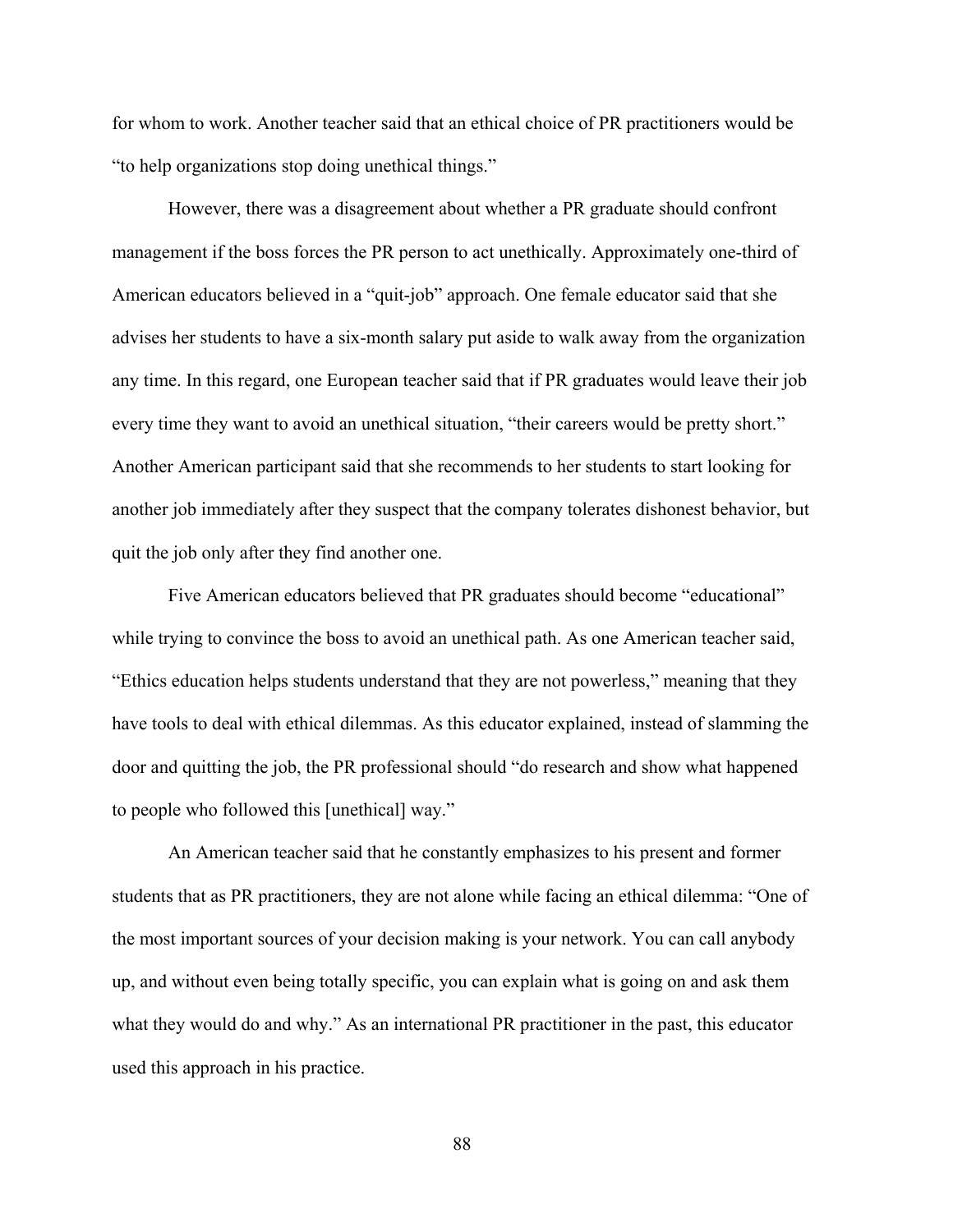for whom to work. Another teacher said that an ethical choice of PR practitioners would be "to help organizations stop doing unethical things."

However, there was a disagreement about whether a PR graduate should confront management if the boss forces the PR person to act unethically. Approximately one-third of American educators believed in a "quit-job" approach. One female educator said that she advises her students to have a six-month salary put aside to walk away from the organization any time. In this regard, one European teacher said that if PR graduates would leave their job every time they want to avoid an unethical situation, "their careers would be pretty short." Another American participant said that she recommends to her students to start looking for another job immediately after they suspect that the company tolerates dishonest behavior, but quit the job only after they find another one.

Five American educators believed that PR graduates should become "educational" while trying to convince the boss to avoid an unethical path. As one American teacher said, "Ethics education helps students understand that they are not powerless," meaning that they have tools to deal with ethical dilemmas. As this educator explained, instead of slamming the door and quitting the job, the PR professional should "do research and show what happened to people who followed this [unethical] way."

An American teacher said that he constantly emphasizes to his present and former students that as PR practitioners, they are not alone while facing an ethical dilemma: "One of the most important sources of your decision making is your network. You can call anybody up, and without even being totally specific, you can explain what is going on and ask them what they would do and why." As an international PR practitioner in the past, this educator used this approach in his practice.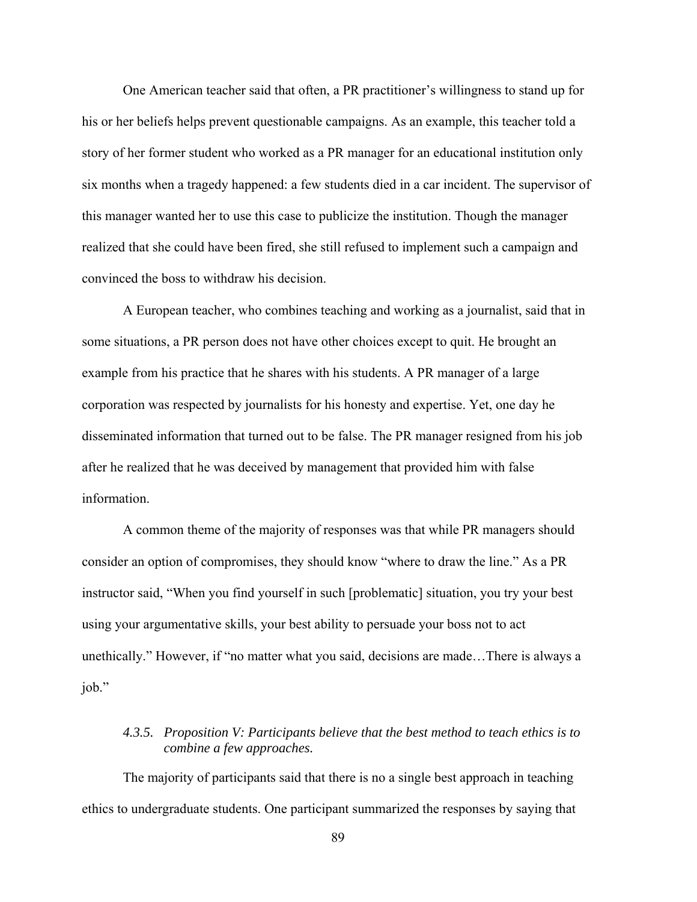One American teacher said that often, a PR practitioner's willingness to stand up for his or her beliefs helps prevent questionable campaigns. As an example, this teacher told a story of her former student who worked as a PR manager for an educational institution only six months when a tragedy happened: a few students died in a car incident. The supervisor of this manager wanted her to use this case to publicize the institution. Though the manager realized that she could have been fired, she still refused to implement such a campaign and convinced the boss to withdraw his decision.

A European teacher, who combines teaching and working as a journalist, said that in some situations, a PR person does not have other choices except to quit. He brought an example from his practice that he shares with his students. A PR manager of a large corporation was respected by journalists for his honesty and expertise. Yet, one day he disseminated information that turned out to be false. The PR manager resigned from his job after he realized that he was deceived by management that provided him with false information.

A common theme of the majority of responses was that while PR managers should consider an option of compromises, they should know "where to draw the line." As a PR instructor said, "When you find yourself in such [problematic] situation, you try your best using your argumentative skills, your best ability to persuade your boss not to act unethically." However, if "no matter what you said, decisions are made…There is always a job."

#### *4.3.5. Proposition V: Participants believe that the best method to teach ethics is to combine a few approaches.*

The majority of participants said that there is no a single best approach in teaching ethics to undergraduate students. One participant summarized the responses by saying that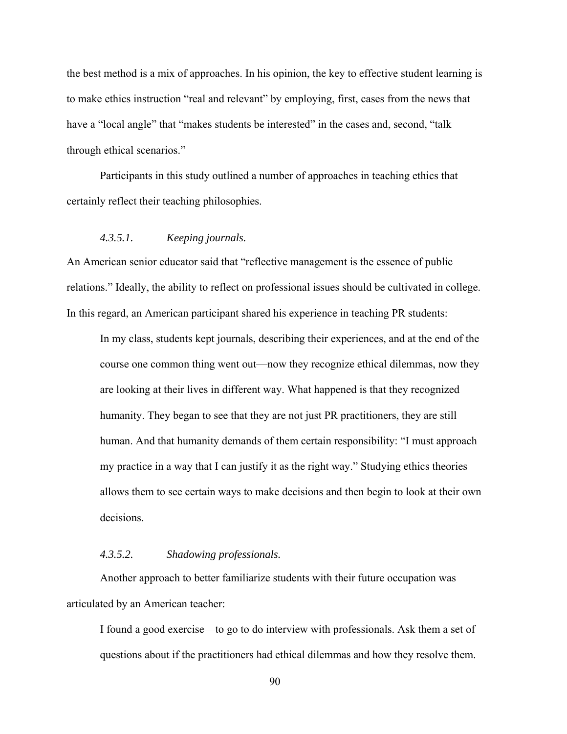the best method is a mix of approaches. In his opinion, the key to effective student learning is to make ethics instruction "real and relevant" by employing, first, cases from the news that have a "local angle" that "makes students be interested" in the cases and, second, "talk through ethical scenarios."

Participants in this study outlined a number of approaches in teaching ethics that certainly reflect their teaching philosophies.

#### *4.3.5.1. Keeping journals.*

An American senior educator said that "reflective management is the essence of public relations." Ideally, the ability to reflect on professional issues should be cultivated in college. In this regard, an American participant shared his experience in teaching PR students:

> In my class, students kept journals, describing their experiences, and at the end of the course one common thing went out—now they recognize ethical dilemmas, now they are looking at their lives in different way. What happened is that they recognized humanity. They began to see that they are not just PR practitioners, they are still human. And that humanity demands of them certain responsibility: "I must approach my practice in a way that I can justify it as the right way." Studying ethics theories allows them to see certain ways to make decisions and then begin to look at their own decisions.

#### *4.3.5.2. Shadowing professionals.*

Another approach to better familiarize students with their future occupation was articulated by an American teacher:

> I found a good exercise—to go to do interview with professionals. Ask them a set of questions about if the practitioners had ethical dilemmas and how they resolve them.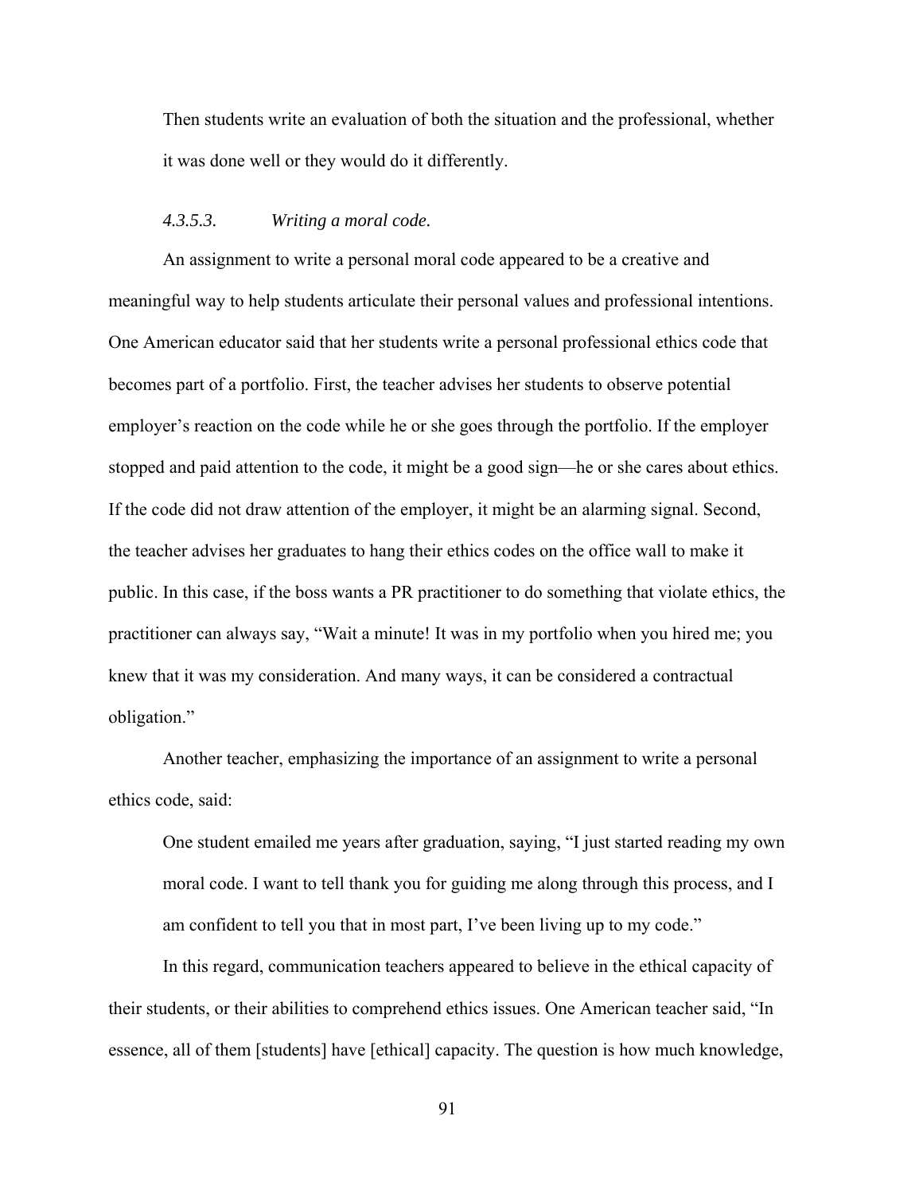Then students write an evaluation of both the situation and the professional, whether it was done well or they would do it differently.

#### *4.3.5.3. Writing a moral code.*

An assignment to write a personal moral code appeared to be a creative and meaningful way to help students articulate their personal values and professional intentions. One American educator said that her students write a personal professional ethics code that becomes part of a portfolio. First, the teacher advises her students to observe potential employer's reaction on the code while he or she goes through the portfolio. If the employer stopped and paid attention to the code, it might be a good sign—he or she cares about ethics. If the code did not draw attention of the employer, it might be an alarming signal. Second, the teacher advises her graduates to hang their ethics codes on the office wall to make it public. In this case, if the boss wants a PR practitioner to do something that violate ethics, the practitioner can always say, "Wait a minute! It was in my portfolio when you hired me; you knew that it was my consideration. And many ways, it can be considered a contractual obligation."

Another teacher, emphasizing the importance of an assignment to write a personal ethics code, said:

> One student emailed me years after graduation, saying, "I just started reading my own moral code. I want to tell thank you for guiding me along through this process, and I am confident to tell you that in most part, I've been living up to my code."

In this regard, communication teachers appeared to believe in the ethical capacity of their students, or their abilities to comprehend ethics issues. One American teacher said, "In essence, all of them [students] have [ethical] capacity. The question is how much knowledge,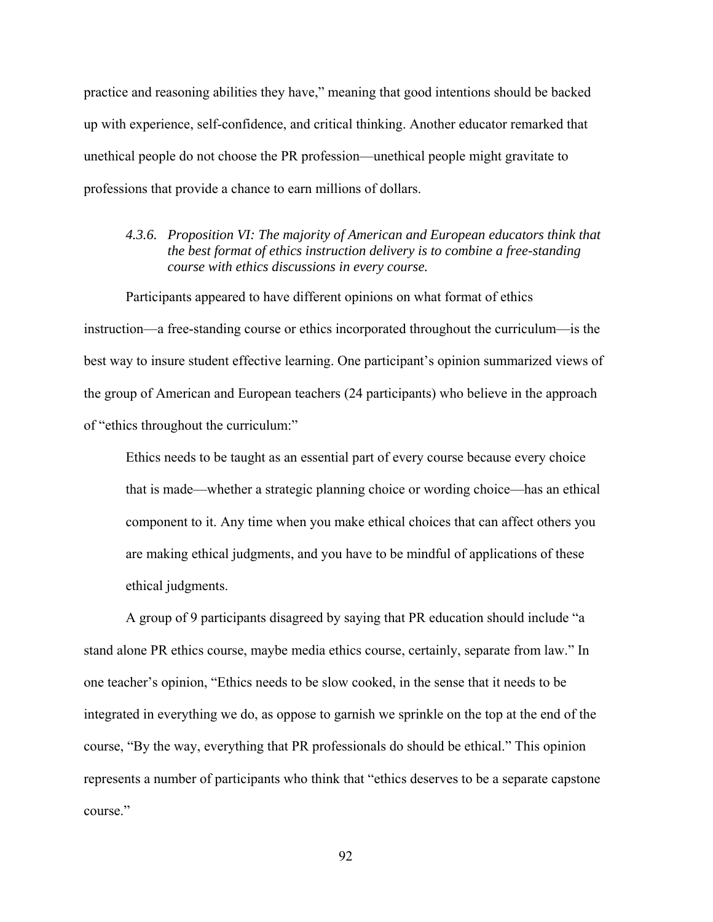practice and reasoning abilities they have," meaning that good intentions should be backed up with experience, self-confidence, and critical thinking. Another educator remarked that unethical people do not choose the PR profession—unethical people might gravitate to professions that provide a chance to earn millions of dollars.

### *4.3.6. Proposition VI: The majority of American and European educators think that the best format of ethics instruction delivery is to combine a free-standing course with ethics discussions in every course.*

Participants appeared to have different opinions on what format of ethics instruction—a free-standing course or ethics incorporated throughout the curriculum—is the best way to insure student effective learning. One participant's opinion summarized views of the group of American and European teachers (24 participants) who believe in the approach of "ethics throughout the curriculum:"

> Ethics needs to be taught as an essential part of every course because every choice that is made—whether a strategic planning choice or wording choice—has an ethical component to it. Any time when you make ethical choices that can affect others you are making ethical judgments, and you have to be mindful of applications of these ethical judgments.

A group of 9 participants disagreed by saying that PR education should include "a stand alone PR ethics course, maybe media ethics course, certainly, separate from law." In one teacher's opinion, "Ethics needs to be slow cooked, in the sense that it needs to be integrated in everything we do, as oppose to garnish we sprinkle on the top at the end of the course, "By the way, everything that PR professionals do should be ethical." This opinion represents a number of participants who think that "ethics deserves to be a separate capstone course."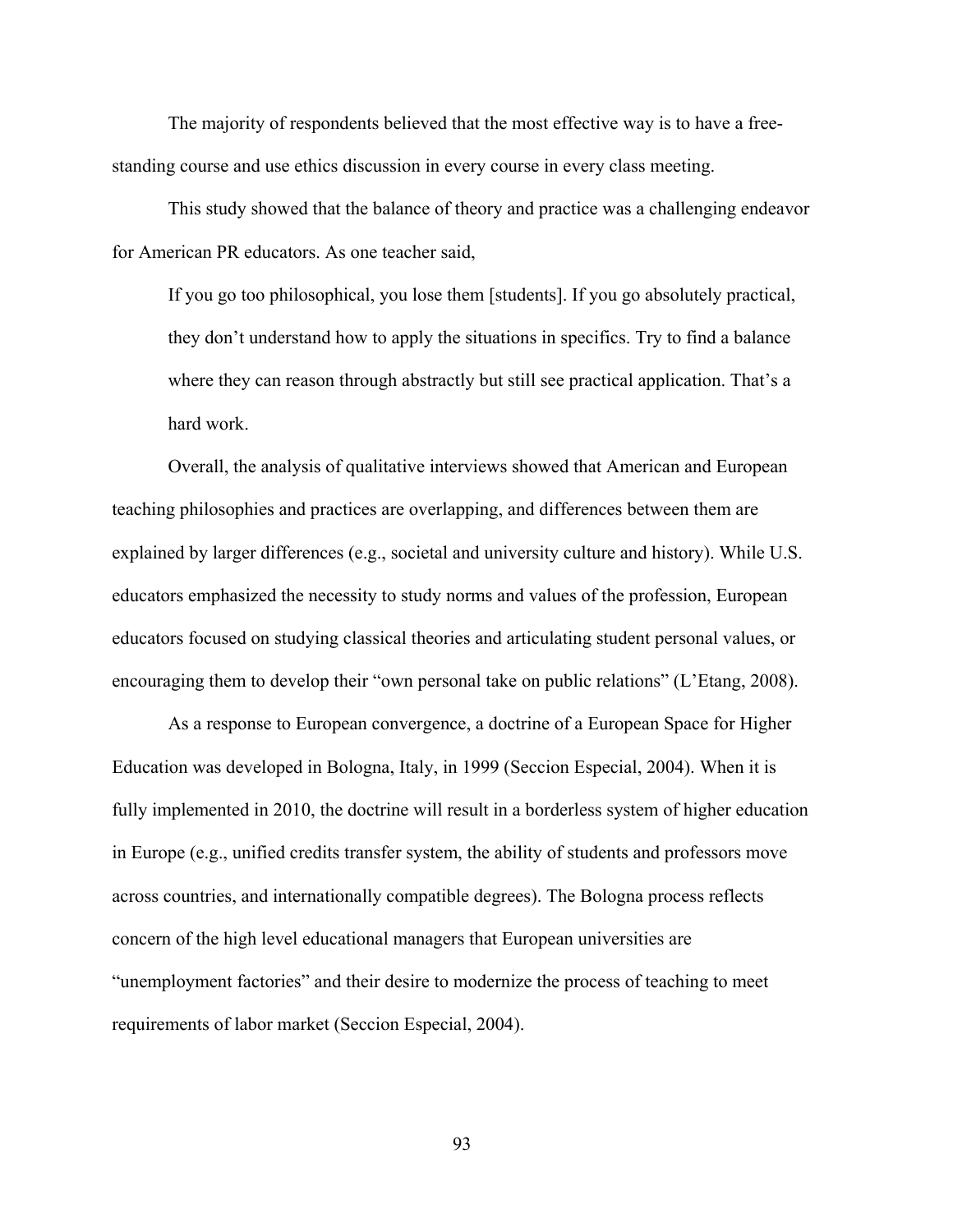The majority of respondents believed that the most effective way is to have a free-standing course and use ethics discussion in every course in every class meeting.

This study showed that the balance of theory and practice was a challenging endeavor for American PR educators. As one teacher said,

> If you go too philosophical, you lose them [students]. If you go absolutely practical, they don't understand how to apply the situations in specifics. Try to find a balance where they can reason through abstractly but still see practical application. That's a hard work.

Overall, the analysis of qualitative interviews showed that American and European teaching philosophies and practices are overlapping, and differences between them are explained by larger differences (e.g., societal and university culture and history). While U.S. educators emphasized the necessity to study norms and values of the profession, European educators focused on studying classical theories and articulating student personal values, or encouraging them to develop their "own personal take on public relations" (L'Etang, 2008).

As a response to European convergence, a doctrine of a European Space for Higher Education was developed in Bologna, Italy, in 1999 (Seccion Especial, 2004). When it is fully implemented in 2010, the doctrine will result in a borderless system of higher education in Europe (e.g., unified credits transfer system, the ability of students and professors move across countries, and internationally compatible degrees). The Bologna process reflects concern of the high level educational managers that European universities are "unemployment factories" and their desire to modernize the process of teaching to meet requirements of labor market (Seccion Especial, 2004).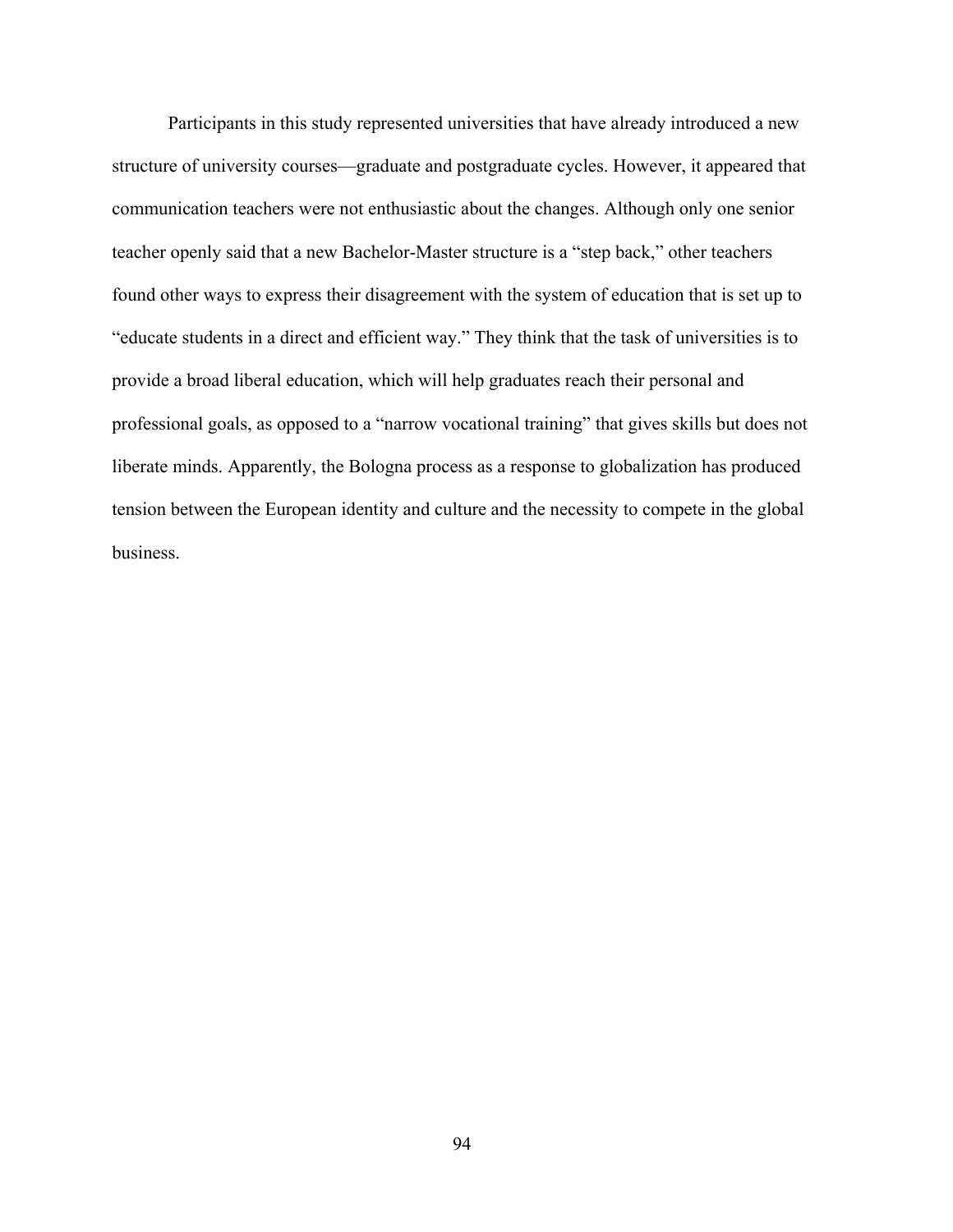Participants in this study represented universities that have already introduced a new structure of university courses—graduate and postgraduate cycles. However, it appeared that communication teachers were not enthusiastic about the changes. Although only one senior teacher openly said that a new Bachelor-Master structure is a "step back," other teachers found other ways to express their disagreement with the system of education that is set up to "educate students in a direct and efficient way." They think that the task of universities is to provide a broad liberal education, which will help graduates reach their personal and professional goals, as opposed to a "narrow vocational training" that gives skills but does not liberate minds. Apparently, the Bologna process as a response to globalization has produced tension between the European identity and culture and the necessity to compete in the global business.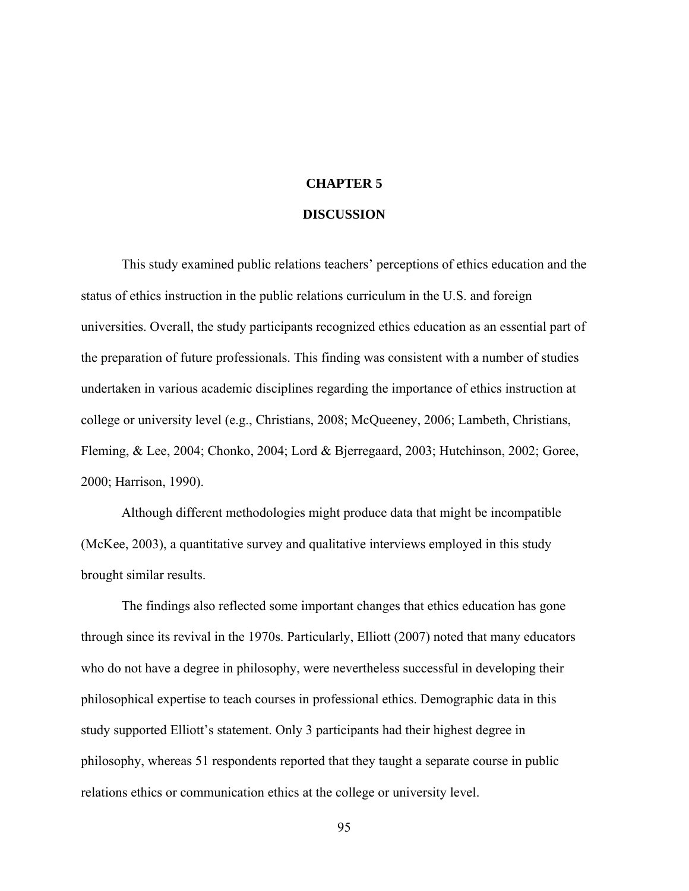# CHAPTER 5

# DISCUSSION

This study examined public relations teachers' perceptions of ethics education and the status of ethics instruction in the public relations curriculum in the U.S. and foreign universities. Overall, the study participants recognized ethics education as an essential part of the preparation of future professionals. This finding was consistent with a number of studies undertaken in various academic disciplines regarding the importance of ethics instruction at college or university level (e.g., Christians, 2008; McQueeney, 2006; Lambeth, Christians, Fleming, & Lee, 2004; Chonko, 2004; Lord & Bjerregaard, 2003; Hutchinson, 2002; Goree, 2000; Harrison, 1990).

Although different methodologies might produce data that might be incompatible (McKee, 2003), a quantitative survey and qualitative interviews employed in this study brought similar results.

The findings also reflected some important changes that ethics education has gone through since its revival in the 1970s. Particularly, Elliott (2007) noted that many educators who do not have a degree in philosophy, were nevertheless successful in developing their philosophical expertise to teach courses in professional ethics. Demographic data in this study supported Elliott's statement. Only 3 participants had their highest degree in philosophy, whereas 51 respondents reported that they taught a separate course in public relations ethics or communication ethics at the college or university level.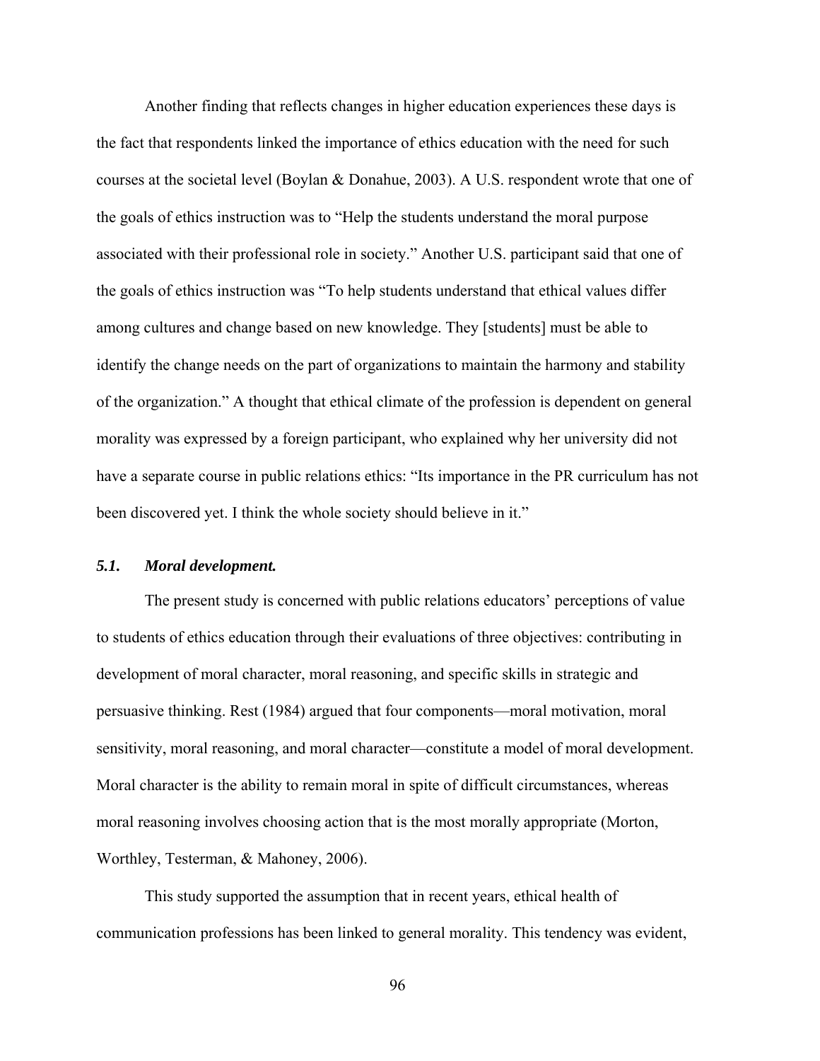Another finding that reflects changes in higher education experiences these days is the fact that respondents linked the importance of ethics education with the need for such courses at the societal level (Boylan & Donahue, 2003). A U.S. respondent wrote that one of the goals of ethics instruction was to "Help the students understand the moral purpose associated with their professional role in society." Another U.S. participant said that one of the goals of ethics instruction was "To help students understand that ethical values differ among cultures and change based on new knowledge. They [students] must be able to identify the change needs on the part of organizations to maintain the harmony and stability of the organization." A thought that ethical climate of the profession is dependent on general morality was expressed by a foreign participant, who explained why her university did not have a separate course in public relations ethics: "Its importance in the PR curriculum has not been discovered yet. I think the whole society should believe in it."

### *5.1. Moral development.*

The present study is concerned with public relations educators' perceptions of value to students of ethics education through their evaluations of three objectives: contributing in development of moral character, moral reasoning, and specific skills in strategic and persuasive thinking. Rest (1984) argued that four components—moral motivation, moral sensitivity, moral reasoning, and moral character—constitute a model of moral development. Moral character is the ability to remain moral in spite of difficult circumstances, whereas moral reasoning involves choosing action that is the most morally appropriate (Morton, Worthley, Testerman, & Mahoney, 2006).

This study supported the assumption that in recent years, ethical health of communication professions has been linked to general morality. This tendency was evident,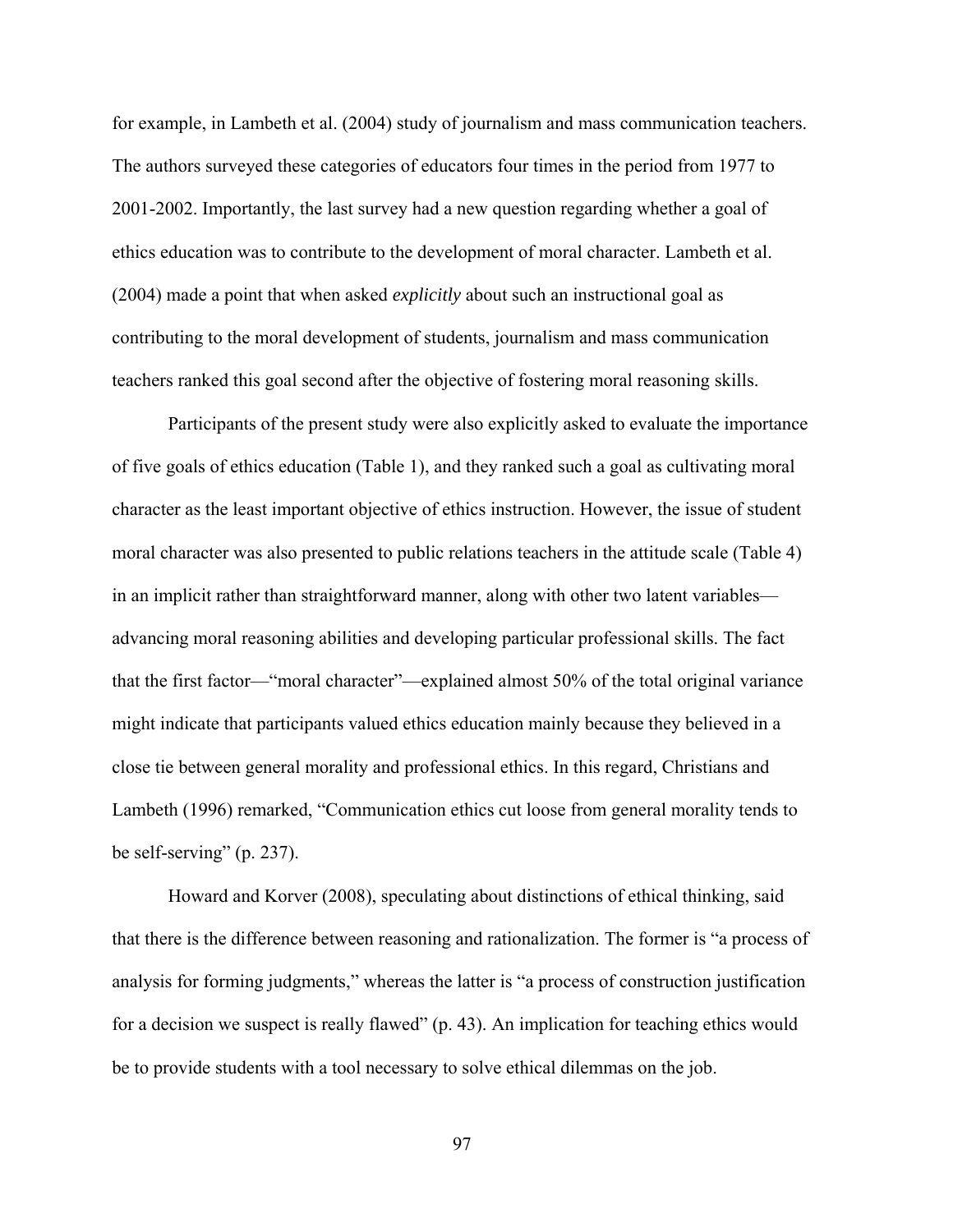for example, in Lambeth et al. (2004) study of journalism and mass communication teachers. The authors surveyed these categories of educators four times in the period from 1977 to 2001-2002. Importantly, the last survey had a new question regarding whether a goal of ethics education was to contribute to the development of moral character. Lambeth et al. (2004) made a point that when asked *explicitly* about such an instructional goal as contributing to the moral development of students, journalism and mass communication teachers ranked this goal second after the objective of fostering moral reasoning skills.

Participants of the present study were also explicitly asked to evaluate the importance of five goals of ethics education (Table 1), and they ranked such a goal as cultivating moral character as the least important objective of ethics instruction. However, the issue of student moral character was also presented to public relations teachers in the attitude scale (Table 4) in an implicit rather than straightforward manner, along with other two latent variables—advancing moral reasoning abilities and developing particular professional skills. The fact that the first factor—"moral character"—explained almost 50% of the total original variance might indicate that participants valued ethics education mainly because they believed in a close tie between general morality and professional ethics. In this regard, Christians and Lambeth (1996) remarked, "Communication ethics cut loose from general morality tends to be self-serving" (p. 237).

Howard and Korver (2008), speculating about distinctions of ethical thinking, said that there is the difference between reasoning and rationalization. The former is "a process of analysis for forming judgments," whereas the latter is "a process of construction justification for a decision we suspect is really flawed" (p. 43). An implication for teaching ethics would be to provide students with a tool necessary to solve ethical dilemmas on the job.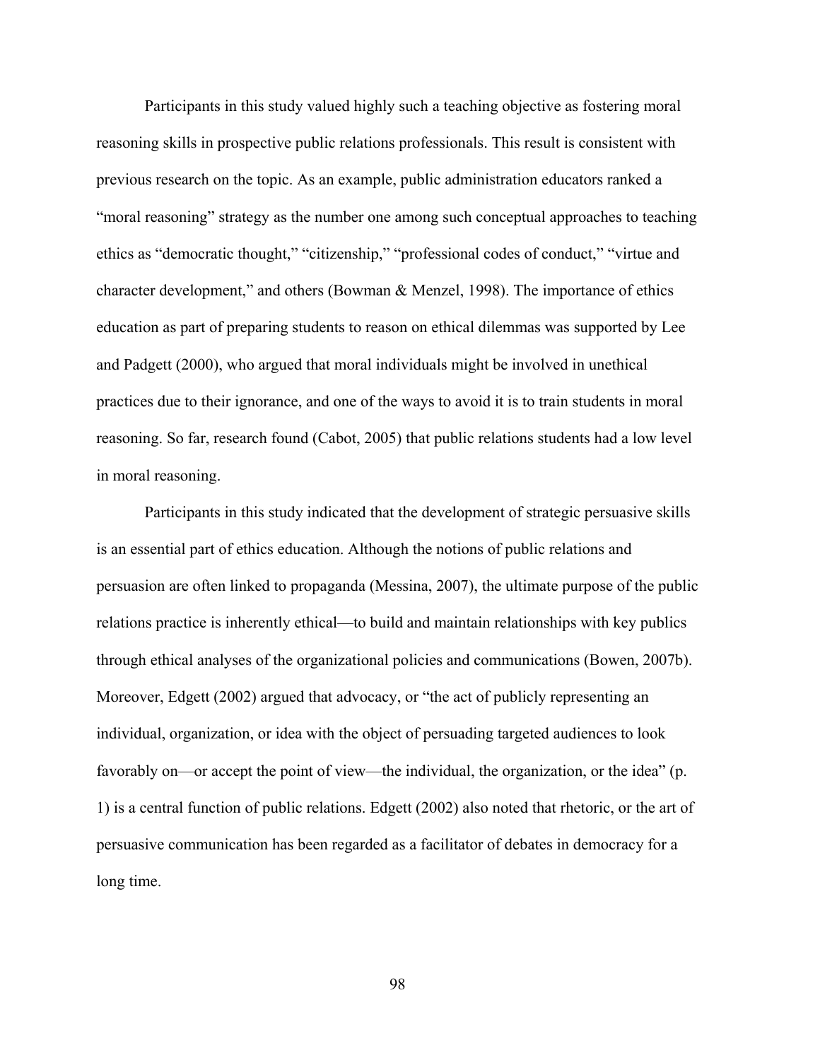Participants in this study valued highly such a teaching objective as fostering moral reasoning skills in prospective public relations professionals. This result is consistent with previous research on the topic. As an example, public administration educators ranked a "moral reasoning" strategy as the number one among such conceptual approaches to teaching ethics as "democratic thought," "citizenship," "professional codes of conduct," "virtue and character development," and others (Bowman & Menzel, 1998). The importance of ethics education as part of preparing students to reason on ethical dilemmas was supported by Lee and Padgett (2000), who argued that moral individuals might be involved in unethical practices due to their ignorance, and one of the ways to avoid it is to train students in moral reasoning. So far, research found (Cabot, 2005) that public relations students had a low level in moral reasoning.

Participants in this study indicated that the development of strategic persuasive skills is an essential part of ethics education. Although the notions of public relations and persuasion are often linked to propaganda (Messina, 2007), the ultimate purpose of the public relations practice is inherently ethical—to build and maintain relationships with key publics through ethical analyses of the organizational policies and communications (Bowen, 2007b). Moreover, Edgett (2002) argued that advocacy, or "the act of publicly representing an individual, organization, or idea with the object of persuading targeted audiences to look favorably on—or accept the point of view—the individual, the organization, or the idea" (p. 1) is a central function of public relations. Edgett (2002) also noted that rhetoric, or the art of persuasive communication has been regarded as a facilitator of debates in democracy for a long time.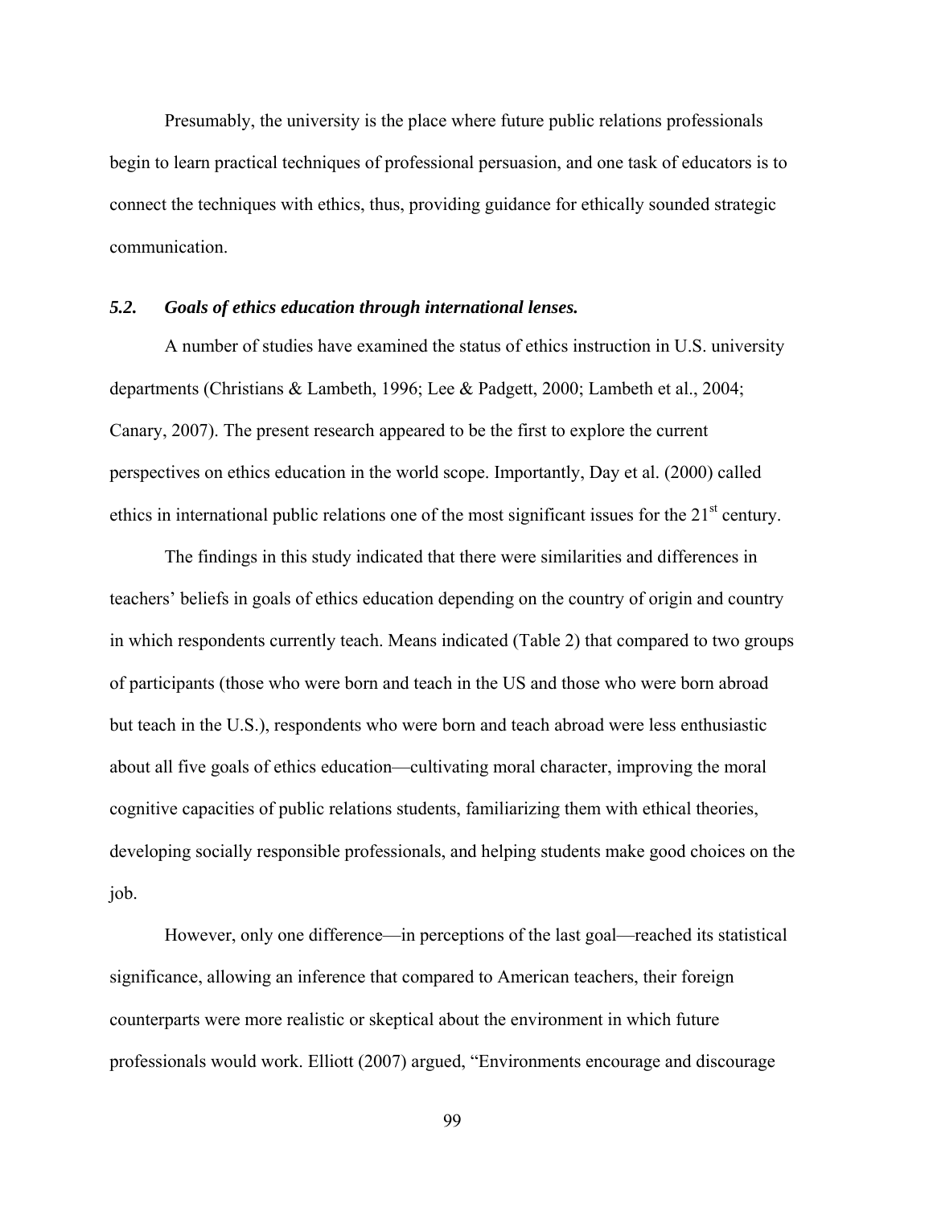Presumably, the university is the place where future public relations professionals begin to learn practical techniques of professional persuasion, and one task of educators is to connect the techniques with ethics, thus, providing guidance for ethically sounded strategic communication.

### *5.2. Goals of ethics education through international lenses.*

A number of studies have examined the status of ethics instruction in U.S. university departments (Christians & Lambeth, 1996; Lee & Padgett, 2000; Lambeth et al., 2004; Canary, 2007). The present research appeared to be the first to explore the current perspectives on ethics education in the world scope. Importantly, Day et al. (2000) called ethics in international public relations one of the most significant issues for the 21st century.

The findings in this study indicated that there were similarities and differences in teachers' beliefs in goals of ethics education depending on the country of origin and country in which respondents currently teach. Means indicated (Table 2) that compared to two groups of participants (those who were born and teach in the US and those who were born abroad but teach in the U.S.), respondents who were born and teach abroad were less enthusiastic about all five goals of ethics education—cultivating moral character, improving the moral cognitive capacities of public relations students, familiarizing them with ethical theories, developing socially responsible professionals, and helping students make good choices on the job.

However, only one difference—in perceptions of the last goal—reached its statistical significance, allowing an inference that compared to American teachers, their foreign counterparts were more realistic or skeptical about the environment in which future professionals would work. Elliott (2007) argued, "Environments encourage and discourage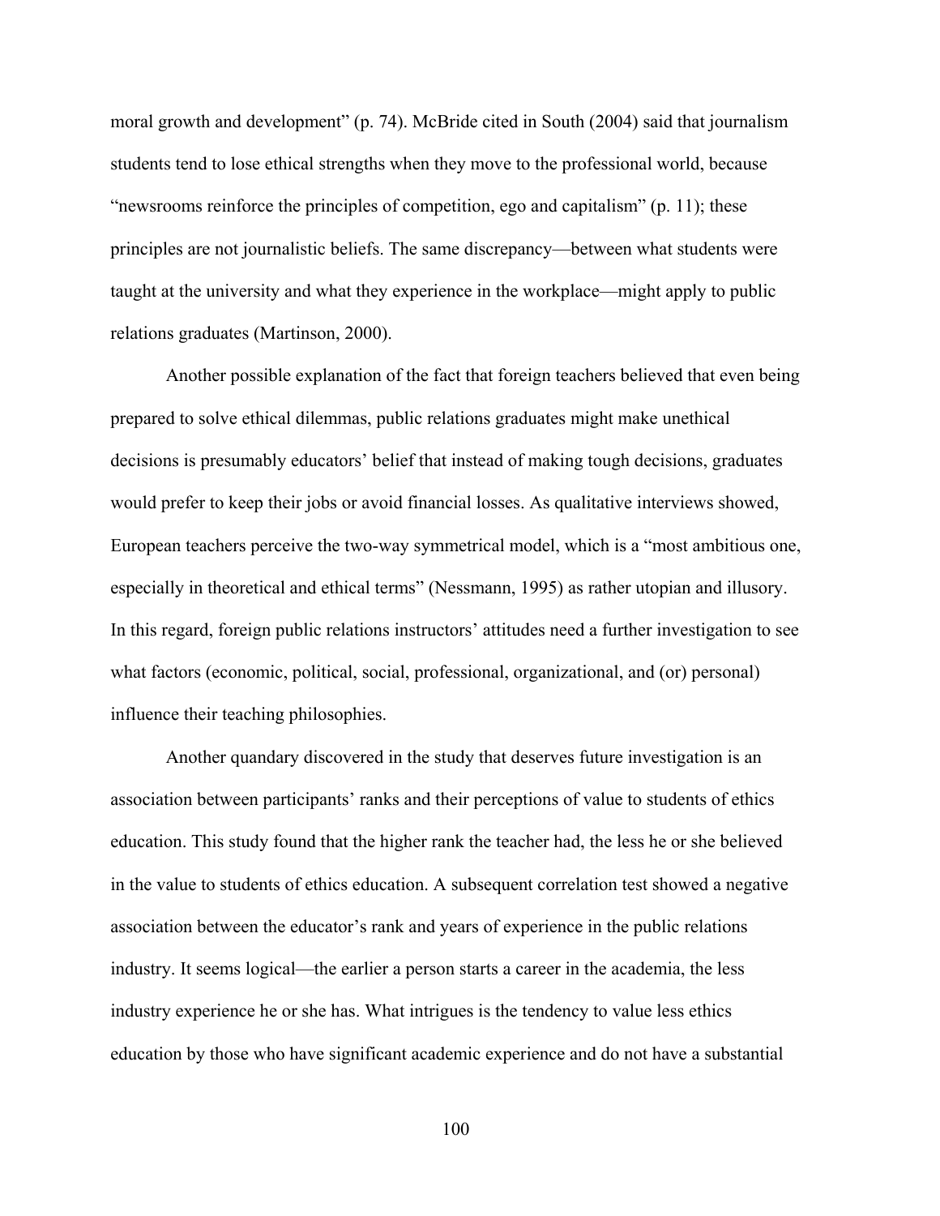moral growth and development" (p. 74). McBride cited in South (2004) said that journalism students tend to lose ethical strengths when they move to the professional world, because "newsrooms reinforce the principles of competition, ego and capitalism" (p. 11); these principles are not journalistic beliefs. The same discrepancy—between what students were taught at the university and what they experience in the workplace—might apply to public relations graduates (Martinson, 2000).

Another possible explanation of the fact that foreign teachers believed that even being prepared to solve ethical dilemmas, public relations graduates might make unethical decisions is presumably educators' belief that instead of making tough decisions, graduates would prefer to keep their jobs or avoid financial losses. As qualitative interviews showed, European teachers perceive the two-way symmetrical model, which is a "most ambitious one, especially in theoretical and ethical terms" (Nessmann, 1995) as rather utopian and illusory. In this regard, foreign public relations instructors' attitudes need a further investigation to see what factors (economic, political, social, professional, organizational, and (or) personal) influence their teaching philosophies.

Another quandary discovered in the study that deserves future investigation is an association between participants' ranks and their perceptions of value to students of ethics education. This study found that the higher rank the teacher had, the less he or she believed in the value to students of ethics education. A subsequent correlation test showed a negative association between the educator's rank and years of experience in the public relations industry. It seems logical—the earlier a person starts a career in the academia, the less industry experience he or she has. What intrigues is the tendency to value less ethics education by those who have significant academic experience and do not have a substantial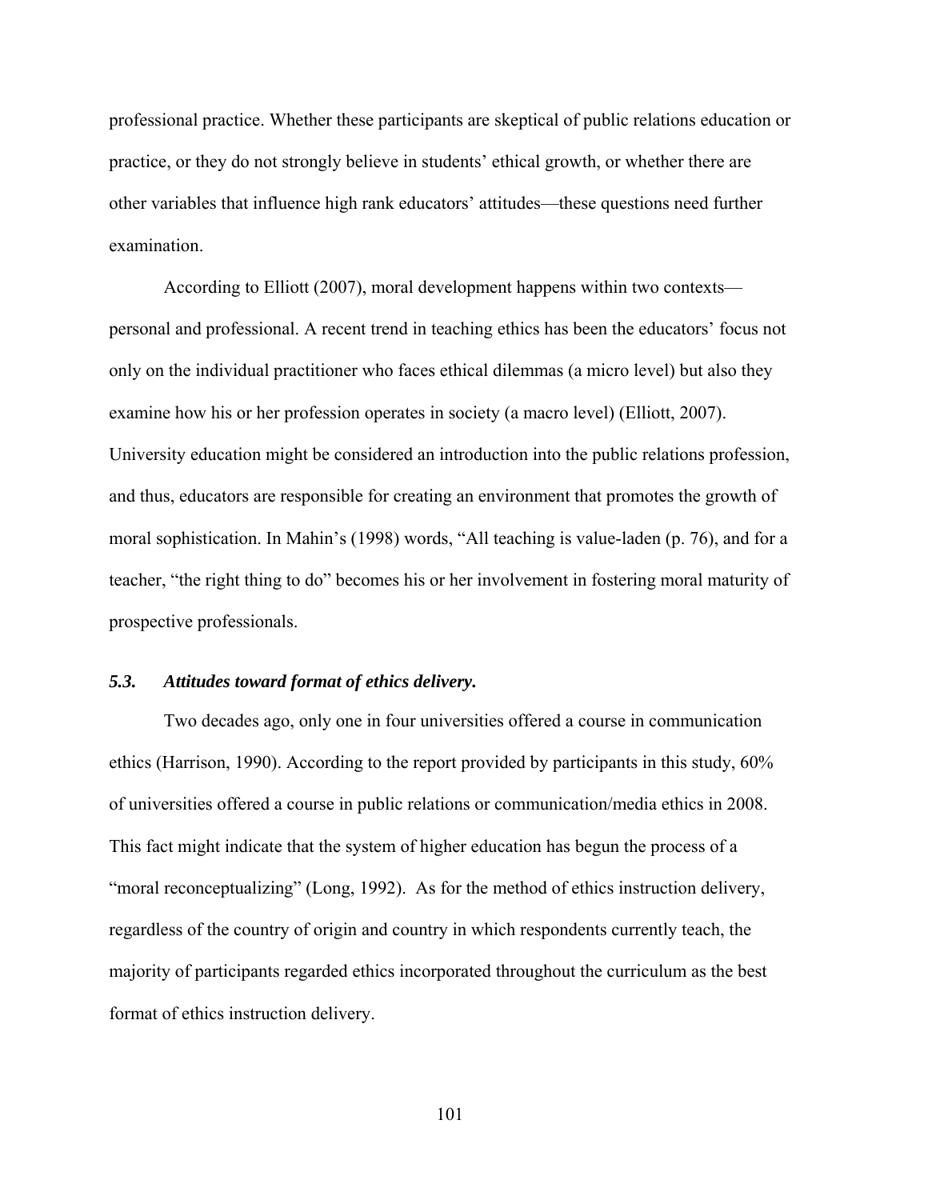professional practice. Whether these participants are skeptical of public relations education or practice, or they do not strongly believe in students' ethical growth, or whether there are other variables that influence high rank educators' attitudes—these questions need further examination.

According to Elliott (2007), moral development happens within two contexts—personal and professional. A recent trend in teaching ethics has been the educators' focus not only on the individual practitioner who faces ethical dilemmas (a micro level) but also they examine how his or her profession operates in society (a macro level) (Elliott, 2007). University education might be considered an introduction into the public relations profession, and thus, educators are responsible for creating an environment that promotes the growth of moral sophistication. In Mahin's (1998) words, "All teaching is value-laden (p. 76), and for a teacher, "the right thing to do" becomes his or her involvement in fostering moral maturity of prospective professionals.

### *5.3. Attitudes toward format of ethics delivery.*

Two decades ago, only one in four universities offered a course in communication ethics (Harrison, 1990). According to the report provided by participants in this study, 60% of universities offered a course in public relations or communication/media ethics in 2008. This fact might indicate that the system of higher education has begun the process of a "moral reconceptualizing" (Long, 1992). As for the method of ethics instruction delivery, regardless of the country of origin and country in which respondents currently teach, the majority of participants regarded ethics incorporated throughout the curriculum as the best format of ethics instruction delivery.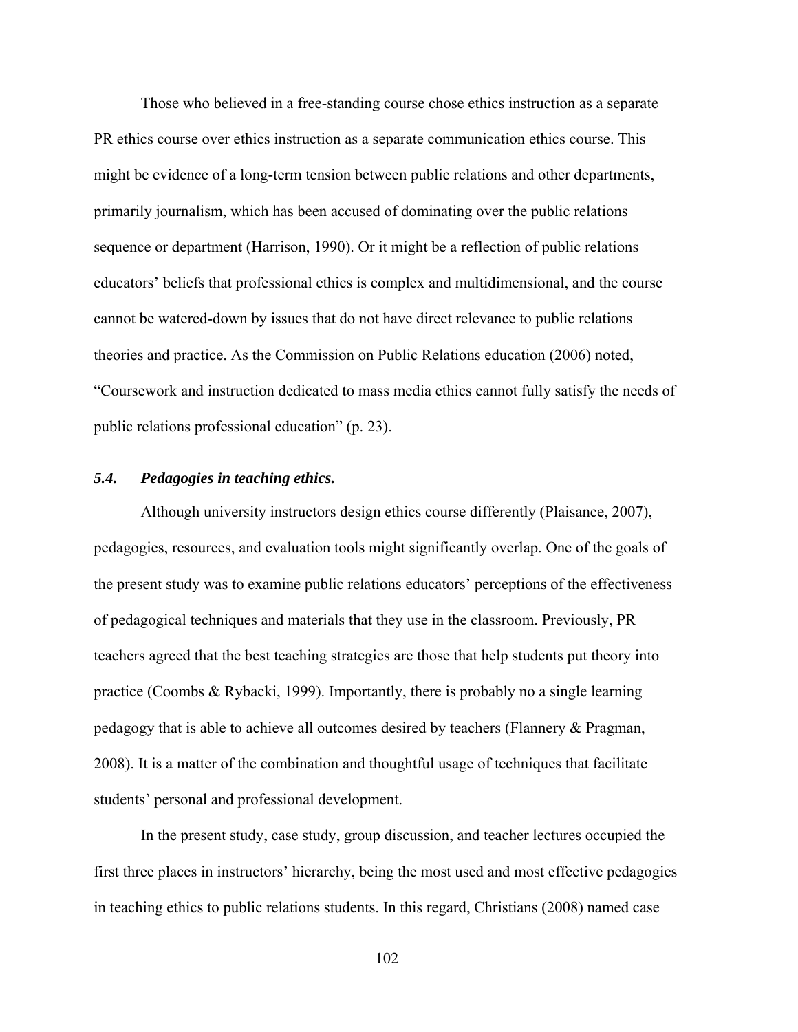Those who believed in a free-standing course chose ethics instruction as a separate PR ethics course over ethics instruction as a separate communication ethics course. This might be evidence of a long-term tension between public relations and other departments, primarily journalism, which has been accused of dominating over the public relations sequence or department (Harrison, 1990). Or it might be a reflection of public relations educators' beliefs that professional ethics is complex and multidimensional, and the course cannot be watered-down by issues that do not have direct relevance to public relations theories and practice. As the Commission on Public Relations education (2006) noted, "Coursework and instruction dedicated to mass media ethics cannot fully satisfy the needs of public relations professional education" (p. 23).

### *5.4. Pedagogies in teaching ethics.*

Although university instructors design ethics course differently (Plaisance, 2007), pedagogies, resources, and evaluation tools might significantly overlap. One of the goals of the present study was to examine public relations educators' perceptions of the effectiveness of pedagogical techniques and materials that they use in the classroom. Previously, PR teachers agreed that the best teaching strategies are those that help students put theory into practice (Coombs & Rybacki, 1999). Importantly, there is probably no a single learning pedagogy that is able to achieve all outcomes desired by teachers (Flannery & Pragman, 2008). It is a matter of the combination and thoughtful usage of techniques that facilitate students' personal and professional development.

In the present study, case study, group discussion, and teacher lectures occupied the first three places in instructors' hierarchy, being the most used and most effective pedagogies in teaching ethics to public relations students. In this regard, Christians (2008) named case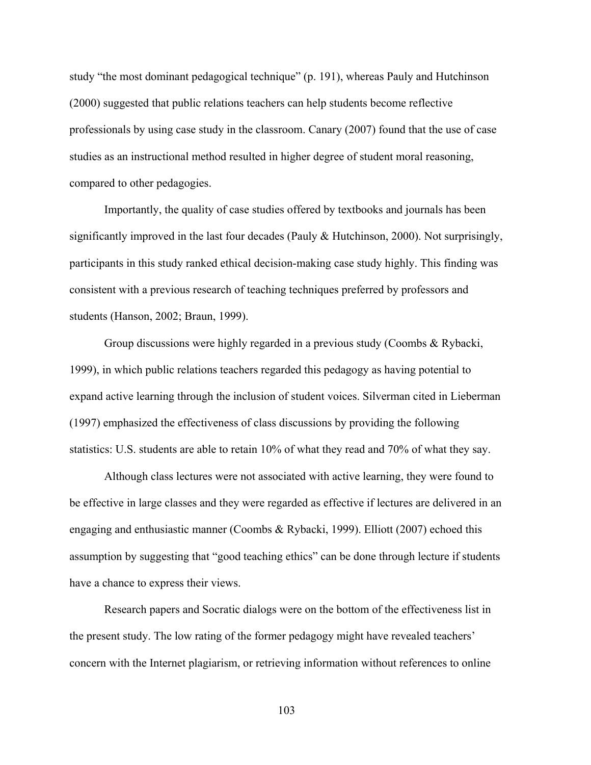study “the most dominant pedagogical technique” (p. 191), whereas Pauly and Hutchinson (2000) suggested that public relations teachers can help students become reflective professionals by using case study in the classroom. Canary (2007) found that the use of case studies as an instructional method resulted in higher degree of student moral reasoning, compared to other pedagogies.

Importantly, the quality of case studies offered by textbooks and journals has been significantly improved in the last four decades (Pauly & Hutchinson, 2000). Not surprisingly, participants in this study ranked ethical decision-making case study highly. This finding was consistent with a previous research of teaching techniques preferred by professors and students (Hanson, 2002; Braun, 1999).

Group discussions were highly regarded in a previous study (Coombs & Rybacki, 1999), in which public relations teachers regarded this pedagogy as having potential to expand active learning through the inclusion of student voices. Silverman cited in Lieberman (1997) emphasized the effectiveness of class discussions by providing the following statistics: U.S. students are able to retain 10% of what they read and 70% of what they say.

Although class lectures were not associated with active learning, they were found to be effective in large classes and they were regarded as effective if lectures are delivered in an engaging and enthusiastic manner (Coombs & Rybacki, 1999). Elliott (2007) echoed this assumption by suggesting that “good teaching ethics” can be done through lecture if students have a chance to express their views.

Research papers and Socratic dialogs were on the bottom of the effectiveness list in the present study. The low rating of the former pedagogy might have revealed teachers’ concern with the Internet plagiarism, or retrieving information without references to online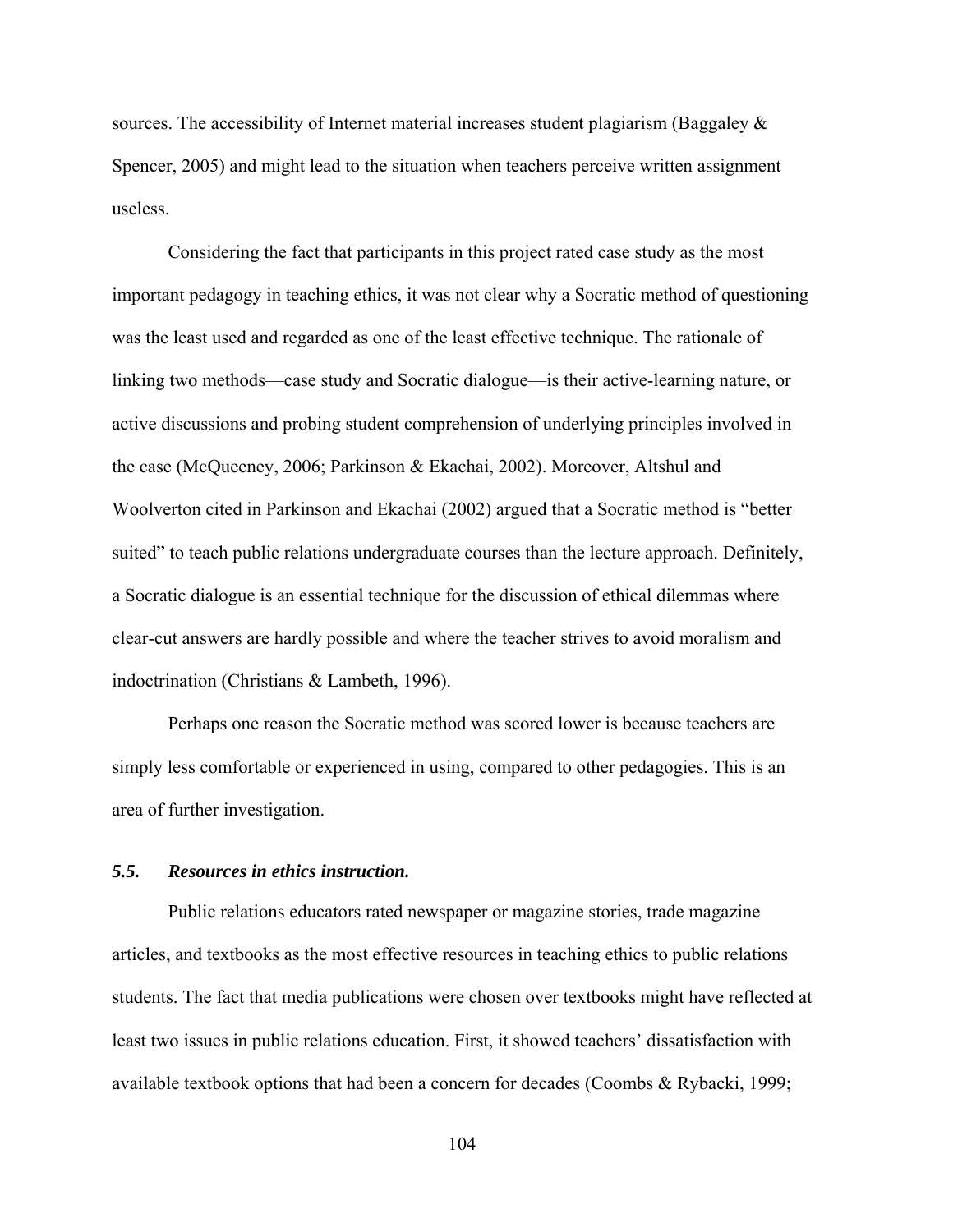sources. The accessibility of Internet material increases student plagiarism (Baggaley & Spencer, 2005) and might lead to the situation when teachers perceive written assignment useless.

Considering the fact that participants in this project rated case study as the most important pedagogy in teaching ethics, it was not clear why a Socratic method of questioning was the least used and regarded as one of the least effective technique. The rationale of linking two methods—case study and Socratic dialogue—is their active-learning nature, or active discussions and probing student comprehension of underlying principles involved in the case (McQueeney, 2006; Parkinson & Ekachai, 2002). Moreover, Altshul and Woolverton cited in Parkinson and Ekachai (2002) argued that a Socratic method is "better suited" to teach public relations undergraduate courses than the lecture approach. Definitely, a Socratic dialogue is an essential technique for the discussion of ethical dilemmas where clear-cut answers are hardly possible and where the teacher strives to avoid moralism and indoctrination (Christians & Lambeth, 1996).

Perhaps one reason the Socratic method was scored lower is because teachers are simply less comfortable or experienced in using, compared to other pedagogies. This is an area of further investigation.

### *5.5. Resources in ethics instruction.*

Public relations educators rated newspaper or magazine stories, trade magazine articles, and textbooks as the most effective resources in teaching ethics to public relations students. The fact that media publications were chosen over textbooks might have reflected at least two issues in public relations education. First, it showed teachers' dissatisfaction with available textbook options that had been a concern for decades (Coombs & Rybacki, 1999;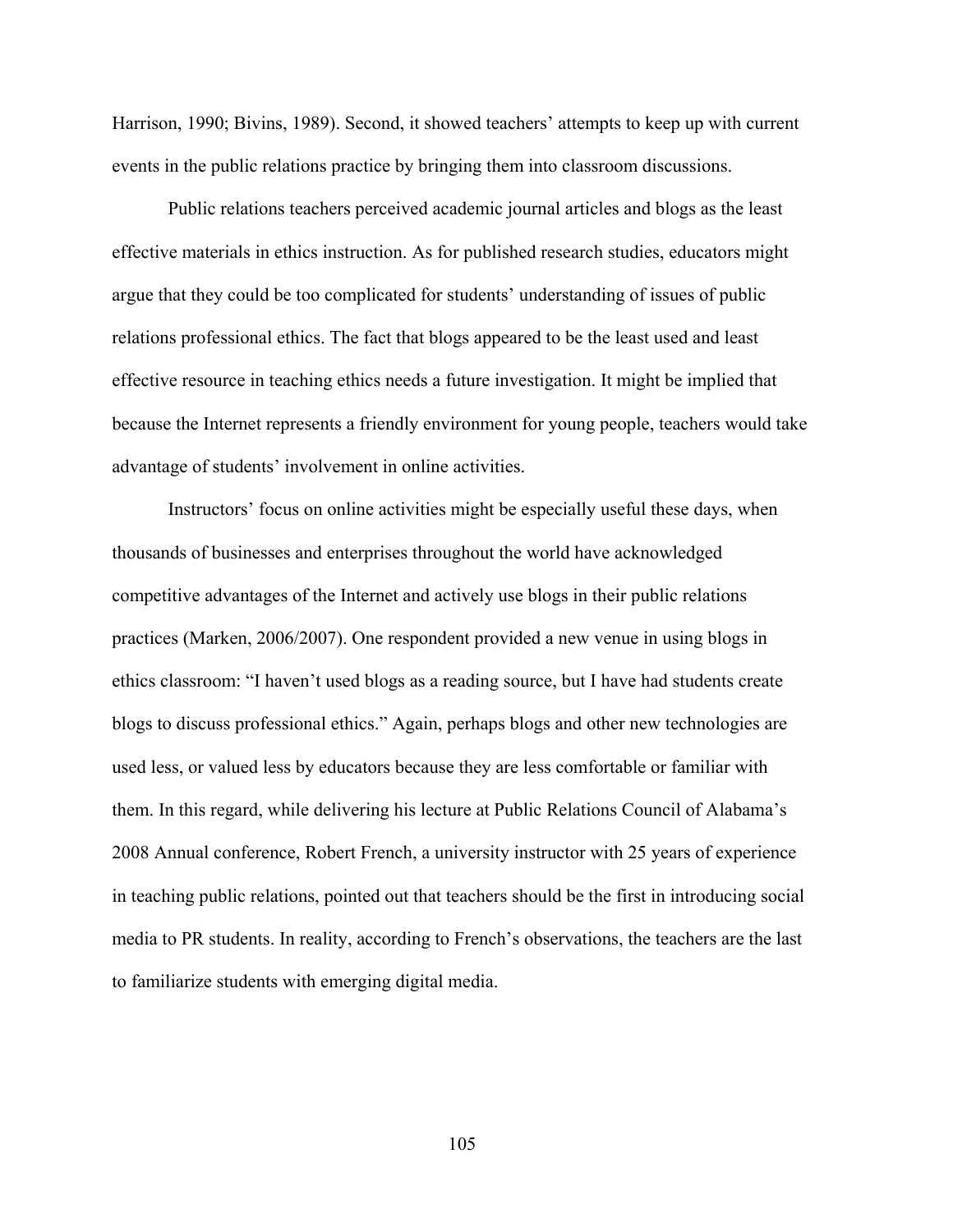Harrison, 1990; Bivins, 1989). Second, it showed teachers' attempts to keep up with current events in the public relations practice by bringing them into classroom discussions.

Public relations teachers perceived academic journal articles and blogs as the least effective materials in ethics instruction. As for published research studies, educators might argue that they could be too complicated for students' understanding of issues of public relations professional ethics. The fact that blogs appeared to be the least used and least effective resource in teaching ethics needs a future investigation. It might be implied that because the Internet represents a friendly environment for young people, teachers would take advantage of students' involvement in online activities.

Instructors' focus on online activities might be especially useful these days, when thousands of businesses and enterprises throughout the world have acknowledged competitive advantages of the Internet and actively use blogs in their public relations practices (Marken, 2006/2007). One respondent provided a new venue in using blogs in ethics classroom: "I haven't used blogs as a reading source, but I have had students create blogs to discuss professional ethics." Again, perhaps blogs and other new technologies are used less, or valued less by educators because they are less comfortable or familiar with them. In this regard, while delivering his lecture at Public Relations Council of Alabama's 2008 Annual conference, Robert French, a university instructor with 25 years of experience in teaching public relations, pointed out that teachers should be the first in introducing social media to PR students. In reality, according to French's observations, the teachers are the last to familiarize students with emerging digital media.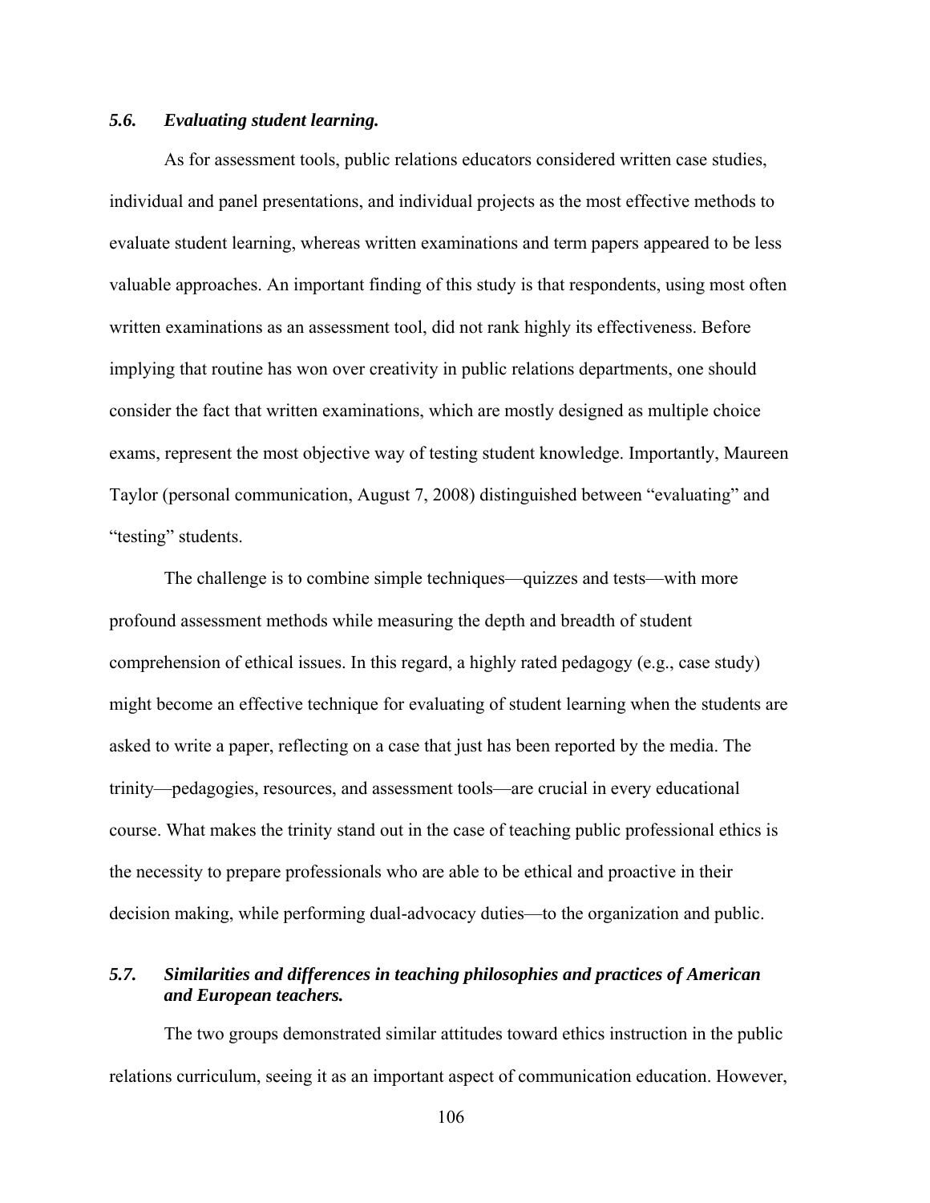### *5.6. Evaluating student learning.*

As for assessment tools, public relations educators considered written case studies, individual and panel presentations, and individual projects as the most effective methods to evaluate student learning, whereas written examinations and term papers appeared to be less valuable approaches. An important finding of this study is that respondents, using most often written examinations as an assessment tool, did not rank highly its effectiveness. Before implying that routine has won over creativity in public relations departments, one should consider the fact that written examinations, which are mostly designed as multiple choice exams, represent the most objective way of testing student knowledge. Importantly, Maureen Taylor (personal communication, August 7, 2008) distinguished between "evaluating" and "testing" students.

The challenge is to combine simple techniques—quizzes and tests—with more profound assessment methods while measuring the depth and breadth of student comprehension of ethical issues. In this regard, a highly rated pedagogy (e.g., case study) might become an effective technique for evaluating of student learning when the students are asked to write a paper, reflecting on a case that just has been reported by the media. The trinity—pedagogies, resources, and assessment tools—are crucial in every educational course. What makes the trinity stand out in the case of teaching public professional ethics is the necessity to prepare professionals who are able to be ethical and proactive in their decision making, while performing dual-advocacy duties—to the organization and public.

### *5.7. Similarities and differences in teaching philosophies and practices of American and European teachers.*

The two groups demonstrated similar attitudes toward ethics instruction in the public relations curriculum, seeing it as an important aspect of communication education. However,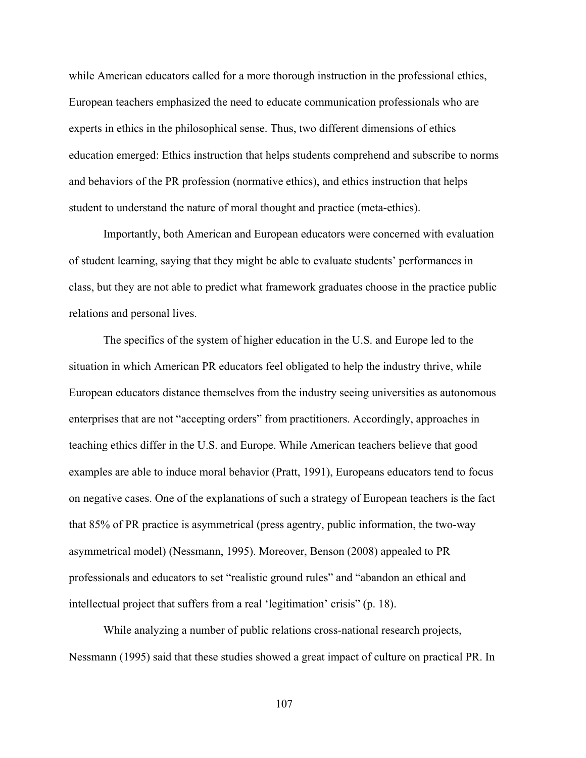while American educators called for a more thorough instruction in the professional ethics, European teachers emphasized the need to educate communication professionals who are experts in ethics in the philosophical sense. Thus, two different dimensions of ethics education emerged: Ethics instruction that helps students comprehend and subscribe to norms and behaviors of the PR profession (normative ethics), and ethics instruction that helps student to understand the nature of moral thought and practice (meta-ethics).

Importantly, both American and European educators were concerned with evaluation of student learning, saying that they might be able to evaluate students' performances in class, but they are not able to predict what framework graduates choose in the practice public relations and personal lives.

The specifics of the system of higher education in the U.S. and Europe led to the situation in which American PR educators feel obligated to help the industry thrive, while European educators distance themselves from the industry seeing universities as autonomous enterprises that are not "accepting orders" from practitioners. Accordingly, approaches in teaching ethics differ in the U.S. and Europe. While American teachers believe that good examples are able to induce moral behavior (Pratt, 1991), Europeans educators tend to focus on negative cases. One of the explanations of such a strategy of European teachers is the fact that 85% of PR practice is asymmetrical (press agentry, public information, the two-way asymmetrical model) (Nessmann, 1995). Moreover, Benson (2008) appealed to PR professionals and educators to set "realistic ground rules" and "abandon an ethical and intellectual project that suffers from a real 'legitimation' crisis" (p. 18).

While analyzing a number of public relations cross-national research projects, Nessmann (1995) said that these studies showed a great impact of culture on practical PR. In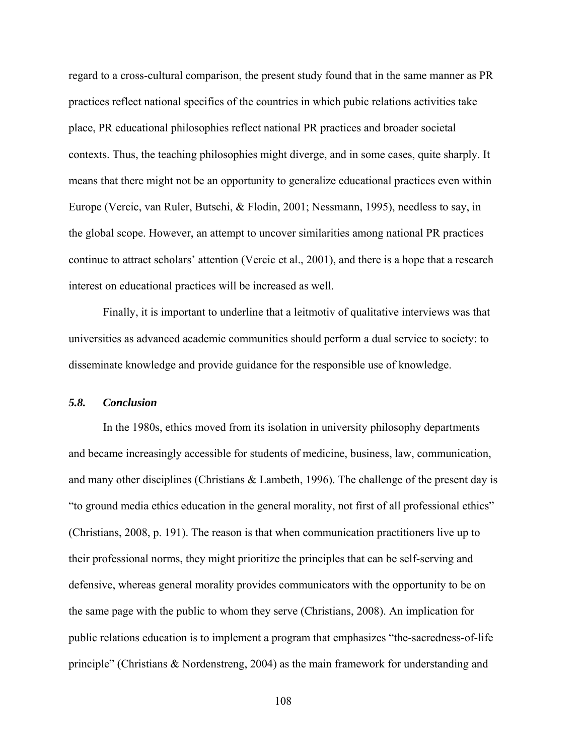regard to a cross-cultural comparison, the present study found that in the same manner as PR practices reflect national specifics of the countries in which pubic relations activities take place, PR educational philosophies reflect national PR practices and broader societal contexts. Thus, the teaching philosophies might diverge, and in some cases, quite sharply. It means that there might not be an opportunity to generalize educational practices even within Europe (Vercic, van Ruler, Butschi, & Flodin, 2001; Nessmann, 1995), needless to say, in the global scope. However, an attempt to uncover similarities among national PR practices continue to attract scholars' attention (Vercic et al., 2001), and there is a hope that a research interest on educational practices will be increased as well.

Finally, it is important to underline that a leitmotiv of qualitative interviews was that universities as advanced academic communities should perform a dual service to society: to disseminate knowledge and provide guidance for the responsible use of knowledge.

### *5.8. Conclusion*

In the 1980s, ethics moved from its isolation in university philosophy departments and became increasingly accessible for students of medicine, business, law, communication, and many other disciplines (Christians & Lambeth, 1996). The challenge of the present day is "to ground media ethics education in the general morality, not first of all professional ethics" (Christians, 2008, p. 191). The reason is that when communication practitioners live up to their professional norms, they might prioritize the principles that can be self-serving and defensive, whereas general morality provides communicators with the opportunity to be on the same page with the public to whom they serve (Christians, 2008). An implication for public relations education is to implement a program that emphasizes "the-sacredness-of-life principle" (Christians & Nordenstreng, 2004) as the main framework for understanding and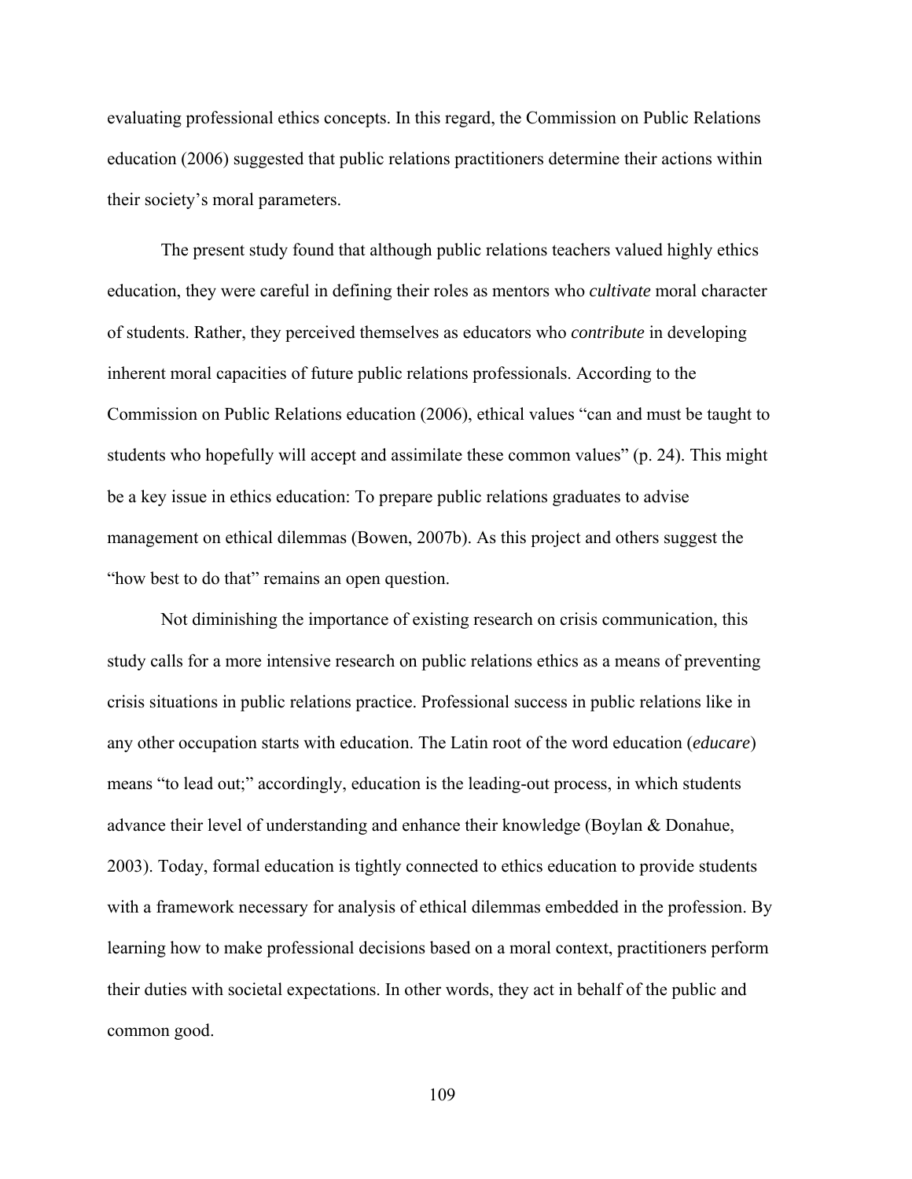evaluating professional ethics concepts. In this regard, the Commission on Public Relations education (2006) suggested that public relations practitioners determine their actions within their society's moral parameters.

The present study found that although public relations teachers valued highly ethics education, they were careful in defining their roles as mentors who *cultivate* moral character of students. Rather, they perceived themselves as educators who *contribute* in developing inherent moral capacities of future public relations professionals. According to the Commission on Public Relations education (2006), ethical values "can and must be taught to students who hopefully will accept and assimilate these common values" (p. 24). This might be a key issue in ethics education: To prepare public relations graduates to advise management on ethical dilemmas (Bowen, 2007b). As this project and others suggest the "how best to do that" remains an open question.

Not diminishing the importance of existing research on crisis communication, this study calls for a more intensive research on public relations ethics as a means of preventing crisis situations in public relations practice. Professional success in public relations like in any other occupation starts with education. The Latin root of the word education (*educare*) means "to lead out;" accordingly, education is the leading-out process, in which students advance their level of understanding and enhance their knowledge (Boylan & Donahue, 2003). Today, formal education is tightly connected to ethics education to provide students with a framework necessary for analysis of ethical dilemmas embedded in the profession. By learning how to make professional decisions based on a moral context, practitioners perform their duties with societal expectations. In other words, they act in behalf of the public and common good.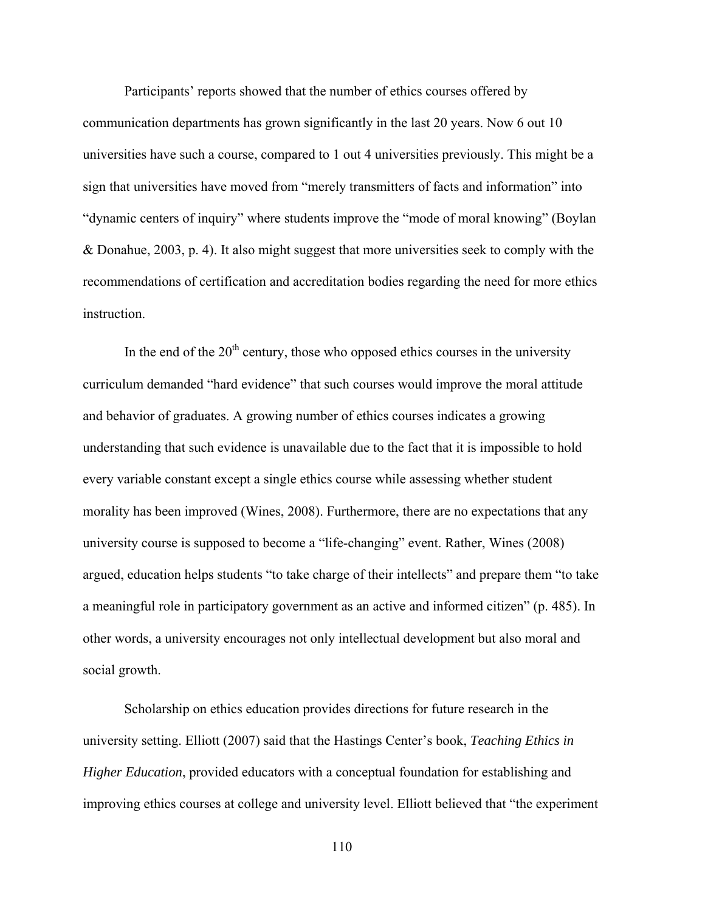Participants' reports showed that the number of ethics courses offered by communication departments has grown significantly in the last 20 years. Now 6 out 10 universities have such a course, compared to 1 out 4 universities previously. This might be a sign that universities have moved from "merely transmitters of facts and information" into "dynamic centers of inquiry" where students improve the "mode of moral knowing" (Boylan & Donahue, 2003, p. 4). It also might suggest that more universities seek to comply with the recommendations of certification and accreditation bodies regarding the need for more ethics instruction.

In the end of the 20th century, those who opposed ethics courses in the university curriculum demanded "hard evidence" that such courses would improve the moral attitude and behavior of graduates. A growing number of ethics courses indicates a growing understanding that such evidence is unavailable due to the fact that it is impossible to hold every variable constant except a single ethics course while assessing whether student morality has been improved (Wines, 2008). Furthermore, there are no expectations that any university course is supposed to become a "life-changing" event. Rather, Wines (2008) argued, education helps students "to take charge of their intellects" and prepare them "to take a meaningful role in participatory government as an active and informed citizen" (p. 485). In other words, a university encourages not only intellectual development but also moral and social growth.

Scholarship on ethics education provides directions for future research in the university setting. Elliott (2007) said that the Hastings Center's book, *Teaching Ethics in Higher Education*, provided educators with a conceptual foundation for establishing and improving ethics courses at college and university level. Elliott believed that "the experiment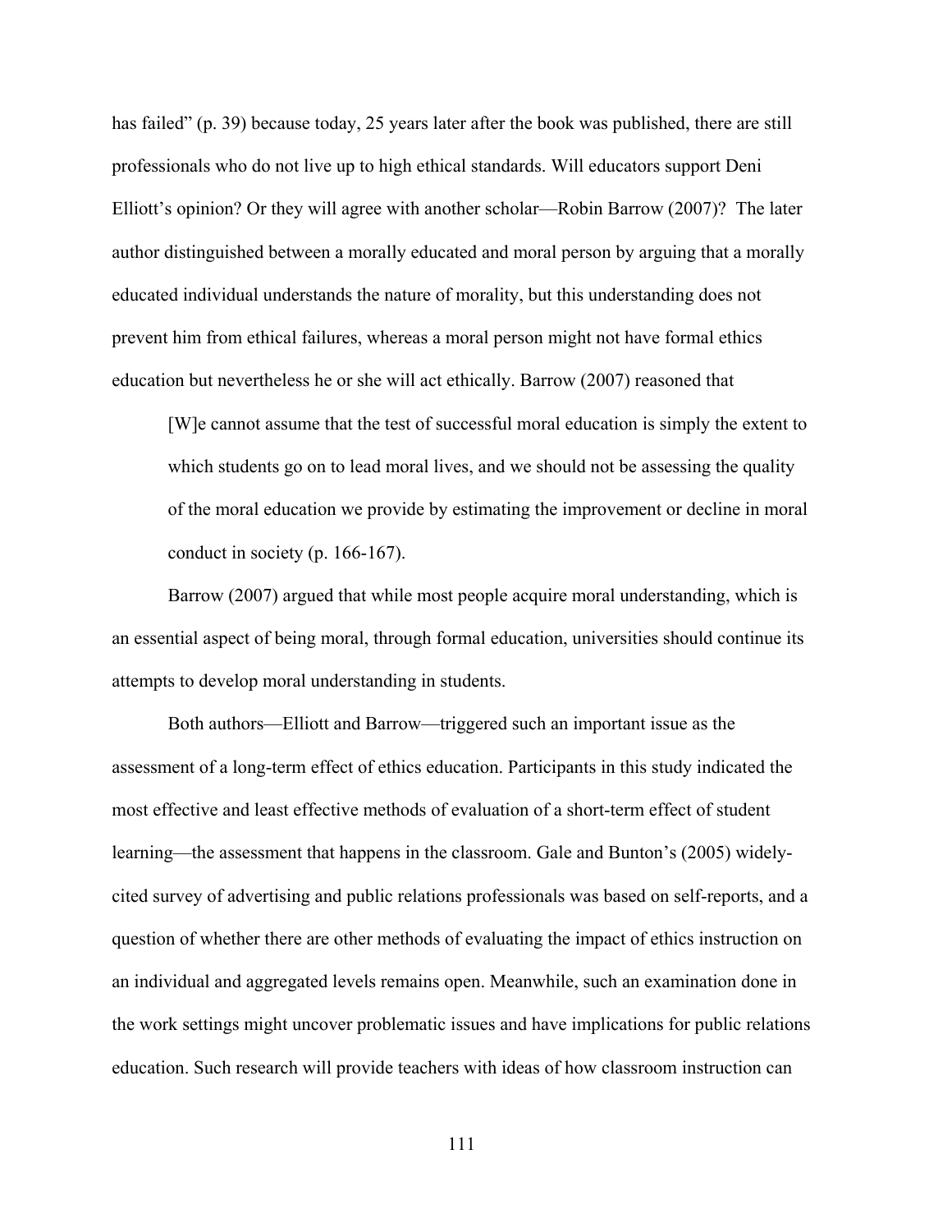has failed" (p. 39) because today, 25 years later after the book was published, there are still professionals who do not live up to high ethical standards. Will educators support Deni Elliott's opinion? Or they will agree with another scholar—Robin Barrow (2007)? The later author distinguished between a morally educated and moral person by arguing that a morally educated individual understands the nature of morality, but this understanding does not prevent him from ethical failures, whereas a moral person might not have formal ethics education but nevertheless he or she will act ethically. Barrow (2007) reasoned that

> [W]e cannot assume that the test of successful moral education is simply the extent to which students go on to lead moral lives, and we should not be assessing the quality of the moral education we provide by estimating the improvement or decline in moral conduct in society (p. 166-167).

Barrow (2007) argued that while most people acquire moral understanding, which is an essential aspect of being moral, through formal education, universities should continue its attempts to develop moral understanding in students.

Both authors—Elliott and Barrow—triggered such an important issue as the assessment of a long-term effect of ethics education. Participants in this study indicated the most effective and least effective methods of evaluation of a short-term effect of student learning—the assessment that happens in the classroom. Gale and Bunton's (2005) widely-cited survey of advertising and public relations professionals was based on self-reports, and a question of whether there are other methods of evaluating the impact of ethics instruction on an individual and aggregated levels remains open. Meanwhile, such an examination done in the work settings might uncover problematic issues and have implications for public relations education. Such research will provide teachers with ideas of how classroom instruction can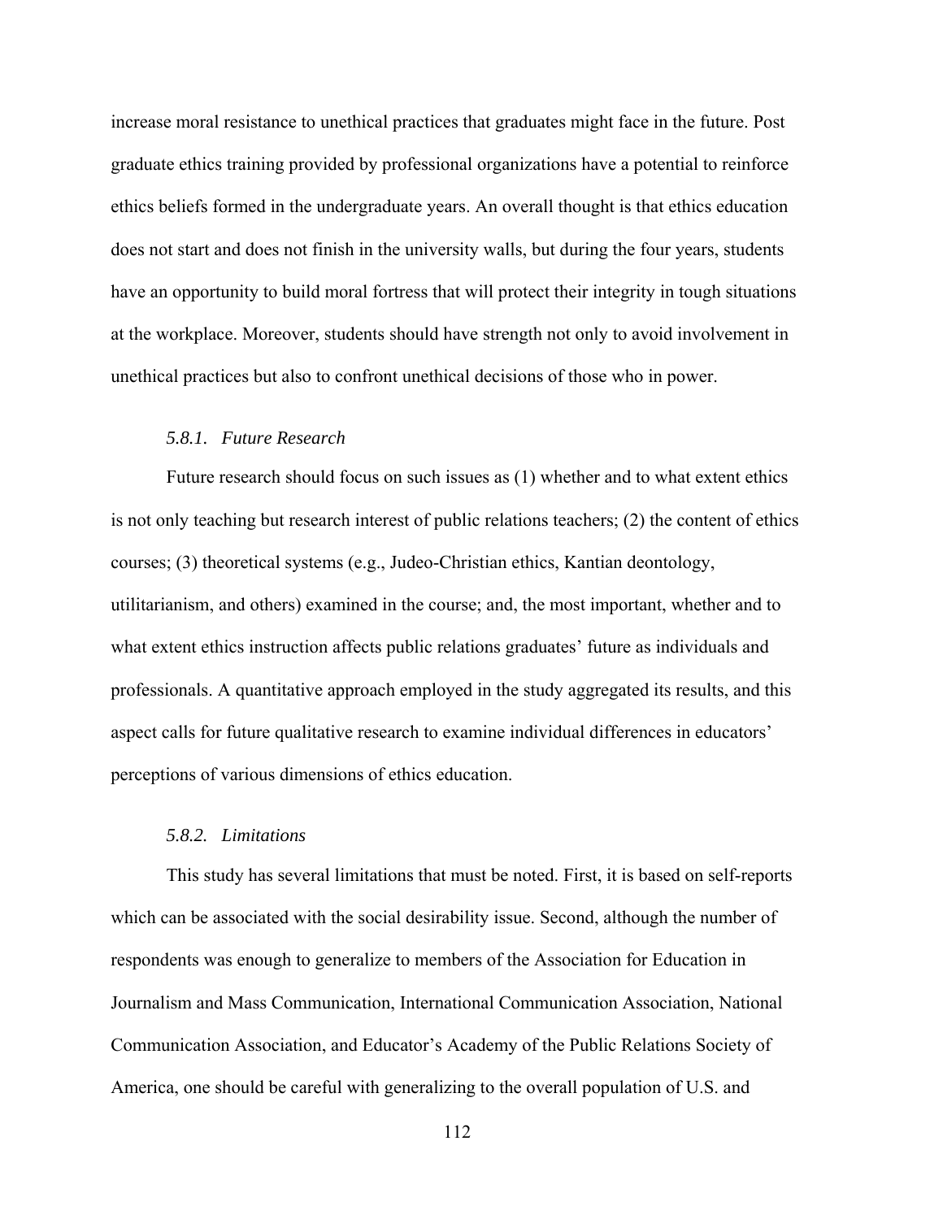increase moral resistance to unethical practices that graduates might face in the future. Post graduate ethics training provided by professional organizations have a potential to reinforce ethics beliefs formed in the undergraduate years. An overall thought is that ethics education does not start and does not finish in the university walls, but during the four years, students have an opportunity to build moral fortress that will protect their integrity in tough situations at the workplace. Moreover, students should have strength not only to avoid involvement in unethical practices but also to confront unethical decisions of those who in power.

### *5.8.1. Future Research*

Future research should focus on such issues as (1) whether and to what extent ethics is not only teaching but research interest of public relations teachers; (2) the content of ethics courses; (3) theoretical systems (e.g., Judeo-Christian ethics, Kantian deontology, utilitarianism, and others) examined in the course; and, the most important, whether and to what extent ethics instruction affects public relations graduates' future as individuals and professionals. A quantitative approach employed in the study aggregated its results, and this aspect calls for future qualitative research to examine individual differences in educators' perceptions of various dimensions of ethics education.

### *5.8.2. Limitations*

This study has several limitations that must be noted. First, it is based on self-reports which can be associated with the social desirability issue. Second, although the number of respondents was enough to generalize to members of the Association for Education in Journalism and Mass Communication, International Communication Association, National Communication Association, and Educator's Academy of the Public Relations Society of America, one should be careful with generalizing to the overall population of U.S. and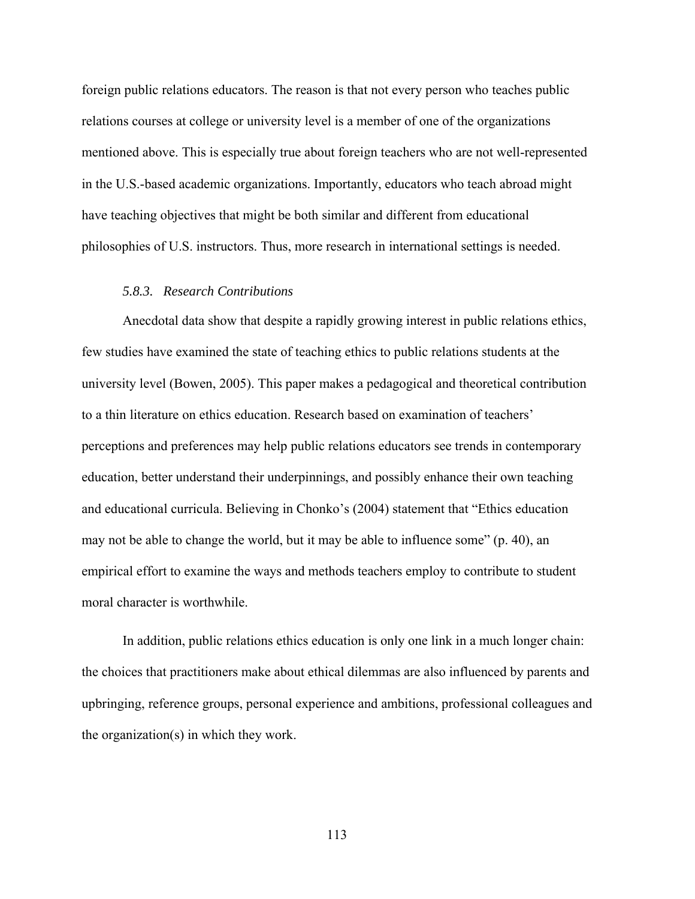foreign public relations educators. The reason is that not every person who teaches public relations courses at college or university level is a member of one of the organizations mentioned above. This is especially true about foreign teachers who are not well-represented in the U.S.-based academic organizations. Importantly, educators who teach abroad might have teaching objectives that might be both similar and different from educational philosophies of U.S. instructors. Thus, more research in international settings is needed.

### *5.8.3. Research Contributions*

Anecdotal data show that despite a rapidly growing interest in public relations ethics, few studies have examined the state of teaching ethics to public relations students at the university level (Bowen, 2005). This paper makes a pedagogical and theoretical contribution to a thin literature on ethics education. Research based on examination of teachers' perceptions and preferences may help public relations educators see trends in contemporary education, better understand their underpinnings, and possibly enhance their own teaching and educational curricula. Believing in Chonko's (2004) statement that "Ethics education may not be able to change the world, but it may be able to influence some" (p. 40), an empirical effort to examine the ways and methods teachers employ to contribute to student moral character is worthwhile.

In addition, public relations ethics education is only one link in a much longer chain: the choices that practitioners make about ethical dilemmas are also influenced by parents and upbringing, reference groups, personal experience and ambitions, professional colleagues and the organization(s) in which they work.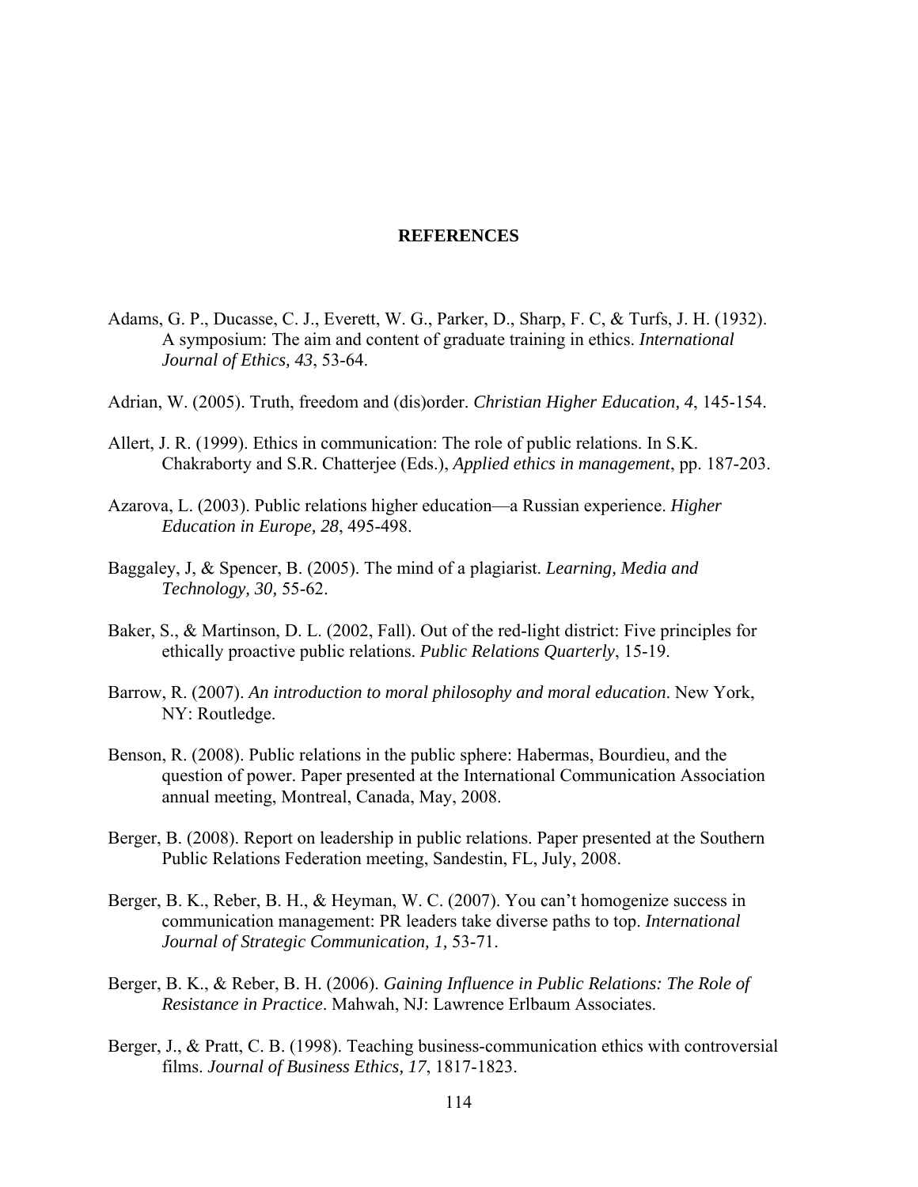# REFERENCES

Adams, G. P., Ducasse, C. J., Everett, W. G., Parker, D., Sharp, F. C, & Turfs, J. H. (1932). A symposium: The aim and content of graduate training in ethics. *International Journal of Ethics, 43*, 53-64.

Adrian, W. (2005). Truth, freedom and (dis)order. *Christian Higher Education, 4*, 145-154.

Allert, J. R. (1999). Ethics in communication: The role of public relations. In S.K. Chakraborty and S.R. Chatterjee (Eds.), *Applied ethics in management*, pp. 187-203.

Azarova, L. (2003). Public relations higher education—a Russian experience. *Higher Education in Europe, 28*, 495-498.

Baggaley, J, & Spencer, B. (2005). The mind of a plagiarist. *Learning, Media and Technology, 30,* 55-62.

Baker, S., & Martinson, D. L. (2002, Fall). Out of the red-light district: Five principles for ethically proactive public relations. *Public Relations Quarterly*, 15-19.

Barrow, R. (2007). *An introduction to moral philosophy and moral education*. New York, NY: Routledge.

Benson, R. (2008). Public relations in the public sphere: Habermas, Bourdieu, and the question of power. Paper presented at the International Communication Association annual meeting, Montreal, Canada, May, 2008.

Berger, B. (2008). Report on leadership in public relations. Paper presented at the Southern Public Relations Federation meeting, Sandestin, FL, July, 2008.

Berger, B. K., Reber, B. H., & Heyman, W. C. (2007). You can't homogenize success in communication management: PR leaders take diverse paths to top. *International Journal of Strategic Communication, 1,* 53-71.

Berger, B. K., & Reber, B. H. (2006). *Gaining Influence in Public Relations: The Role of Resistance in Practice*. Mahwah, NJ: Lawrence Erlbaum Associates.

Berger, J., & Pratt, C. B. (1998). Teaching business-communication ethics with controversial films. *Journal of Business Ethics, 17*, 1817-1823.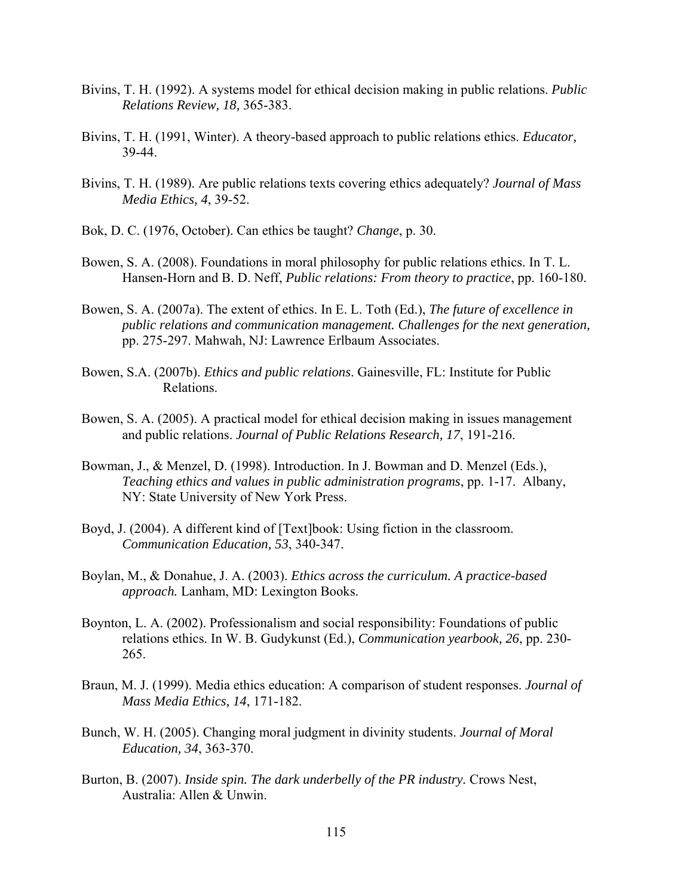Bivins, T. H. (1992). A systems model for ethical decision making in public relations. *Public Relations Review, 18,* 365-383.

Bivins, T. H. (1991, Winter). A theory-based approach to public relations ethics. *Educator,* 39-44.

Bivins, T. H. (1989). Are public relations texts covering ethics adequately? *Journal of Mass Media Ethics, 4*, 39-52.

Bok, D. C. (1976, October). Can ethics be taught? *Change*, p. 30.

Bowen, S. A. (2008). Foundations in moral philosophy for public relations ethics. In T. L. Hansen-Horn and B. D. Neff, *Public relations: From theory to practice*, pp. 160-180.

Bowen, S. A. (2007a). The extent of ethics. In E. L. Toth (Ed.), *The future of excellence in public relations and communication management. Challenges for the next generation,* pp. 275-297. Mahwah, NJ: Lawrence Erlbaum Associates.

Bowen, S.A. (2007b). *Ethics and public relations*. Gainesville, FL: Institute for Public Relations.

Bowen, S. A. (2005). A practical model for ethical decision making in issues management and public relations. *Journal of Public Relations Research, 17*, 191-216.

Bowman, J., & Menzel, D. (1998). Introduction. In J. Bowman and D. Menzel (Eds.), *Teaching ethics and values in public administration programs*, pp. 1-17. Albany, NY: State University of New York Press.

Boyd, J. (2004). A different kind of [Text]book: Using fiction in the classroom. *Communication Education, 53*, 340-347.

Boylan, M., & Donahue, J. A. (2003). *Ethics across the curriculum. A practice-based approach.* Lanham, MD: Lexington Books.

Boynton, L. A. (2002). Professionalism and social responsibility: Foundations of public relations ethics. In W. B. Gudykunst (Ed.), *Communication yearbook, 26*, pp. 230-265.

Braun, M. J. (1999). Media ethics education: A comparison of student responses. *Journal of Mass Media Ethics, 14*, 171-182.

Bunch, W. H. (2005). Changing moral judgment in divinity students. *Journal of Moral Education, 34*, 363-370.

Burton, B. (2007). *Inside spin. The dark underbelly of the PR industry.* Crows Nest, Australia: Allen & Unwin.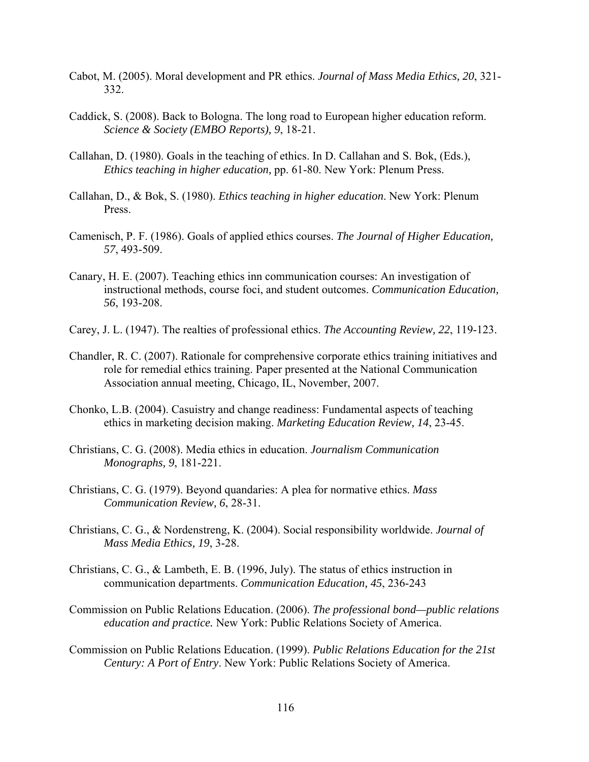Cabot, M. (2005). Moral development and PR ethics. *Journal of Mass Media Ethics, 20*, 321-332.

Caddick, S. (2008). Back to Bologna. The long road to European higher education reform. *Science & Society (EMBO Reports), 9*, 18-21.

Callahan, D. (1980). Goals in the teaching of ethics. In D. Callahan and S. Bok, (Eds.), *Ethics teaching in higher education,* pp. 61-80. New York: Plenum Press.

Callahan, D., & Bok, S. (1980). *Ethics teaching in higher education*. New York: Plenum Press.

Camenisch, P. F. (1986). Goals of applied ethics courses. *The Journal of Higher Education, 57*, 493-509.

Canary, H. E. (2007). Teaching ethics inn communication courses: An investigation of instructional methods, course foci, and student outcomes. *Communication Education, 56*, 193-208.

Carey, J. L. (1947). The realties of professional ethics. *The Accounting Review, 22*, 119-123.

Chandler, R. C. (2007). Rationale for comprehensive corporate ethics training initiatives and role for remedial ethics training. Paper presented at the National Communication Association annual meeting, Chicago, IL, November, 2007.

Chonko, L.B. (2004). Casuistry and change readiness: Fundamental aspects of teaching ethics in marketing decision making. *Marketing Education Review, 14*, 23-45.

Christians, C. G. (2008). Media ethics in education. *Journalism Communication Monographs, 9*, 181-221.

Christians, C. G. (1979). Beyond quandaries: A plea for normative ethics. *Mass Communication Review, 6*, 28-31.

Christians, C. G., & Nordenstreng, K. (2004). Social responsibility worldwide. *Journal of Mass Media Ethics, 19*, 3-28.

Christians, C. G., & Lambeth, E. B. (1996, July). The status of ethics instruction in communication departments. *Communication Education, 45*, 236-243

Commission on Public Relations Education. (2006). *The professional bond—public relations education and practice.* New York: Public Relations Society of America.

Commission on Public Relations Education. (1999). *Public Relations Education for the 21st Century: A Port of Entry*. New York: Public Relations Society of America.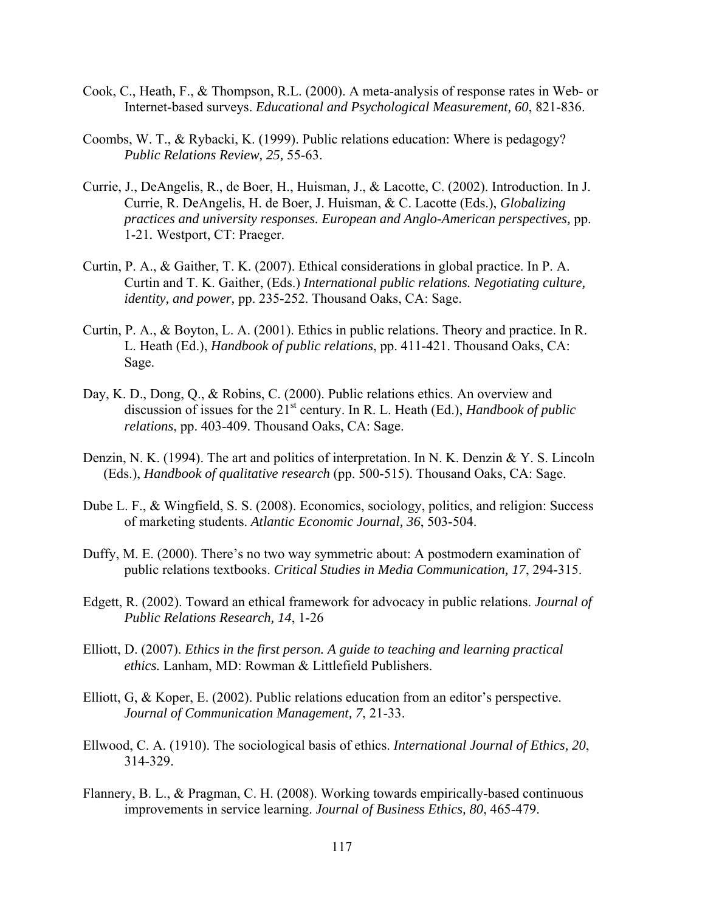Cook, C., Heath, F., & Thompson, R.L. (2000). A meta-analysis of response rates in Web- or Internet-based surveys. *Educational and Psychological Measurement, 60*, 821-836.

Coombs, W. T., & Rybacki, K. (1999). Public relations education: Where is pedagogy? *Public Relations Review, 25,* 55-63.

Currie, J., DeAngelis, R., de Boer, H., Huisman, J., & Lacotte, C. (2002). Introduction. In J. Currie, R. DeAngelis, H. de Boer, J. Huisman, & C. Lacotte (Eds.), *Globalizing practices and university responses. European and Anglo-American perspectives,* pp. 1-21. Westport, CT: Praeger.

Curtin, P. A., & Gaither, T. K. (2007). Ethical considerations in global practice. In P. A. Curtin and T. K. Gaither, (Eds.) *International public relations. Negotiating culture, identity, and power,* pp. 235-252. Thousand Oaks, CA: Sage.

Curtin, P. A., & Boyton, L. A. (2001). Ethics in public relations. Theory and practice. In R. L. Heath (Ed.), *Handbook of public relations*, pp. 411-421. Thousand Oaks, CA: Sage.

Day, K. D., Dong, Q., & Robins, C. (2000). Public relations ethics. An overview and discussion of issues for the 21st century. In R. L. Heath (Ed.), *Handbook of public relations*, pp. 403-409. Thousand Oaks, CA: Sage.

Denzin, N. K. (1994). The art and politics of interpretation. In N. K. Denzin & Y. S. Lincoln (Eds.), *Handbook of qualitative research* (pp. 500-515). Thousand Oaks, CA: Sage.

Dube L. F., & Wingfield, S. S. (2008). Economics, sociology, politics, and religion: Success of marketing students. *Atlantic Economic Journal, 36*, 503-504.

Duffy, M. E. (2000). There's no two way symmetric about: A postmodern examination of public relations textbooks. *Critical Studies in Media Communication, 17*, 294-315.

Edgett, R. (2002). Toward an ethical framework for advocacy in public relations. *Journal of Public Relations Research, 14*, 1-26

Elliott, D. (2007). *Ethics in the first person. A guide to teaching and learning practical ethics.* Lanham, MD: Rowman & Littlefield Publishers.

Elliott, G, & Koper, E. (2002). Public relations education from an editor's perspective. *Journal of Communication Management, 7*, 21-33.

Ellwood, C. A. (1910). The sociological basis of ethics. *International Journal of Ethics, 20*, 314-329.

Flannery, B. L., & Pragman, C. H. (2008). Working towards empirically-based continuous improvements in service learning. *Journal of Business Ethics, 80*, 465-479.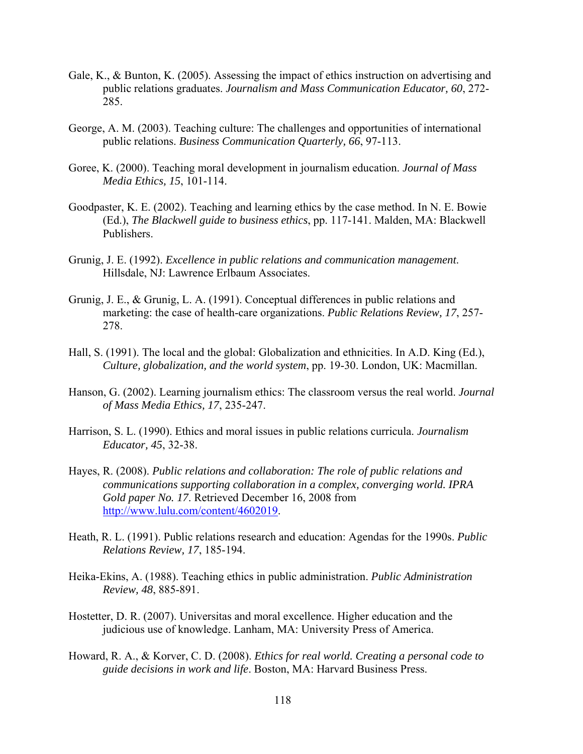Gale, K., & Bunton, K. (2005). Assessing the impact of ethics instruction on advertising and public relations graduates. *Journalism and Mass Communication Educator, 60*, 272-285.

George, A. M. (2003). Teaching culture: The challenges and opportunities of international public relations. *Business Communication Quarterly, 66*, 97-113.

Goree, K. (2000). Teaching moral development in journalism education. *Journal of Mass Media Ethics, 15*, 101-114.

Goodpaster, K. E. (2002). Teaching and learning ethics by the case method. In N. E. Bowie (Ed.), *The Blackwell guide to business ethics*, pp. 117-141. Malden, MA: Blackwell Publishers.

Grunig, J. E. (1992). *Excellence in public relations and communication management*. Hillsdale, NJ: Lawrence Erlbaum Associates.

Grunig, J. E., & Grunig, L. A. (1991). Conceptual differences in public relations and marketing: the case of health-care organizations. *Public Relations Review, 17*, 257-278.

Hall, S. (1991). The local and the global: Globalization and ethnicities. In A.D. King (Ed.), *Culture, globalization, and the world system*, pp. 19-30. London, UK: Macmillan.

Hanson, G. (2002). Learning journalism ethics: The classroom versus the real world. *Journal of Mass Media Ethics, 17*, 235-247.

Harrison, S. L. (1990). Ethics and moral issues in public relations curricula. *Journalism Educator, 45*, 32-38.

Hayes, R. (2008). *Public relations and collaboration: The role of public relations and communications supporting collaboration in a complex, converging world. IPRA Gold paper No. 17*. Retrieved December 16, 2008 from http://www.lulu.com/content/4602019.

Heath, R. L. (1991). Public relations research and education: Agendas for the 1990s. *Public Relations Review, 17*, 185-194.

Heika-Ekins, A. (1988). Teaching ethics in public administration. *Public Administration Review, 48*, 885-891.

Hostetter, D. R. (2007). Universitas and moral excellence. Higher education and the judicious use of knowledge. Lanham, MA: University Press of America.

Howard, R. A., & Korver, C. D. (2008). *Ethics for real world. Creating a personal code to guide decisions in work and life*. Boston, MA: Harvard Business Press.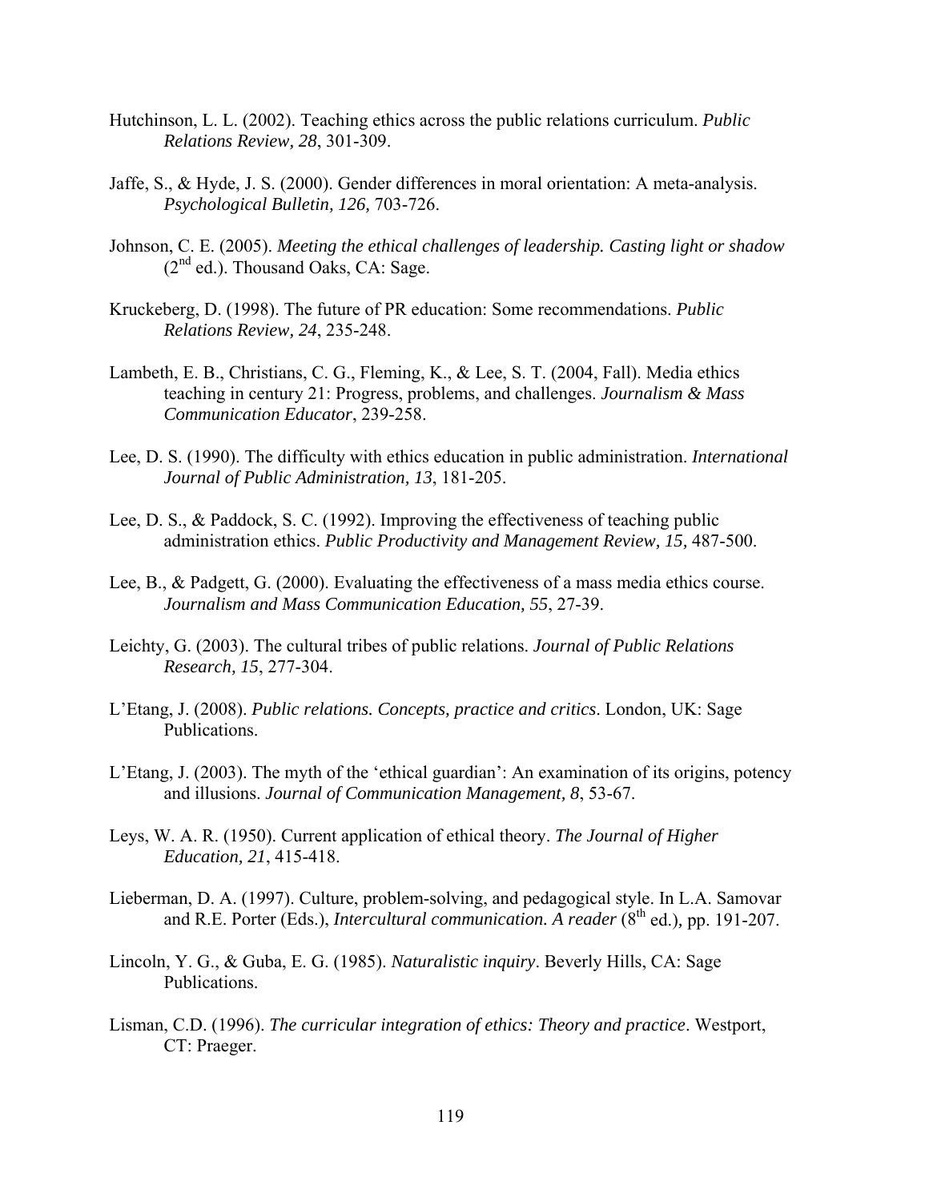Hutchinson, L. L. (2002). Teaching ethics across the public relations curriculum. *Public Relations Review, 28*, 301-309.

Jaffe, S., & Hyde, J. S. (2000). Gender differences in moral orientation: A meta-analysis. *Psychological Bulletin, 126,* 703-726.

Johnson, C. E. (2005). *Meeting the ethical challenges of leadership. Casting light or shadow* (2nd ed.). Thousand Oaks, CA: Sage.

Kruckeberg, D. (1998). The future of PR education: Some recommendations. *Public Relations Review, 24*, 235-248.

Lambeth, E. B., Christians, C. G., Fleming, K., & Lee, S. T. (2004, Fall). Media ethics teaching in century 21: Progress, problems, and challenges. *Journalism & Mass Communication Educator*, 239-258.

Lee, D. S. (1990). The difficulty with ethics education in public administration. *International Journal of Public Administration, 13*, 181-205.

Lee, D. S., & Paddock, S. C. (1992). Improving the effectiveness of teaching public administration ethics. *Public Productivity and Management Review, 15,* 487-500.

Lee, B., & Padgett, G. (2000). Evaluating the effectiveness of a mass media ethics course. *Journalism and Mass Communication Education, 55*, 27-39.

Leichty, G. (2003). The cultural tribes of public relations. *Journal of Public Relations Research, 15*, 277-304.

L'Etang, J. (2008). *Public relations. Concepts, practice and critics*. London, UK: Sage Publications.

L'Etang, J. (2003). The myth of the 'ethical guardian': An examination of its origins, potency and illusions. *Journal of Communication Management, 8*, 53-67.

Leys, W. A. R. (1950). Current application of ethical theory. *The Journal of Higher Education, 21*, 415-418.

Lieberman, D. A. (1997). Culture, problem-solving, and pedagogical style. In L.A. Samovar and R.E. Porter (Eds.), *Intercultural communication. A reader* (8th ed.), pp. 191-207.

Lincoln, Y. G., & Guba, E. G. (1985). *Naturalistic inquiry*. Beverly Hills, CA: Sage Publications.

Lisman, C.D. (1996). *The curricular integration of ethics: Theory and practice*. Westport, CT: Praeger.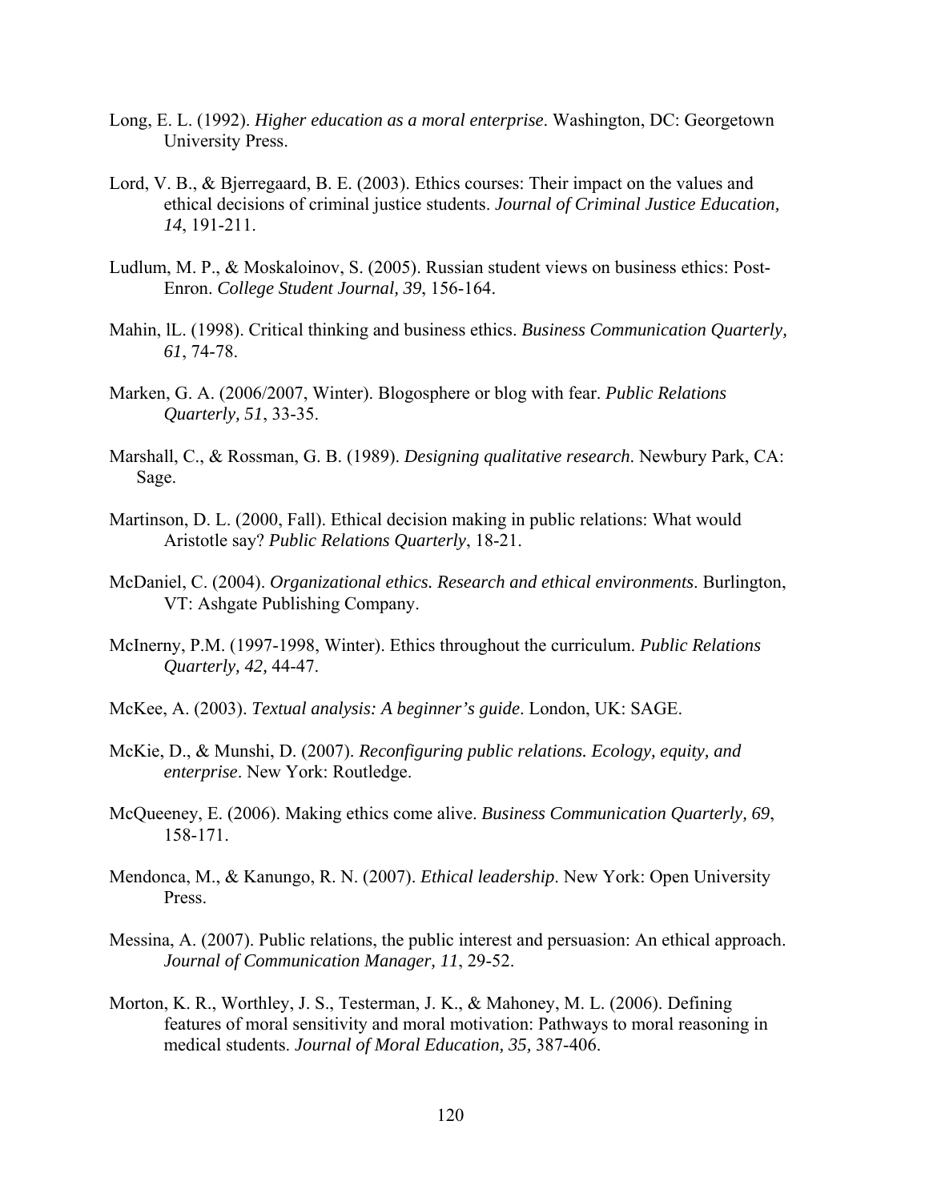Long, E. L. (1992). *Higher education as a moral enterprise*. Washington, DC: Georgetown University Press.

Lord, V. B., & Bjerregaard, B. E. (2003). Ethics courses: Their impact on the values and ethical decisions of criminal justice students. *Journal of Criminal Justice Education, 14*, 191-211.

Ludlum, M. P., & Moskaloinov, S. (2005). Russian student views on business ethics: Post-Enron. *College Student Journal, 39*, 156-164.

Mahin, lL. (1998). Critical thinking and business ethics. *Business Communication Quarterly, 61*, 74-78.

Marken, G. A. (2006/2007, Winter). Blogosphere or blog with fear. *Public Relations Quarterly, 51*, 33-35.

Marshall, C., & Rossman, G. B. (1989). *Designing qualitative research*. Newbury Park, CA: Sage.

Martinson, D. L. (2000, Fall). Ethical decision making in public relations: What would Aristotle say? *Public Relations Quarterly*, 18-21.

McDaniel, C. (2004). *Organizational ethics. Research and ethical environments*. Burlington, VT: Ashgate Publishing Company.

McInerny, P.M. (1997-1998, Winter). Ethics throughout the curriculum. *Public Relations Quarterly, 42,* 44-47.

McKee, A. (2003). *Textual analysis: A beginner's guide*. London, UK: SAGE.

McKie, D., & Munshi, D. (2007). *Reconfiguring public relations. Ecology, equity, and enterprise*. New York: Routledge.

McQueeney, E. (2006). Making ethics come alive. *Business Communication Quarterly, 69*, 158-171.

Mendonca, M., & Kanungo, R. N. (2007). *Ethical leadership*. New York: Open University Press.

Messina, A. (2007). Public relations, the public interest and persuasion: An ethical approach. *Journal of Communication Manager, 11*, 29-52.

Morton, K. R., Worthley, J. S., Testerman, J. K., & Mahoney, M. L. (2006). Defining features of moral sensitivity and moral motivation: Pathways to moral reasoning in medical students. *Journal of Moral Education, 35,* 387-406.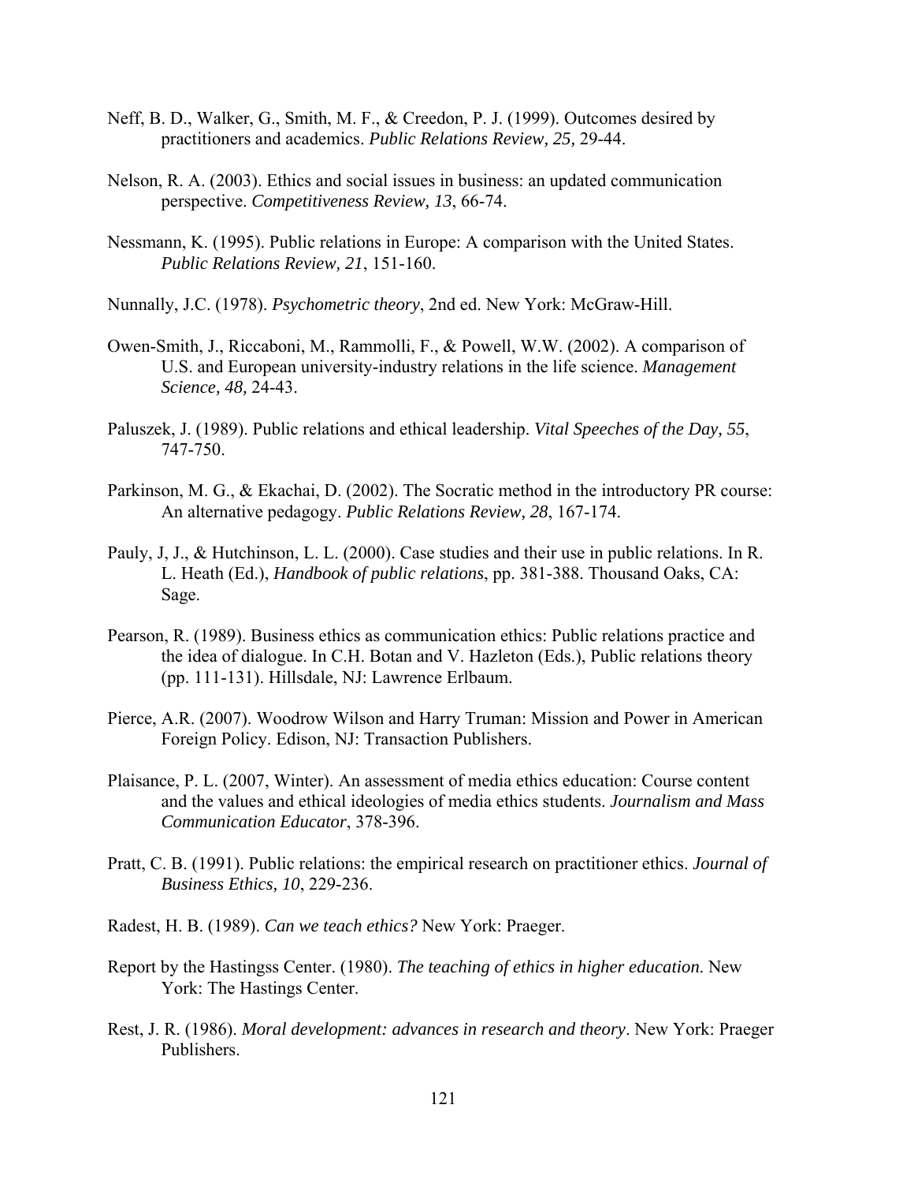Neff, B. D., Walker, G., Smith, M. F., & Creedon, P. J. (1999). Outcomes desired by practitioners and academics. *Public Relations Review, 25,* 29-44.

Nelson, R. A. (2003). Ethics and social issues in business: an updated communication perspective. *Competitiveness Review, 13*, 66-74.

Nessmann, K. (1995). Public relations in Europe: A comparison with the United States. *Public Relations Review, 21*, 151-160.

Nunnally, J.C. (1978). *Psychometric theory*, 2nd ed. New York: McGraw-Hill.

Owen-Smith, J., Riccaboni, M., Rammolli, F., & Powell, W.W. (2002). A comparison of U.S. and European university-industry relations in the life science. *Management Science, 48,* 24-43.

Paluszek, J. (1989). Public relations and ethical leadership. *Vital Speeches of the Day, 55*, 747-750.

Parkinson, M. G., & Ekachai, D. (2002). The Socratic method in the introductory PR course: An alternative pedagogy. *Public Relations Review, 28*, 167-174.

Pauly, J, J., & Hutchinson, L. L. (2000). Case studies and their use in public relations. In R. L. Heath (Ed.), *Handbook of public relations*, pp. 381-388. Thousand Oaks, CA: Sage.

Pearson, R. (1989). Business ethics as communication ethics: Public relations practice and the idea of dialogue. In C.H. Botan and V. Hazleton (Eds.), Public relations theory (pp. 111-131). Hillsdale, NJ: Lawrence Erlbaum.

Pierce, A.R. (2007). Woodrow Wilson and Harry Truman: Mission and Power in American Foreign Policy. Edison, NJ: Transaction Publishers.

Plaisance, P. L. (2007, Winter). An assessment of media ethics education: Course content and the values and ethical ideologies of media ethics students. *Journalism and Mass Communication Educator*, 378-396.

Pratt, C. B. (1991). Public relations: the empirical research on practitioner ethics. *Journal of Business Ethics, 10*, 229-236.

Radest, H. B. (1989). *Can we teach ethics?* New York: Praeger.

Report by the Hastingss Center. (1980). *The teaching of ethics in higher education*. New York: The Hastings Center.

Rest, J. R. (1986). *Moral development: advances in research and theory*. New York: Praeger Publishers.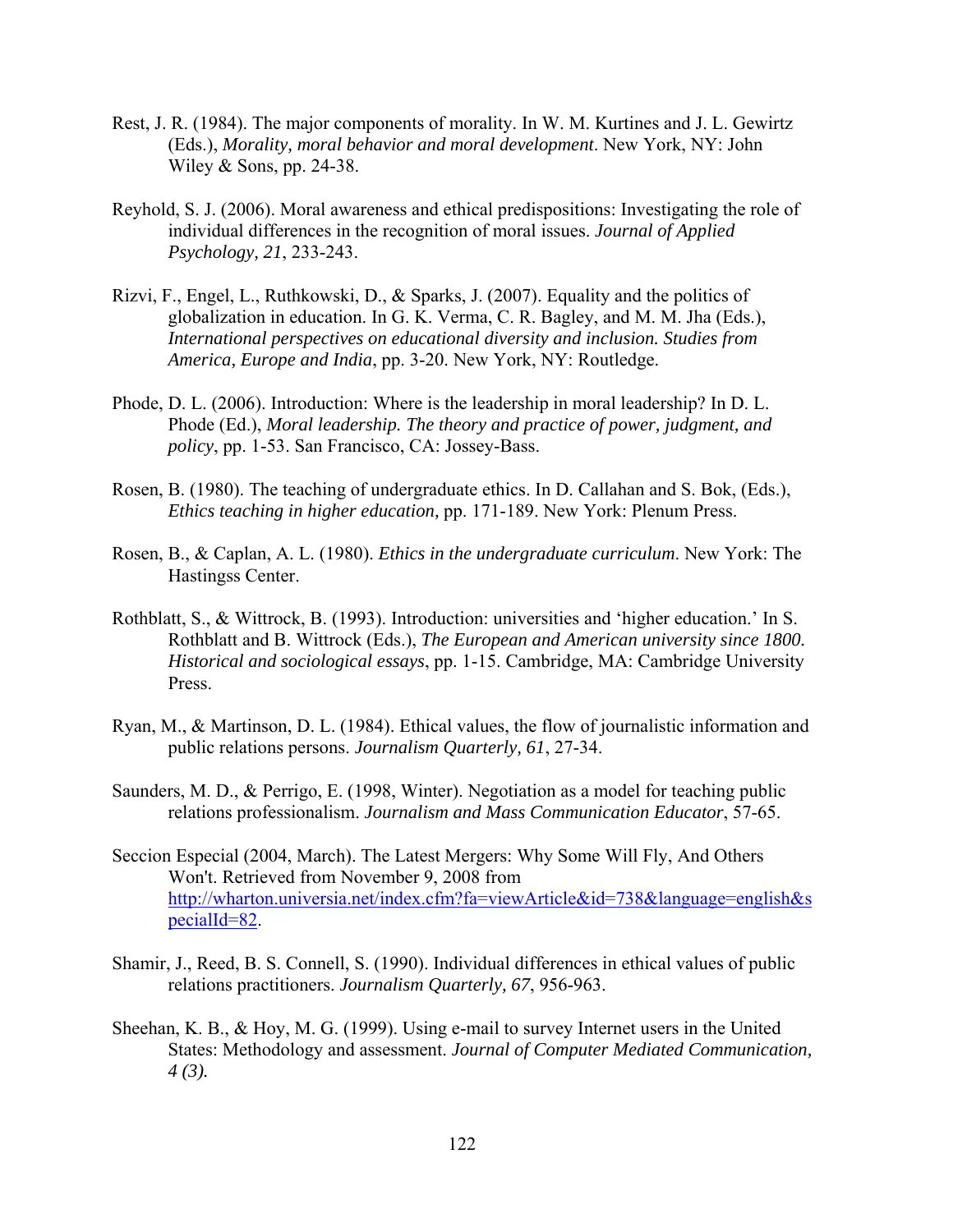Rest, J. R. (1984). The major components of morality. In W. M. Kurtines and J. L. Gewirtz (Eds.), *Morality, moral behavior and moral development*. New York, NY: John Wiley & Sons, pp. 24-38.

Reyhold, S. J. (2006). Moral awareness and ethical predispositions: Investigating the role of individual differences in the recognition of moral issues. *Journal of Applied Psychology, 21*, 233-243.

Rizvi, F., Engel, L., Ruthkowski, D., & Sparks, J. (2007). Equality and the politics of globalization in education. In G. K. Verma, C. R. Bagley, and M. M. Jha (Eds.), *International perspectives on educational diversity and inclusion. Studies from America, Europe and India*, pp. 3-20. New York, NY: Routledge.

Phode, D. L. (2006). Introduction: Where is the leadership in moral leadership? In D. L. Phode (Ed.), *Moral leadership. The theory and practice of power, judgment, and policy*, pp. 1-53. San Francisco, CA: Jossey-Bass.

Rosen, B. (1980). The teaching of undergraduate ethics. In D. Callahan and S. Bok, (Eds.), *Ethics teaching in higher education,* pp. 171-189. New York: Plenum Press.

Rosen, B., & Caplan, A. L. (1980). *Ethics in the undergraduate curriculum*. New York: The Hastingss Center.

Rothblatt, S., & Wittrock, B. (1993). Introduction: universities and 'higher education.' In S. Rothblatt and B. Wittrock (Eds.), *The European and American university since 1800. Historical and sociological essays*, pp. 1-15. Cambridge, MA: Cambridge University Press.

Ryan, M., & Martinson, D. L. (1984). Ethical values, the flow of journalistic information and public relations persons. *Journalism Quarterly, 61*, 27-34.

Saunders, M. D., & Perrigo, E. (1998, Winter). Negotiation as a model for teaching public relations professionalism. *Journalism and Mass Communication Educator*, 57-65.

Seccion Especial (2004, March). The Latest Mergers: Why Some Will Fly, And Others Won't. Retrieved from November 9, 2008 from http://wharton.universia.net/index.cfm?fa=viewArticle&id=738&language=english&specialId=82.

Shamir, J., Reed, B. S. Connell, S. (1990). Individual differences in ethical values of public relations practitioners. *Journalism Quarterly, 67*, 956-963.

Sheehan, K. B., & Hoy, M. G. (1999). Using e-mail to survey Internet users in the United States: Methodology and assessment. *Journal of Computer Mediated Communication, 4 (3).*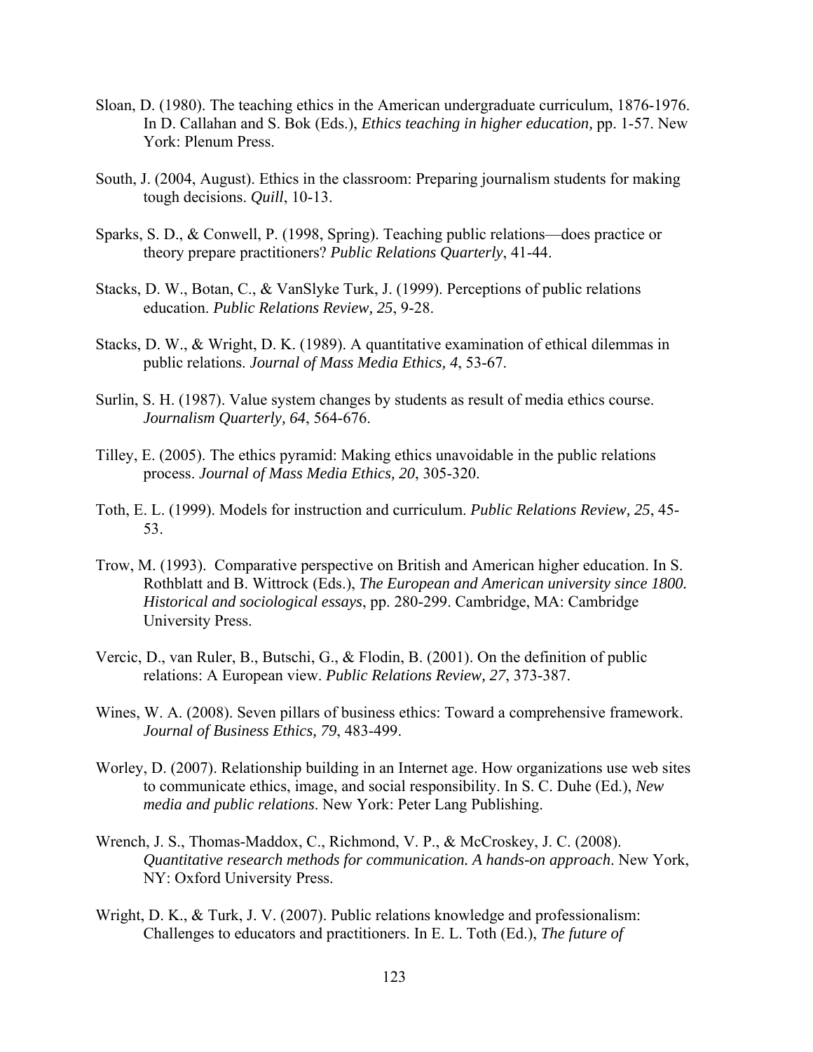Sloan, D. (1980). The teaching ethics in the American undergraduate curriculum, 1876-1976. In D. Callahan and S. Bok (Eds.), *Ethics teaching in higher education,* pp. 1-57. New York: Plenum Press.

South, J. (2004, August). Ethics in the classroom: Preparing journalism students for making tough decisions. *Quill*, 10-13.

Sparks, S. D., & Conwell, P. (1998, Spring). Teaching public relations—does practice or theory prepare practitioners? *Public Relations Quarterly*, 41-44.

Stacks, D. W., Botan, C., & VanSlyke Turk, J. (1999). Perceptions of public relations education. *Public Relations Review, 25*, 9-28.

Stacks, D. W., & Wright, D. K. (1989). A quantitative examination of ethical dilemmas in public relations. *Journal of Mass Media Ethics, 4*, 53-67.

Surlin, S. H. (1987). Value system changes by students as result of media ethics course. *Journalism Quarterly, 64*, 564-676.

Tilley, E. (2005). The ethics pyramid: Making ethics unavoidable in the public relations process. *Journal of Mass Media Ethics, 20*, 305-320.

Toth, E. L. (1999). Models for instruction and curriculum. *Public Relations Review, 25*, 45-53.

Trow, M. (1993). Comparative perspective on British and American higher education. In S. Rothblatt and B. Wittrock (Eds.), *The European and American university since 1800. Historical and sociological essays*, pp. 280-299. Cambridge, MA: Cambridge University Press.

Vercic, D., van Ruler, B., Butschi, G., & Flodin, B. (2001). On the definition of public relations: A European view. *Public Relations Review, 27*, 373-387.

Wines, W. A. (2008). Seven pillars of business ethics: Toward a comprehensive framework. *Journal of Business Ethics, 79*, 483-499.

Worley, D. (2007). Relationship building in an Internet age. How organizations use web sites to communicate ethics, image, and social responsibility. In S. C. Duhe (Ed.), *New media and public relations*. New York: Peter Lang Publishing.

Wrench, J. S., Thomas-Maddox, C., Richmond, V. P., & McCroskey, J. C. (2008). *Quantitative research methods for communication. A hands-on approach*. New York, NY: Oxford University Press.

Wright, D. K., & Turk, J. V. (2007). Public relations knowledge and professionalism: Challenges to educators and practitioners. In E. L. Toth (Ed.), *The future of*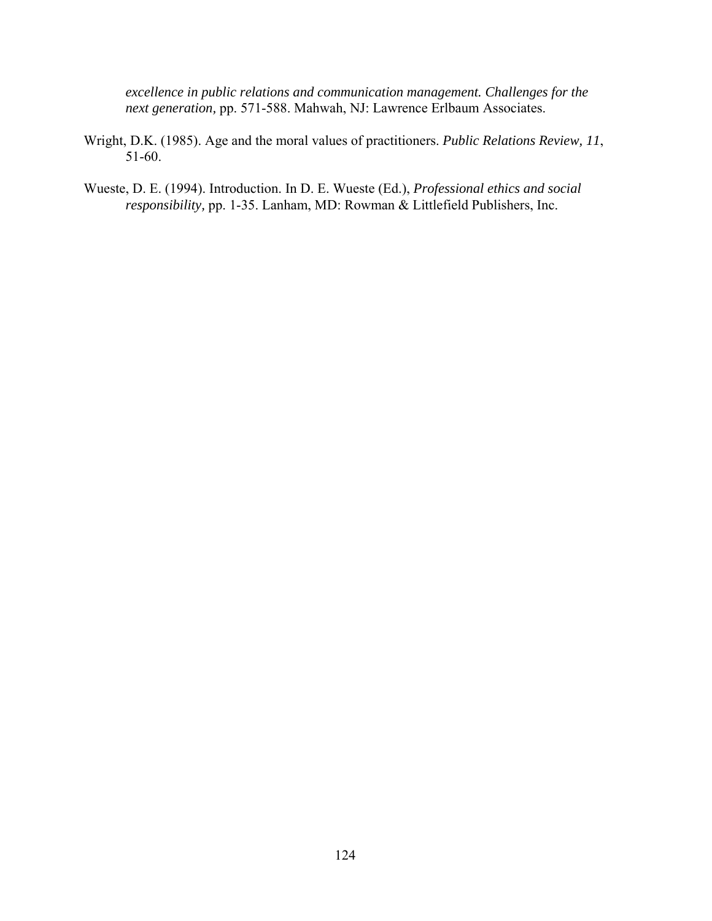*excellence in public relations and communication management. Challenges for the next generation,* pp. 571-588. Mahwah, NJ: Lawrence Erlbaum Associates.

Wright, D.K. (1985). Age and the moral values of practitioners. *Public Relations Review, 11*, 51-60.

Wueste, D. E. (1994). Introduction. In D. E. Wueste (Ed.), *Professional ethics and social responsibility,* pp. 1-35. Lanham, MD: Rowman & Littlefield Publishers, Inc.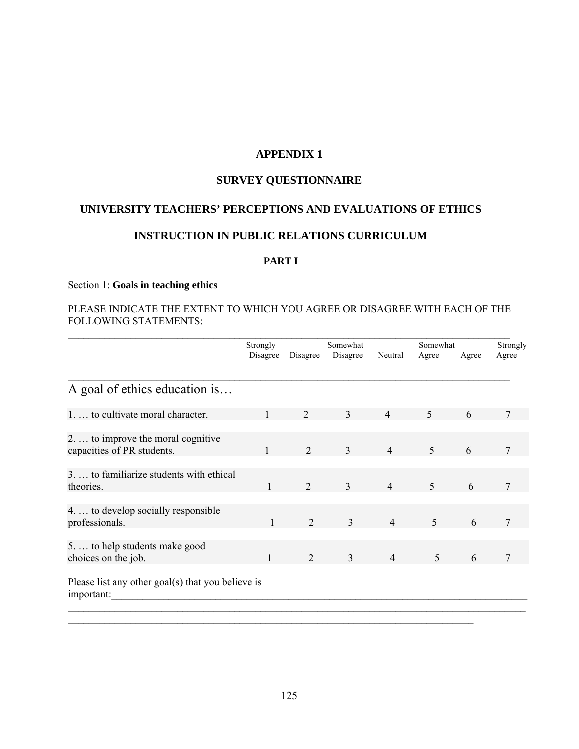# APPENDIX 1

## SURVEY QUESTIONNAIRE

## UNIVERSITY TEACHERS' PERCEPTIONS AND EVALUATIONS OF ETHICS INSTRUCTION IN PUBLIC RELATIONS CURRICULUM

### PART I

Section 1: **Goals in teaching ethics**

PLEASE INDICATE THE EXTENT TO WHICH YOU AGREE OR DISAGREE WITH EACH OF THE FOLLOWING STATEMENTS:

| A goal of ethics education is… | Strongly Disagree | Disagree | Somewhat Disagree | Neutral | Somewhat Agree | Agree | Strongly Agree |
|---|---|---|---|---|---|---|---|
| 1. … to cultivate moral character. | 1 | 2 | 3 | 4 | 5 | 6 | 7 |
| 2. … to improve the moral cognitive capacities of PR students. | 1 | 2 | 3 | 4 | 5 | 6 | 7 |
| 3. … to familiarize students with ethical theories. | 1 | 2 | 3 | 4 | 5 | 6 | 7 |
| 4. … to develop socially responsible professionals. | 1 | 2 | 3 | 4 | 5 | 6 | 7 |
| 5. … to help students make good choices on the job. | 1 | 2 | 3 | 4 | 5 | 6 | 7 |

Please list any other goal(s) that you believe is important:\_\_\_\_\_\_\_\_\_\_\_\_\_\_\_\_\_\_\_\_\_\_\_\_\_\_\_\_\_\_\_\_\_\_\_\_\_\_\_\_

\_\_\_\_\_\_\_\_\_\_\_\_\_\_\_\_\_\_\_\_\_\_\_\_\_\_\_\_\_\_\_\_\_\_\_\_\_\_\_\_\_\_\_\_\_\_\_\_\_\_\_\_\_\_\_\_\_\_\_\_\_\_\_\_

\_\_\_\_\_\_\_\_\_\_\_\_\_\_\_\_\_\_\_\_\_\_\_\_\_\_\_\_\_\_\_\_\_\_\_\_\_\_\_\_\_\_\_\_\_\_\_\_\_\_\_\_\_\_\_\_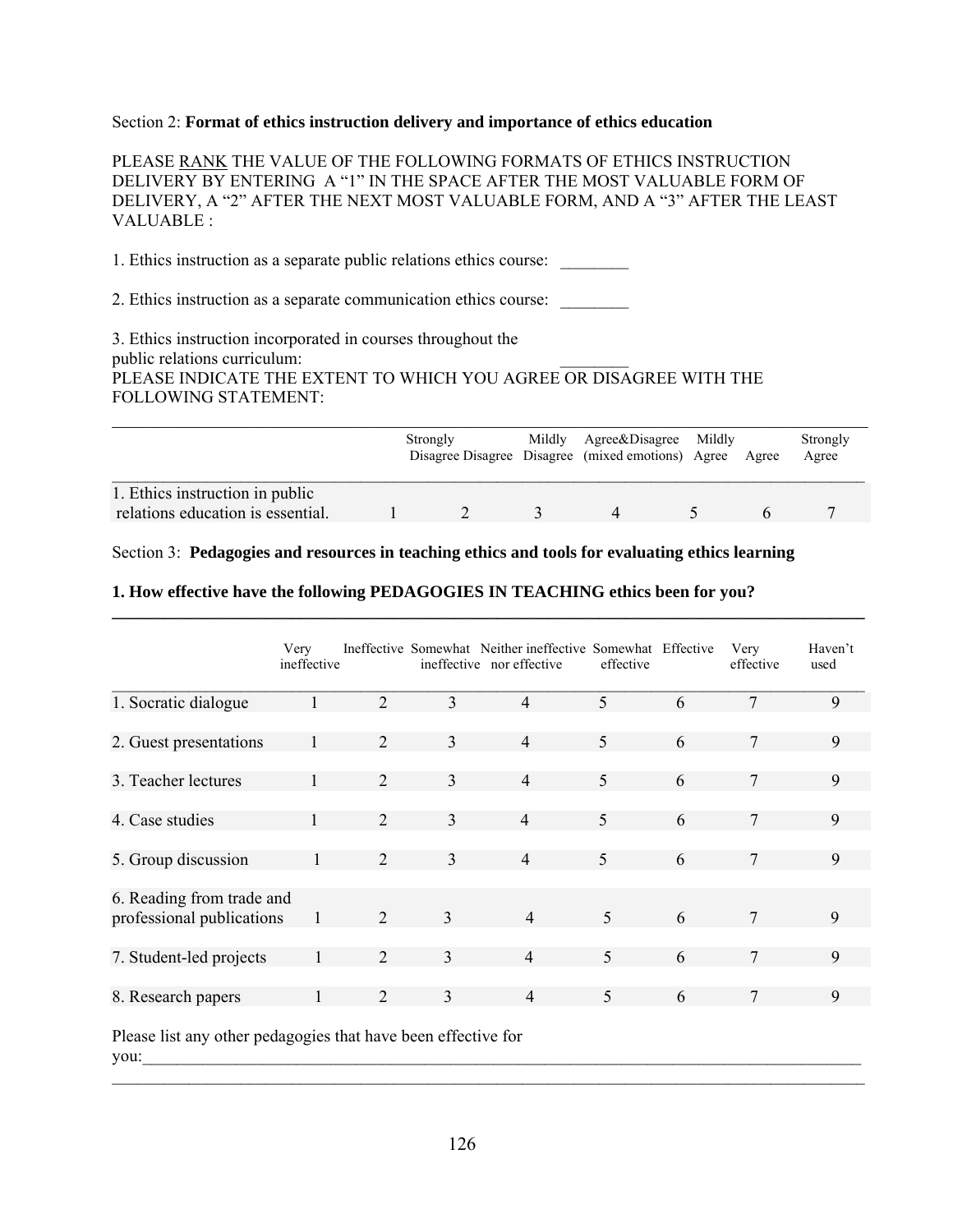Section 2: **Format of ethics instruction delivery and importance of ethics education**

PLEASE <u>RANK</u> THE VALUE OF THE FOLLOWING FORMATS OF ETHICS INSTRUCTION DELIVERY BY ENTERING A "1" IN THE SPACE AFTER THE MOST VALUABLE FORM OF DELIVERY, A "2" AFTER THE NEXT MOST VALUABLE FORM, AND A "3" AFTER THE LEAST VALUABLE :

1. Ethics instruction as a separate public relations ethics course: ________

2. Ethics instruction as a separate communication ethics course: ________

3. Ethics instruction incorporated in courses throughout the public relations curriculum: ________

PLEASE INDICATE THE EXTENT TO WHICH YOU AGREE OR DISAGREE WITH THE FOLLOWING STATEMENT:

| | Strongly Disagree | Disagree | Mildly Disagree | Agree&Disagree (mixed emotions) | Mildly Agree | Agree | Strongly Agree |
|---|---|---|---|---|---|---|---|
| 1. Ethics instruction in public relations education is essential. | 1 | 2 | 3 | 4 | 5 | 6 | 7 |

Section 3: **Pedagogies and resources in teaching ethics and tools for evaluating ethics learning**

**1. How effective have the following PEDAGOGIES IN TEACHING ethics been for you?**

| | Very ineffective | Ineffective | Somewhat ineffective | Neither ineffective nor effective | Somewhat effective | Effective | Very effective | Haven't used |
|---|---|---|---|---|---|---|---|---|
| 1. Socratic dialogue | 1 | 2 | 3 | 4 | 5 | 6 | 7 | 9 |
| 2. Guest presentations | 1 | 2 | 3 | 4 | 5 | 6 | 7 | 9 |
| 3. Teacher lectures | 1 | 2 | 3 | 4 | 5 | 6 | 7 | 9 |
| 4. Case studies | 1 | 2 | 3 | 4 | 5 | 6 | 7 | 9 |
| 5. Group discussion | 1 | 2 | 3 | 4 | 5 | 6 | 7 | 9 |
| 6. Reading from trade and professional publications | 1 | 2 | 3 | 4 | 5 | 6 | 7 | 9 |
| 7. Student-led projects | 1 | 2 | 3 | 4 | 5 | 6 | 7 | 9 |
| 8. Research papers | 1 | 2 | 3 | 4 | 5 | 6 | 7 | 9 |

Please list any other pedagogies that have been effective for you:_______________________________________________________________________________
_______________________________________________________________________________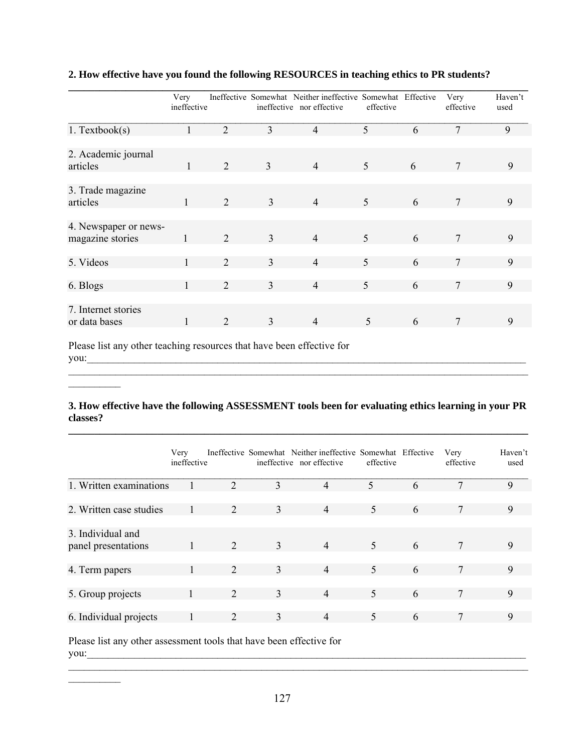**2. How effective have you found the following RESOURCES in teaching ethics to PR students?**

| | Very ineffective | Ineffective | Somewhat ineffective | Neither ineffective nor effective | Somewhat effective | Effective | Very effective | Haven't used |
|---|---|---|---|---|---|---|---|---|
| 1. Textbook(s) | 1 | 2 | 3 | 4 | 5 | 6 | 7 | 9 |
| 2. Academic journal articles | 1 | 2 | 3 | 4 | 5 | 6 | 7 | 9 |
| 3. Trade magazine articles | 1 | 2 | 3 | 4 | 5 | 6 | 7 | 9 |
| 4. Newspaper or news-magazine stories | 1 | 2 | 3 | 4 | 5 | 6 | 7 | 9 |
| 5. Videos | 1 | 2 | 3 | 4 | 5 | 6 | 7 | 9 |
| 6. Blogs | 1 | 2 | 3 | 4 | 5 | 6 | 7 | 9 |
| 7. Internet stories or data bases | 1 | 2 | 3 | 4 | 5 | 6 | 7 | 9 |

Please list any other teaching resources that have been effective for you:_______________________________________________________________________________
_______________________________________________________________________________
__________

**3. How effective have the following ASSESSMENT tools been for evaluating ethics learning in your PR classes?**

| | Very ineffective | Ineffective | Somewhat ineffective | Neither ineffective nor effective | Somewhat effective | Effective | Very effective | Haven't used |
|---|---|---|---|---|---|---|---|---|
| 1. Written examinations | 1 | 2 | 3 | 4 | 5 | 6 | 7 | 9 |
| 2. Written case studies | 1 | 2 | 3 | 4 | 5 | 6 | 7 | 9 |
| 3. Individual and panel presentations | 1 | 2 | 3 | 4 | 5 | 6 | 7 | 9 |
| 4. Term papers | 1 | 2 | 3 | 4 | 5 | 6 | 7 | 9 |
| 5. Group projects | 1 | 2 | 3 | 4 | 5 | 6 | 7 | 9 |
| 6. Individual projects | 1 | 2 | 3 | 4 | 5 | 6 | 7 | 9 |

Please list any other assessment tools that have been effective for you:_______________________________________________________________________________
_______________________________________________________________________________
__________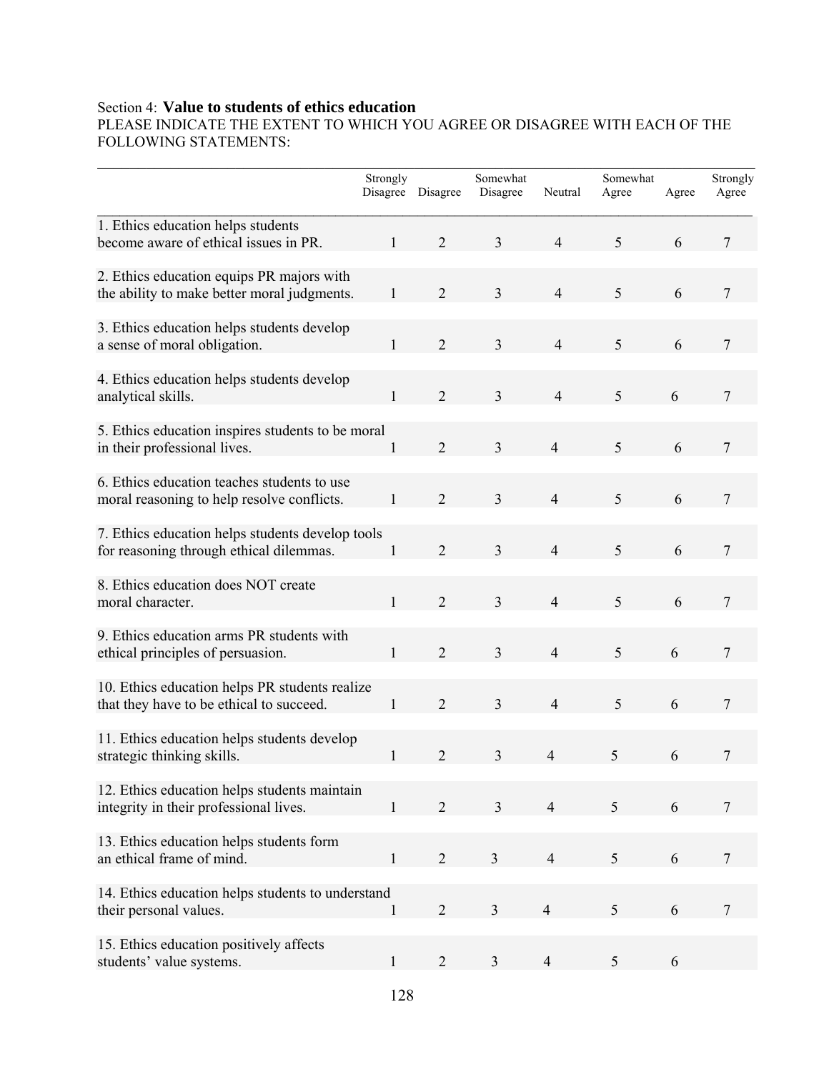Section 4: **Value to students of ethics education**

PLEASE INDICATE THE EXTENT TO WHICH YOU AGREE OR DISAGREE WITH EACH OF THE FOLLOWING STATEMENTS:

| | Strongly Disagree | Disagree | Somewhat Disagree | Neutral | Somewhat Agree | Agree | Strongly Agree |
|---|---|---|---|---|---|---|---|
| 1. Ethics education helps students become aware of ethical issues in PR. | 1 | 2 | 3 | 4 | 5 | 6 | 7 |
| 2. Ethics education equips PR majors with the ability to make better moral judgments. | 1 | 2 | 3 | 4 | 5 | 6 | 7 |
| 3. Ethics education helps students develop a sense of moral obligation. | 1 | 2 | 3 | 4 | 5 | 6 | 7 |
| 4. Ethics education helps students develop analytical skills. | 1 | 2 | 3 | 4 | 5 | 6 | 7 |
| 5. Ethics education inspires students to be moral in their professional lives. | 1 | 2 | 3 | 4 | 5 | 6 | 7 |
| 6. Ethics education teaches students to use moral reasoning to help resolve conflicts. | 1 | 2 | 3 | 4 | 5 | 6 | 7 |
| 7. Ethics education helps students develop tools for reasoning through ethical dilemmas. | 1 | 2 | 3 | 4 | 5 | 6 | 7 |
| 8. Ethics education does NOT create moral character. | 1 | 2 | 3 | 4 | 5 | 6 | 7 |
| 9. Ethics education arms PR students with ethical principles of persuasion. | 1 | 2 | 3 | 4 | 5 | 6 | 7 |
| 10. Ethics education helps PR students realize that they have to be ethical to succeed. | 1 | 2 | 3 | 4 | 5 | 6 | 7 |
| 11. Ethics education helps students develop strategic thinking skills. | 1 | 2 | 3 | 4 | 5 | 6 | 7 |
| 12. Ethics education helps students maintain integrity in their professional lives. | 1 | 2 | 3 | 4 | 5 | 6 | 7 |
| 13. Ethics education helps students form an ethical frame of mind. | 1 | 2 | 3 | 4 | 5 | 6 | 7 |
| 14. Ethics education helps students to understand their personal values. | 1 | 2 | 3 | 4 | 5 | 6 | 7 |
| 15. Ethics education positively affects students' value systems. | 1 | 2 | 3 | 4 | 5 | 6 | |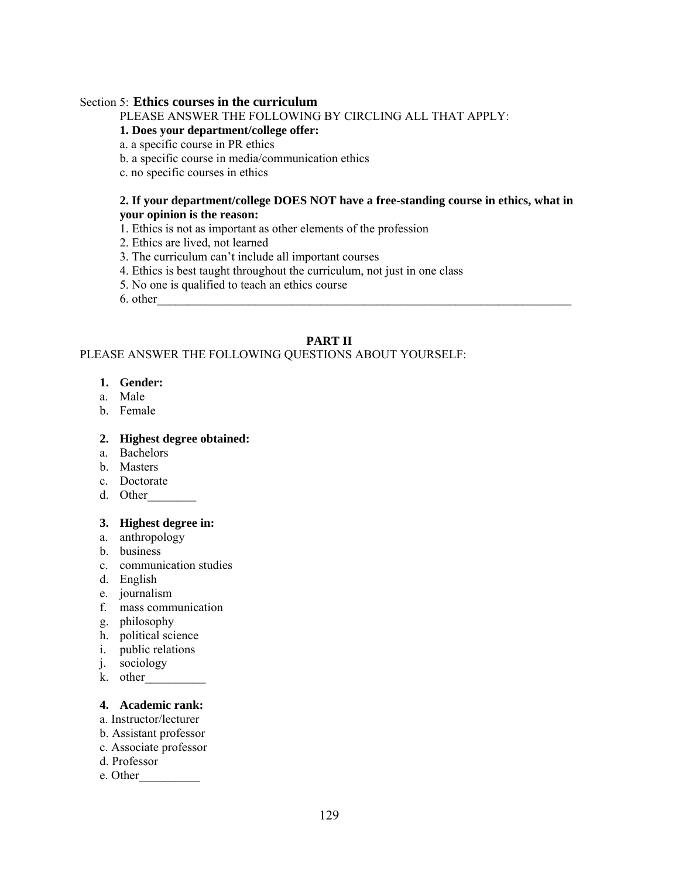Section 5: **Ethics courses in the curriculum**

PLEASE ANSWER THE FOLLOWING BY CIRCLING ALL THAT APPLY:

**1. Does your department/college offer:**

a. a specific course in PR ethics

b. a specific course in media/communication ethics

c. no specific courses in ethics

**2. If your department/college DOES NOT have a free-standing course in ethics, what in your opinion is the reason:**

1. Ethics is not as important as other elements of the profession
2. Ethics are lived, not learned
3. The curriculum can't include all important courses
4. Ethics is best taught throughout the curriculum, not just in one class
5. No one is qualified to teach an ethics course
6. other\_\_\_\_\_\_\_\_\_\_\_\_\_\_\_\_\_\_\_\_\_\_\_\_\_\_\_\_\_\_\_\_\_\_\_\_\_\_\_\_\_\_\_\_\_\_\_\_\_\_\_\_\_\_\_\_\_\_\_\_\_\_\_\_\_\_\_\_\_\_\_\_

## PART II

PLEASE ANSWER THE FOLLOWING QUESTIONS ABOUT YOURSELF:

**1. Gender:**

a. Male

b. Female

**2. Highest degree obtained:**

a. Bachelors

b. Masters

c. Doctorate

d. Other\_\_\_\_\_\_\_\_

**3. Highest degree in:**

a. anthropology

b. business

c. communication studies

d. English

e. journalism

f. mass communication

g. philosophy

h. political science

i. public relations

j. sociology

k. other\_\_\_\_\_\_\_\_\_\_

**4. Academic rank:**

a. Instructor/lecturer

b. Assistant professor

c. Associate professor

d. Professor

e. Other\_\_\_\_\_\_\_\_\_\_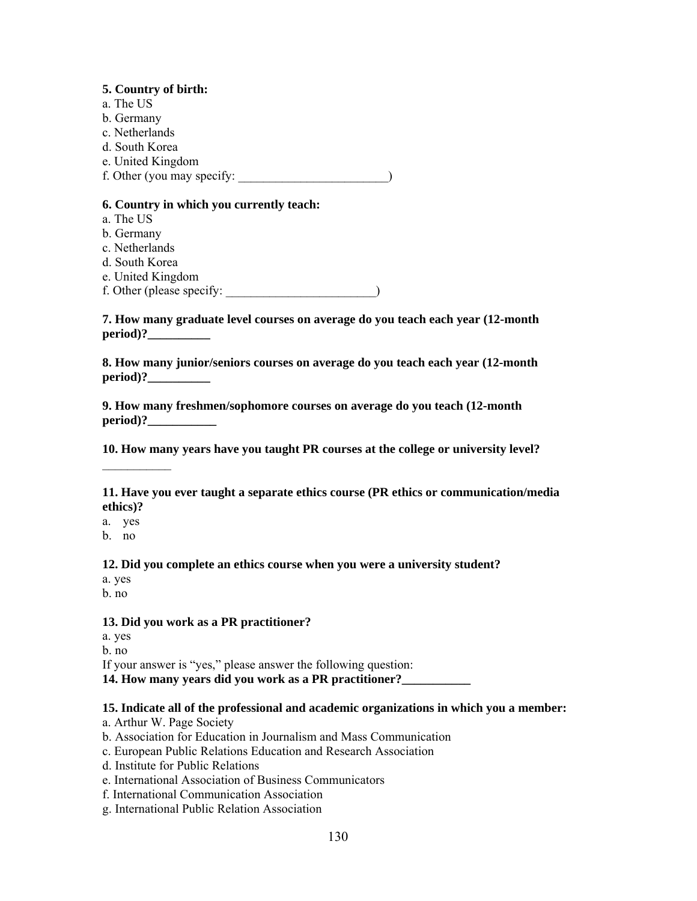**5. Country of birth:**

a. The US
b. Germany
c. Netherlands
d. South Korea
e. United Kingdom
f. Other (you may specify: ________________________)

**6. Country in which you currently teach:**

a. The US
b. Germany
c. Netherlands
d. South Korea
e. United Kingdom
f. Other (please specify: ________________________)

**7. How many graduate level courses on average do you teach each year (12-month period)?__________**

**8. How many junior/seniors courses on average do you teach each year (12-month period)?__________**

**9. How many freshmen/sophomore courses on average do you teach (12-month period)?___________**

**10. How many years have you taught PR courses at the college or university level?**
___________

**11. Have you ever taught a separate ethics course (PR ethics or communication/media ethics)?**

a. yes
b. no

**12. Did you complete an ethics course when you were a university student?**

a. yes
b. no

**13. Did you work as a PR practitioner?**

a. yes
b. no

If your answer is "yes," please answer the following question:
**14. How many years did you work as a PR practitioner?___________**

**15. Indicate all of the professional and academic organizations in which you a member:**

a. Arthur W. Page Society
b. Association for Education in Journalism and Mass Communication
c. European Public Relations Education and Research Association
d. Institute for Public Relations
e. International Association of Business Communicators
f. International Communication Association
g. International Public Relation Association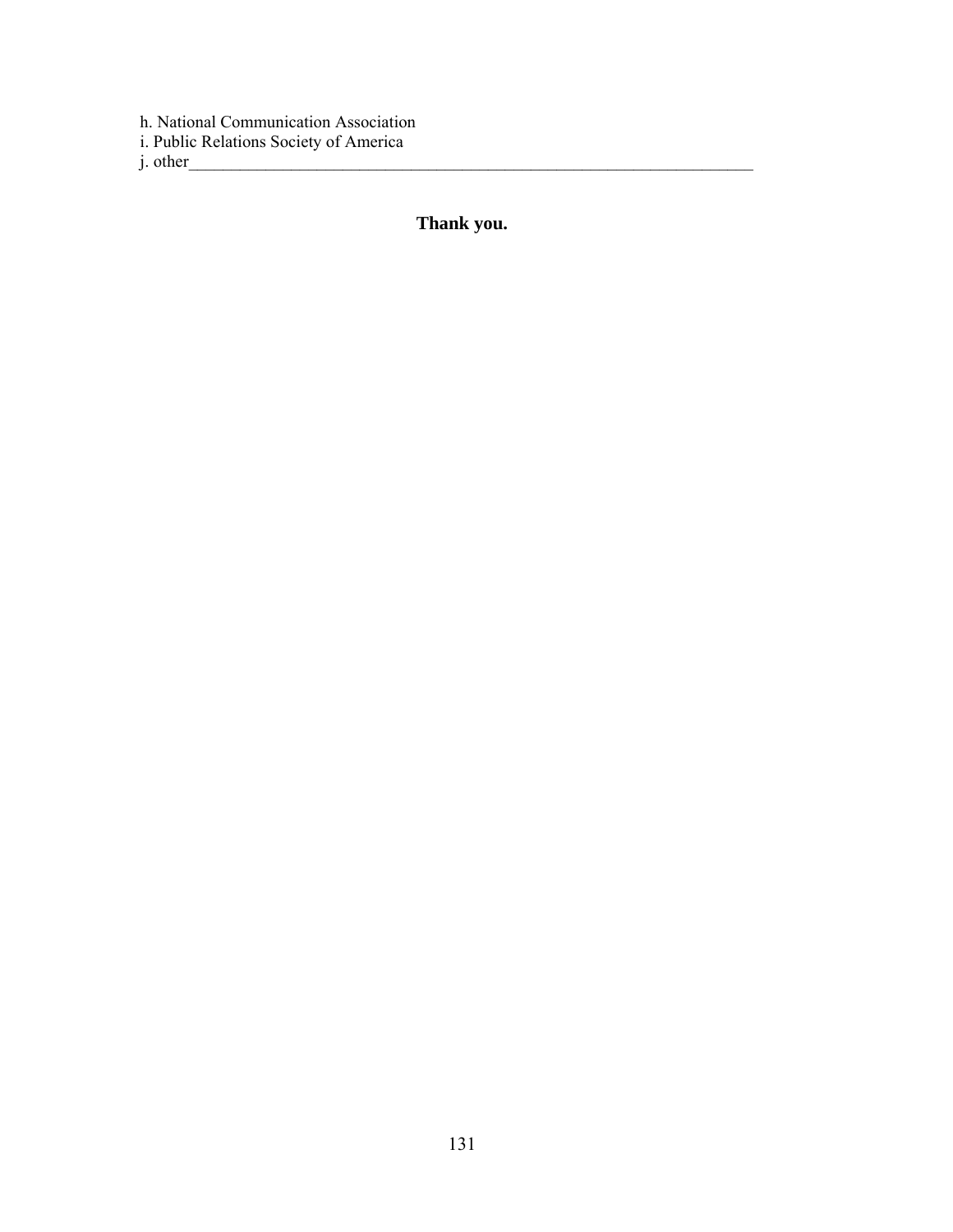h. National Communication Association
i. Public Relations Society of America
j. other_____________________________________________________________________

**Thank you.**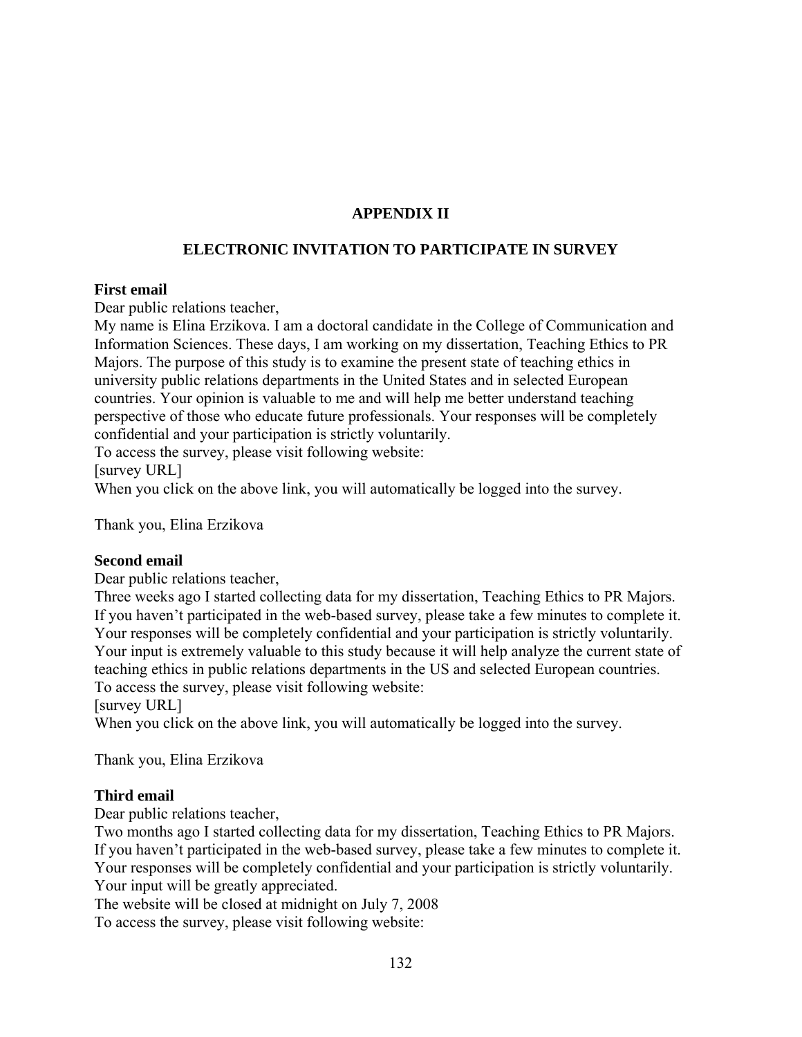# APPENDIX II

## ELECTRONIC INVITATION TO PARTICIPATE IN SURVEY

**First email**

Dear public relations teacher,

My name is Elina Erzikova. I am a doctoral candidate in the College of Communication and Information Sciences. These days, I am working on my dissertation, Teaching Ethics to PR Majors. The purpose of this study is to examine the present state of teaching ethics in university public relations departments in the United States and in selected European countries. Your opinion is valuable to me and will help me better understand teaching perspective of those who educate future professionals. Your responses will be completely confidential and your participation is strictly voluntarily.

To access the survey, please visit following website:

[survey URL]

When you click on the above link, you will automatically be logged into the survey.

Thank you, Elina Erzikova

**Second email**

Dear public relations teacher,

Three weeks ago I started collecting data for my dissertation, Teaching Ethics to PR Majors. If you haven't participated in the web-based survey, please take a few minutes to complete it. Your responses will be completely confidential and your participation is strictly voluntarily. Your input is extremely valuable to this study because it will help analyze the current state of teaching ethics in public relations departments in the US and selected European countries.

To access the survey, please visit following website:

[survey URL]

When you click on the above link, you will automatically be logged into the survey.

Thank you, Elina Erzikova

**Third email**

Dear public relations teacher,

Two months ago I started collecting data for my dissertation, Teaching Ethics to PR Majors. If you haven't participated in the web-based survey, please take a few minutes to complete it. Your responses will be completely confidential and your participation is strictly voluntarily. Your input will be greatly appreciated.

The website will be closed at midnight on July 7, 2008

To access the survey, please visit following website: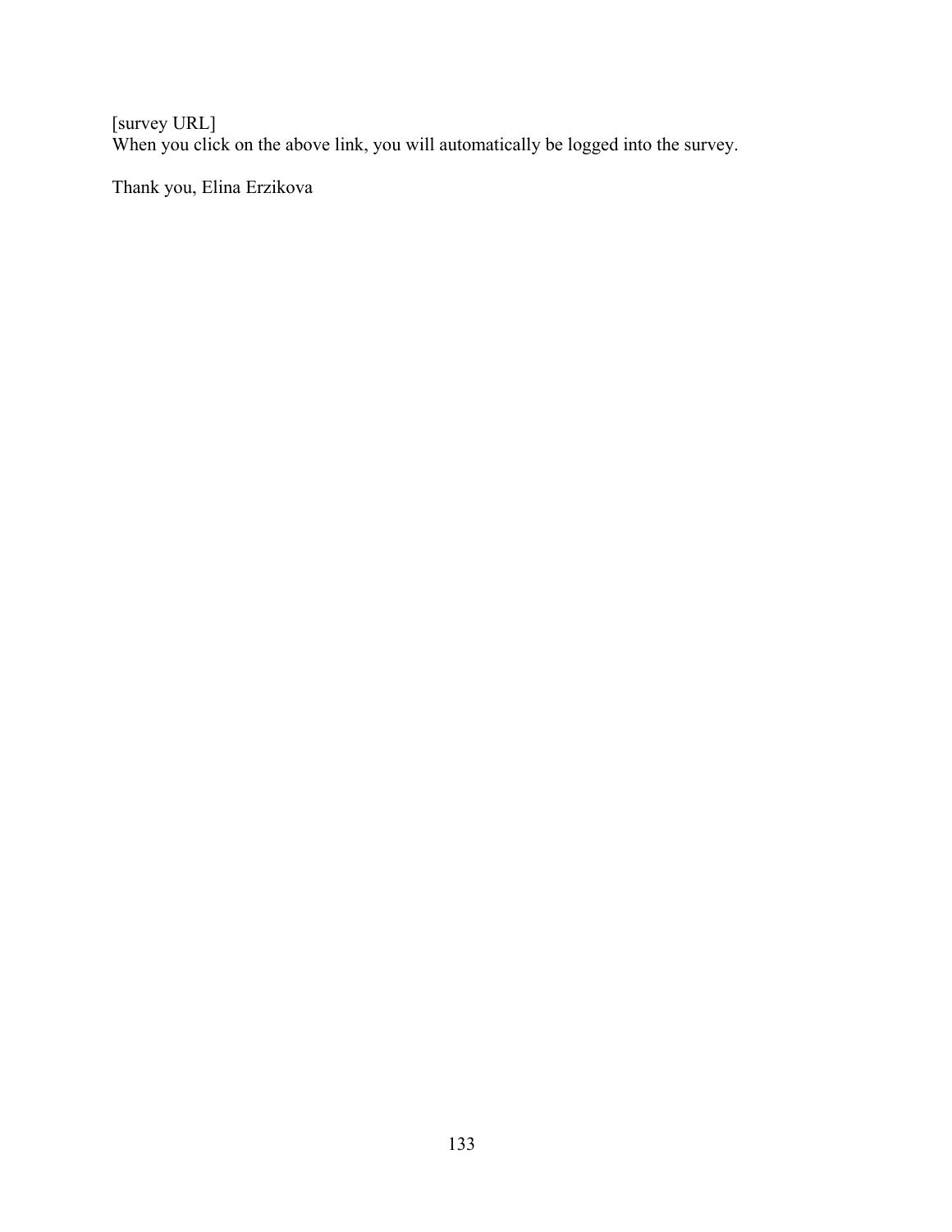[survey URL]
When you click on the above link, you will automatically be logged into the survey.

Thank you, Elina Erzikova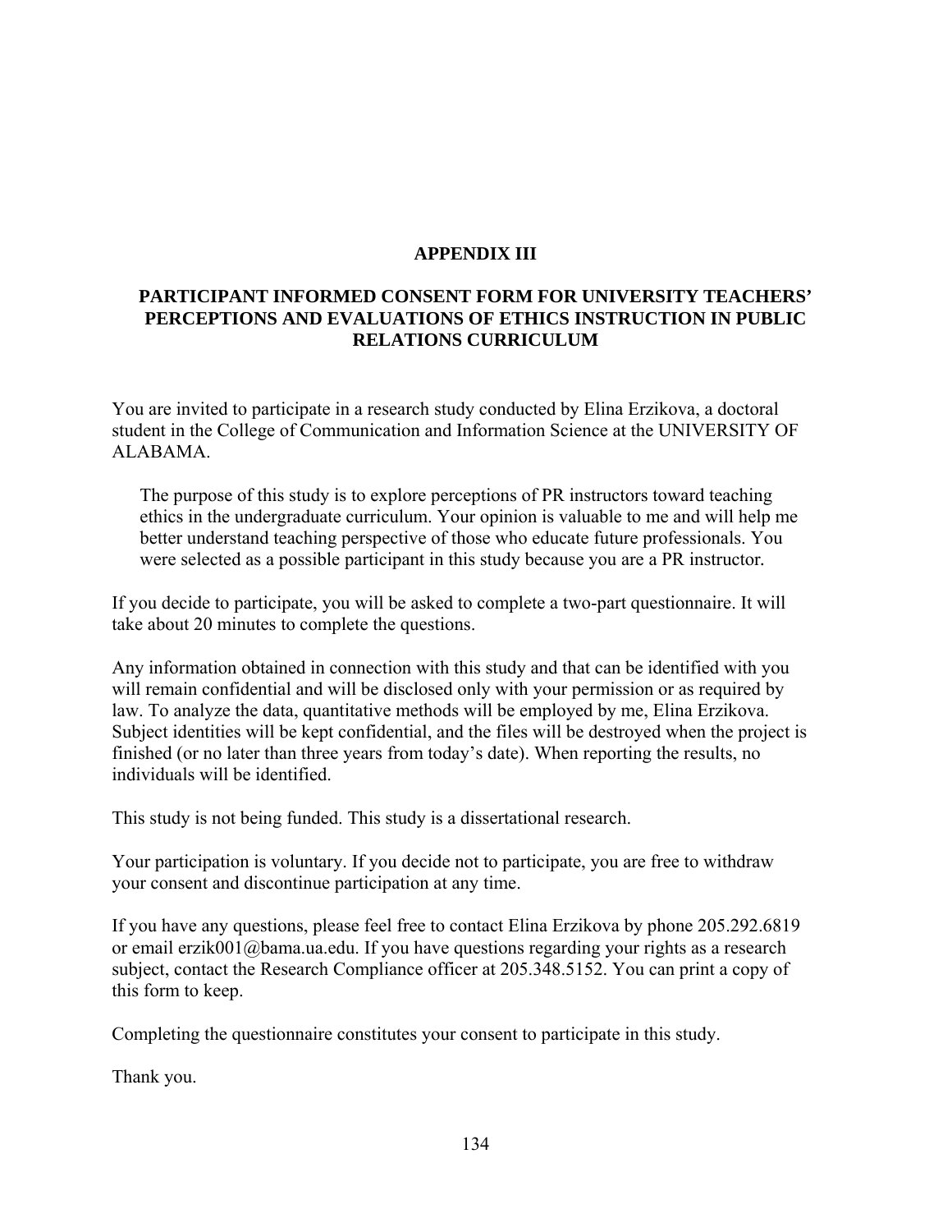# APPENDIX III

## PARTICIPANT INFORMED CONSENT FORM FOR UNIVERSITY TEACHERS' PERCEPTIONS AND EVALUATIONS OF ETHICS INSTRUCTION IN PUBLIC RELATIONS CURRICULUM

You are invited to participate in a research study conducted by Elina Erzikova, a doctoral student in the College of Communication and Information Science at the UNIVERSITY OF ALABAMA.

> The purpose of this study is to explore perceptions of PR instructors toward teaching ethics in the undergraduate curriculum. Your opinion is valuable to me and will help me better understand teaching perspective of those who educate future professionals. You were selected as a possible participant in this study because you are a PR instructor.

If you decide to participate, you will be asked to complete a two-part questionnaire. It will take about 20 minutes to complete the questions.

Any information obtained in connection with this study and that can be identified with you will remain confidential and will be disclosed only with your permission or as required by law. To analyze the data, quantitative methods will be employed by me, Elina Erzikova. Subject identities will be kept confidential, and the files will be destroyed when the project is finished (or no later than three years from today's date). When reporting the results, no individuals will be identified.

This study is not being funded. This study is a dissertational research.

Your participation is voluntary. If you decide not to participate, you are free to withdraw your consent and discontinue participation at any time.

If you have any questions, please feel free to contact Elina Erzikova by phone 205.292.6819 or email erzik001@bama.ua.edu. If you have questions regarding your rights as a research subject, contact the Research Compliance officer at 205.348.5152. You can print a copy of this form to keep.

Completing the questionnaire constitutes your consent to participate in this study.

Thank you.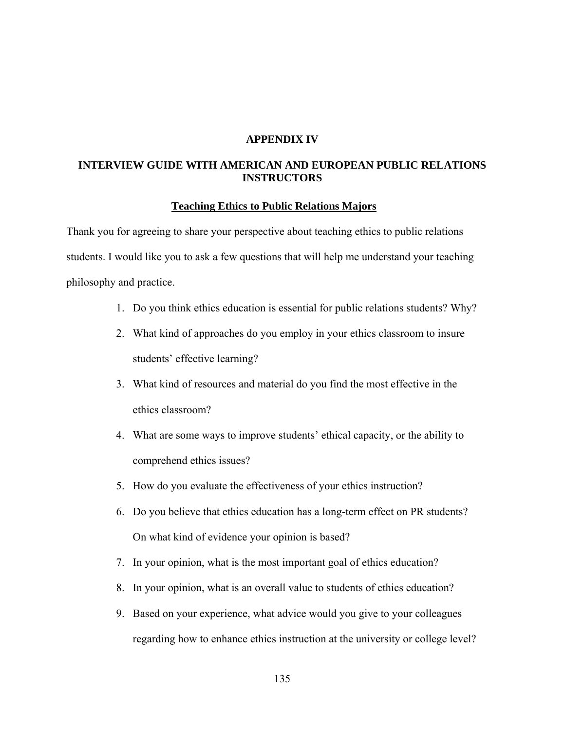# APPENDIX IV

## INTERVIEW GUIDE WITH AMERICAN AND EUROPEAN PUBLIC RELATIONS INSTRUCTORS

### Teaching Ethics to Public Relations Majors

Thank you for agreeing to share your perspective about teaching ethics to public relations students. I would like you to ask a few questions that will help me understand your teaching philosophy and practice.

1. Do you think ethics education is essential for public relations students? Why?
2. What kind of approaches do you employ in your ethics classroom to insure students' effective learning?
3. What kind of resources and material do you find the most effective in the ethics classroom?
4. What are some ways to improve students' ethical capacity, or the ability to comprehend ethics issues?
5. How do you evaluate the effectiveness of your ethics instruction?
6. Do you believe that ethics education has a long-term effect on PR students? On what kind of evidence your opinion is based?
7. In your opinion, what is the most important goal of ethics education?
8. In your opinion, what is an overall value to students of ethics education?
9. Based on your experience, what advice would you give to your colleagues regarding how to enhance ethics instruction at the university or college level?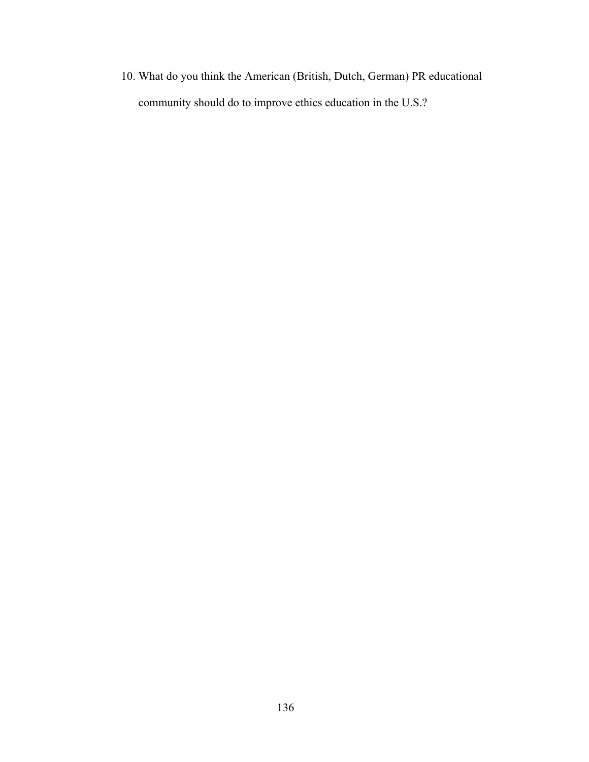10. What do you think the American (British, Dutch, German) PR educational community should do to improve ethics education in the U.S.?